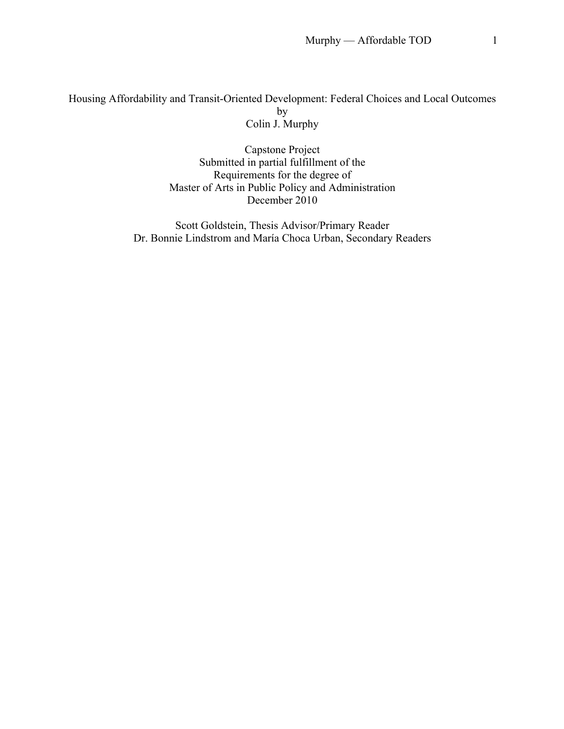# Housing Affordability and Transit-Oriented Development: Federal Choices and Local Outcomes

by

Colin J. Murphy

Capstone Project

Submitted in partial fulfillment of the

Requirements for the degree of

Master of Arts in Public Policy and Administration

December 2010

Scott Goldstein, Thesis Advisor/Primary Reader

Dr. Bonnie Lindstrom and María Choca Urban, Secondary Readers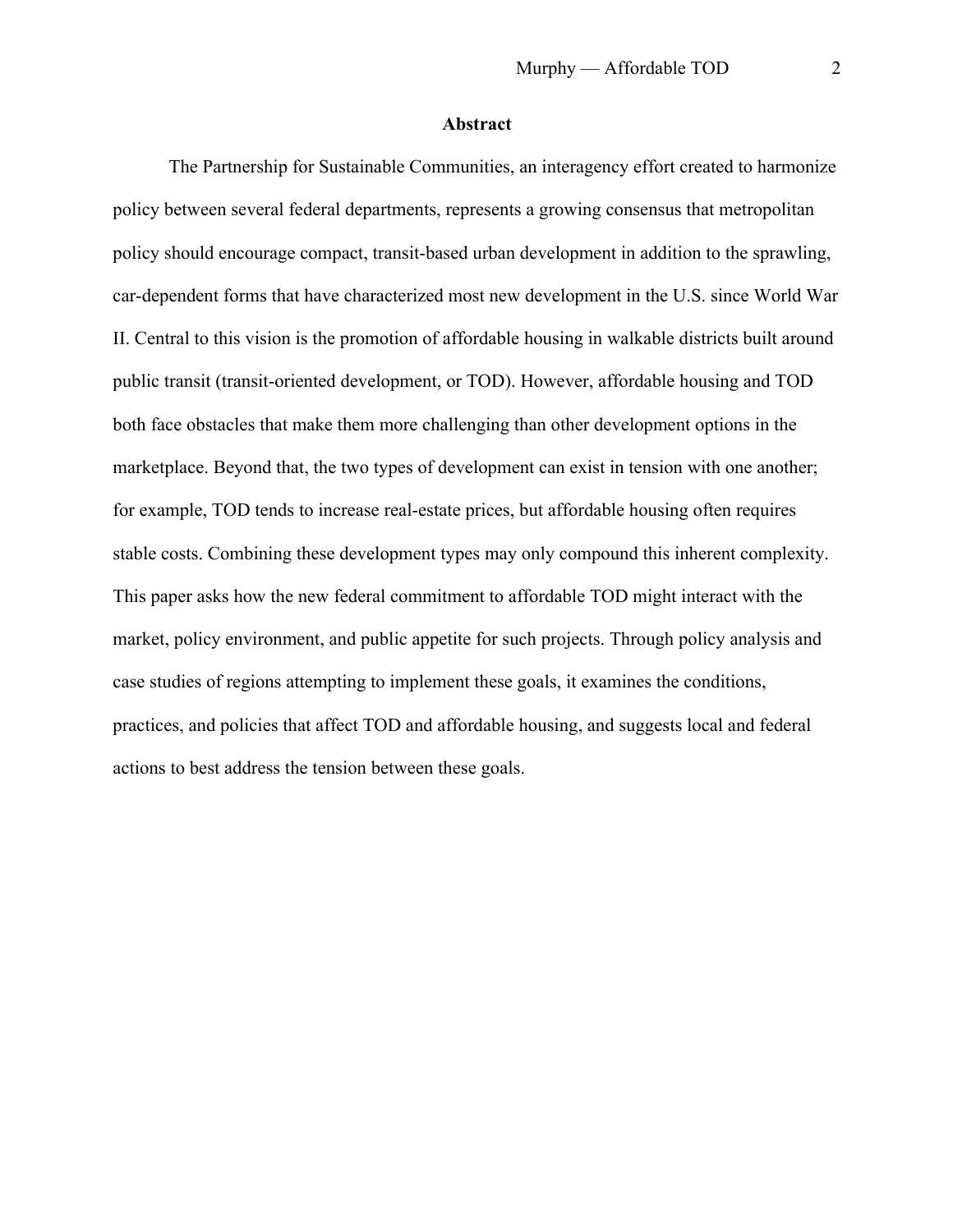## Abstract

The Partnership for Sustainable Communities, an interagency effort created to harmonize policy between several federal departments, represents a growing consensus that metropolitan policy should encourage compact, transit-based urban development in addition to the sprawling, car-dependent forms that have characterized most new development in the U.S. since World War II. Central to this vision is the promotion of affordable housing in walkable districts built around public transit (transit-oriented development, or TOD). However, affordable housing and TOD both face obstacles that make them more challenging than other development options in the marketplace. Beyond that, the two types of development can exist in tension with one another; for example, TOD tends to increase real-estate prices, but affordable housing often requires stable costs. Combining these development types may only compound this inherent complexity. This paper asks how the new federal commitment to affordable TOD might interact with the market, policy environment, and public appetite for such projects. Through policy analysis and case studies of regions attempting to implement these goals, it examines the conditions, practices, and policies that affect TOD and affordable housing, and suggests local and federal actions to best address the tension between these goals.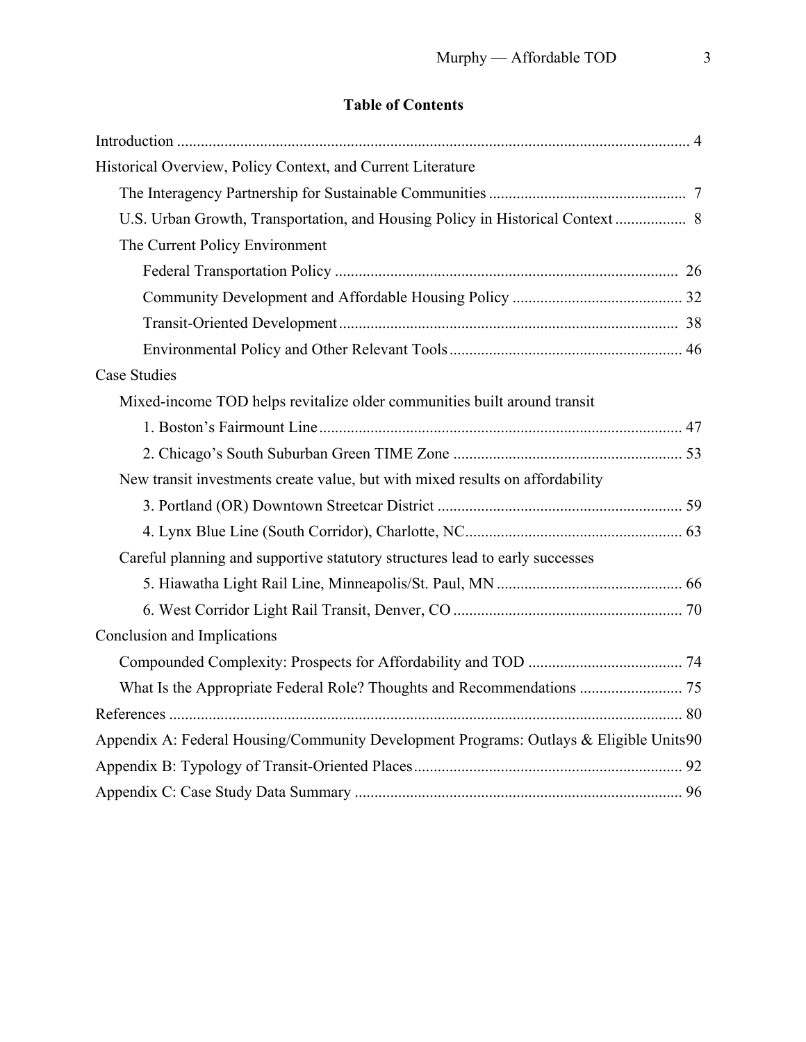## Table of Contents

Introduction ........................................................................................................................ 4

Historical Overview, Policy Context, and Current Literature

- The Interagency Partnership for Sustainable Communities .................................................. 7
- U.S. Urban Growth, Transportation, and Housing Policy in Historical Context .................. 8
- The Current Policy Environment
  - Federal Transportation Policy ....................................................................................... 26
  - Community Development and Affordable Housing Policy ........................................... 32
  - Transit-Oriented Development ...................................................................................... 38
  - Environmental Policy and Other Relevant Tools ........................................................... 46

Case Studies

- Mixed-income TOD helps revitalize older communities built around transit
  - 1. Boston's Fairmount Line ............................................................................................ 47
  - 2. Chicago's South Suburban Green TIME Zone ............................................................ 53
- New transit investments create value, but with mixed results on affordability
  - 3. Portland (OR) Downtown Streetcar District ............................................................... 59
  - 4. Lynx Blue Line (South Corridor), Charlotte, NC ........................................................ 63
- Careful planning and supportive statutory structures lead to early successes
  - 5. Hiawatha Light Rail Line, Minneapolis/St. Paul, MN ................................................ 66
  - 6. West Corridor Light Rail Transit, Denver, CO ........................................................... 70

Conclusion and Implications

- Compounded Complexity: Prospects for Affordability and TOD ....................................... 74
- What Is the Appropriate Federal Role? Thoughts and Recommendations .......................... 75

References ........................................................................................................................ 80

Appendix A: Federal Housing/Community Development Programs: Outlays & Eligible Units 90

Appendix B: Typology of Transit-Oriented Places ............................................................ 92

Appendix C: Case Study Data Summary ........................................................................... 96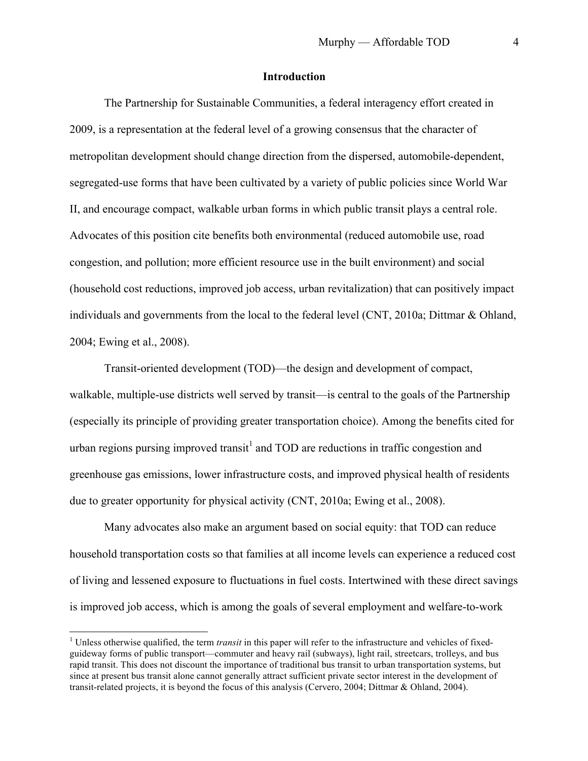## Introduction

The Partnership for Sustainable Communities, a federal interagency effort created in 2009, is a representation at the federal level of a growing consensus that the character of metropolitan development should change direction from the dispersed, automobile-dependent, segregated-use forms that have been cultivated by a variety of public policies since World War II, and encourage compact, walkable urban forms in which public transit plays a central role. Advocates of this position cite benefits both environmental (reduced automobile use, road congestion, and pollution; more efficient resource use in the built environment) and social (household cost reductions, improved job access, urban revitalization) that can positively impact individuals and governments from the local to the federal level (CNT, 2010a; Dittmar & Ohland, 2004; Ewing et al., 2008).

Transit-oriented development (TOD)—the design and development of compact, walkable, multiple-use districts well served by transit—is central to the goals of the Partnership (especially its principle of providing greater transportation choice). Among the benefits cited for urban regions pursing improved transit[1] and TOD are reductions in traffic congestion and greenhouse gas emissions, lower infrastructure costs, and improved physical health of residents due to greater opportunity for physical activity (CNT, 2010a; Ewing et al., 2008).

Many advocates also make an argument based on social equity: that TOD can reduce household transportation costs so that families at all income levels can experience a reduced cost of living and lessened exposure to fluctuations in fuel costs. Intertwined with these direct savings is improved job access, which is among the goals of several employment and welfare-to-work

---

[1] Unless otherwise qualified, the term *transit* in this paper will refer to the infrastructure and vehicles of fixed-guideway forms of public transport—commuter and heavy rail (subways), light rail, streetcars, trolleys, and bus rapid transit. This does not discount the importance of traditional bus transit to urban transportation systems, but since at present bus transit alone cannot generally attract sufficient private sector interest in the development of transit-related projects, it is beyond the focus of this analysis (Cervero, 2004; Dittmar & Ohland, 2004).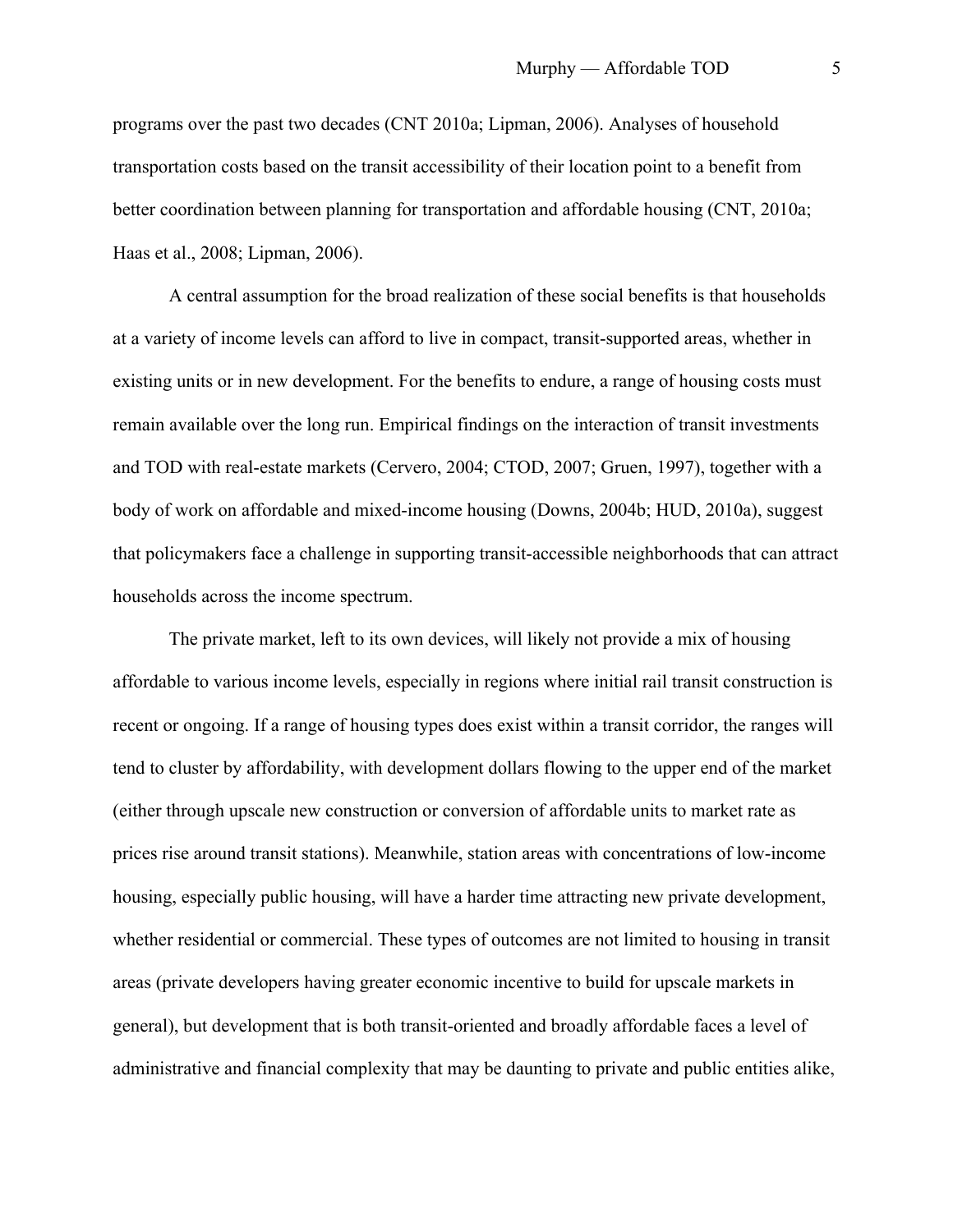programs over the past two decades (CNT 2010a; Lipman, 2006). Analyses of household transportation costs based on the transit accessibility of their location point to a benefit from better coordination between planning for transportation and affordable housing (CNT, 2010a; Haas et al., 2008; Lipman, 2006).

A central assumption for the broad realization of these social benefits is that households at a variety of income levels can afford to live in compact, transit-supported areas, whether in existing units or in new development. For the benefits to endure, a range of housing costs must remain available over the long run. Empirical findings on the interaction of transit investments and TOD with real-estate markets (Cervero, 2004; CTOD, 2007; Gruen, 1997), together with a body of work on affordable and mixed-income housing (Downs, 2004b; HUD, 2010a), suggest that policymakers face a challenge in supporting transit-accessible neighborhoods that can attract households across the income spectrum.

The private market, left to its own devices, will likely not provide a mix of housing affordable to various income levels, especially in regions where initial rail transit construction is recent or ongoing. If a range of housing types does exist within a transit corridor, the ranges will tend to cluster by affordability, with development dollars flowing to the upper end of the market (either through upscale new construction or conversion of affordable units to market rate as prices rise around transit stations). Meanwhile, station areas with concentrations of low-income housing, especially public housing, will have a harder time attracting new private development, whether residential or commercial. These types of outcomes are not limited to housing in transit areas (private developers having greater economic incentive to build for upscale markets in general), but development that is both transit-oriented and broadly affordable faces a level of administrative and financial complexity that may be daunting to private and public entities alike,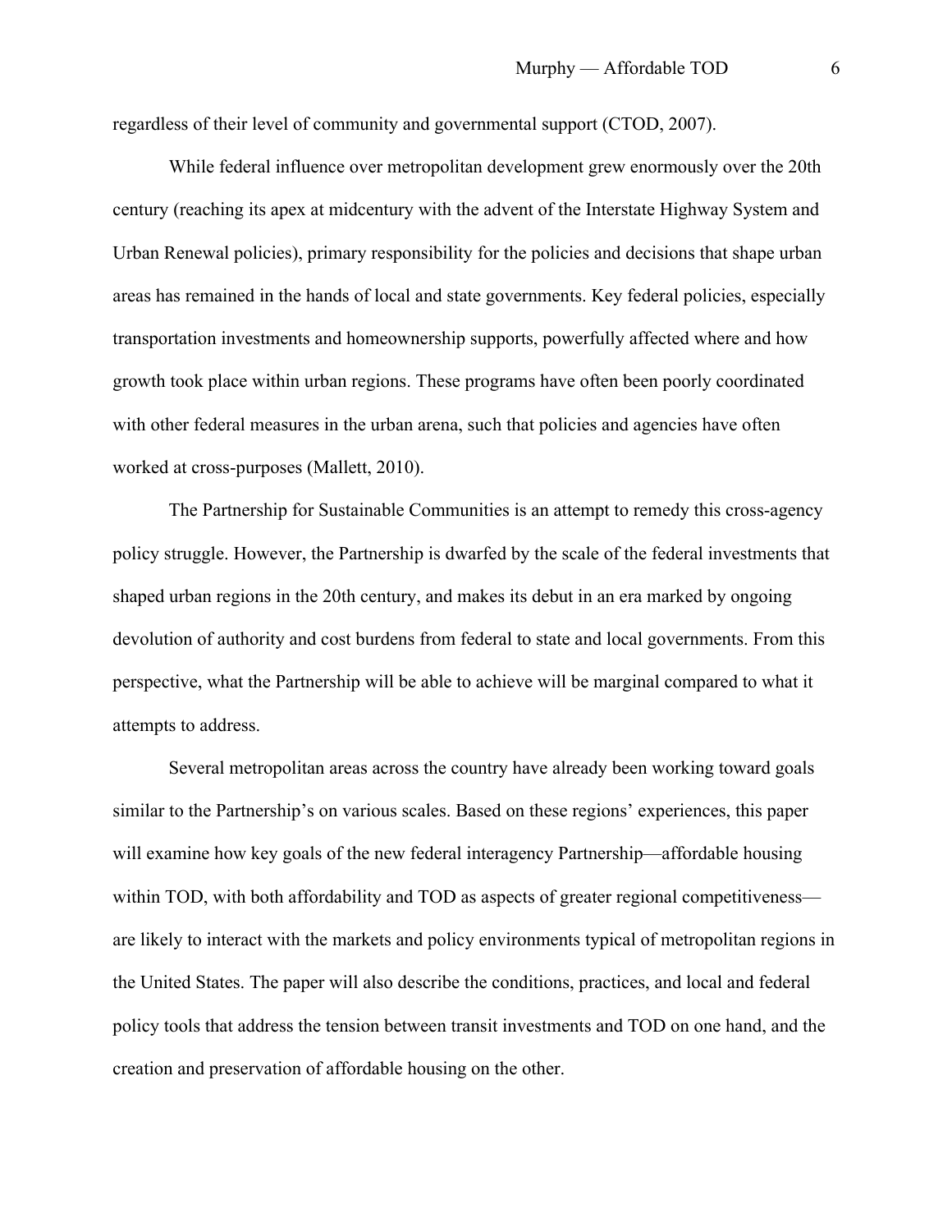regardless of their level of community and governmental support (CTOD, 2007).

While federal influence over metropolitan development grew enormously over the 20th century (reaching its apex at midcentury with the advent of the Interstate Highway System and Urban Renewal policies), primary responsibility for the policies and decisions that shape urban areas has remained in the hands of local and state governments. Key federal policies, especially transportation investments and homeownership supports, powerfully affected where and how growth took place within urban regions. These programs have often been poorly coordinated with other federal measures in the urban arena, such that policies and agencies have often worked at cross-purposes (Mallett, 2010).

The Partnership for Sustainable Communities is an attempt to remedy this cross-agency policy struggle. However, the Partnership is dwarfed by the scale of the federal investments that shaped urban regions in the 20th century, and makes its debut in an era marked by ongoing devolution of authority and cost burdens from federal to state and local governments. From this perspective, what the Partnership will be able to achieve will be marginal compared to what it attempts to address.

Several metropolitan areas across the country have already been working toward goals similar to the Partnership's on various scales. Based on these regions' experiences, this paper will examine how key goals of the new federal interagency Partnership—affordable housing within TOD, with both affordability and TOD as aspects of greater regional competitiveness—are likely to interact with the markets and policy environments typical of metropolitan regions in the United States. The paper will also describe the conditions, practices, and local and federal policy tools that address the tension between transit investments and TOD on one hand, and the creation and preservation of affordable housing on the other.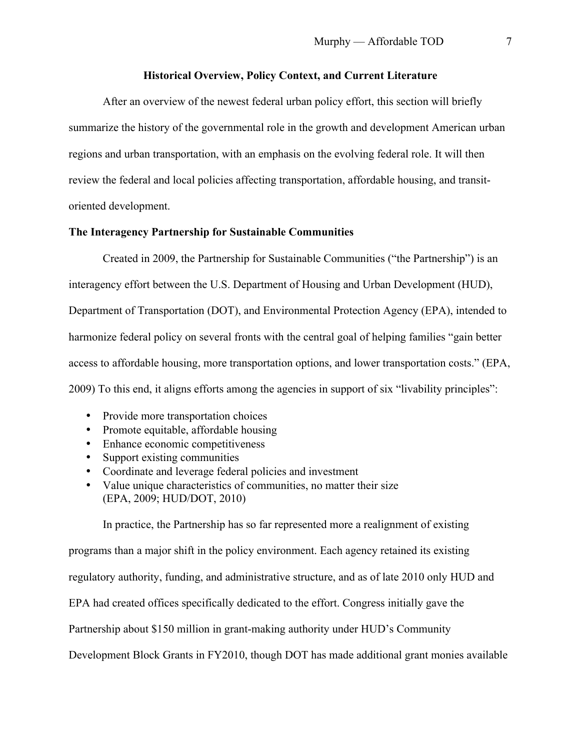## Historical Overview, Policy Context, and Current Literature

After an overview of the newest federal urban policy effort, this section will briefly summarize the history of the governmental role in the growth and development American urban regions and urban transportation, with an emphasis on the evolving federal role. It will then review the federal and local policies affecting transportation, affordable housing, and transit-oriented development.

### The Interagency Partnership for Sustainable Communities

Created in 2009, the Partnership for Sustainable Communities ("the Partnership") is an interagency effort between the U.S. Department of Housing and Urban Development (HUD), Department of Transportation (DOT), and Environmental Protection Agency (EPA), intended to harmonize federal policy on several fronts with the central goal of helping families "gain better access to affordable housing, more transportation options, and lower transportation costs." (EPA, 2009) To this end, it aligns efforts among the agencies in support of six "livability principles":

- Provide more transportation choices
- Promote equitable, affordable housing
- Enhance economic competitiveness
- Support existing communities
- Coordinate and leverage federal policies and investment
- Value unique characteristics of communities, no matter their size
  (EPA, 2009; HUD/DOT, 2010)

In practice, the Partnership has so far represented more a realignment of existing programs than a major shift in the policy environment. Each agency retained its existing regulatory authority, funding, and administrative structure, and as of late 2010 only HUD and EPA had created offices specifically dedicated to the effort. Congress initially gave the Partnership about $150 million in grant-making authority under HUD's Community Development Block Grants in FY2010, though DOT has made additional grant monies available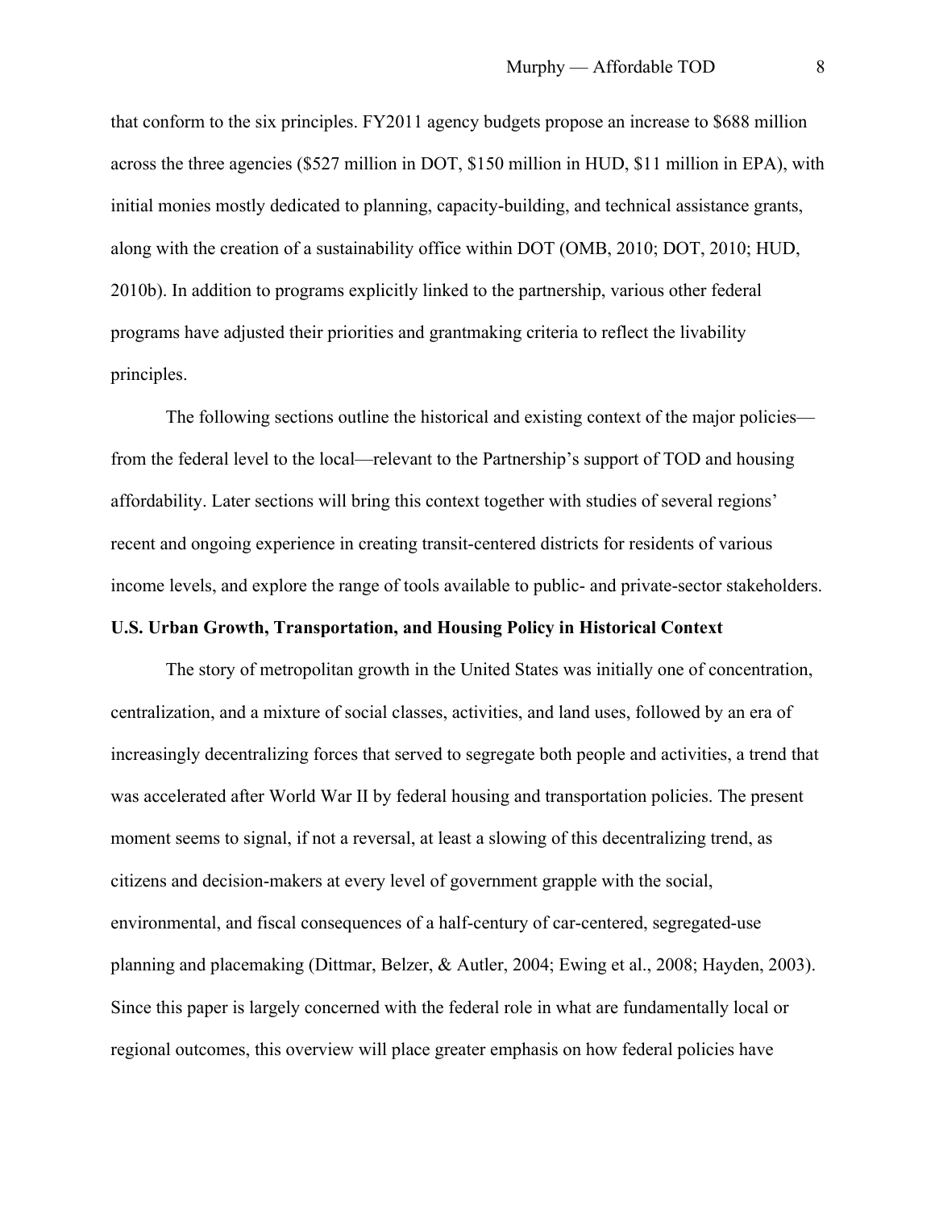that conform to the six principles. FY2011 agency budgets propose an increase to $688 million across the three agencies ($527 million in DOT, $150 million in HUD, $11 million in EPA), with initial monies mostly dedicated to planning, capacity-building, and technical assistance grants, along with the creation of a sustainability office within DOT (OMB, 2010; DOT, 2010; HUD, 2010b). In addition to programs explicitly linked to the partnership, various other federal programs have adjusted their priorities and grantmaking criteria to reflect the livability principles.

The following sections outline the historical and existing context of the major policies—from the federal level to the local—relevant to the Partnership's support of TOD and housing affordability. Later sections will bring this context together with studies of several regions' recent and ongoing experience in creating transit-centered districts for residents of various income levels, and explore the range of tools available to public- and private-sector stakeholders.

**U.S. Urban Growth, Transportation, and Housing Policy in Historical Context**

The story of metropolitan growth in the United States was initially one of concentration, centralization, and a mixture of social classes, activities, and land uses, followed by an era of increasingly decentralizing forces that served to segregate both people and activities, a trend that was accelerated after World War II by federal housing and transportation policies. The present moment seems to signal, if not a reversal, at least a slowing of this decentralizing trend, as citizens and decision-makers at every level of government grapple with the social, environmental, and fiscal consequences of a half-century of car-centered, segregated-use planning and placemaking (Dittmar, Belzer, & Autler, 2004; Ewing et al., 2008; Hayden, 2003). Since this paper is largely concerned with the federal role in what are fundamentally local or regional outcomes, this overview will place greater emphasis on how federal policies have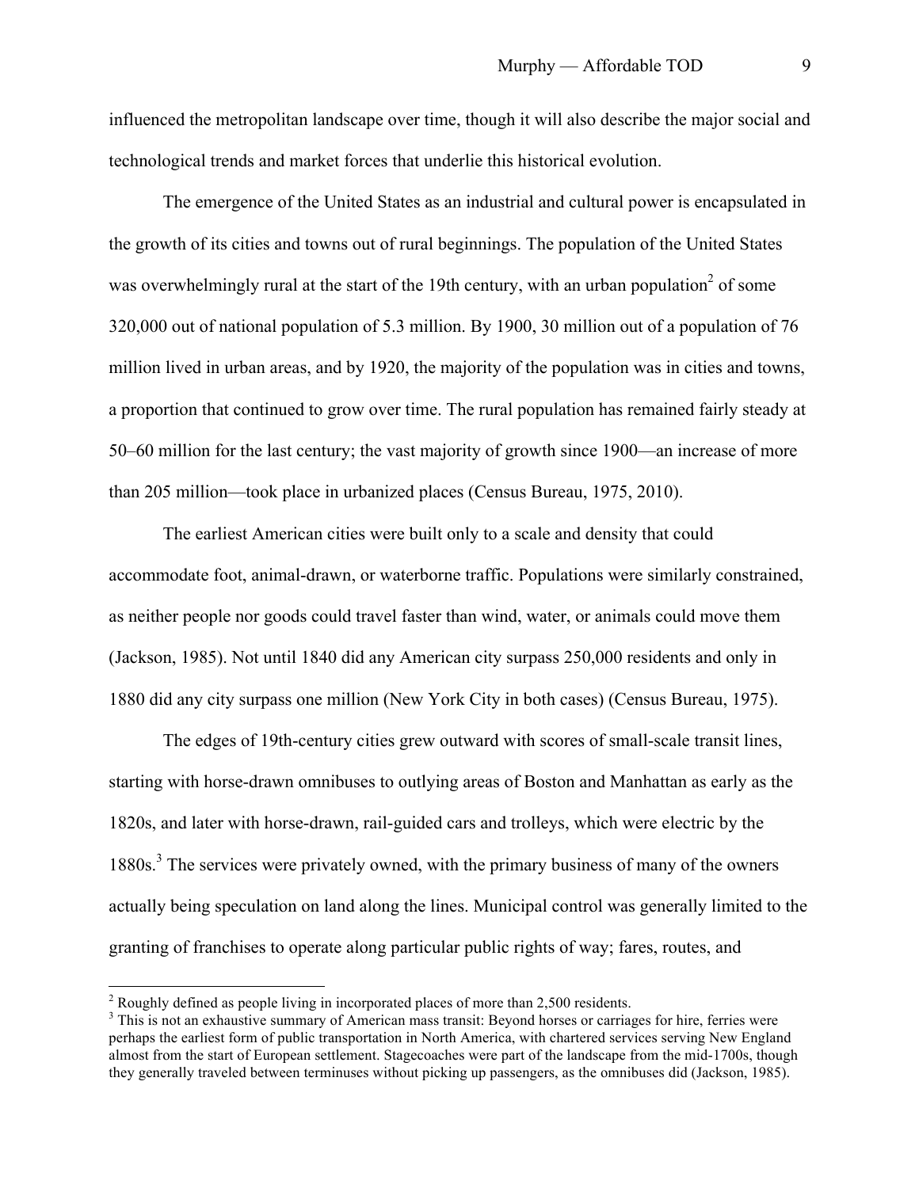influenced the metropolitan landscape over time, though it will also describe the major social and technological trends and market forces that underlie this historical evolution.

The emergence of the United States as an industrial and cultural power is encapsulated in the growth of its cities and towns out of rural beginnings. The population of the United States was overwhelmingly rural at the start of the 19th century, with an urban population[2] of some 320,000 out of national population of 5.3 million. By 1900, 30 million out of a population of 76 million lived in urban areas, and by 1920, the majority of the population was in cities and towns, a proportion that continued to grow over time. The rural population has remained fairly steady at 50–60 million for the last century; the vast majority of growth since 1900—an increase of more than 205 million—took place in urbanized places (Census Bureau, 1975, 2010).

The earliest American cities were built only to a scale and density that could accommodate foot, animal-drawn, or waterborne traffic. Populations were similarly constrained, as neither people nor goods could travel faster than wind, water, or animals could move them (Jackson, 1985). Not until 1840 did any American city surpass 250,000 residents and only in 1880 did any city surpass one million (New York City in both cases) (Census Bureau, 1975).

The edges of 19th-century cities grew outward with scores of small-scale transit lines, starting with horse-drawn omnibuses to outlying areas of Boston and Manhattan as early as the 1820s, and later with horse-drawn, rail-guided cars and trolleys, which were electric by the 1880s.[3] The services were privately owned, with the primary business of many of the owners actually being speculation on land along the lines. Municipal control was generally limited to the granting of franchises to operate along particular public rights of way; fares, routes, and

[2] Roughly defined as people living in incorporated places of more than 2,500 residents.

[3] This is not an exhaustive summary of American mass transit: Beyond horses or carriages for hire, ferries were perhaps the earliest form of public transportation in North America, with chartered services serving New England almost from the start of European settlement. Stagecoaches were part of the landscape from the mid-1700s, though they generally traveled between terminuses without picking up passengers, as the omnibuses did (Jackson, 1985).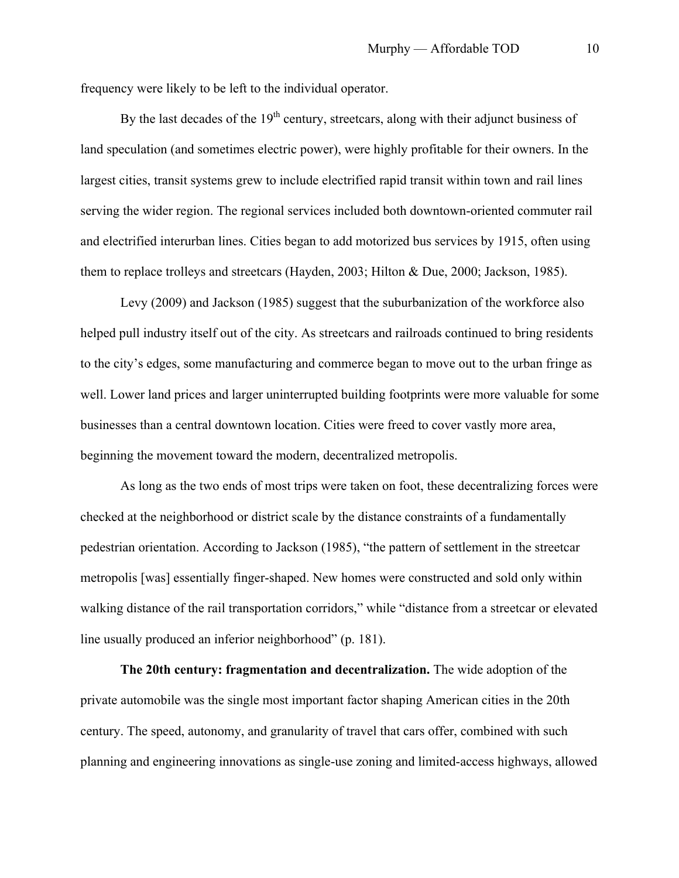frequency were likely to be left to the individual operator.

By the last decades of the 19th century, streetcars, along with their adjunct business of land speculation (and sometimes electric power), were highly profitable for their owners. In the largest cities, transit systems grew to include electrified rapid transit within town and rail lines serving the wider region. The regional services included both downtown-oriented commuter rail and electrified interurban lines. Cities began to add motorized bus services by 1915, often using them to replace trolleys and streetcars (Hayden, 2003; Hilton & Due, 2000; Jackson, 1985).

Levy (2009) and Jackson (1985) suggest that the suburbanization of the workforce also helped pull industry itself out of the city. As streetcars and railroads continued to bring residents to the city's edges, some manufacturing and commerce began to move out to the urban fringe as well. Lower land prices and larger uninterrupted building footprints were more valuable for some businesses than a central downtown location. Cities were freed to cover vastly more area, beginning the movement toward the modern, decentralized metropolis.

As long as the two ends of most trips were taken on foot, these decentralizing forces were checked at the neighborhood or district scale by the distance constraints of a fundamentally pedestrian orientation. According to Jackson (1985), "the pattern of settlement in the streetcar metropolis [was] essentially finger-shaped. New homes were constructed and sold only within walking distance of the rail transportation corridors," while "distance from a streetcar or elevated line usually produced an inferior neighborhood" (p. 181).

**The 20th century: fragmentation and decentralization.** The wide adoption of the private automobile was the single most important factor shaping American cities in the 20th century. The speed, autonomy, and granularity of travel that cars offer, combined with such planning and engineering innovations as single-use zoning and limited-access highways, allowed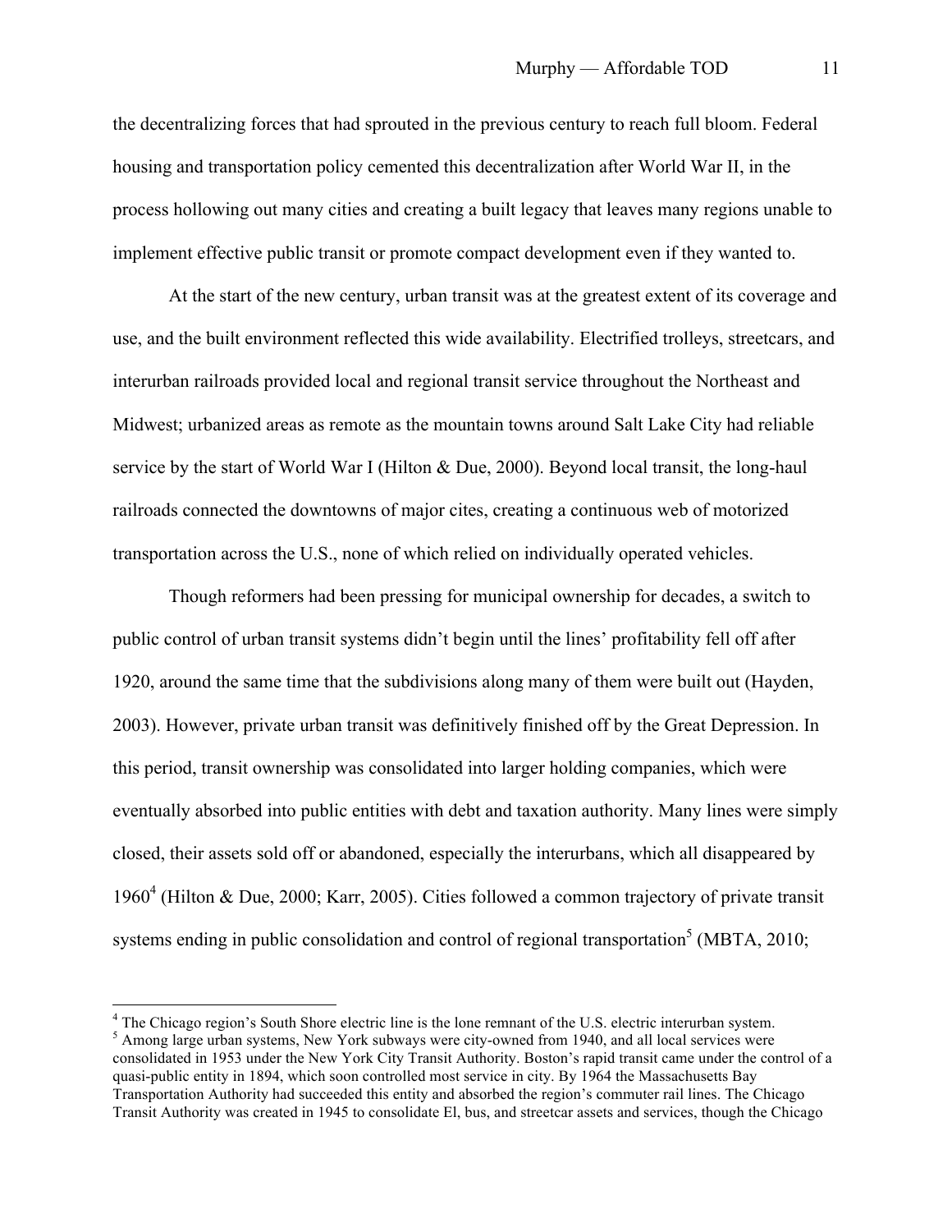the decentralizing forces that had sprouted in the previous century to reach full bloom. Federal housing and transportation policy cemented this decentralization after World War II, in the process hollowing out many cities and creating a built legacy that leaves many regions unable to implement effective public transit or promote compact development even if they wanted to.

At the start of the new century, urban transit was at the greatest extent of its coverage and use, and the built environment reflected this wide availability. Electrified trolleys, streetcars, and interurban railroads provided local and regional transit service throughout the Northeast and Midwest; urbanized areas as remote as the mountain towns around Salt Lake City had reliable service by the start of World War I (Hilton & Due, 2000). Beyond local transit, the long-haul railroads connected the downtowns of major cites, creating a continuous web of motorized transportation across the U.S., none of which relied on individually operated vehicles.

Though reformers had been pressing for municipal ownership for decades, a switch to public control of urban transit systems didn't begin until the lines' profitability fell off after 1920, around the same time that the subdivisions along many of them were built out (Hayden, 2003). However, private urban transit was definitively finished off by the Great Depression. In this period, transit ownership was consolidated into larger holding companies, which were eventually absorbed into public entities with debt and taxation authority. Many lines were simply closed, their assets sold off or abandoned, especially the interurbans, which all disappeared by 1960[4] (Hilton & Due, 2000; Karr, 2005). Cities followed a common trajectory of private transit systems ending in public consolidation and control of regional transportation[5] (MBTA, 2010;

---

[4] The Chicago region's South Shore electric line is the lone remnant of the U.S. electric interurban system.

[5] Among large urban systems, New York subways were city-owned from 1940, and all local services were consolidated in 1953 under the New York City Transit Authority. Boston's rapid transit came under the control of a quasi-public entity in 1894, which soon controlled most service in city. By 1964 the Massachusetts Bay Transportation Authority had succeeded this entity and absorbed the region's commuter rail lines. The Chicago Transit Authority was created in 1945 to consolidate El, bus, and streetcar assets and services, though the Chicago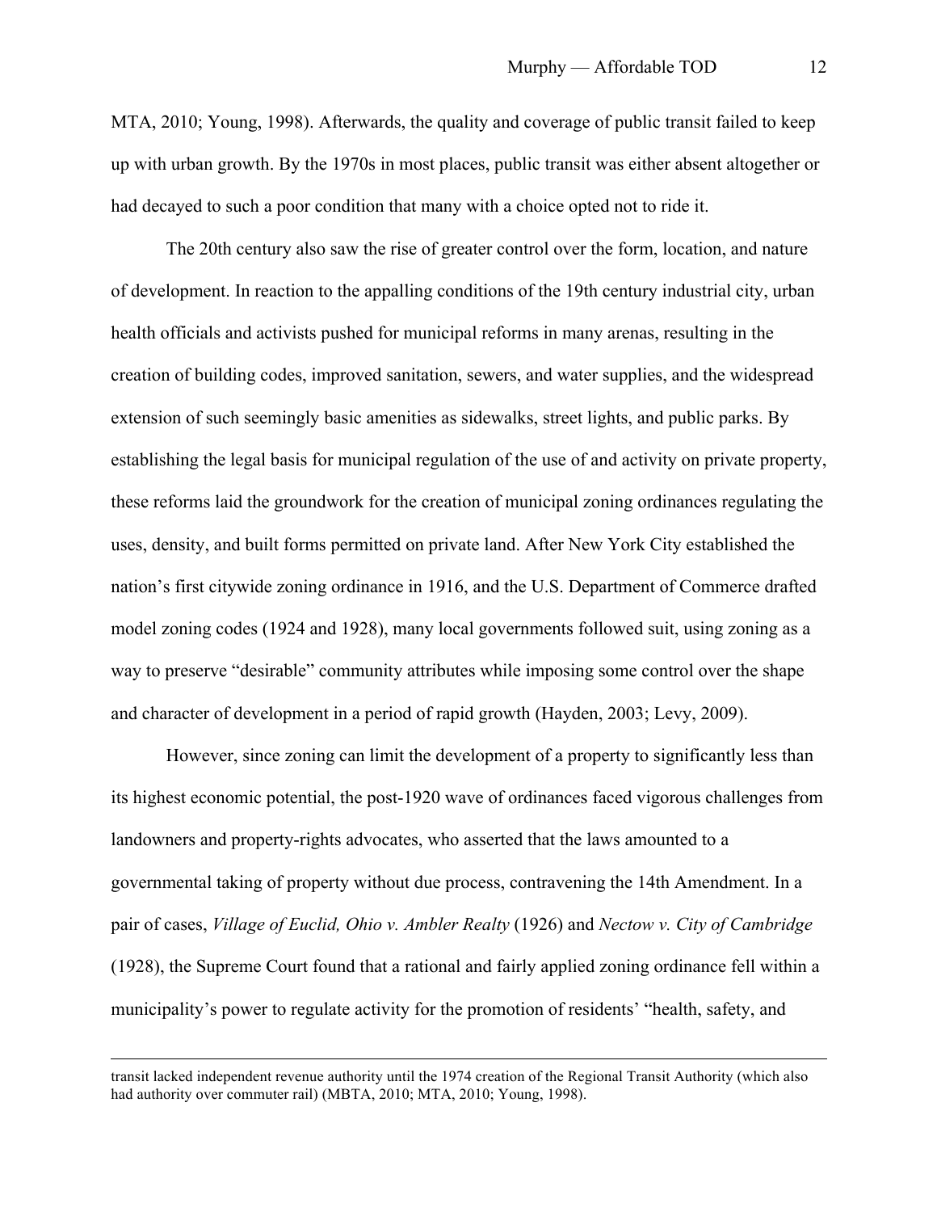MTA, 2010; Young, 1998). Afterwards, the quality and coverage of public transit failed to keep up with urban growth. By the 1970s in most places, public transit was either absent altogether or had decayed to such a poor condition that many with a choice opted not to ride it.

The 20th century also saw the rise of greater control over the form, location, and nature of development. In reaction to the appalling conditions of the 19th century industrial city, urban health officials and activists pushed for municipal reforms in many arenas, resulting in the creation of building codes, improved sanitation, sewers, and water supplies, and the widespread extension of such seemingly basic amenities as sidewalks, street lights, and public parks. By establishing the legal basis for municipal regulation of the use of and activity on private property, these reforms laid the groundwork for the creation of municipal zoning ordinances regulating the uses, density, and built forms permitted on private land. After New York City established the nation's first citywide zoning ordinance in 1916, and the U.S. Department of Commerce drafted model zoning codes (1924 and 1928), many local governments followed suit, using zoning as a way to preserve "desirable" community attributes while imposing some control over the shape and character of development in a period of rapid growth (Hayden, 2003; Levy, 2009).

However, since zoning can limit the development of a property to significantly less than its highest economic potential, the post-1920 wave of ordinances faced vigorous challenges from landowners and property-rights advocates, who asserted that the laws amounted to a governmental taking of property without due process, contravening the 14th Amendment. In a pair of cases, *Village of Euclid, Ohio v. Ambler Realty* (1926) and *Nectow v. City of Cambridge* (1928), the Supreme Court found that a rational and fairly applied zoning ordinance fell within a municipality's power to regulate activity for the promotion of residents' "health, safety, and

---

transit lacked independent revenue authority until the 1974 creation of the Regional Transit Authority (which also had authority over commuter rail) (MBTA, 2010; MTA, 2010; Young, 1998).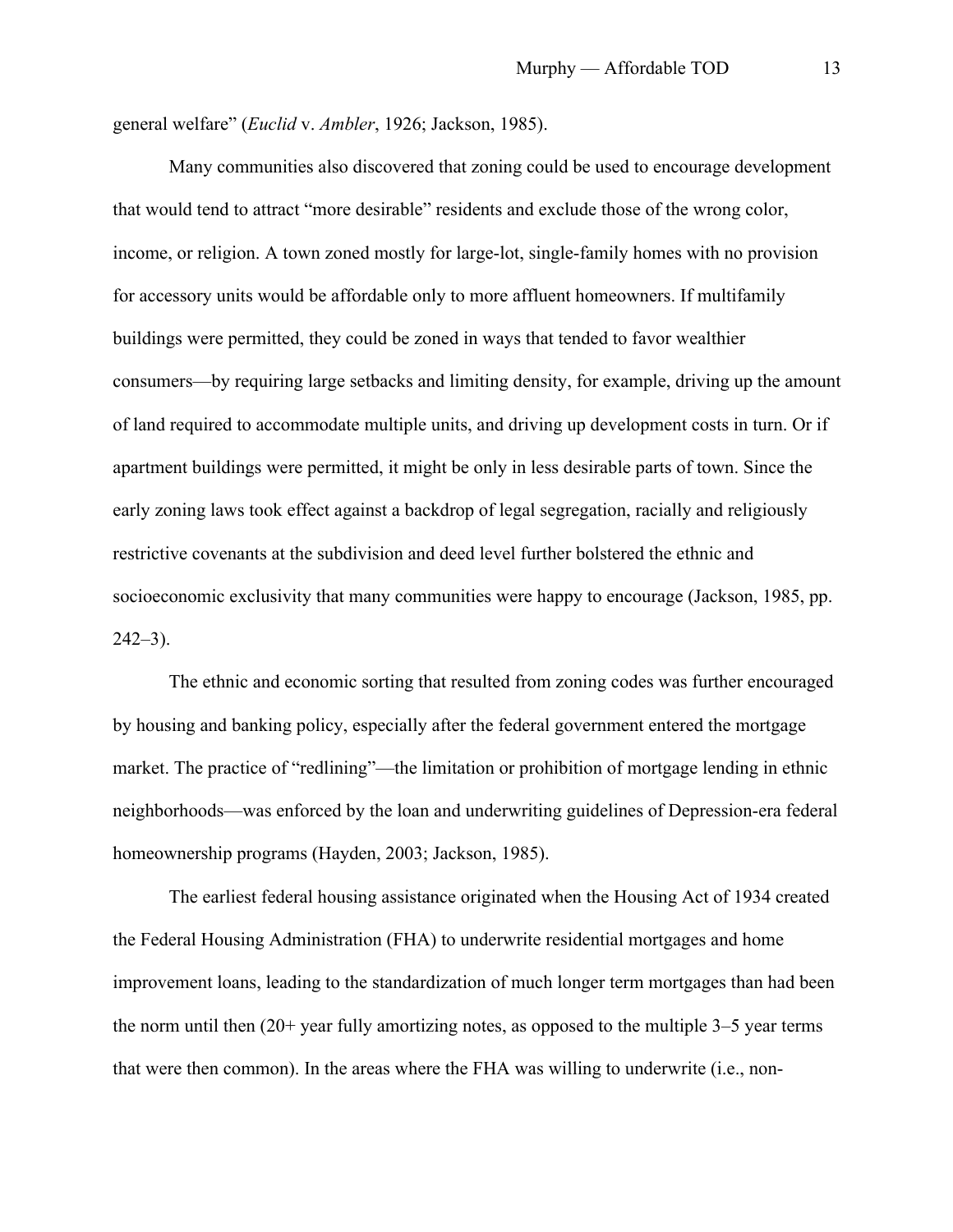general welfare" (*Euclid* v. *Ambler*, 1926; Jackson, 1985).

Many communities also discovered that zoning could be used to encourage development that would tend to attract "more desirable" residents and exclude those of the wrong color, income, or religion. A town zoned mostly for large-lot, single-family homes with no provision for accessory units would be affordable only to more affluent homeowners. If multifamily buildings were permitted, they could be zoned in ways that tended to favor wealthier consumers—by requiring large setbacks and limiting density, for example, driving up the amount of land required to accommodate multiple units, and driving up development costs in turn. Or if apartment buildings were permitted, it might be only in less desirable parts of town. Since the early zoning laws took effect against a backdrop of legal segregation, racially and religiously restrictive covenants at the subdivision and deed level further bolstered the ethnic and socioeconomic exclusivity that many communities were happy to encourage (Jackson, 1985, pp. 242–3).

The ethnic and economic sorting that resulted from zoning codes was further encouraged by housing and banking policy, especially after the federal government entered the mortgage market. The practice of "redlining"—the limitation or prohibition of mortgage lending in ethnic neighborhoods—was enforced by the loan and underwriting guidelines of Depression-era federal homeownership programs (Hayden, 2003; Jackson, 1985).

The earliest federal housing assistance originated when the Housing Act of 1934 created the Federal Housing Administration (FHA) to underwrite residential mortgages and home improvement loans, leading to the standardization of much longer term mortgages than had been the norm until then (20+ year fully amortizing notes, as opposed to the multiple 3–5 year terms that were then common). In the areas where the FHA was willing to underwrite (i.e., non-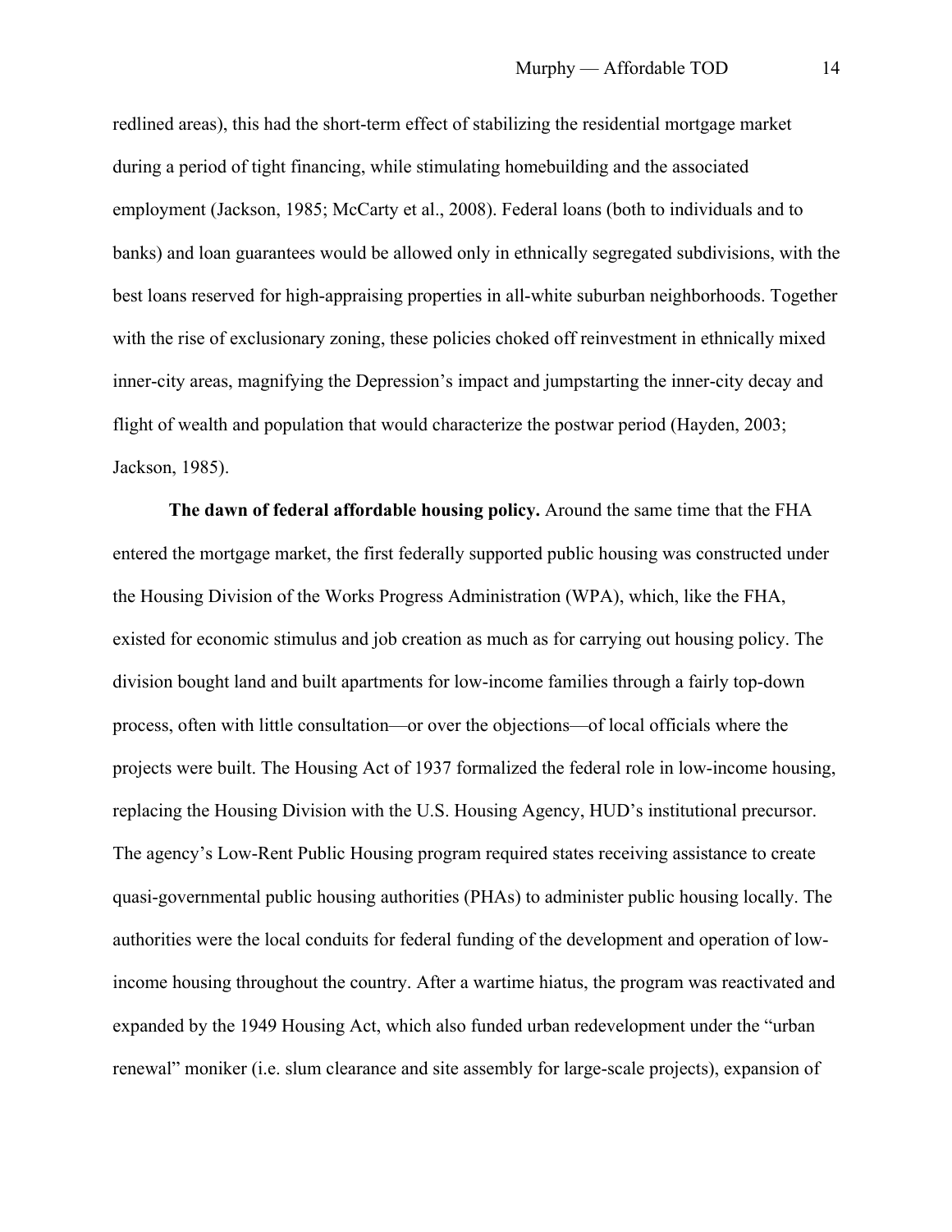redlined areas), this had the short-term effect of stabilizing the residential mortgage market during a period of tight financing, while stimulating homebuilding and the associated employment (Jackson, 1985; McCarty et al., 2008). Federal loans (both to individuals and to banks) and loan guarantees would be allowed only in ethnically segregated subdivisions, with the best loans reserved for high-appraising properties in all-white suburban neighborhoods. Together with the rise of exclusionary zoning, these policies choked off reinvestment in ethnically mixed inner-city areas, magnifying the Depression's impact and jumpstarting the inner-city decay and flight of wealth and population that would characterize the postwar period (Hayden, 2003; Jackson, 1985).

**The dawn of federal affordable housing policy.** Around the same time that the FHA entered the mortgage market, the first federally supported public housing was constructed under the Housing Division of the Works Progress Administration (WPA), which, like the FHA, existed for economic stimulus and job creation as much as for carrying out housing policy. The division bought land and built apartments for low-income families through a fairly top-down process, often with little consultation—or over the objections—of local officials where the projects were built. The Housing Act of 1937 formalized the federal role in low-income housing, replacing the Housing Division with the U.S. Housing Agency, HUD's institutional precursor. The agency's Low-Rent Public Housing program required states receiving assistance to create quasi-governmental public housing authorities (PHAs) to administer public housing locally. The authorities were the local conduits for federal funding of the development and operation of low-income housing throughout the country. After a wartime hiatus, the program was reactivated and expanded by the 1949 Housing Act, which also funded urban redevelopment under the "urban renewal" moniker (i.e. slum clearance and site assembly for large-scale projects), expansion of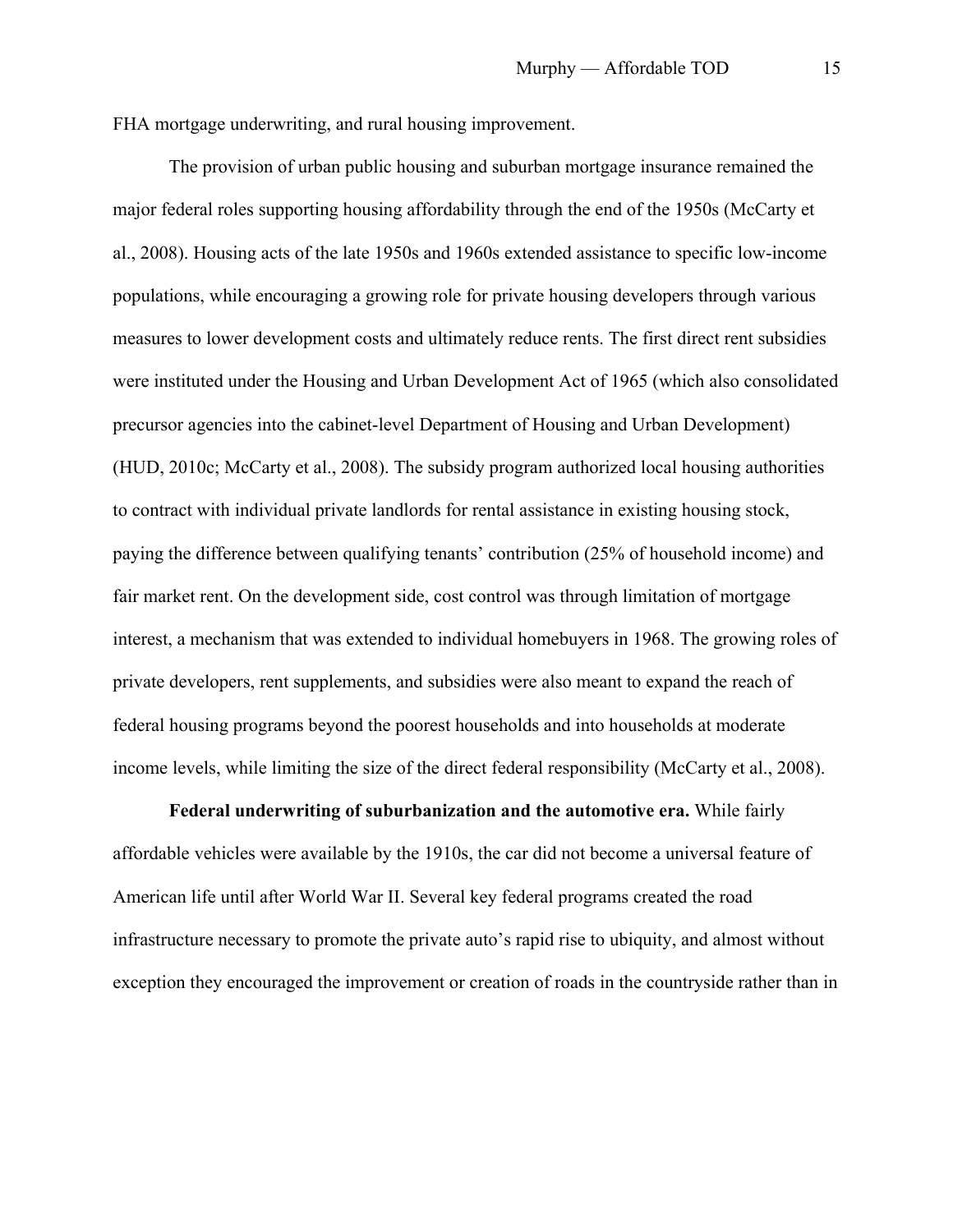FHA mortgage underwriting, and rural housing improvement.

The provision of urban public housing and suburban mortgage insurance remained the major federal roles supporting housing affordability through the end of the 1950s (McCarty et al., 2008). Housing acts of the late 1950s and 1960s extended assistance to specific low-income populations, while encouraging a growing role for private housing developers through various measures to lower development costs and ultimately reduce rents. The first direct rent subsidies were instituted under the Housing and Urban Development Act of 1965 (which also consolidated precursor agencies into the cabinet-level Department of Housing and Urban Development) (HUD, 2010c; McCarty et al., 2008). The subsidy program authorized local housing authorities to contract with individual private landlords for rental assistance in existing housing stock, paying the difference between qualifying tenants' contribution (25% of household income) and fair market rent. On the development side, cost control was through limitation of mortgage interest, a mechanism that was extended to individual homebuyers in 1968. The growing roles of private developers, rent supplements, and subsidies were also meant to expand the reach of federal housing programs beyond the poorest households and into households at moderate income levels, while limiting the size of the direct federal responsibility (McCarty et al., 2008).

**Federal underwriting of suburbanization and the automotive era.** While fairly affordable vehicles were available by the 1910s, the car did not become a universal feature of American life until after World War II. Several key federal programs created the road infrastructure necessary to promote the private auto's rapid rise to ubiquity, and almost without exception they encouraged the improvement or creation of roads in the countryside rather than in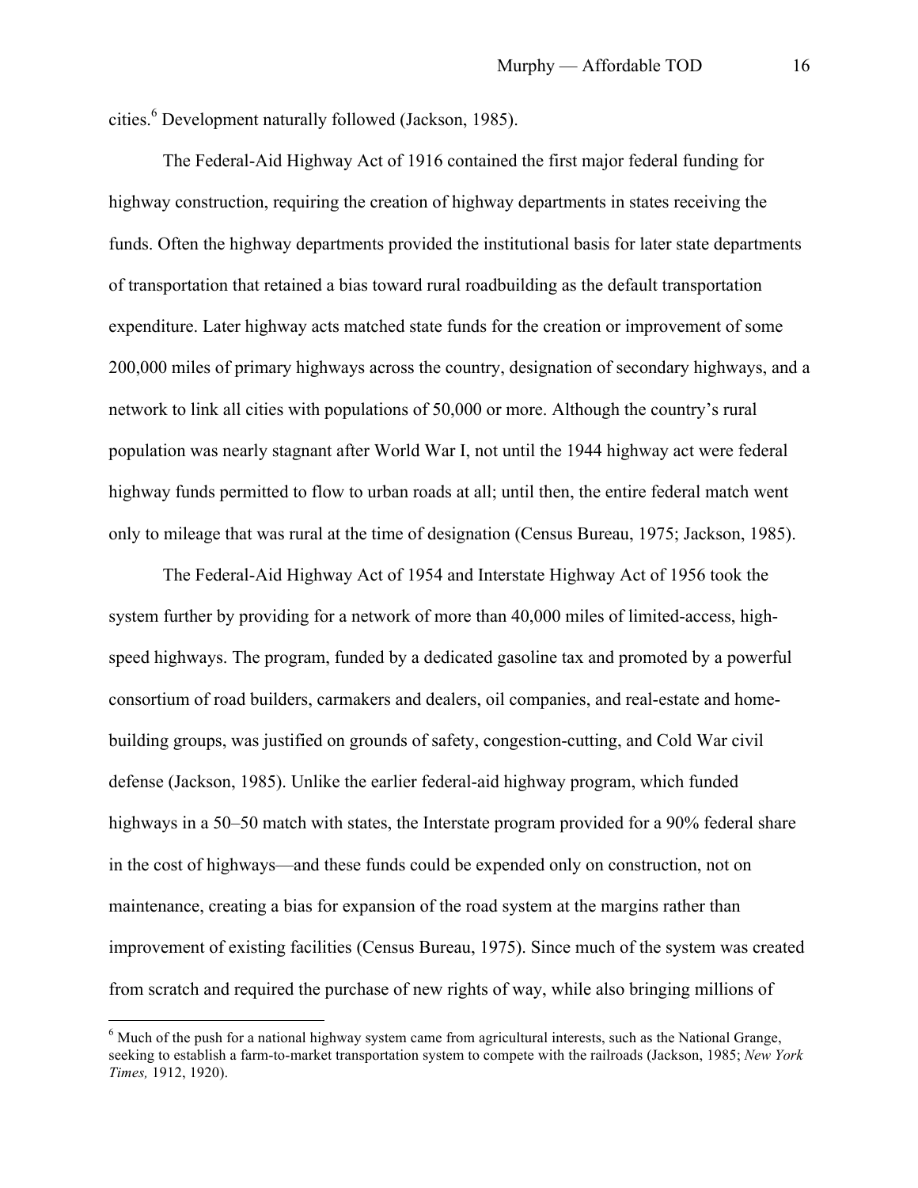cities.[6] Development naturally followed (Jackson, 1985).

The Federal-Aid Highway Act of 1916 contained the first major federal funding for highway construction, requiring the creation of highway departments in states receiving the funds. Often the highway departments provided the institutional basis for later state departments of transportation that retained a bias toward rural roadbuilding as the default transportation expenditure. Later highway acts matched state funds for the creation or improvement of some 200,000 miles of primary highways across the country, designation of secondary highways, and a network to link all cities with populations of 50,000 or more. Although the country's rural population was nearly stagnant after World War I, not until the 1944 highway act were federal highway funds permitted to flow to urban roads at all; until then, the entire federal match went only to mileage that was rural at the time of designation (Census Bureau, 1975; Jackson, 1985).

The Federal-Aid Highway Act of 1954 and Interstate Highway Act of 1956 took the system further by providing for a network of more than 40,000 miles of limited-access, high-speed highways. The program, funded by a dedicated gasoline tax and promoted by a powerful consortium of road builders, carmakers and dealers, oil companies, and real-estate and home-building groups, was justified on grounds of safety, congestion-cutting, and Cold War civil defense (Jackson, 1985). Unlike the earlier federal-aid highway program, which funded highways in a 50–50 match with states, the Interstate program provided for a 90% federal share in the cost of highways—and these funds could be expended only on construction, not on maintenance, creating a bias for expansion of the road system at the margins rather than improvement of existing facilities (Census Bureau, 1975). Since much of the system was created from scratch and required the purchase of new rights of way, while also bringing millions of

[6] Much of the push for a national highway system came from agricultural interests, such as the National Grange, seeking to establish a farm-to-market transportation system to compete with the railroads (Jackson, 1985; *New York Times,* 1912, 1920).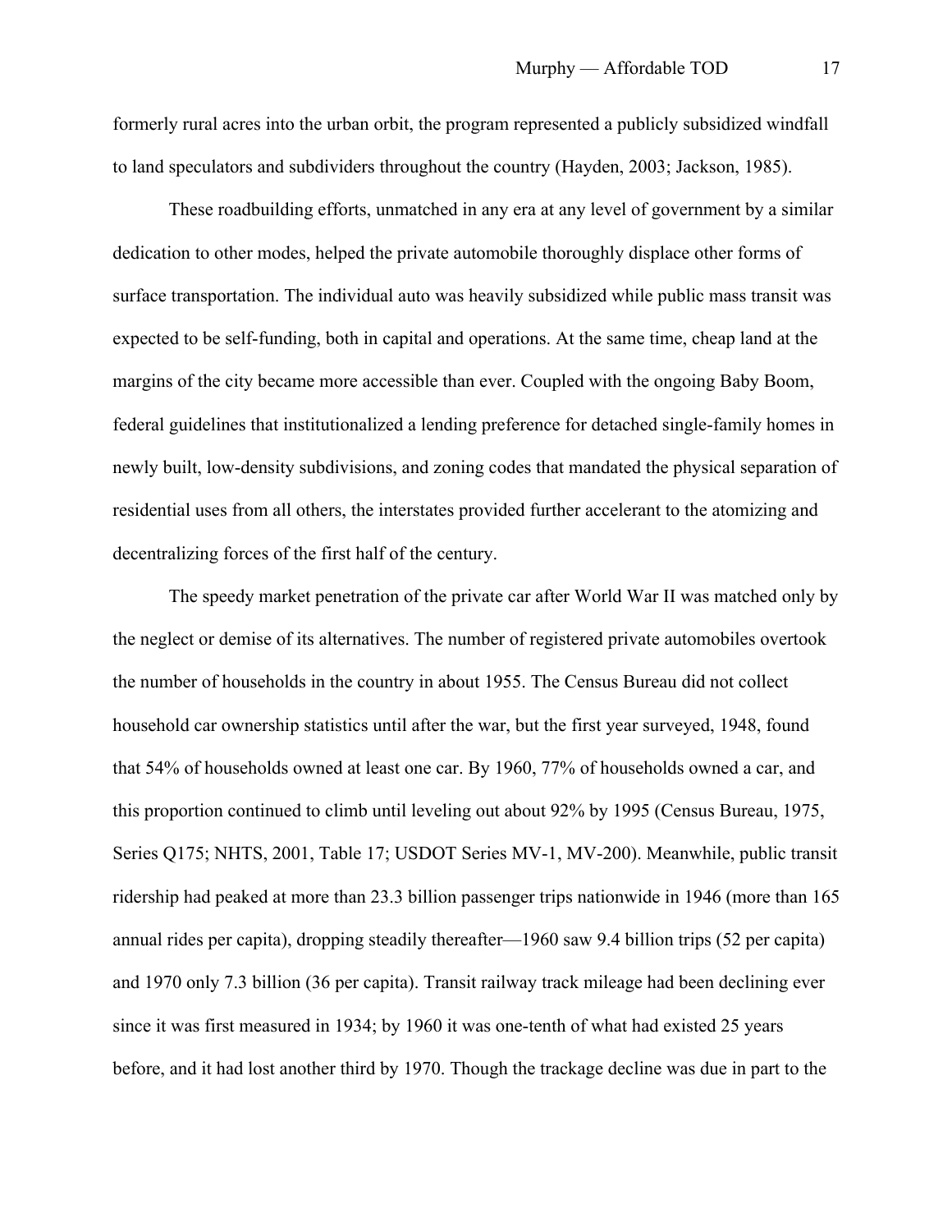formerly rural acres into the urban orbit, the program represented a publicly subsidized windfall to land speculators and subdividers throughout the country (Hayden, 2003; Jackson, 1985).

These roadbuilding efforts, unmatched in any era at any level of government by a similar dedication to other modes, helped the private automobile thoroughly displace other forms of surface transportation. The individual auto was heavily subsidized while public mass transit was expected to be self-funding, both in capital and operations. At the same time, cheap land at the margins of the city became more accessible than ever. Coupled with the ongoing Baby Boom, federal guidelines that institutionalized a lending preference for detached single-family homes in newly built, low-density subdivisions, and zoning codes that mandated the physical separation of residential uses from all others, the interstates provided further accelerant to the atomizing and decentralizing forces of the first half of the century.

The speedy market penetration of the private car after World War II was matched only by the neglect or demise of its alternatives. The number of registered private automobiles overtook the number of households in the country in about 1955. The Census Bureau did not collect household car ownership statistics until after the war, but the first year surveyed, 1948, found that 54% of households owned at least one car. By 1960, 77% of households owned a car, and this proportion continued to climb until leveling out about 92% by 1995 (Census Bureau, 1975, Series Q175; NHTS, 2001, Table 17; USDOT Series MV-1, MV-200). Meanwhile, public transit ridership had peaked at more than 23.3 billion passenger trips nationwide in 1946 (more than 165 annual rides per capita), dropping steadily thereafter—1960 saw 9.4 billion trips (52 per capita) and 1970 only 7.3 billion (36 per capita). Transit railway track mileage had been declining ever since it was first measured in 1934; by 1960 it was one-tenth of what had existed 25 years before, and it had lost another third by 1970. Though the trackage decline was due in part to the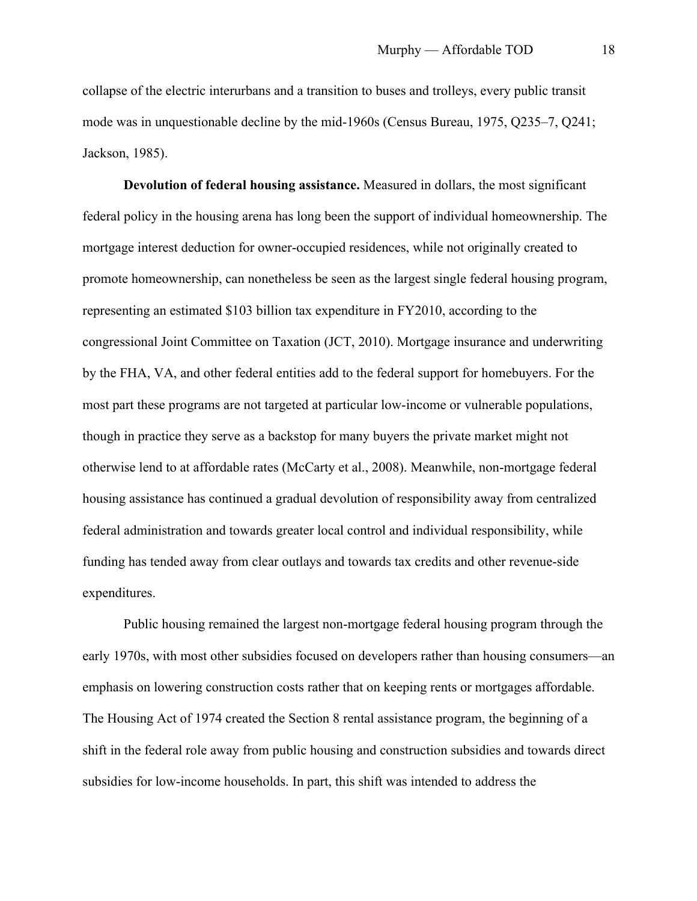collapse of the electric interurbans and a transition to buses and trolleys, every public transit mode was in unquestionable decline by the mid-1960s (Census Bureau, 1975, Q235–7, Q241; Jackson, 1985).

**Devolution of federal housing assistance.** Measured in dollars, the most significant federal policy in the housing arena has long been the support of individual homeownership. The mortgage interest deduction for owner-occupied residences, while not originally created to promote homeownership, can nonetheless be seen as the largest single federal housing program, representing an estimated $103 billion tax expenditure in FY2010, according to the congressional Joint Committee on Taxation (JCT, 2010). Mortgage insurance and underwriting by the FHA, VA, and other federal entities add to the federal support for homebuyers. For the most part these programs are not targeted at particular low-income or vulnerable populations, though in practice they serve as a backstop for many buyers the private market might not otherwise lend to at affordable rates (McCarty et al., 2008). Meanwhile, non-mortgage federal housing assistance has continued a gradual devolution of responsibility away from centralized federal administration and towards greater local control and individual responsibility, while funding has tended away from clear outlays and towards tax credits and other revenue-side expenditures.

Public housing remained the largest non-mortgage federal housing program through the early 1970s, with most other subsidies focused on developers rather than housing consumers—an emphasis on lowering construction costs rather that on keeping rents or mortgages affordable. The Housing Act of 1974 created the Section 8 rental assistance program, the beginning of a shift in the federal role away from public housing and construction subsidies and towards direct subsidies for low-income households. In part, this shift was intended to address the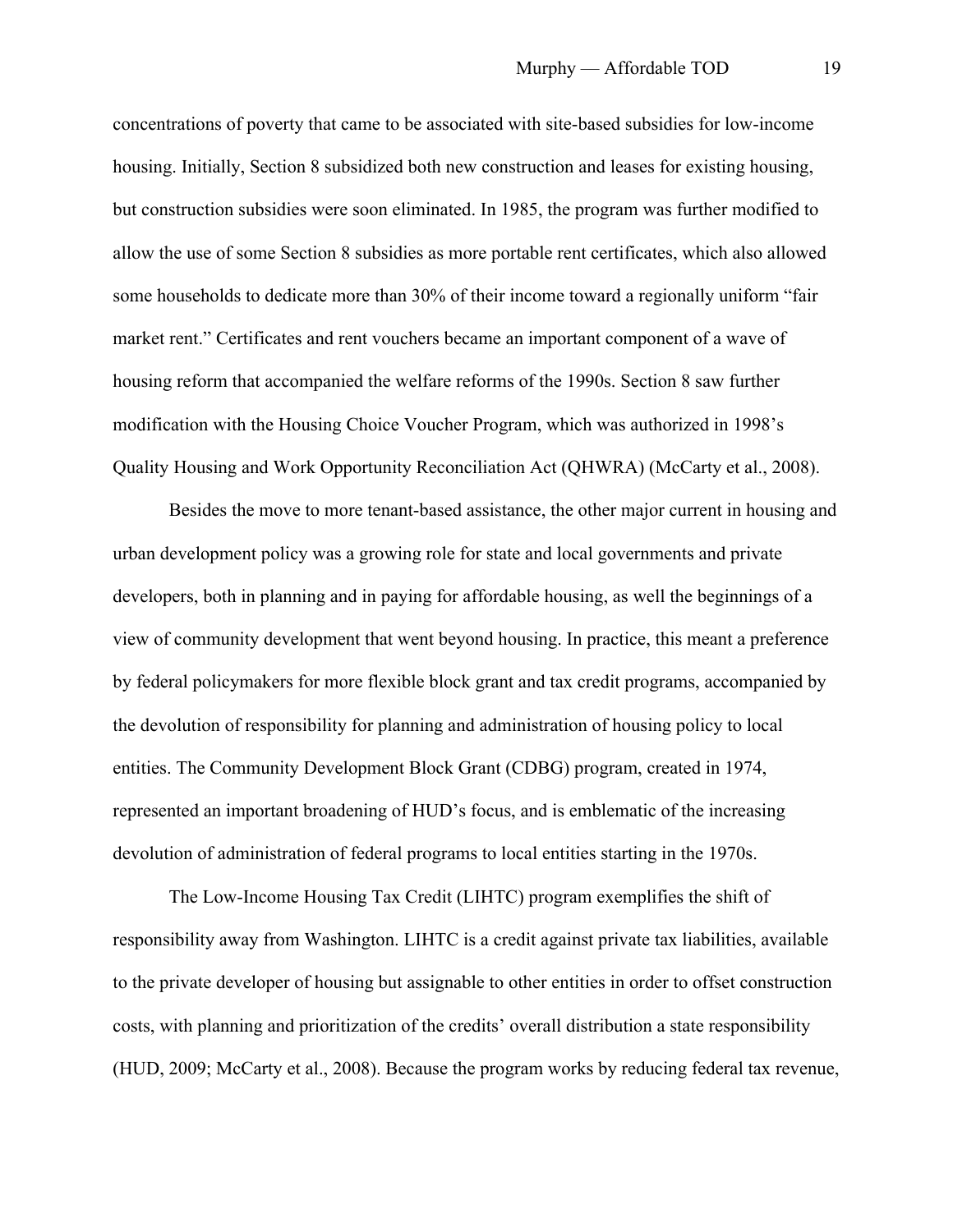concentrations of poverty that came to be associated with site-based subsidies for low-income housing. Initially, Section 8 subsidized both new construction and leases for existing housing, but construction subsidies were soon eliminated. In 1985, the program was further modified to allow the use of some Section 8 subsidies as more portable rent certificates, which also allowed some households to dedicate more than 30% of their income toward a regionally uniform "fair market rent." Certificates and rent vouchers became an important component of a wave of housing reform that accompanied the welfare reforms of the 1990s. Section 8 saw further modification with the Housing Choice Voucher Program, which was authorized in 1998's Quality Housing and Work Opportunity Reconciliation Act (QHWRA) (McCarty et al., 2008).

Besides the move to more tenant-based assistance, the other major current in housing and urban development policy was a growing role for state and local governments and private developers, both in planning and in paying for affordable housing, as well the beginnings of a view of community development that went beyond housing. In practice, this meant a preference by federal policymakers for more flexible block grant and tax credit programs, accompanied by the devolution of responsibility for planning and administration of housing policy to local entities. The Community Development Block Grant (CDBG) program, created in 1974, represented an important broadening of HUD's focus, and is emblematic of the increasing devolution of administration of federal programs to local entities starting in the 1970s.

The Low-Income Housing Tax Credit (LIHTC) program exemplifies the shift of responsibility away from Washington. LIHTC is a credit against private tax liabilities, available to the private developer of housing but assignable to other entities in order to offset construction costs, with planning and prioritization of the credits' overall distribution a state responsibility (HUD, 2009; McCarty et al., 2008). Because the program works by reducing federal tax revenue,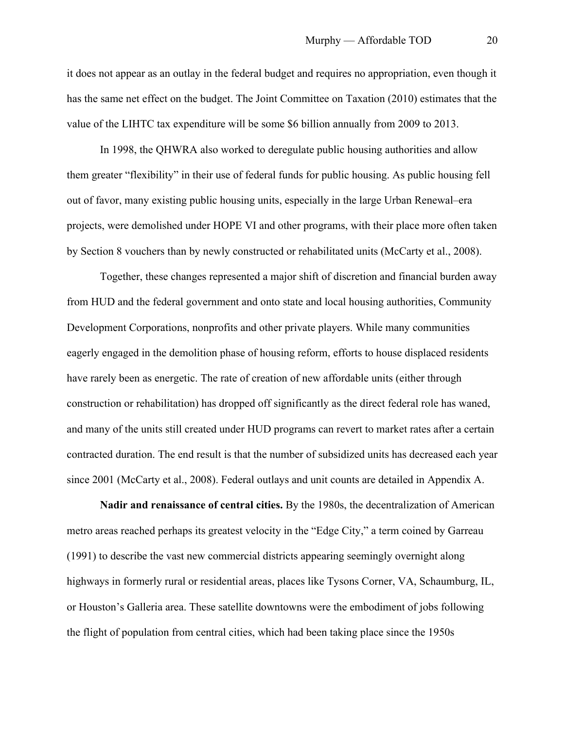it does not appear as an outlay in the federal budget and requires no appropriation, even though it has the same net effect on the budget. The Joint Committee on Taxation (2010) estimates that the value of the LIHTC tax expenditure will be some $6 billion annually from 2009 to 2013.

In 1998, the QHWRA also worked to deregulate public housing authorities and allow them greater "flexibility" in their use of federal funds for public housing. As public housing fell out of favor, many existing public housing units, especially in the large Urban Renewal–era projects, were demolished under HOPE VI and other programs, with their place more often taken by Section 8 vouchers than by newly constructed or rehabilitated units (McCarty et al., 2008).

Together, these changes represented a major shift of discretion and financial burden away from HUD and the federal government and onto state and local housing authorities, Community Development Corporations, nonprofits and other private players. While many communities eagerly engaged in the demolition phase of housing reform, efforts to house displaced residents have rarely been as energetic. The rate of creation of new affordable units (either through construction or rehabilitation) has dropped off significantly as the direct federal role has waned, and many of the units still created under HUD programs can revert to market rates after a certain contracted duration. The end result is that the number of subsidized units has decreased each year since 2001 (McCarty et al., 2008). Federal outlays and unit counts are detailed in Appendix A.

**Nadir and renaissance of central cities.** By the 1980s, the decentralization of American metro areas reached perhaps its greatest velocity in the "Edge City," a term coined by Garreau (1991) to describe the vast new commercial districts appearing seemingly overnight along highways in formerly rural or residential areas, places like Tysons Corner, VA, Schaumburg, IL, or Houston's Galleria area. These satellite downtowns were the embodiment of jobs following the flight of population from central cities, which had been taking place since the 1950s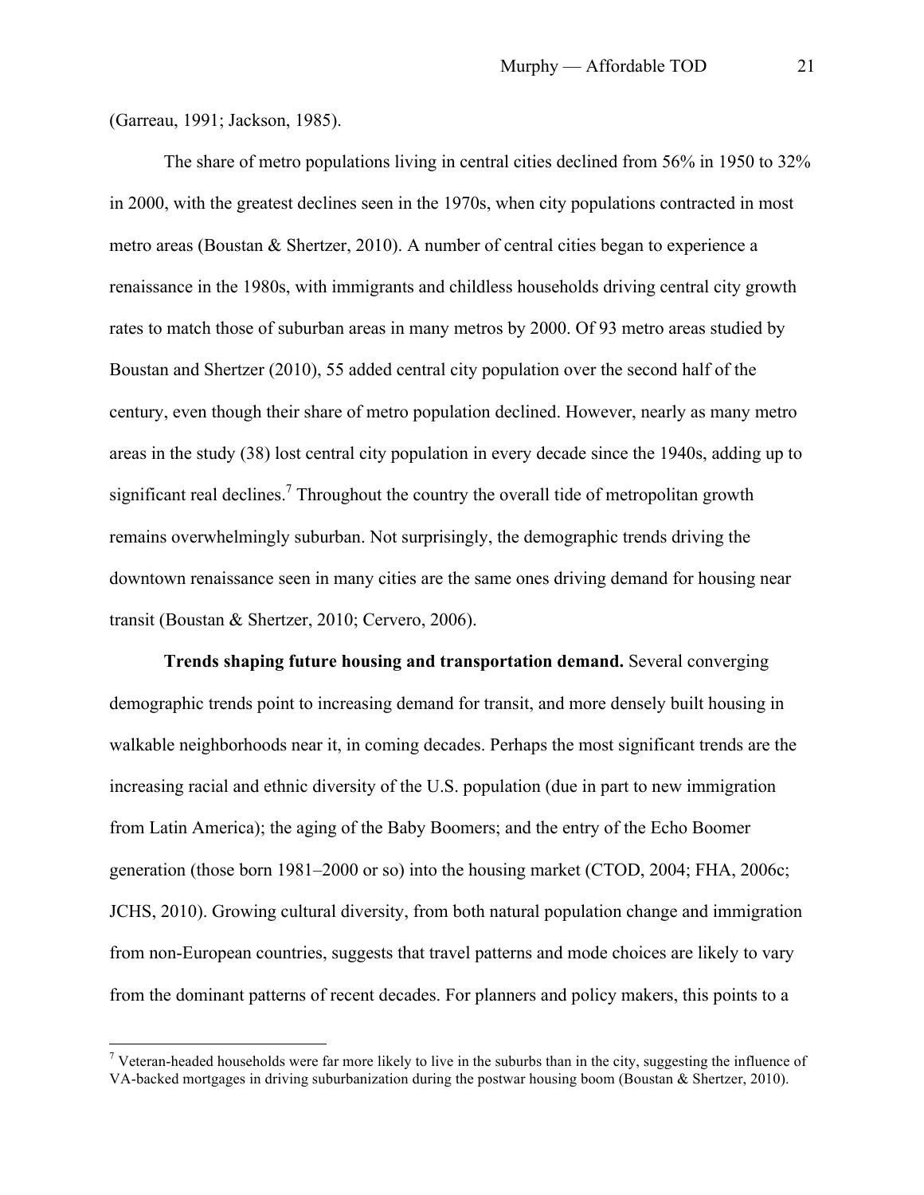(Garreau, 1991; Jackson, 1985).

The share of metro populations living in central cities declined from 56% in 1950 to 32% in 2000, with the greatest declines seen in the 1970s, when city populations contracted in most metro areas (Boustan & Shertzer, 2010). A number of central cities began to experience a renaissance in the 1980s, with immigrants and childless households driving central city growth rates to match those of suburban areas in many metros by 2000. Of 93 metro areas studied by Boustan and Shertzer (2010), 55 added central city population over the second half of the century, even though their share of metro population declined. However, nearly as many metro areas in the study (38) lost central city population in every decade since the 1940s, adding up to significant real declines.[7] Throughout the country the overall tide of metropolitan growth remains overwhelmingly suburban. Not surprisingly, the demographic trends driving the downtown renaissance seen in many cities are the same ones driving demand for housing near transit (Boustan & Shertzer, 2010; Cervero, 2006).

**Trends shaping future housing and transportation demand.** Several converging demographic trends point to increasing demand for transit, and more densely built housing in walkable neighborhoods near it, in coming decades. Perhaps the most significant trends are the increasing racial and ethnic diversity of the U.S. population (due in part to new immigration from Latin America); the aging of the Baby Boomers; and the entry of the Echo Boomer generation (those born 1981–2000 or so) into the housing market (CTOD, 2004; FHA, 2006c; JCHS, 2010). Growing cultural diversity, from both natural population change and immigration from non-European countries, suggests that travel patterns and mode choices are likely to vary from the dominant patterns of recent decades. For planners and policy makers, this points to a

---

[7] Veteran-headed households were far more likely to live in the suburbs than in the city, suggesting the influence of VA-backed mortgages in driving suburbanization during the postwar housing boom (Boustan & Shertzer, 2010).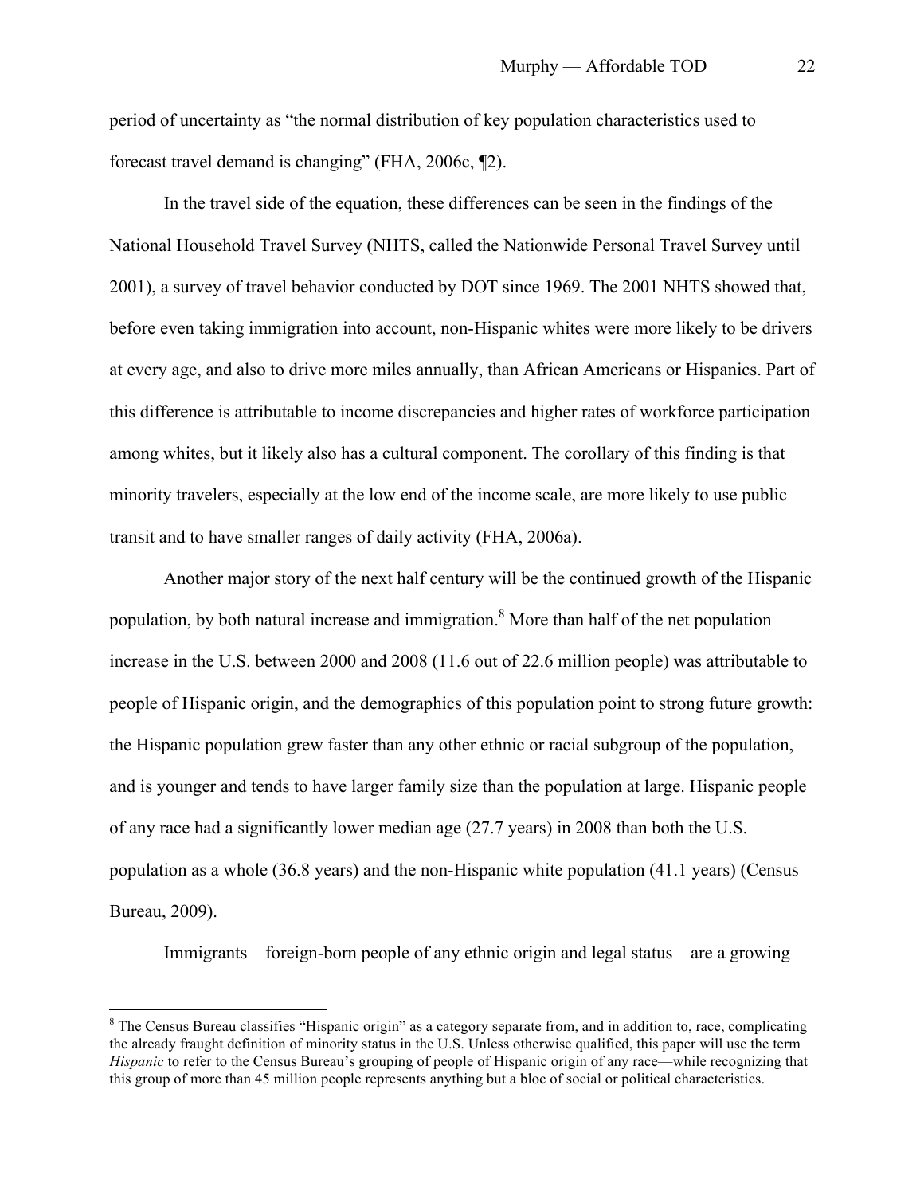period of uncertainty as "the normal distribution of key population characteristics used to forecast travel demand is changing" (FHA, 2006c, ¶2).

In the travel side of the equation, these differences can be seen in the findings of the National Household Travel Survey (NHTS, called the Nationwide Personal Travel Survey until 2001), a survey of travel behavior conducted by DOT since 1969. The 2001 NHTS showed that, before even taking immigration into account, non-Hispanic whites were more likely to be drivers at every age, and also to drive more miles annually, than African Americans or Hispanics. Part of this difference is attributable to income discrepancies and higher rates of workforce participation among whites, but it likely also has a cultural component. The corollary of this finding is that minority travelers, especially at the low end of the income scale, are more likely to use public transit and to have smaller ranges of daily activity (FHA, 2006a).

Another major story of the next half century will be the continued growth of the Hispanic population, by both natural increase and immigration.[8] More than half of the net population increase in the U.S. between 2000 and 2008 (11.6 out of 22.6 million people) was attributable to people of Hispanic origin, and the demographics of this population point to strong future growth: the Hispanic population grew faster than any other ethnic or racial subgroup of the population, and is younger and tends to have larger family size than the population at large. Hispanic people of any race had a significantly lower median age (27.7 years) in 2008 than both the U.S. population as a whole (36.8 years) and the non-Hispanic white population (41.1 years) (Census Bureau, 2009).

Immigrants—foreign-born people of any ethnic origin and legal status—are a growing

---

[8] The Census Bureau classifies "Hispanic origin" as a category separate from, and in addition to, race, complicating the already fraught definition of minority status in the U.S. Unless otherwise qualified, this paper will use the term *Hispanic* to refer to the Census Bureau's grouping of people of Hispanic origin of any race—while recognizing that this group of more than 45 million people represents anything but a bloc of social or political characteristics.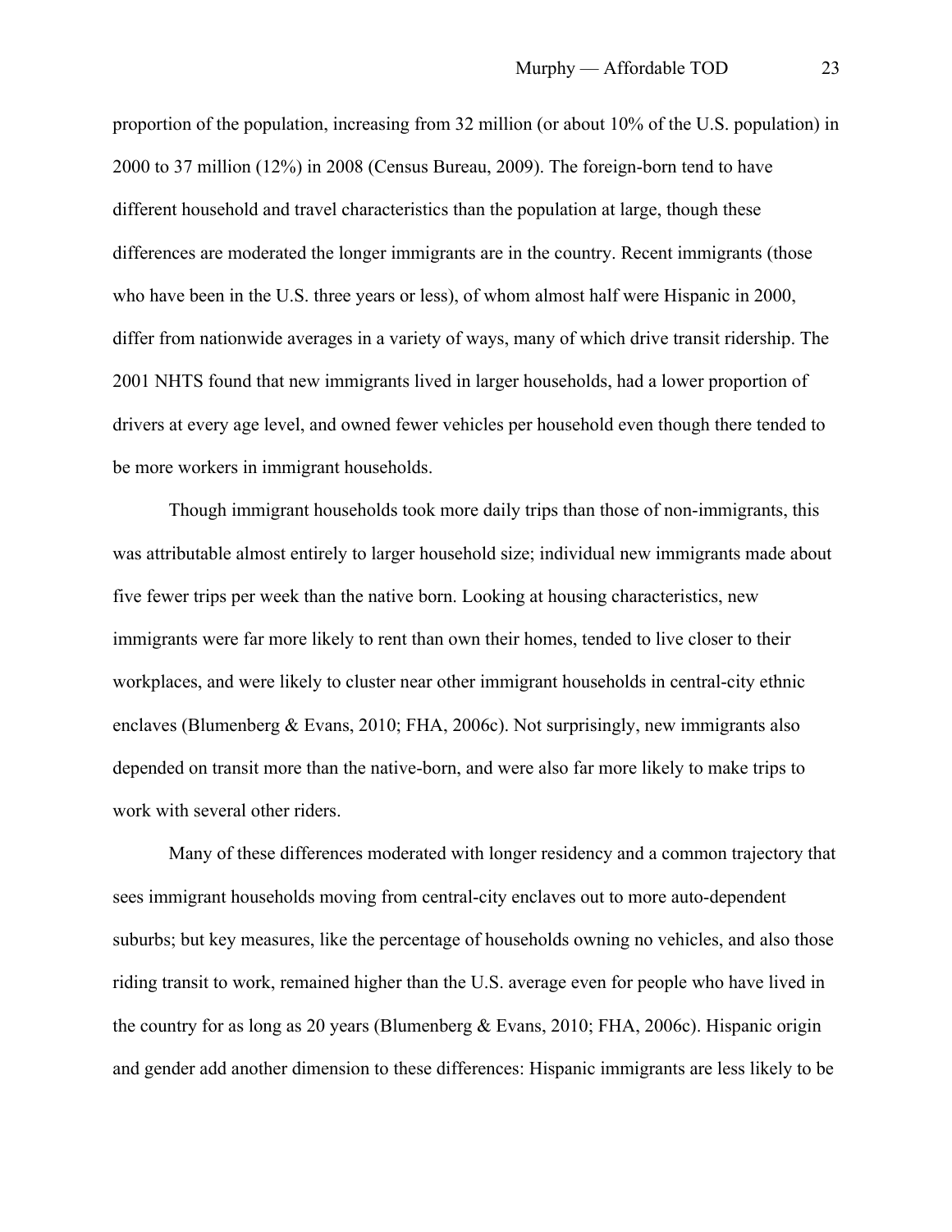proportion of the population, increasing from 32 million (or about 10% of the U.S. population) in 2000 to 37 million (12%) in 2008 (Census Bureau, 2009). The foreign-born tend to have different household and travel characteristics than the population at large, though these differences are moderated the longer immigrants are in the country. Recent immigrants (those who have been in the U.S. three years or less), of whom almost half were Hispanic in 2000, differ from nationwide averages in a variety of ways, many of which drive transit ridership. The 2001 NHTS found that new immigrants lived in larger households, had a lower proportion of drivers at every age level, and owned fewer vehicles per household even though there tended to be more workers in immigrant households.

Though immigrant households took more daily trips than those of non-immigrants, this was attributable almost entirely to larger household size; individual new immigrants made about five fewer trips per week than the native born. Looking at housing characteristics, new immigrants were far more likely to rent than own their homes, tended to live closer to their workplaces, and were likely to cluster near other immigrant households in central-city ethnic enclaves (Blumenberg & Evans, 2010; FHA, 2006c). Not surprisingly, new immigrants also depended on transit more than the native-born, and were also far more likely to make trips to work with several other riders.

Many of these differences moderated with longer residency and a common trajectory that sees immigrant households moving from central-city enclaves out to more auto-dependent suburbs; but key measures, like the percentage of households owning no vehicles, and also those riding transit to work, remained higher than the U.S. average even for people who have lived in the country for as long as 20 years (Blumenberg & Evans, 2010; FHA, 2006c). Hispanic origin and gender add another dimension to these differences: Hispanic immigrants are less likely to be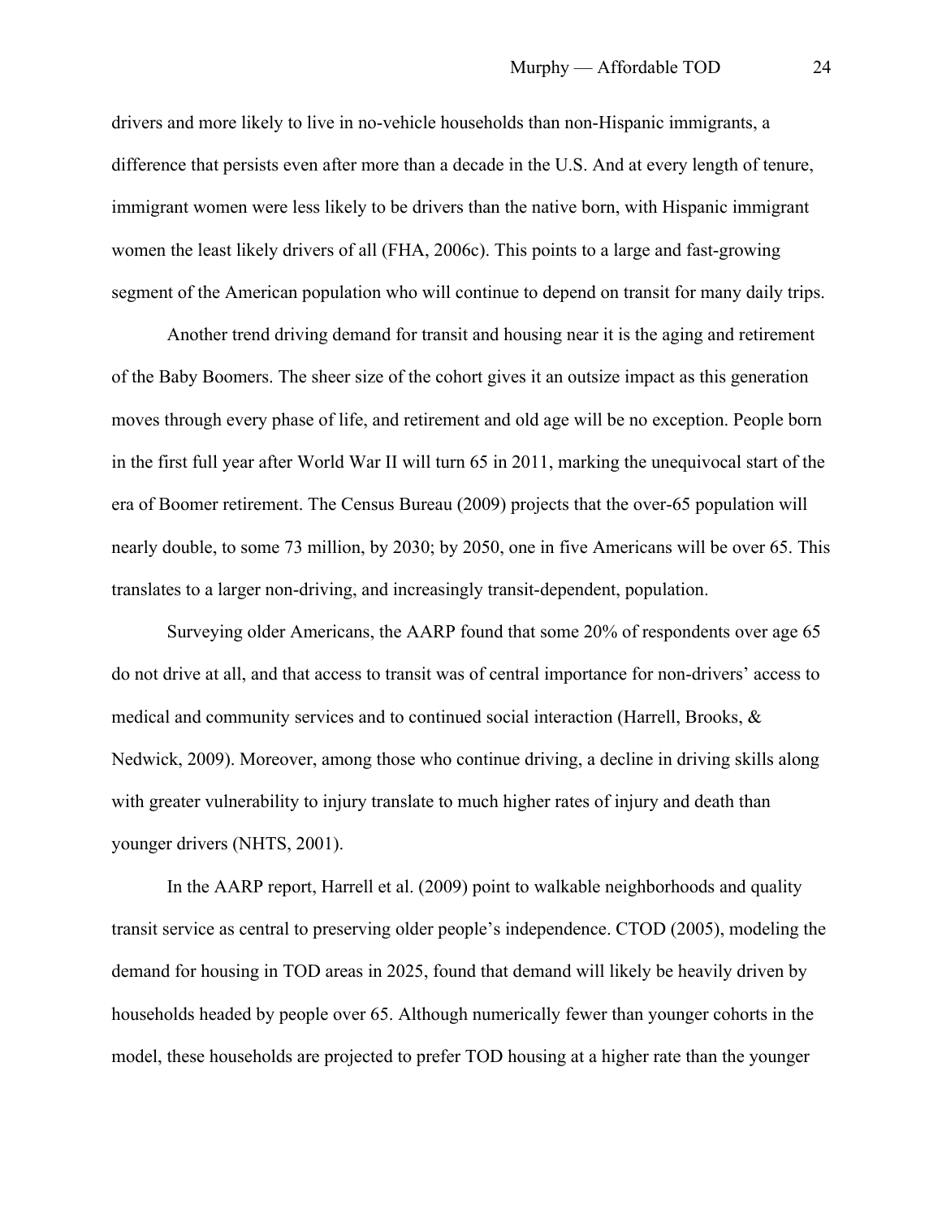drivers and more likely to live in no-vehicle households than non-Hispanic immigrants, a difference that persists even after more than a decade in the U.S. And at every length of tenure, immigrant women were less likely to be drivers than the native born, with Hispanic immigrant women the least likely drivers of all (FHA, 2006c). This points to a large and fast-growing segment of the American population who will continue to depend on transit for many daily trips.

Another trend driving demand for transit and housing near it is the aging and retirement of the Baby Boomers. The sheer size of the cohort gives it an outsize impact as this generation moves through every phase of life, and retirement and old age will be no exception. People born in the first full year after World War II will turn 65 in 2011, marking the unequivocal start of the era of Boomer retirement. The Census Bureau (2009) projects that the over-65 population will nearly double, to some 73 million, by 2030; by 2050, one in five Americans will be over 65. This translates to a larger non-driving, and increasingly transit-dependent, population.

Surveying older Americans, the AARP found that some 20% of respondents over age 65 do not drive at all, and that access to transit was of central importance for non-drivers' access to medical and community services and to continued social interaction (Harrell, Brooks, & Nedwick, 2009). Moreover, among those who continue driving, a decline in driving skills along with greater vulnerability to injury translate to much higher rates of injury and death than younger drivers (NHTS, 2001).

In the AARP report, Harrell et al. (2009) point to walkable neighborhoods and quality transit service as central to preserving older people's independence. CTOD (2005), modeling the demand for housing in TOD areas in 2025, found that demand will likely be heavily driven by households headed by people over 65. Although numerically fewer than younger cohorts in the model, these households are projected to prefer TOD housing at a higher rate than the younger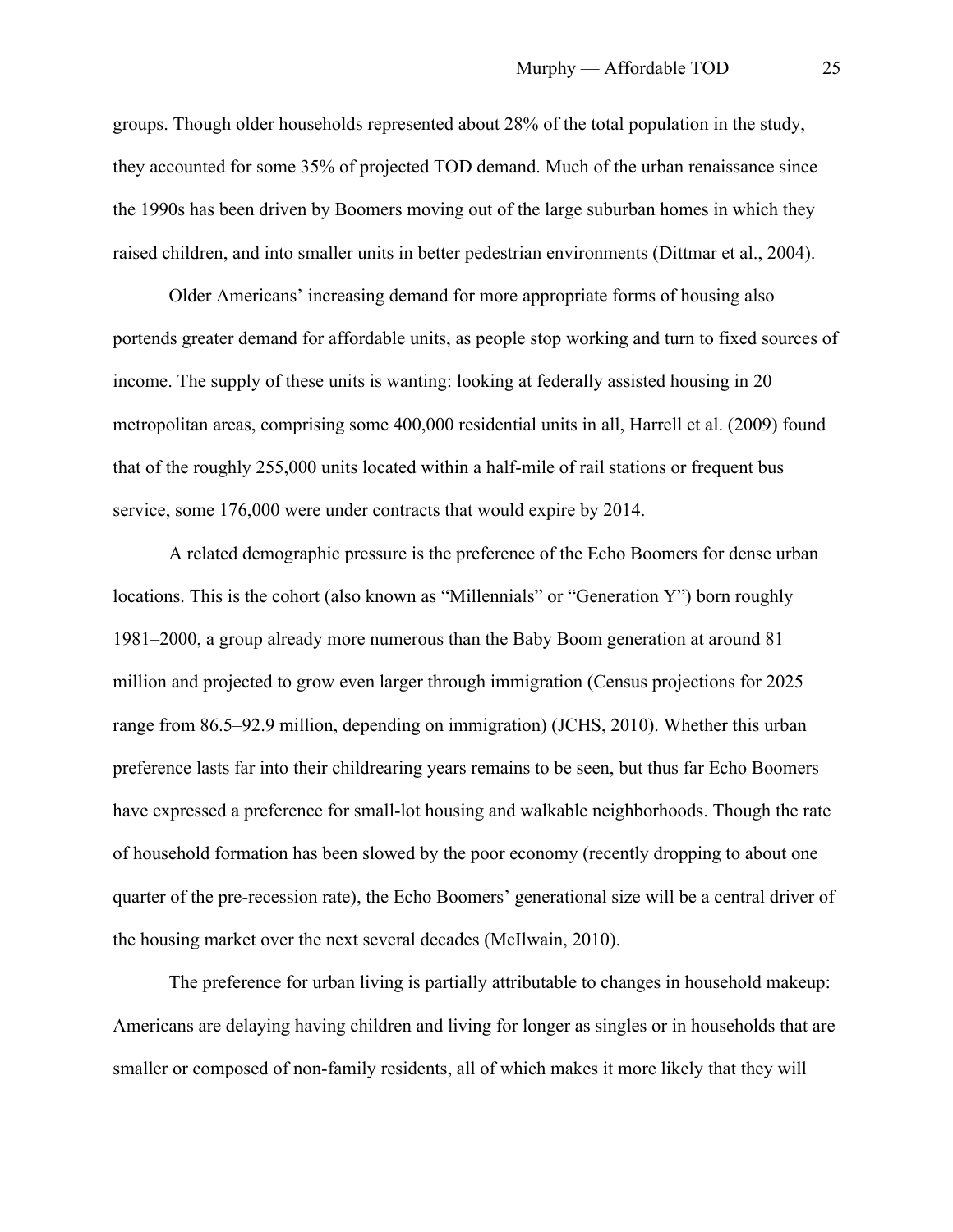groups. Though older households represented about 28% of the total population in the study, they accounted for some 35% of projected TOD demand. Much of the urban renaissance since the 1990s has been driven by Boomers moving out of the large suburban homes in which they raised children, and into smaller units in better pedestrian environments (Dittmar et al., 2004).

Older Americans' increasing demand for more appropriate forms of housing also portends greater demand for affordable units, as people stop working and turn to fixed sources of income. The supply of these units is wanting: looking at federally assisted housing in 20 metropolitan areas, comprising some 400,000 residential units in all, Harrell et al. (2009) found that of the roughly 255,000 units located within a half-mile of rail stations or frequent bus service, some 176,000 were under contracts that would expire by 2014.

A related demographic pressure is the preference of the Echo Boomers for dense urban locations. This is the cohort (also known as "Millennials" or "Generation Y") born roughly 1981–2000, a group already more numerous than the Baby Boom generation at around 81 million and projected to grow even larger through immigration (Census projections for 2025 range from 86.5–92.9 million, depending on immigration) (JCHS, 2010). Whether this urban preference lasts far into their childrearing years remains to be seen, but thus far Echo Boomers have expressed a preference for small-lot housing and walkable neighborhoods. Though the rate of household formation has been slowed by the poor economy (recently dropping to about one quarter of the pre-recession rate), the Echo Boomers' generational size will be a central driver of the housing market over the next several decades (McIlwain, 2010).

The preference for urban living is partially attributable to changes in household makeup: Americans are delaying having children and living for longer as singles or in households that are smaller or composed of non-family residents, all of which makes it more likely that they will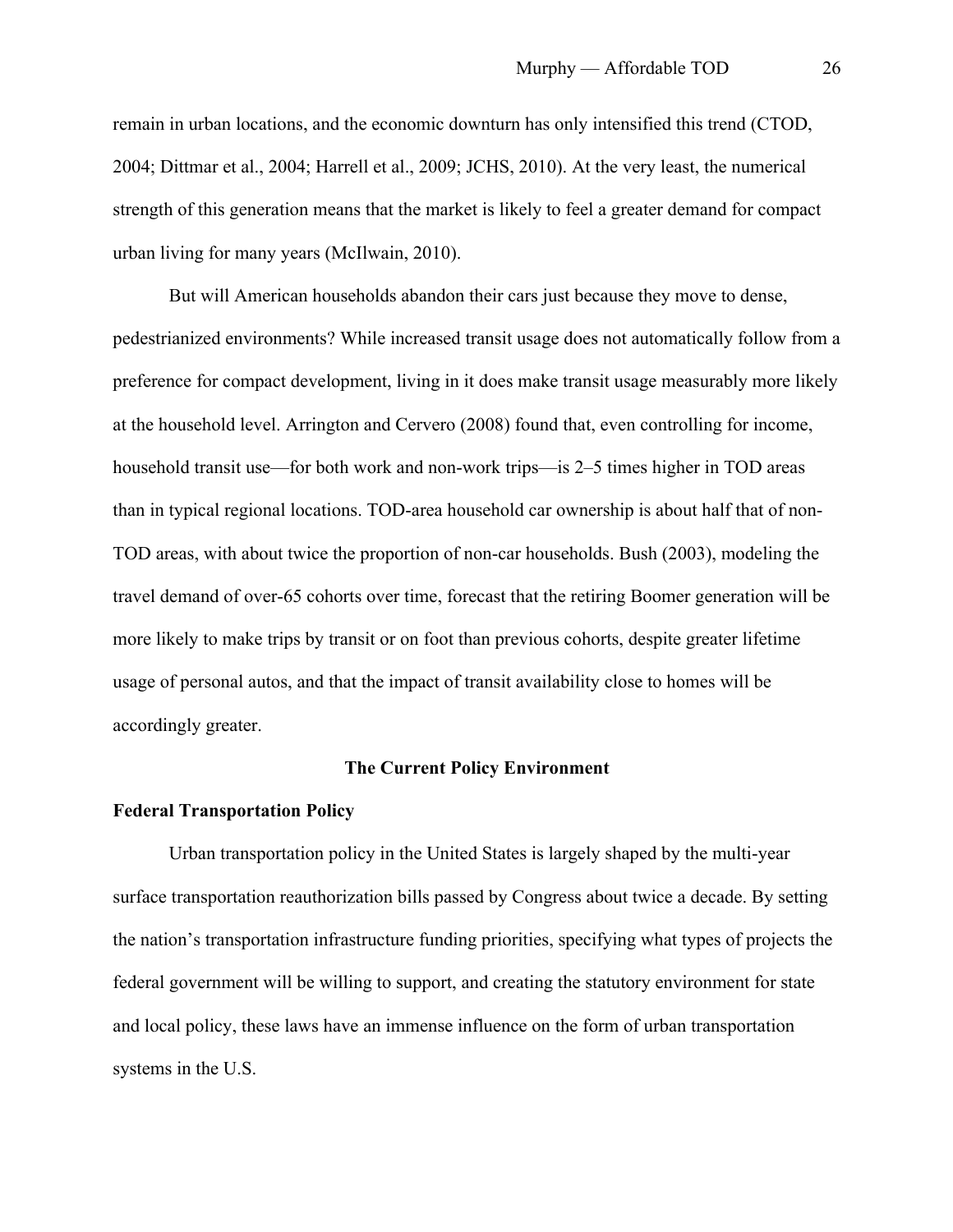remain in urban locations, and the economic downturn has only intensified this trend (CTOD, 2004; Dittmar et al., 2004; Harrell et al., 2009; JCHS, 2010). At the very least, the numerical strength of this generation means that the market is likely to feel a greater demand for compact urban living for many years (McIlwain, 2010).

But will American households abandon their cars just because they move to dense, pedestrianized environments? While increased transit usage does not automatically follow from a preference for compact development, living in it does make transit usage measurably more likely at the household level. Arrington and Cervero (2008) found that, even controlling for income, household transit use—for both work and non-work trips—is 2–5 times higher in TOD areas than in typical regional locations. TOD-area household car ownership is about half that of non-TOD areas, with about twice the proportion of non-car households. Bush (2003), modeling the travel demand of over-65 cohorts over time, forecast that the retiring Boomer generation will be more likely to make trips by transit or on foot than previous cohorts, despite greater lifetime usage of personal autos, and that the impact of transit availability close to homes will be accordingly greater.

## The Current Policy Environment

### Federal Transportation Policy

Urban transportation policy in the United States is largely shaped by the multi-year surface transportation reauthorization bills passed by Congress about twice a decade. By setting the nation's transportation infrastructure funding priorities, specifying what types of projects the federal government will be willing to support, and creating the statutory environment for state and local policy, these laws have an immense influence on the form of urban transportation systems in the U.S.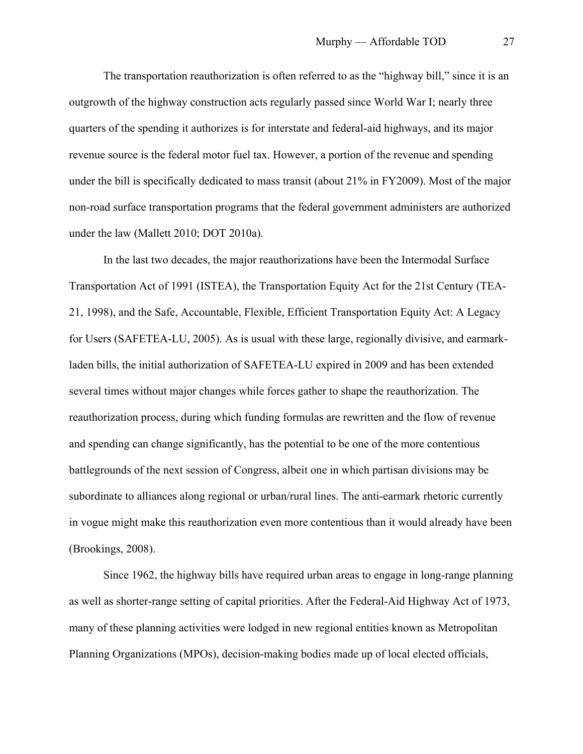The transportation reauthorization is often referred to as the "highway bill," since it is an outgrowth of the highway construction acts regularly passed since World War I; nearly three quarters of the spending it authorizes is for interstate and federal-aid highways, and its major revenue source is the federal motor fuel tax. However, a portion of the revenue and spending under the bill is specifically dedicated to mass transit (about 21% in FY2009). Most of the major non-road surface transportation programs that the federal government administers are authorized under the law (Mallett 2010; DOT 2010a).

In the last two decades, the major reauthorizations have been the Intermodal Surface Transportation Act of 1991 (ISTEA), the Transportation Equity Act for the 21st Century (TEA-21, 1998), and the Safe, Accountable, Flexible, Efficient Transportation Equity Act: A Legacy for Users (SAFETEA-LU, 2005). As is usual with these large, regionally divisive, and earmark-laden bills, the initial authorization of SAFETEA-LU expired in 2009 and has been extended several times without major changes while forces gather to shape the reauthorization. The reauthorization process, during which funding formulas are rewritten and the flow of revenue and spending can change significantly, has the potential to be one of the more contentious battlegrounds of the next session of Congress, albeit one in which partisan divisions may be subordinate to alliances along regional or urban/rural lines. The anti-earmark rhetoric currently in vogue might make this reauthorization even more contentious than it would already have been (Brookings, 2008).

Since 1962, the highway bills have required urban areas to engage in long-range planning as well as shorter-range setting of capital priorities. After the Federal-Aid Highway Act of 1973, many of these planning activities were lodged in new regional entities known as Metropolitan Planning Organizations (MPOs), decision-making bodies made up of local elected officials,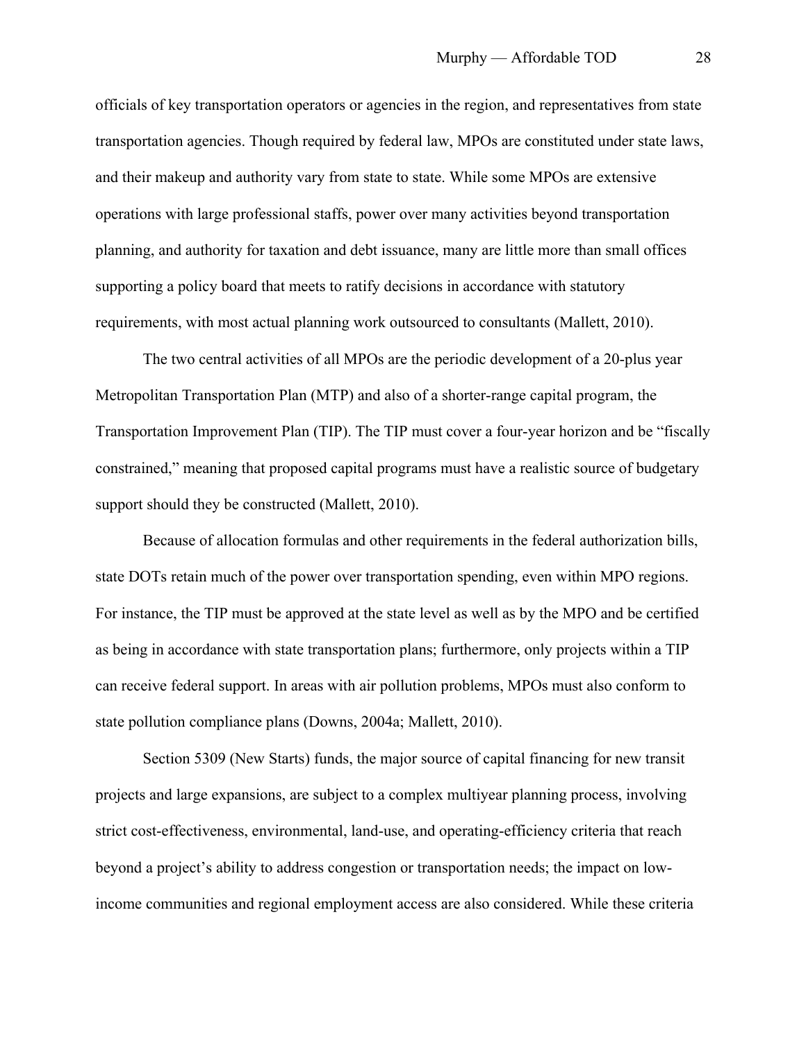officials of key transportation operators or agencies in the region, and representatives from state transportation agencies. Though required by federal law, MPOs are constituted under state laws, and their makeup and authority vary from state to state. While some MPOs are extensive operations with large professional staffs, power over many activities beyond transportation planning, and authority for taxation and debt issuance, many are little more than small offices supporting a policy board that meets to ratify decisions in accordance with statutory requirements, with most actual planning work outsourced to consultants (Mallett, 2010).

The two central activities of all MPOs are the periodic development of a 20-plus year Metropolitan Transportation Plan (MTP) and also of a shorter-range capital program, the Transportation Improvement Plan (TIP). The TIP must cover a four-year horizon and be "fiscally constrained," meaning that proposed capital programs must have a realistic source of budgetary support should they be constructed (Mallett, 2010).

Because of allocation formulas and other requirements in the federal authorization bills, state DOTs retain much of the power over transportation spending, even within MPO regions. For instance, the TIP must be approved at the state level as well as by the MPO and be certified as being in accordance with state transportation plans; furthermore, only projects within a TIP can receive federal support. In areas with air pollution problems, MPOs must also conform to state pollution compliance plans (Downs, 2004a; Mallett, 2010).

Section 5309 (New Starts) funds, the major source of capital financing for new transit projects and large expansions, are subject to a complex multiyear planning process, involving strict cost-effectiveness, environmental, land-use, and operating-efficiency criteria that reach beyond a project's ability to address congestion or transportation needs; the impact on low-income communities and regional employment access are also considered. While these criteria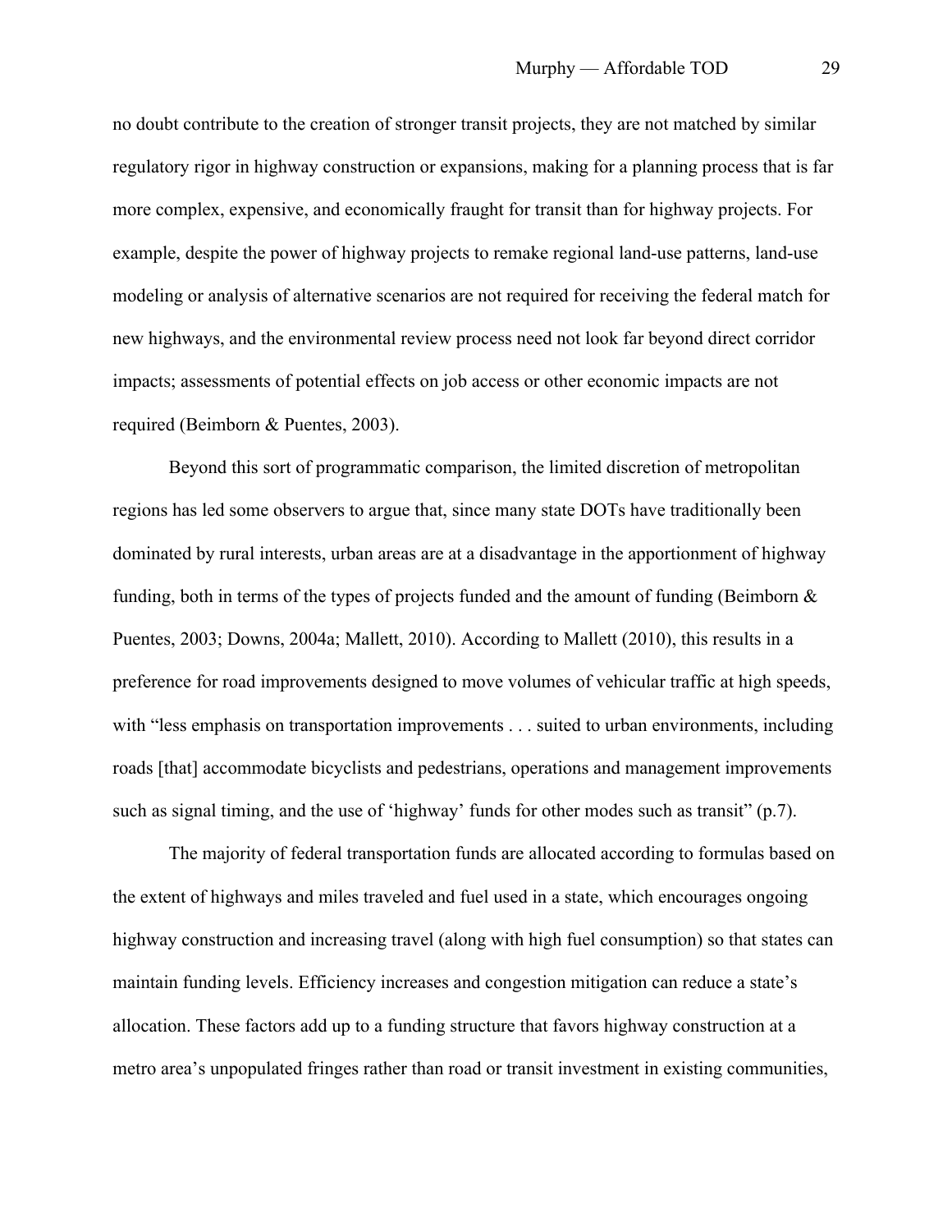no doubt contribute to the creation of stronger transit projects, they are not matched by similar regulatory rigor in highway construction or expansions, making for a planning process that is far more complex, expensive, and economically fraught for transit than for highway projects. For example, despite the power of highway projects to remake regional land-use patterns, land-use modeling or analysis of alternative scenarios are not required for receiving the federal match for new highways, and the environmental review process need not look far beyond direct corridor impacts; assessments of potential effects on job access or other economic impacts are not required (Beimborn & Puentes, 2003).

Beyond this sort of programmatic comparison, the limited discretion of metropolitan regions has led some observers to argue that, since many state DOTs have traditionally been dominated by rural interests, urban areas are at a disadvantage in the apportionment of highway funding, both in terms of the types of projects funded and the amount of funding (Beimborn & Puentes, 2003; Downs, 2004a; Mallett, 2010). According to Mallett (2010), this results in a preference for road improvements designed to move volumes of vehicular traffic at high speeds, with "less emphasis on transportation improvements . . . suited to urban environments, including roads [that] accommodate bicyclists and pedestrians, operations and management improvements such as signal timing, and the use of 'highway' funds for other modes such as transit" (p.7).

The majority of federal transportation funds are allocated according to formulas based on the extent of highways and miles traveled and fuel used in a state, which encourages ongoing highway construction and increasing travel (along with high fuel consumption) so that states can maintain funding levels. Efficiency increases and congestion mitigation can reduce a state's allocation. These factors add up to a funding structure that favors highway construction at a metro area's unpopulated fringes rather than road or transit investment in existing communities,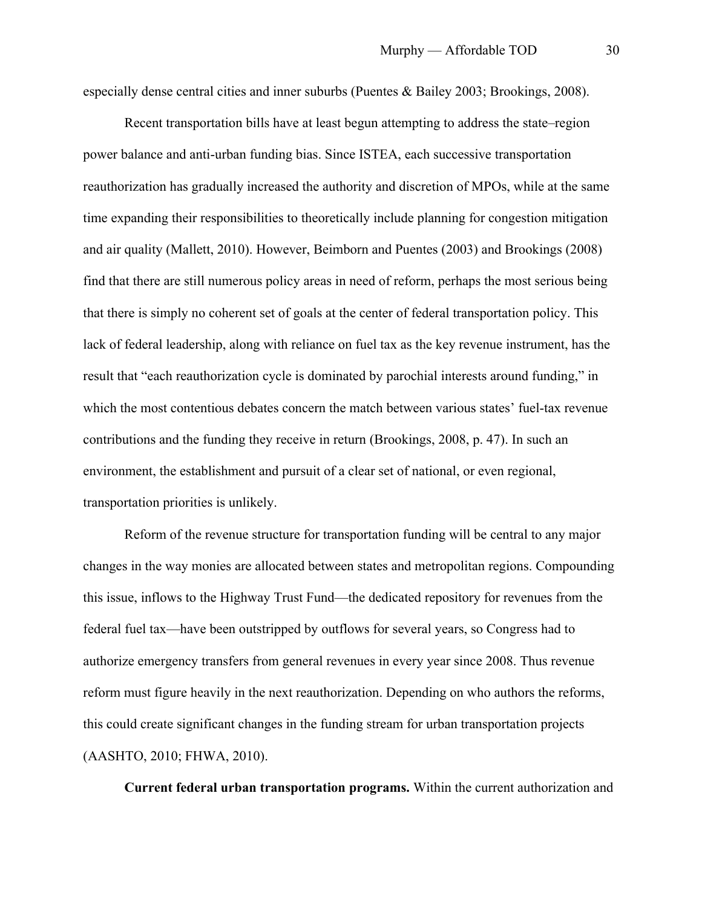especially dense central cities and inner suburbs (Puentes & Bailey 2003; Brookings, 2008).

Recent transportation bills have at least begun attempting to address the state–region power balance and anti-urban funding bias. Since ISTEA, each successive transportation reauthorization has gradually increased the authority and discretion of MPOs, while at the same time expanding their responsibilities to theoretically include planning for congestion mitigation and air quality (Mallett, 2010). However, Beimborn and Puentes (2003) and Brookings (2008) find that there are still numerous policy areas in need of reform, perhaps the most serious being that there is simply no coherent set of goals at the center of federal transportation policy. This lack of federal leadership, along with reliance on fuel tax as the key revenue instrument, has the result that "each reauthorization cycle is dominated by parochial interests around funding," in which the most contentious debates concern the match between various states' fuel-tax revenue contributions and the funding they receive in return (Brookings, 2008, p. 47). In such an environment, the establishment and pursuit of a clear set of national, or even regional, transportation priorities is unlikely.

Reform of the revenue structure for transportation funding will be central to any major changes in the way monies are allocated between states and metropolitan regions. Compounding this issue, inflows to the Highway Trust Fund—the dedicated repository for revenues from the federal fuel tax—have been outstripped by outflows for several years, so Congress had to authorize emergency transfers from general revenues in every year since 2008. Thus revenue reform must figure heavily in the next reauthorization. Depending on who authors the reforms, this could create significant changes in the funding stream for urban transportation projects (AASHTO, 2010; FHWA, 2010).

**Current federal urban transportation programs.** Within the current authorization and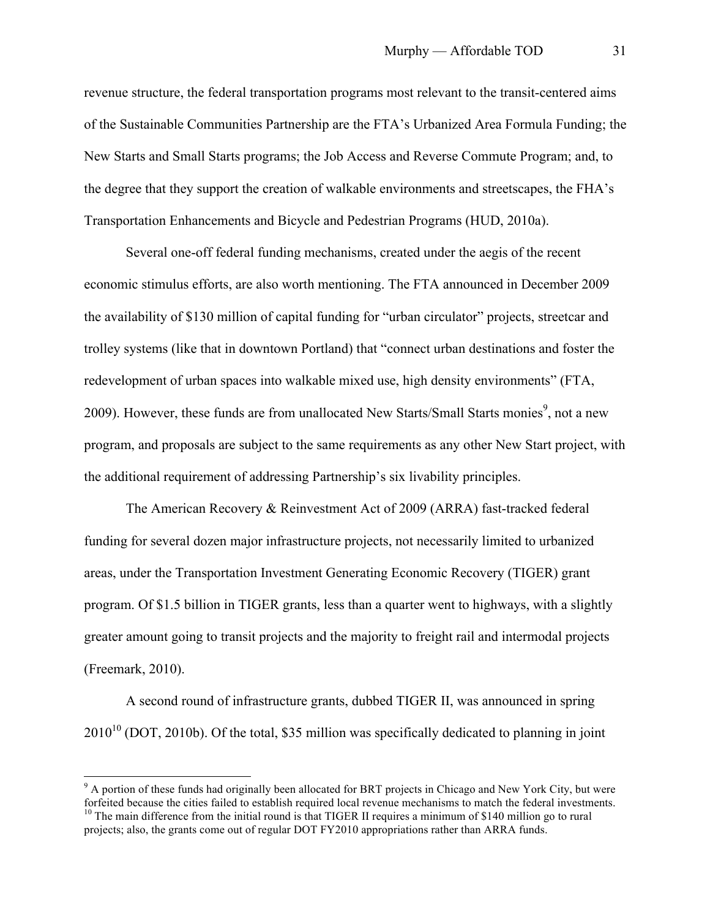revenue structure, the federal transportation programs most relevant to the transit-centered aims of the Sustainable Communities Partnership are the FTA's Urbanized Area Formula Funding; the New Starts and Small Starts programs; the Job Access and Reverse Commute Program; and, to the degree that they support the creation of walkable environments and streetscapes, the FHA's Transportation Enhancements and Bicycle and Pedestrian Programs (HUD, 2010a).

Several one-off federal funding mechanisms, created under the aegis of the recent economic stimulus efforts, are also worth mentioning. The FTA announced in December 2009 the availability of $130 million of capital funding for "urban circulator" projects, streetcar and trolley systems (like that in downtown Portland) that "connect urban destinations and foster the redevelopment of urban spaces into walkable mixed use, high density environments" (FTA, 2009). However, these funds are from unallocated New Starts/Small Starts monies[9], not a new program, and proposals are subject to the same requirements as any other New Start project, with the additional requirement of addressing Partnership's six livability principles.

The American Recovery & Reinvestment Act of 2009 (ARRA) fast-tracked federal funding for several dozen major infrastructure projects, not necessarily limited to urbanized areas, under the Transportation Investment Generating Economic Recovery (TIGER) grant program. Of $1.5 billion in TIGER grants, less than a quarter went to highways, with a slightly greater amount going to transit projects and the majority to freight rail and intermodal projects (Freemark, 2010).

A second round of infrastructure grants, dubbed TIGER II, was announced in spring 2010[10] (DOT, 2010b). Of the total, $35 million was specifically dedicated to planning in joint

---

[9] A portion of these funds had originally been allocated for BRT projects in Chicago and New York City, but were forfeited because the cities failed to establish required local revenue mechanisms to match the federal investments.

[10] The main difference from the initial round is that TIGER II requires a minimum of $140 million go to rural projects; also, the grants come out of regular DOT FY2010 appropriations rather than ARRA funds.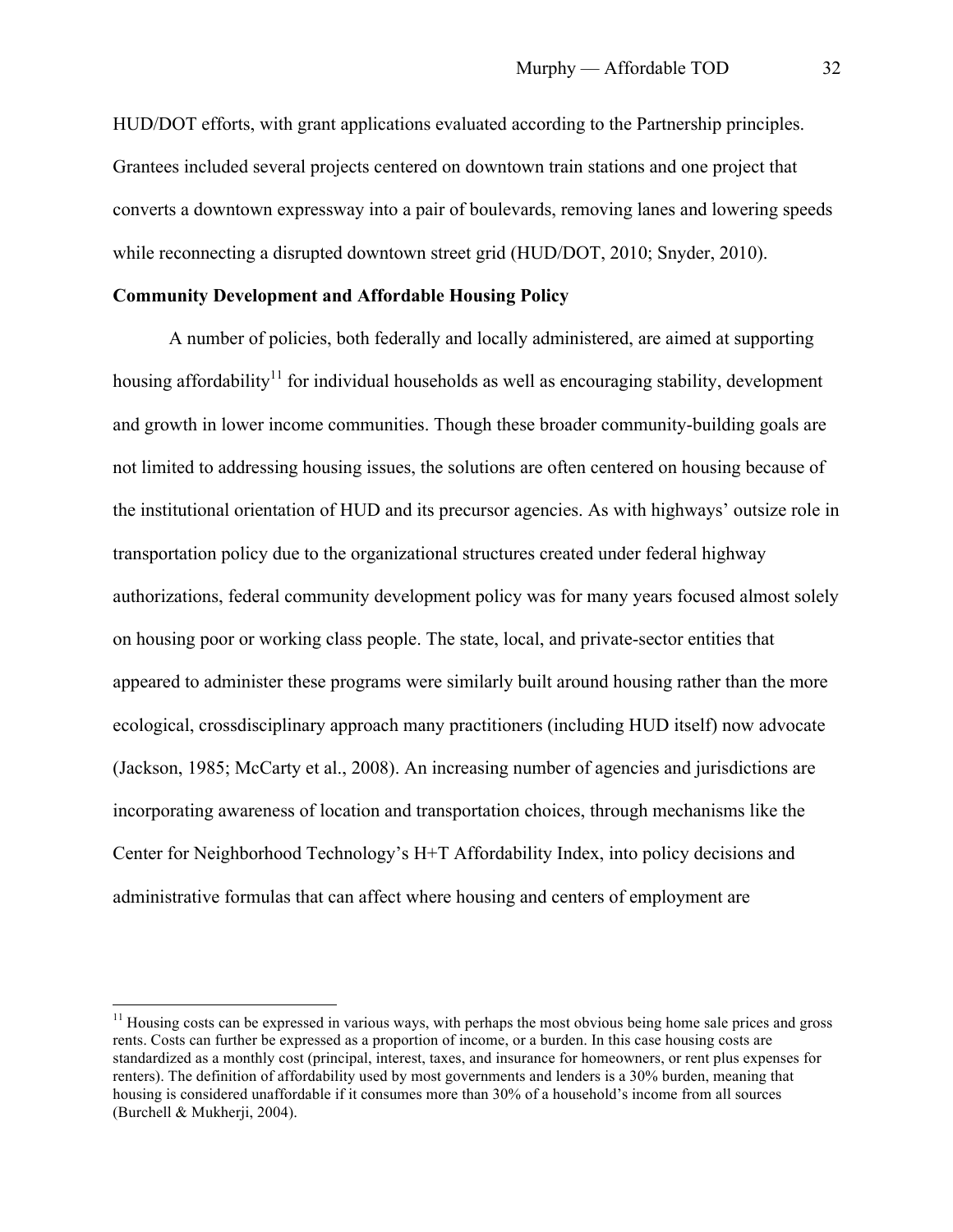HUD/DOT efforts, with grant applications evaluated according to the Partnership principles. Grantees included several projects centered on downtown train stations and one project that converts a downtown expressway into a pair of boulevards, removing lanes and lowering speeds while reconnecting a disrupted downtown street grid (HUD/DOT, 2010; Snyder, 2010).

**Community Development and Affordable Housing Policy**

A number of policies, both federally and locally administered, are aimed at supporting housing affordability[11] for individual households as well as encouraging stability, development and growth in lower income communities. Though these broader community-building goals are not limited to addressing housing issues, the solutions are often centered on housing because of the institutional orientation of HUD and its precursor agencies. As with highways' outsize role in transportation policy due to the organizational structures created under federal highway authorizations, federal community development policy was for many years focused almost solely on housing poor or working class people. The state, local, and private-sector entities that appeared to administer these programs were similarly built around housing rather than the more ecological, crossdisciplinary approach many practitioners (including HUD itself) now advocate (Jackson, 1985; McCarty et al., 2008). An increasing number of agencies and jurisdictions are incorporating awareness of location and transportation choices, through mechanisms like the Center for Neighborhood Technology's H+T Affordability Index, into policy decisions and administrative formulas that can affect where housing and centers of employment are

[11] Housing costs can be expressed in various ways, with perhaps the most obvious being home sale prices and gross rents. Costs can further be expressed as a proportion of income, or a burden. In this case housing costs are standardized as a monthly cost (principal, interest, taxes, and insurance for homeowners, or rent plus expenses for renters). The definition of affordability used by most governments and lenders is a 30% burden, meaning that housing is considered unaffordable if it consumes more than 30% of a household's income from all sources (Burchell & Mukherji, 2004).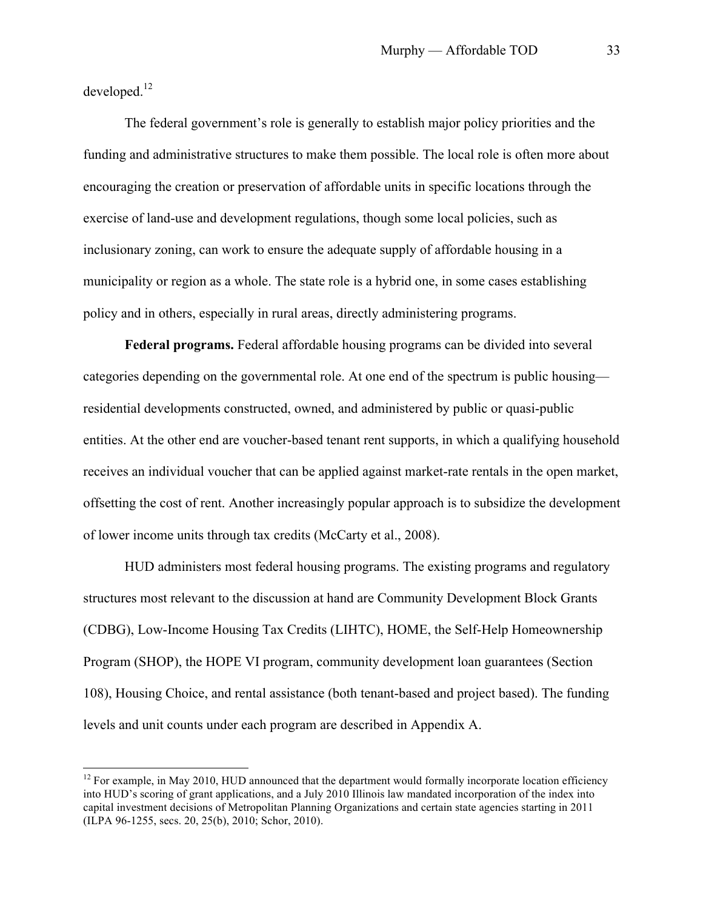developed.[12]

The federal government's role is generally to establish major policy priorities and the funding and administrative structures to make them possible. The local role is often more about encouraging the creation or preservation of affordable units in specific locations through the exercise of land-use and development regulations, though some local policies, such as inclusionary zoning, can work to ensure the adequate supply of affordable housing in a municipality or region as a whole. The state role is a hybrid one, in some cases establishing policy and in others, especially in rural areas, directly administering programs.

**Federal programs.** Federal affordable housing programs can be divided into several categories depending on the governmental role. At one end of the spectrum is public housing—residential developments constructed, owned, and administered by public or quasi-public entities. At the other end are voucher-based tenant rent supports, in which a qualifying household receives an individual voucher that can be applied against market-rate rentals in the open market, offsetting the cost of rent. Another increasingly popular approach is to subsidize the development of lower income units through tax credits (McCarty et al., 2008).

HUD administers most federal housing programs. The existing programs and regulatory structures most relevant to the discussion at hand are Community Development Block Grants (CDBG), Low-Income Housing Tax Credits (LIHTC), HOME, the Self-Help Homeownership Program (SHOP), the HOPE VI program, community development loan guarantees (Section 108), Housing Choice, and rental assistance (both tenant-based and project based). The funding levels and unit counts under each program are described in Appendix A.

[12] For example, in May 2010, HUD announced that the department would formally incorporate location efficiency into HUD's scoring of grant applications, and a July 2010 Illinois law mandated incorporation of the index into capital investment decisions of Metropolitan Planning Organizations and certain state agencies starting in 2011 (ILPA 96-1255, secs. 20, 25(b), 2010; Schor, 2010).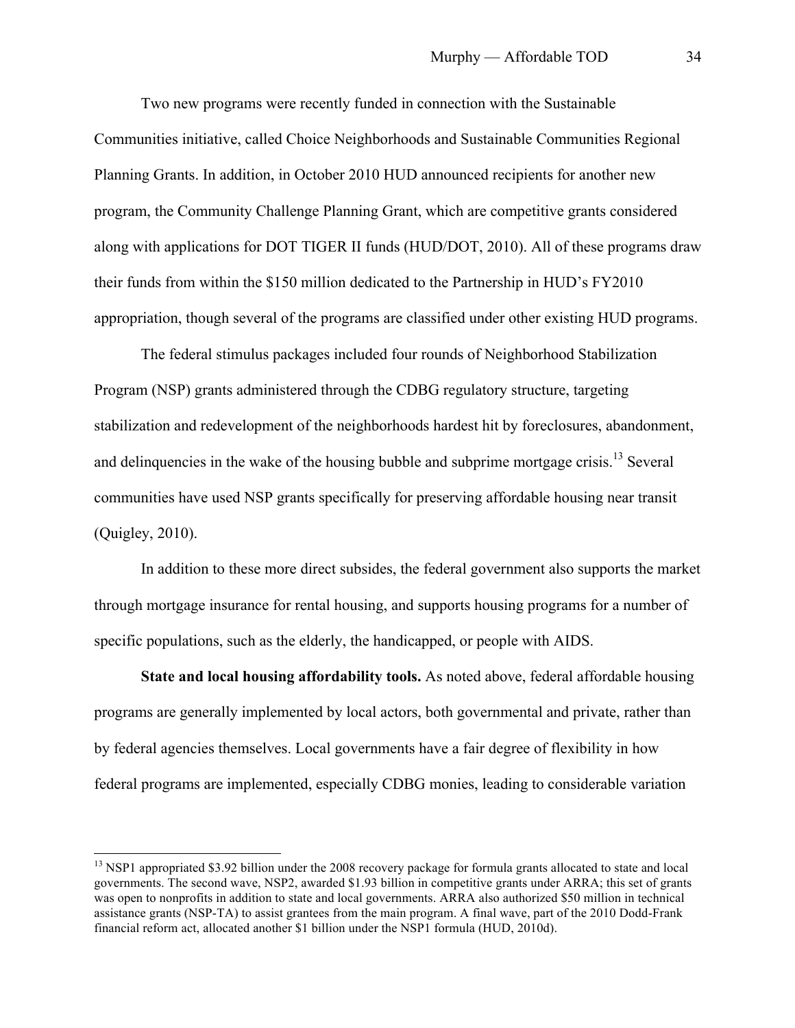Two new programs were recently funded in connection with the Sustainable Communities initiative, called Choice Neighborhoods and Sustainable Communities Regional Planning Grants. In addition, in October 2010 HUD announced recipients for another new program, the Community Challenge Planning Grant, which are competitive grants considered along with applications for DOT TIGER II funds (HUD/DOT, 2010). All of these programs draw their funds from within the $150 million dedicated to the Partnership in HUD's FY2010 appropriation, though several of the programs are classified under other existing HUD programs.

The federal stimulus packages included four rounds of Neighborhood Stabilization Program (NSP) grants administered through the CDBG regulatory structure, targeting stabilization and redevelopment of the neighborhoods hardest hit by foreclosures, abandonment, and delinquencies in the wake of the housing bubble and subprime mortgage crisis.[13] Several communities have used NSP grants specifically for preserving affordable housing near transit (Quigley, 2010).

In addition to these more direct subsides, the federal government also supports the market through mortgage insurance for rental housing, and supports housing programs for a number of specific populations, such as the elderly, the handicapped, or people with AIDS.

**State and local housing affordability tools.** As noted above, federal affordable housing programs are generally implemented by local actors, both governmental and private, rather than by federal agencies themselves. Local governments have a fair degree of flexibility in how federal programs are implemented, especially CDBG monies, leading to considerable variation

---

[13] NSP1 appropriated $3.92 billion under the 2008 recovery package for formula grants allocated to state and local governments. The second wave, NSP2, awarded $1.93 billion in competitive grants under ARRA; this set of grants was open to nonprofits in addition to state and local governments. ARRA also authorized $50 million in technical assistance grants (NSP-TA) to assist grantees from the main program. A final wave, part of the 2010 Dodd-Frank financial reform act, allocated another $1 billion under the NSP1 formula (HUD, 2010d).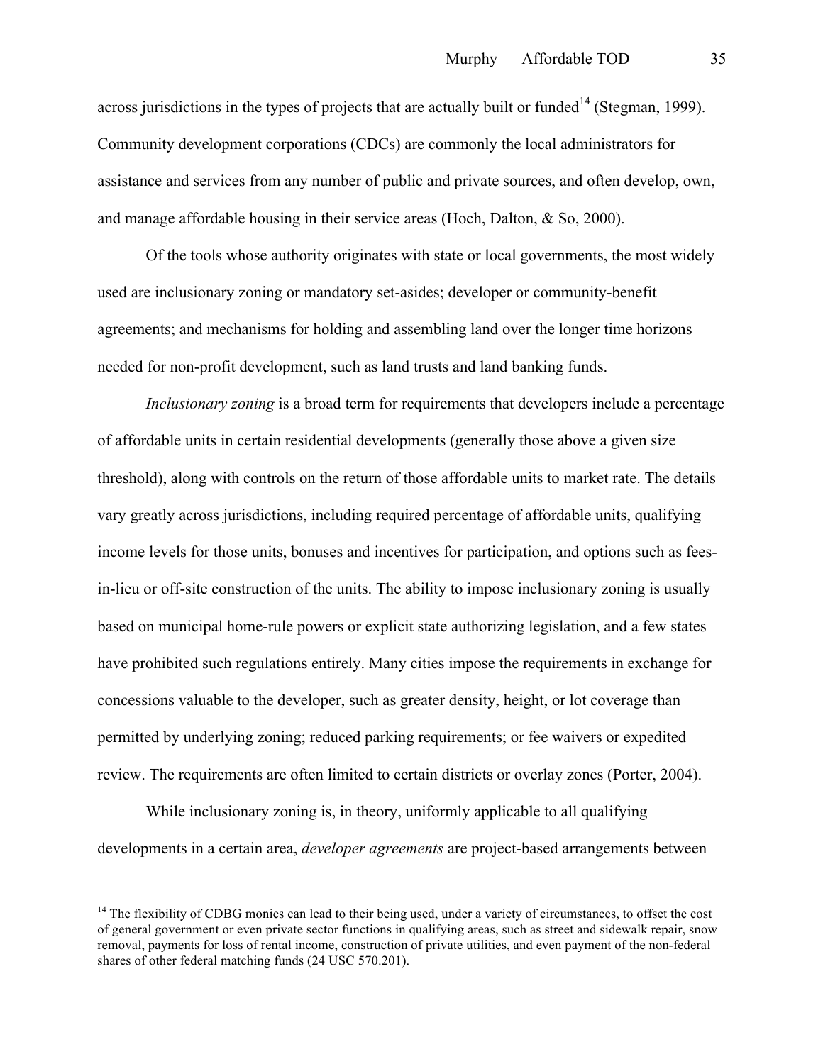across jurisdictions in the types of projects that are actually built or funded[14] (Stegman, 1999). Community development corporations (CDCs) are commonly the local administrators for assistance and services from any number of public and private sources, and often develop, own, and manage affordable housing in their service areas (Hoch, Dalton, & So, 2000).

Of the tools whose authority originates with state or local governments, the most widely used are inclusionary zoning or mandatory set-asides; developer or community-benefit agreements; and mechanisms for holding and assembling land over the longer time horizons needed for non-profit development, such as land trusts and land banking funds.

*Inclusionary zoning* is a broad term for requirements that developers include a percentage of affordable units in certain residential developments (generally those above a given size threshold), along with controls on the return of those affordable units to market rate. The details vary greatly across jurisdictions, including required percentage of affordable units, qualifying income levels for those units, bonuses and incentives for participation, and options such as fees-in-lieu or off-site construction of the units. The ability to impose inclusionary zoning is usually based on municipal home-rule powers or explicit state authorizing legislation, and a few states have prohibited such regulations entirely. Many cities impose the requirements in exchange for concessions valuable to the developer, such as greater density, height, or lot coverage than permitted by underlying zoning; reduced parking requirements; or fee waivers or expedited review. The requirements are often limited to certain districts or overlay zones (Porter, 2004).

While inclusionary zoning is, in theory, uniformly applicable to all qualifying developments in a certain area, *developer agreements* are project-based arrangements between

---

[14] The flexibility of CDBG monies can lead to their being used, under a variety of circumstances, to offset the cost of general government or even private sector functions in qualifying areas, such as street and sidewalk repair, snow removal, payments for loss of rental income, construction of private utilities, and even payment of the non-federal shares of other federal matching funds (24 USC 570.201).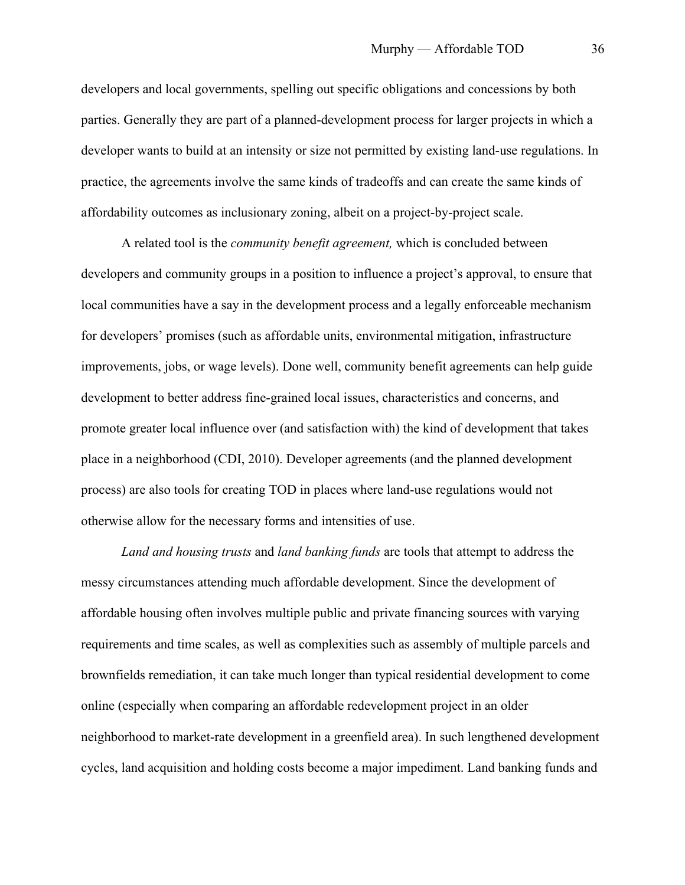developers and local governments, spelling out specific obligations and concessions by both parties. Generally they are part of a planned-development process for larger projects in which a developer wants to build at an intensity or size not permitted by existing land-use regulations. In practice, the agreements involve the same kinds of tradeoffs and can create the same kinds of affordability outcomes as inclusionary zoning, albeit on a project-by-project scale.

A related tool is the *community benefit agreement,* which is concluded between developers and community groups in a position to influence a project's approval, to ensure that local communities have a say in the development process and a legally enforceable mechanism for developers' promises (such as affordable units, environmental mitigation, infrastructure improvements, jobs, or wage levels). Done well, community benefit agreements can help guide development to better address fine-grained local issues, characteristics and concerns, and promote greater local influence over (and satisfaction with) the kind of development that takes place in a neighborhood (CDI, 2010). Developer agreements (and the planned development process) are also tools for creating TOD in places where land-use regulations would not otherwise allow for the necessary forms and intensities of use.

*Land and housing trusts* and *land banking funds* are tools that attempt to address the messy circumstances attending much affordable development. Since the development of affordable housing often involves multiple public and private financing sources with varying requirements and time scales, as well as complexities such as assembly of multiple parcels and brownfields remediation, it can take much longer than typical residential development to come online (especially when comparing an affordable redevelopment project in an older neighborhood to market-rate development in a greenfield area). In such lengthened development cycles, land acquisition and holding costs become a major impediment. Land banking funds and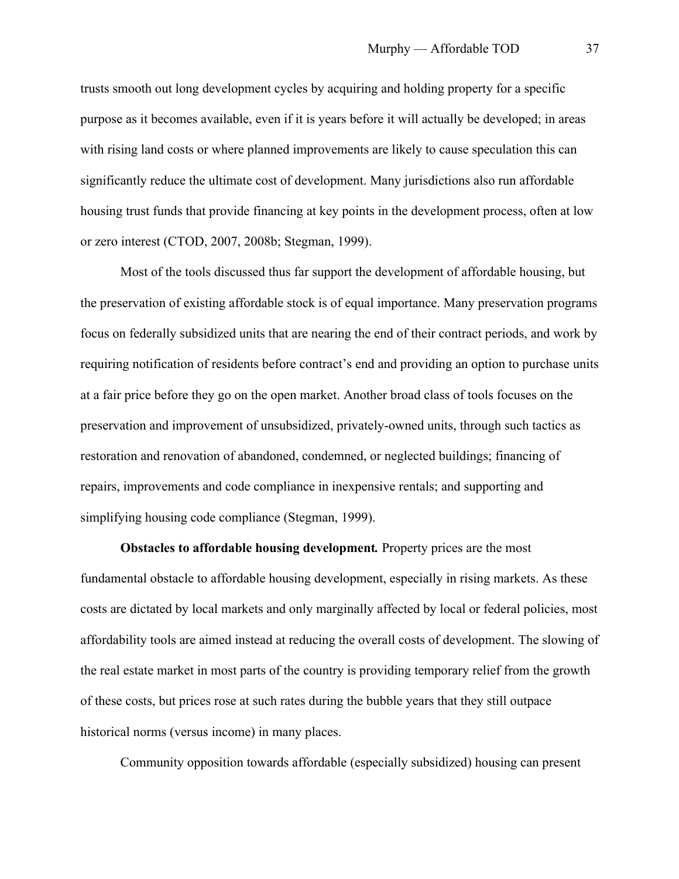trusts smooth out long development cycles by acquiring and holding property for a specific purpose as it becomes available, even if it is years before it will actually be developed; in areas with rising land costs or where planned improvements are likely to cause speculation this can significantly reduce the ultimate cost of development. Many jurisdictions also run affordable housing trust funds that provide financing at key points in the development process, often at low or zero interest (CTOD, 2007, 2008b; Stegman, 1999).

Most of the tools discussed thus far support the development of affordable housing, but the preservation of existing affordable stock is of equal importance. Many preservation programs focus on federally subsidized units that are nearing the end of their contract periods, and work by requiring notification of residents before contract's end and providing an option to purchase units at a fair price before they go on the open market. Another broad class of tools focuses on the preservation and improvement of unsubsidized, privately-owned units, through such tactics as restoration and renovation of abandoned, condemned, or neglected buildings; financing of repairs, improvements and code compliance in inexpensive rentals; and supporting and simplifying housing code compliance (Stegman, 1999).

**Obstacles to affordable housing development.** Property prices are the most fundamental obstacle to affordable housing development, especially in rising markets. As these costs are dictated by local markets and only marginally affected by local or federal policies, most affordability tools are aimed instead at reducing the overall costs of development. The slowing of the real estate market in most parts of the country is providing temporary relief from the growth of these costs, but prices rose at such rates during the bubble years that they still outpace historical norms (versus income) in many places.

Community opposition towards affordable (especially subsidized) housing can present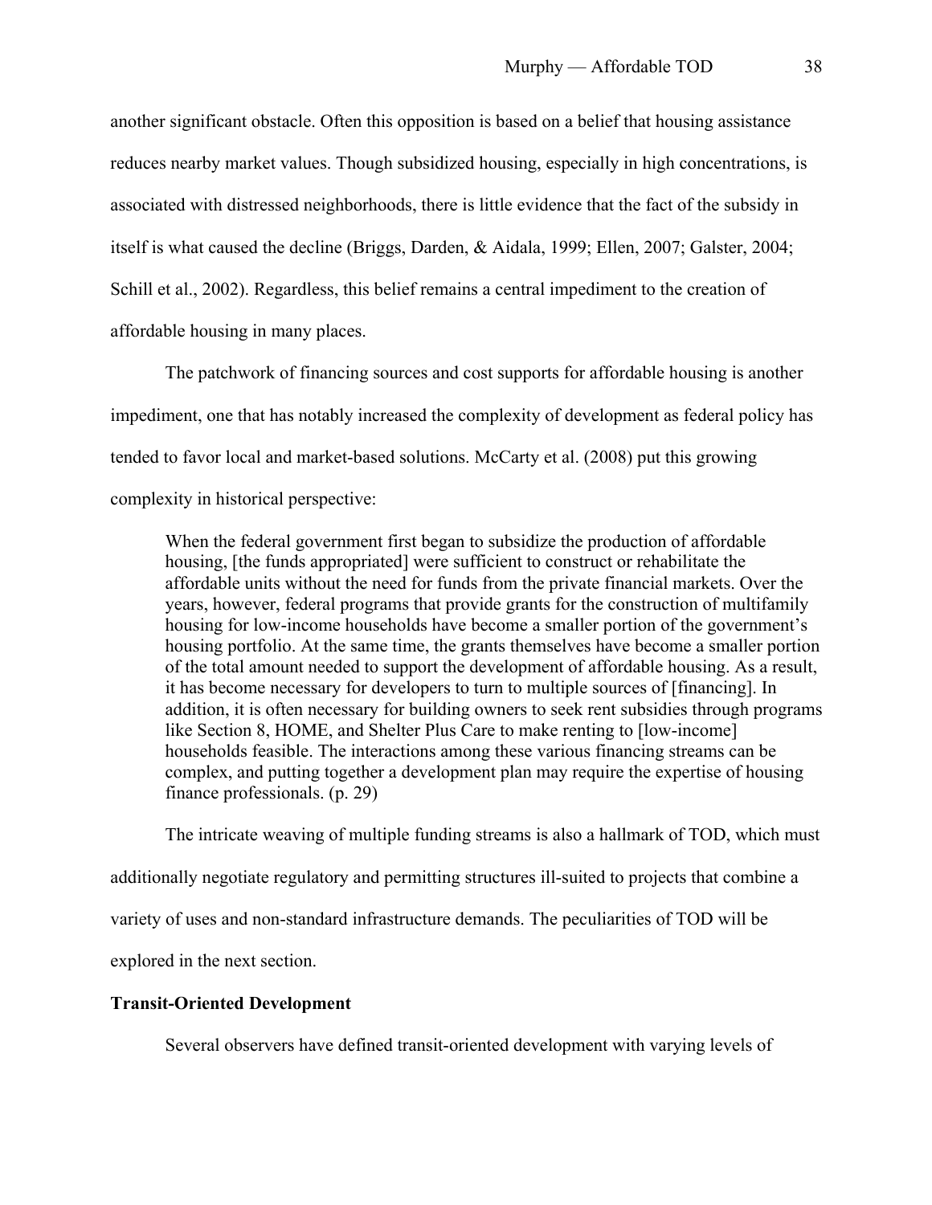another significant obstacle. Often this opposition is based on a belief that housing assistance reduces nearby market values. Though subsidized housing, especially in high concentrations, is associated with distressed neighborhoods, there is little evidence that the fact of the subsidy in itself is what caused the decline (Briggs, Darden, & Aidala, 1999; Ellen, 2007; Galster, 2004; Schill et al., 2002). Regardless, this belief remains a central impediment to the creation of affordable housing in many places.

The patchwork of financing sources and cost supports for affordable housing is another impediment, one that has notably increased the complexity of development as federal policy has tended to favor local and market-based solutions. McCarty et al. (2008) put this growing complexity in historical perspective:

> When the federal government first began to subsidize the production of affordable housing, [the funds appropriated] were sufficient to construct or rehabilitate the affordable units without the need for funds from the private financial markets. Over the years, however, federal programs that provide grants for the construction of multifamily housing for low-income households have become a smaller portion of the government's housing portfolio. At the same time, the grants themselves have become a smaller portion of the total amount needed to support the development of affordable housing. As a result, it has become necessary for developers to turn to multiple sources of [financing]. In addition, it is often necessary for building owners to seek rent subsidies through programs like Section 8, HOME, and Shelter Plus Care to make renting to [low-income] households feasible. The interactions among these various financing streams can be complex, and putting together a development plan may require the expertise of housing finance professionals. (p. 29)

The intricate weaving of multiple funding streams is also a hallmark of TOD, which must additionally negotiate regulatory and permitting structures ill-suited to projects that combine a variety of uses and non-standard infrastructure demands. The peculiarities of TOD will be explored in the next section.

**Transit-Oriented Development**

Several observers have defined transit-oriented development with varying levels of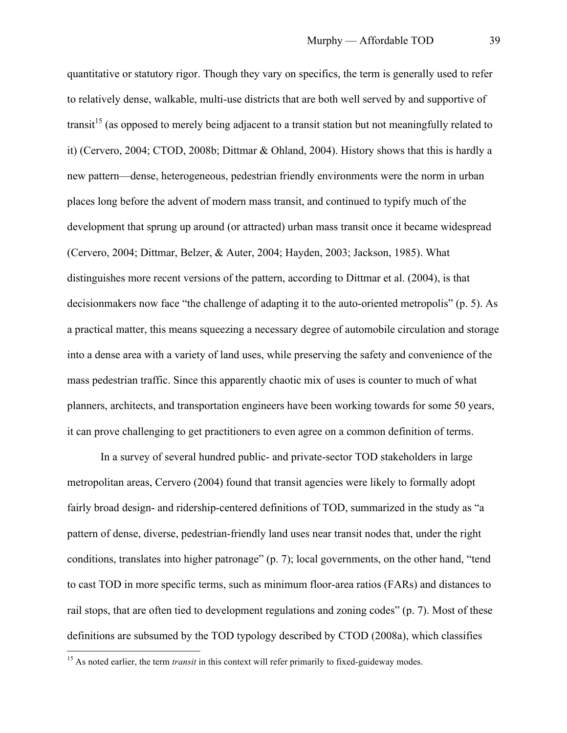quantitative or statutory rigor. Though they vary on specifics, the term is generally used to refer to relatively dense, walkable, multi-use districts that are both well served by and supportive of transit[15] (as opposed to merely being adjacent to a transit station but not meaningfully related to it) (Cervero, 2004; CTOD, 2008b; Dittmar & Ohland, 2004). History shows that this is hardly a new pattern—dense, heterogeneous, pedestrian friendly environments were the norm in urban places long before the advent of modern mass transit, and continued to typify much of the development that sprung up around (or attracted) urban mass transit once it became widespread (Cervero, 2004; Dittmar, Belzer, & Auter, 2004; Hayden, 2003; Jackson, 1985). What distinguishes more recent versions of the pattern, according to Dittmar et al. (2004), is that decisionmakers now face "the challenge of adapting it to the auto-oriented metropolis" (p. 5). As a practical matter, this means squeezing a necessary degree of automobile circulation and storage into a dense area with a variety of land uses, while preserving the safety and convenience of the mass pedestrian traffic. Since this apparently chaotic mix of uses is counter to much of what planners, architects, and transportation engineers have been working towards for some 50 years, it can prove challenging to get practitioners to even agree on a common definition of terms.

In a survey of several hundred public- and private-sector TOD stakeholders in large metropolitan areas, Cervero (2004) found that transit agencies were likely to formally adopt fairly broad design- and ridership-centered definitions of TOD, summarized in the study as "a pattern of dense, diverse, pedestrian-friendly land uses near transit nodes that, under the right conditions, translates into higher patronage" (p. 7); local governments, on the other hand, "tend to cast TOD in more specific terms, such as minimum floor-area ratios (FARs) and distances to rail stops, that are often tied to development regulations and zoning codes" (p. 7). Most of these definitions are subsumed by the TOD typology described by CTOD (2008a), which classifies

---

[15] As noted earlier, the term *transit* in this context will refer primarily to fixed-guideway modes.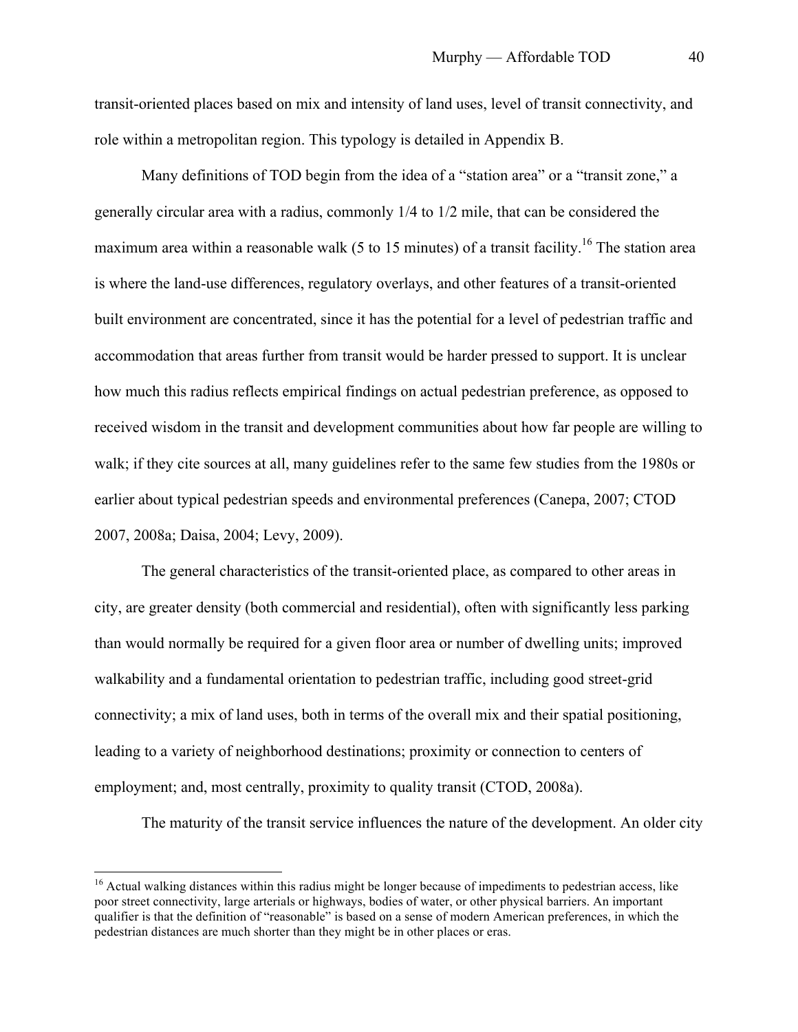transit-oriented places based on mix and intensity of land uses, level of transit connectivity, and role within a metropolitan region. This typology is detailed in Appendix B.

Many definitions of TOD begin from the idea of a "station area" or a "transit zone," a generally circular area with a radius, commonly 1/4 to 1/2 mile, that can be considered the maximum area within a reasonable walk (5 to 15 minutes) of a transit facility.[16] The station area is where the land-use differences, regulatory overlays, and other features of a transit-oriented built environment are concentrated, since it has the potential for a level of pedestrian traffic and accommodation that areas further from transit would be harder pressed to support. It is unclear how much this radius reflects empirical findings on actual pedestrian preference, as opposed to received wisdom in the transit and development communities about how far people are willing to walk; if they cite sources at all, many guidelines refer to the same few studies from the 1980s or earlier about typical pedestrian speeds and environmental preferences (Canepa, 2007; CTOD 2007, 2008a; Daisa, 2004; Levy, 2009).

The general characteristics of the transit-oriented place, as compared to other areas in city, are greater density (both commercial and residential), often with significantly less parking than would normally be required for a given floor area or number of dwelling units; improved walkability and a fundamental orientation to pedestrian traffic, including good street-grid connectivity; a mix of land uses, both in terms of the overall mix and their spatial positioning, leading to a variety of neighborhood destinations; proximity or connection to centers of employment; and, most centrally, proximity to quality transit (CTOD, 2008a).

The maturity of the transit service influences the nature of the development. An older city

[16] Actual walking distances within this radius might be longer because of impediments to pedestrian access, like poor street connectivity, large arterials or highways, bodies of water, or other physical barriers. An important qualifier is that the definition of "reasonable" is based on a sense of modern American preferences, in which the pedestrian distances are much shorter than they might be in other places or eras.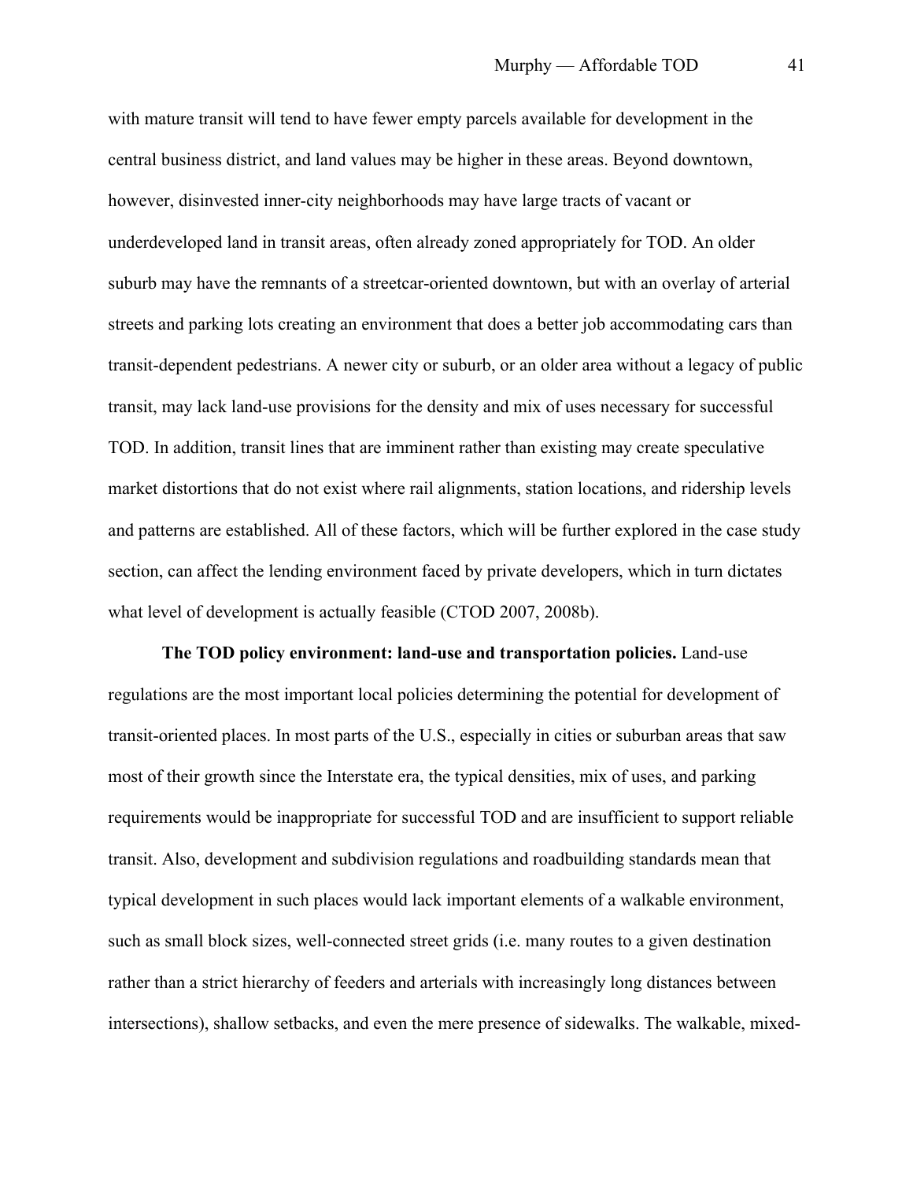with mature transit will tend to have fewer empty parcels available for development in the central business district, and land values may be higher in these areas. Beyond downtown, however, disinvested inner-city neighborhoods may have large tracts of vacant or underdeveloped land in transit areas, often already zoned appropriately for TOD. An older suburb may have the remnants of a streetcar-oriented downtown, but with an overlay of arterial streets and parking lots creating an environment that does a better job accommodating cars than transit-dependent pedestrians. A newer city or suburb, or an older area without a legacy of public transit, may lack land-use provisions for the density and mix of uses necessary for successful TOD. In addition, transit lines that are imminent rather than existing may create speculative market distortions that do not exist where rail alignments, station locations, and ridership levels and patterns are established. All of these factors, which will be further explored in the case study section, can affect the lending environment faced by private developers, which in turn dictates what level of development is actually feasible (CTOD 2007, 2008b).

**The TOD policy environment: land-use and transportation policies.** Land-use regulations are the most important local policies determining the potential for development of transit-oriented places. In most parts of the U.S., especially in cities or suburban areas that saw most of their growth since the Interstate era, the typical densities, mix of uses, and parking requirements would be inappropriate for successful TOD and are insufficient to support reliable transit. Also, development and subdivision regulations and roadbuilding standards mean that typical development in such places would lack important elements of a walkable environment, such as small block sizes, well-connected street grids (i.e. many routes to a given destination rather than a strict hierarchy of feeders and arterials with increasingly long distances between intersections), shallow setbacks, and even the mere presence of sidewalks. The walkable, mixed-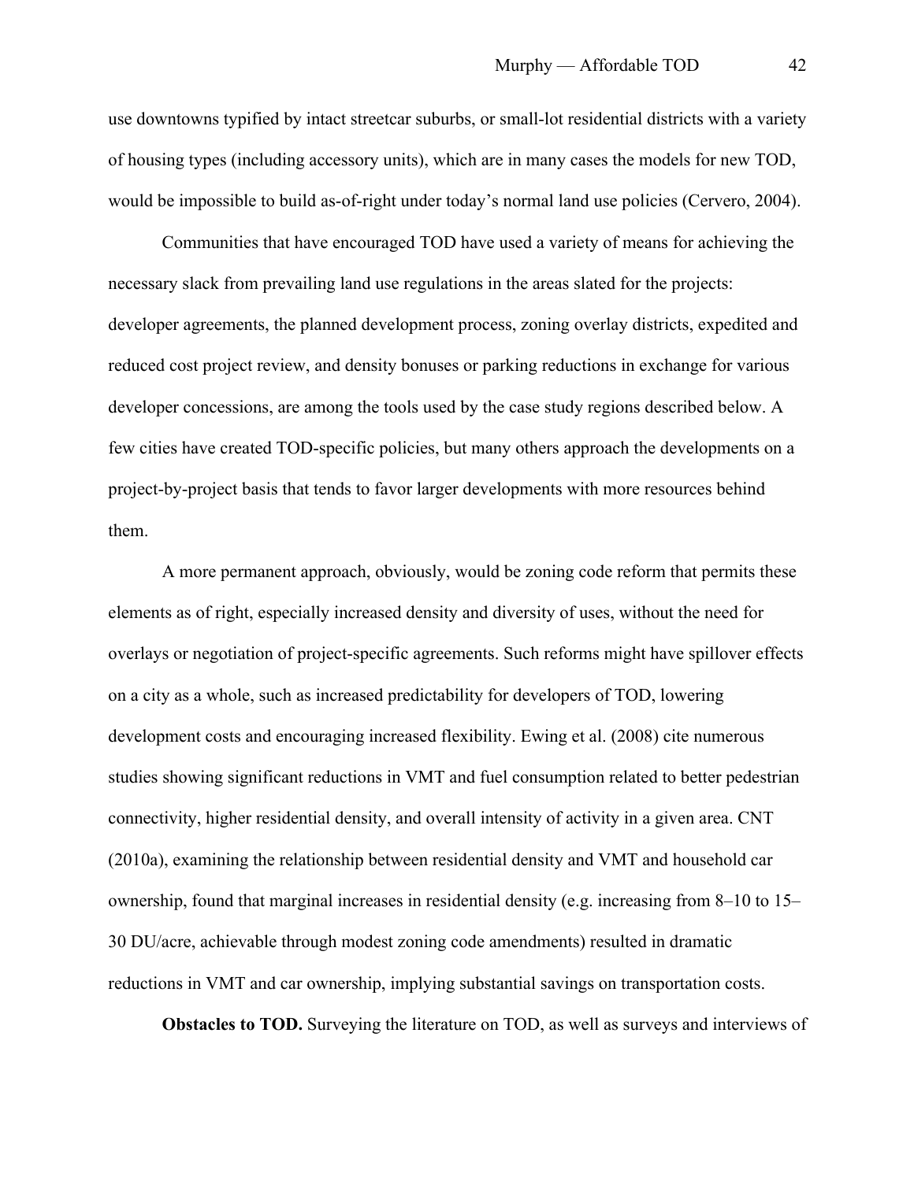use downtowns typified by intact streetcar suburbs, or small-lot residential districts with a variety of housing types (including accessory units), which are in many cases the models for new TOD, would be impossible to build as-of-right under today's normal land use policies (Cervero, 2004).

Communities that have encouraged TOD have used a variety of means for achieving the necessary slack from prevailing land use regulations in the areas slated for the projects: developer agreements, the planned development process, zoning overlay districts, expedited and reduced cost project review, and density bonuses or parking reductions in exchange for various developer concessions, are among the tools used by the case study regions described below. A few cities have created TOD-specific policies, but many others approach the developments on a project-by-project basis that tends to favor larger developments with more resources behind them.

A more permanent approach, obviously, would be zoning code reform that permits these elements as of right, especially increased density and diversity of uses, without the need for overlays or negotiation of project-specific agreements. Such reforms might have spillover effects on a city as a whole, such as increased predictability for developers of TOD, lowering development costs and encouraging increased flexibility. Ewing et al. (2008) cite numerous studies showing significant reductions in VMT and fuel consumption related to better pedestrian connectivity, higher residential density, and overall intensity of activity in a given area. CNT (2010a), examining the relationship between residential density and VMT and household car ownership, found that marginal increases in residential density (e.g. increasing from 8–10 to 15–30 DU/acre, achievable through modest zoning code amendments) resulted in dramatic reductions in VMT and car ownership, implying substantial savings on transportation costs.

**Obstacles to TOD.** Surveying the literature on TOD, as well as surveys and interviews of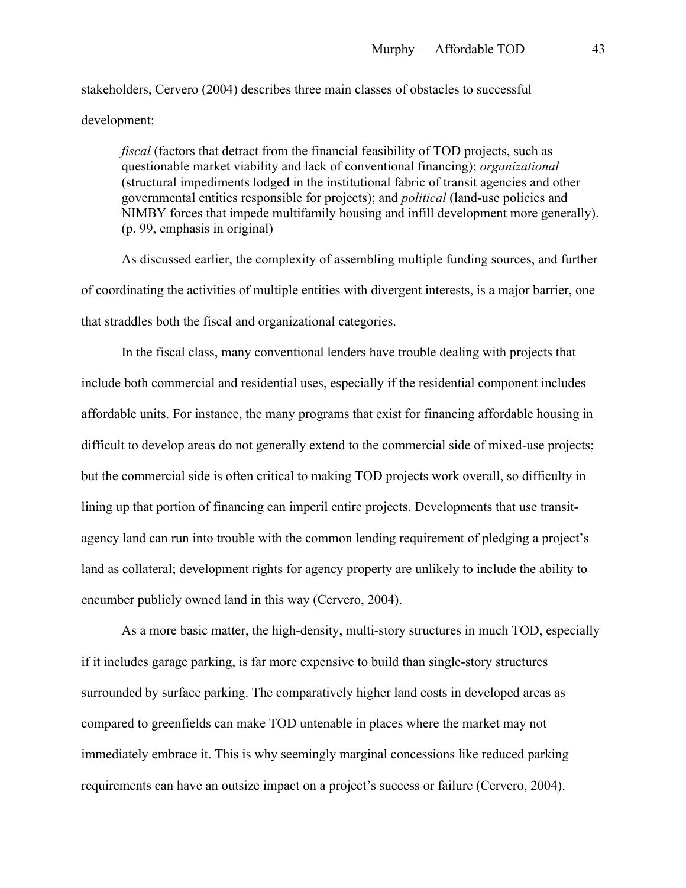stakeholders, Cervero (2004) describes three main classes of obstacles to successful development:

> *fiscal* (factors that detract from the financial feasibility of TOD projects, such as questionable market viability and lack of conventional financing); *organizational* (structural impediments lodged in the institutional fabric of transit agencies and other governmental entities responsible for projects); and *political* (land-use policies and NIMBY forces that impede multifamily housing and infill development more generally). (p. 99, emphasis in original)

As discussed earlier, the complexity of assembling multiple funding sources, and further of coordinating the activities of multiple entities with divergent interests, is a major barrier, one that straddles both the fiscal and organizational categories.

In the fiscal class, many conventional lenders have trouble dealing with projects that include both commercial and residential uses, especially if the residential component includes affordable units. For instance, the many programs that exist for financing affordable housing in difficult to develop areas do not generally extend to the commercial side of mixed-use projects; but the commercial side is often critical to making TOD projects work overall, so difficulty in lining up that portion of financing can imperil entire projects. Developments that use transit-agency land can run into trouble with the common lending requirement of pledging a project's land as collateral; development rights for agency property are unlikely to include the ability to encumber publicly owned land in this way (Cervero, 2004).

As a more basic matter, the high-density, multi-story structures in much TOD, especially if it includes garage parking, is far more expensive to build than single-story structures surrounded by surface parking. The comparatively higher land costs in developed areas as compared to greenfields can make TOD untenable in places where the market may not immediately embrace it. This is why seemingly marginal concessions like reduced parking requirements can have an outsize impact on a project's success or failure (Cervero, 2004).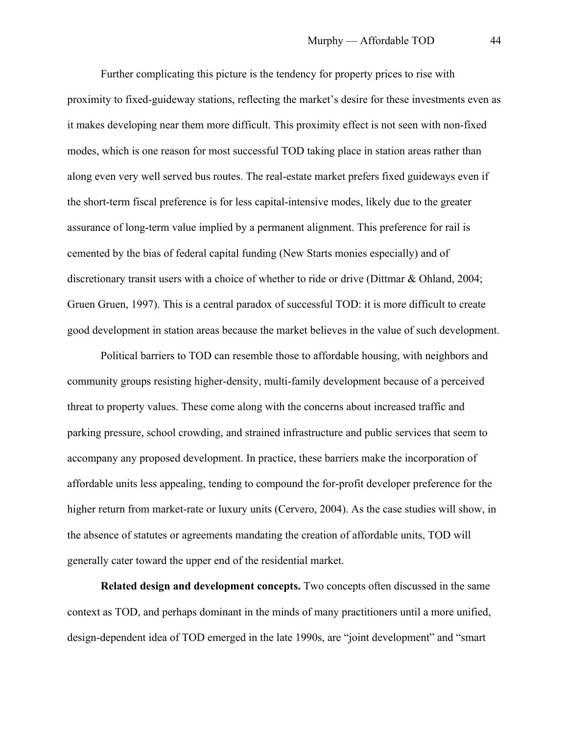Further complicating this picture is the tendency for property prices to rise with proximity to fixed-guideway stations, reflecting the market's desire for these investments even as it makes developing near them more difficult. This proximity effect is not seen with non-fixed modes, which is one reason for most successful TOD taking place in station areas rather than along even very well served bus routes. The real-estate market prefers fixed guideways even if the short-term fiscal preference is for less capital-intensive modes, likely due to the greater assurance of long-term value implied by a permanent alignment. This preference for rail is cemented by the bias of federal capital funding (New Starts monies especially) and of discretionary transit users with a choice of whether to ride or drive (Dittmar & Ohland, 2004; Gruen Gruen, 1997). This is a central paradox of successful TOD: it is more difficult to create good development in station areas because the market believes in the value of such development.

Political barriers to TOD can resemble those to affordable housing, with neighbors and community groups resisting higher-density, multi-family development because of a perceived threat to property values. These come along with the concerns about increased traffic and parking pressure, school crowding, and strained infrastructure and public services that seem to accompany any proposed development. In practice, these barriers make the incorporation of affordable units less appealing, tending to compound the for-profit developer preference for the higher return from market-rate or luxury units (Cervero, 2004). As the case studies will show, in the absence of statutes or agreements mandating the creation of affordable units, TOD will generally cater toward the upper end of the residential market.

**Related design and development concepts.** Two concepts often discussed in the same context as TOD, and perhaps dominant in the minds of many practitioners until a more unified, design-dependent idea of TOD emerged in the late 1990s, are "joint development" and "smart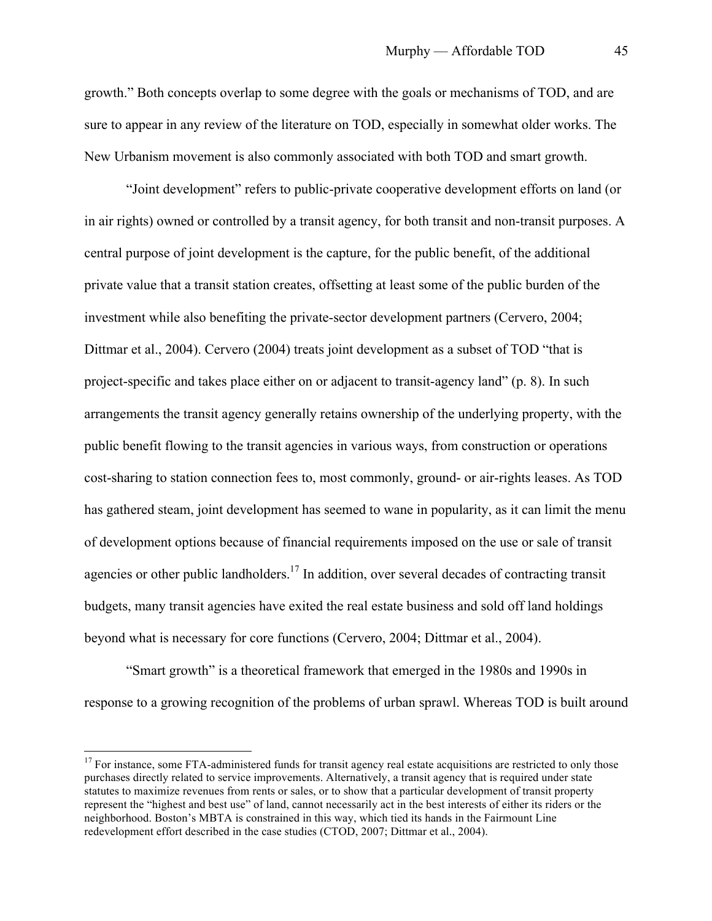growth." Both concepts overlap to some degree with the goals or mechanisms of TOD, and are sure to appear in any review of the literature on TOD, especially in somewhat older works. The New Urbanism movement is also commonly associated with both TOD and smart growth.

"Joint development" refers to public-private cooperative development efforts on land (or in air rights) owned or controlled by a transit agency, for both transit and non-transit purposes. A central purpose of joint development is the capture, for the public benefit, of the additional private value that a transit station creates, offsetting at least some of the public burden of the investment while also benefiting the private-sector development partners (Cervero, 2004; Dittmar et al., 2004). Cervero (2004) treats joint development as a subset of TOD "that is project-specific and takes place either on or adjacent to transit-agency land" (p. 8). In such arrangements the transit agency generally retains ownership of the underlying property, with the public benefit flowing to the transit agencies in various ways, from construction or operations cost-sharing to station connection fees to, most commonly, ground- or air-rights leases. As TOD has gathered steam, joint development has seemed to wane in popularity, as it can limit the menu of development options because of financial requirements imposed on the use or sale of transit agencies or other public landholders.[17] In addition, over several decades of contracting transit budgets, many transit agencies have exited the real estate business and sold off land holdings beyond what is necessary for core functions (Cervero, 2004; Dittmar et al., 2004).

"Smart growth" is a theoretical framework that emerged in the 1980s and 1990s in response to a growing recognition of the problems of urban sprawl. Whereas TOD is built around

---

[17] For instance, some FTA-administered funds for transit agency real estate acquisitions are restricted to only those purchases directly related to service improvements. Alternatively, a transit agency that is required under state statutes to maximize revenues from rents or sales, or to show that a particular development of transit property represent the "highest and best use" of land, cannot necessarily act in the best interests of either its riders or the neighborhood. Boston's MBTA is constrained in this way, which tied its hands in the Fairmount Line redevelopment effort described in the case studies (CTOD, 2007; Dittmar et al., 2004).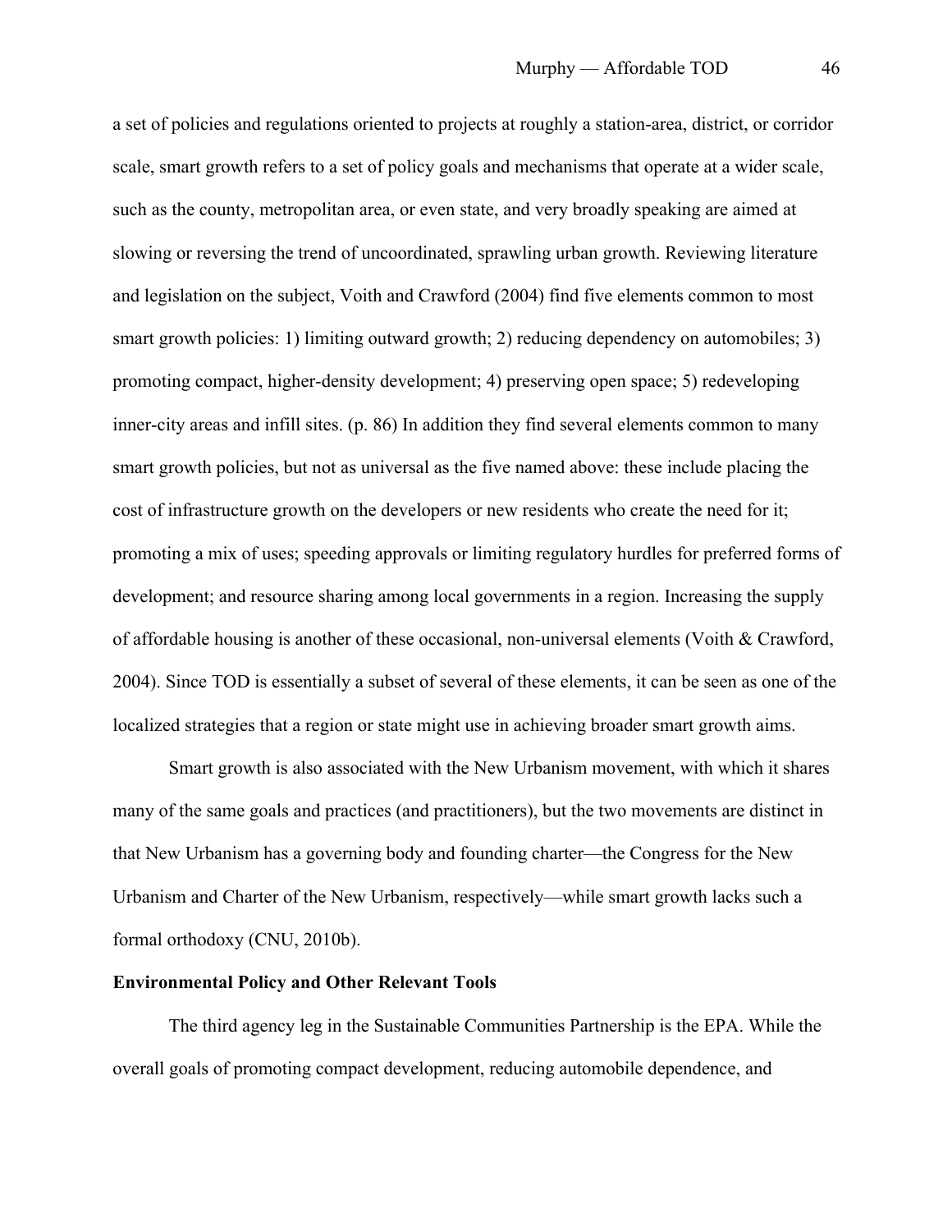a set of policies and regulations oriented to projects at roughly a station-area, district, or corridor scale, smart growth refers to a set of policy goals and mechanisms that operate at a wider scale, such as the county, metropolitan area, or even state, and very broadly speaking are aimed at slowing or reversing the trend of uncoordinated, sprawling urban growth. Reviewing literature and legislation on the subject, Voith and Crawford (2004) find five elements common to most smart growth policies: 1) limiting outward growth; 2) reducing dependency on automobiles; 3) promoting compact, higher-density development; 4) preserving open space; 5) redeveloping inner-city areas and infill sites. (p. 86) In addition they find several elements common to many smart growth policies, but not as universal as the five named above: these include placing the cost of infrastructure growth on the developers or new residents who create the need for it; promoting a mix of uses; speeding approvals or limiting regulatory hurdles for preferred forms of development; and resource sharing among local governments in a region. Increasing the supply of affordable housing is another of these occasional, non-universal elements (Voith & Crawford, 2004). Since TOD is essentially a subset of several of these elements, it can be seen as one of the localized strategies that a region or state might use in achieving broader smart growth aims.

Smart growth is also associated with the New Urbanism movement, with which it shares many of the same goals and practices (and practitioners), but the two movements are distinct in that New Urbanism has a governing body and founding charter—the Congress for the New Urbanism and Charter of the New Urbanism, respectively—while smart growth lacks such a formal orthodoxy (CNU, 2010b).

**Environmental Policy and Other Relevant Tools**

The third agency leg in the Sustainable Communities Partnership is the EPA. While the overall goals of promoting compact development, reducing automobile dependence, and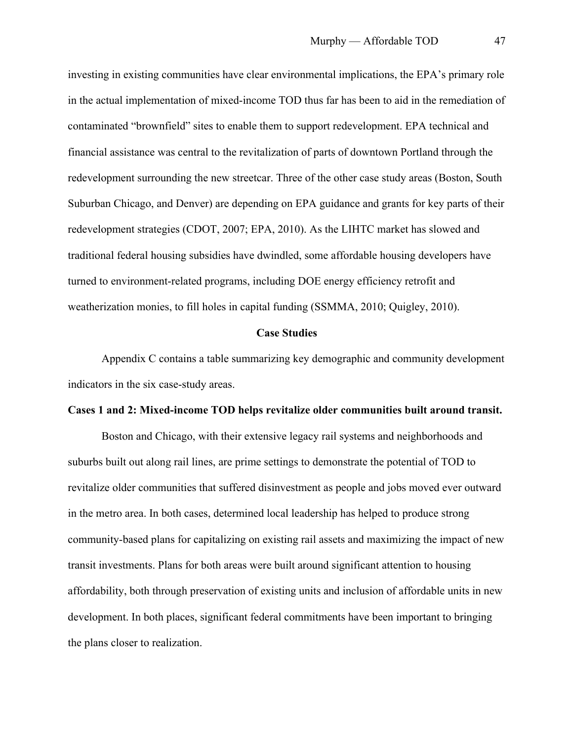investing in existing communities have clear environmental implications, the EPA's primary role in the actual implementation of mixed-income TOD thus far has been to aid in the remediation of contaminated "brownfield" sites to enable them to support redevelopment. EPA technical and financial assistance was central to the revitalization of parts of downtown Portland through the redevelopment surrounding the new streetcar. Three of the other case study areas (Boston, South Suburban Chicago, and Denver) are depending on EPA guidance and grants for key parts of their redevelopment strategies (CDOT, 2007; EPA, 2010). As the LIHTC market has slowed and traditional federal housing subsidies have dwindled, some affordable housing developers have turned to environment-related programs, including DOE energy efficiency retrofit and weatherization monies, to fill holes in capital funding (SSMMA, 2010; Quigley, 2010).

## Case Studies

Appendix C contains a table summarizing key demographic and community development indicators in the six case-study areas.

### Cases 1 and 2: Mixed-income TOD helps revitalize older communities built around transit.

Boston and Chicago, with their extensive legacy rail systems and neighborhoods and suburbs built out along rail lines, are prime settings to demonstrate the potential of TOD to revitalize older communities that suffered disinvestment as people and jobs moved ever outward in the metro area. In both cases, determined local leadership has helped to produce strong community-based plans for capitalizing on existing rail assets and maximizing the impact of new transit investments. Plans for both areas were built around significant attention to housing affordability, both through preservation of existing units and inclusion of affordable units in new development. In both places, significant federal commitments have been important to bringing the plans closer to realization.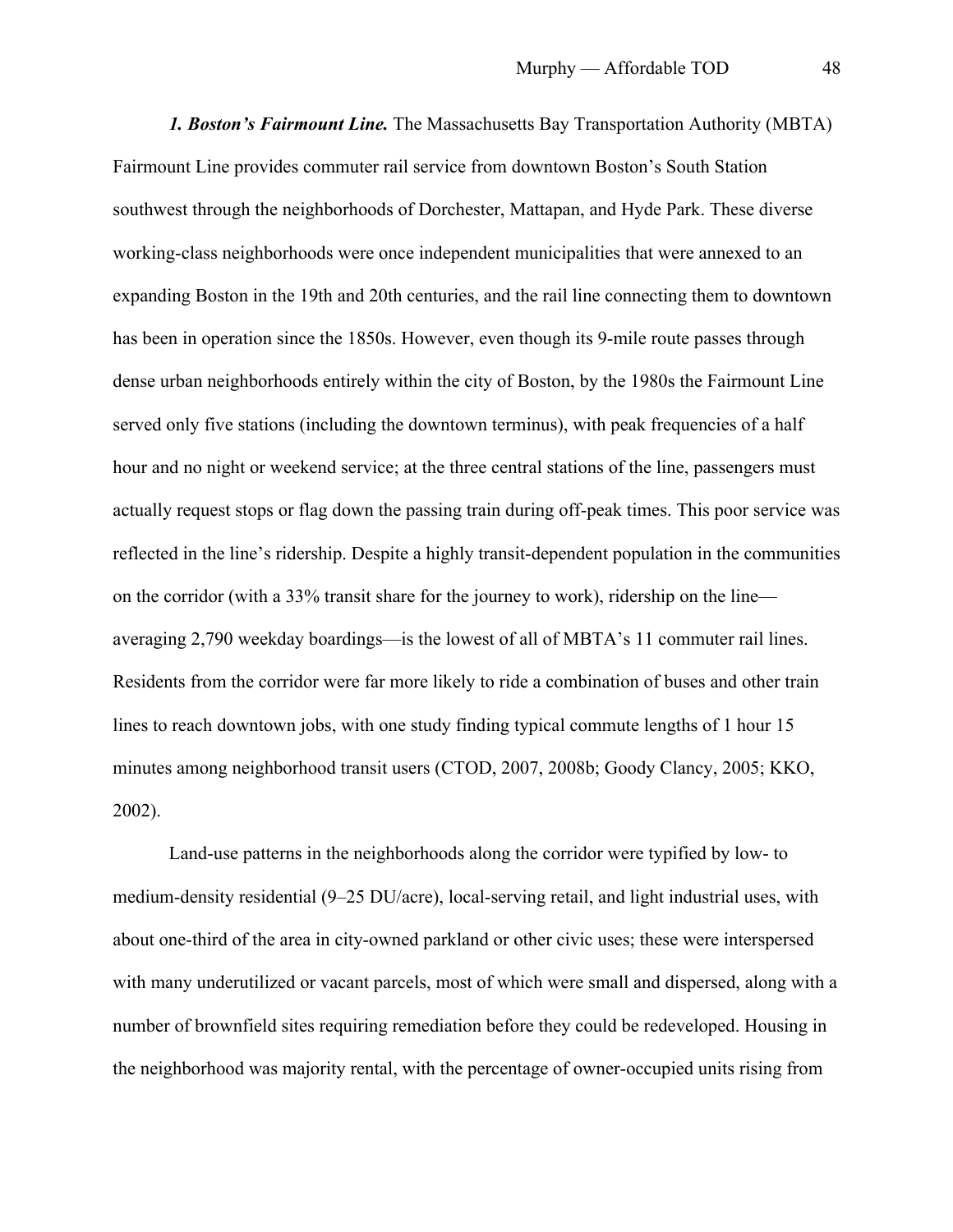***1. Boston's Fairmount Line.*** The Massachusetts Bay Transportation Authority (MBTA) Fairmount Line provides commuter rail service from downtown Boston's South Station southwest through the neighborhoods of Dorchester, Mattapan, and Hyde Park. These diverse working-class neighborhoods were once independent municipalities that were annexed to an expanding Boston in the 19th and 20th centuries, and the rail line connecting them to downtown has been in operation since the 1850s. However, even though its 9-mile route passes through dense urban neighborhoods entirely within the city of Boston, by the 1980s the Fairmount Line served only five stations (including the downtown terminus), with peak frequencies of a half hour and no night or weekend service; at the three central stations of the line, passengers must actually request stops or flag down the passing train during off-peak times. This poor service was reflected in the line's ridership. Despite a highly transit-dependent population in the communities on the corridor (with a 33% transit share for the journey to work), ridership on the line—averaging 2,790 weekday boardings—is the lowest of all of MBTA's 11 commuter rail lines. Residents from the corridor were far more likely to ride a combination of buses and other train lines to reach downtown jobs, with one study finding typical commute lengths of 1 hour 15 minutes among neighborhood transit users (CTOD, 2007, 2008b; Goody Clancy, 2005; KKO, 2002).

Land-use patterns in the neighborhoods along the corridor were typified by low- to medium-density residential (9–25 DU/acre), local-serving retail, and light industrial uses, with about one-third of the area in city-owned parkland or other civic uses; these were interspersed with many underutilized or vacant parcels, most of which were small and dispersed, along with a number of brownfield sites requiring remediation before they could be redeveloped. Housing in the neighborhood was majority rental, with the percentage of owner-occupied units rising from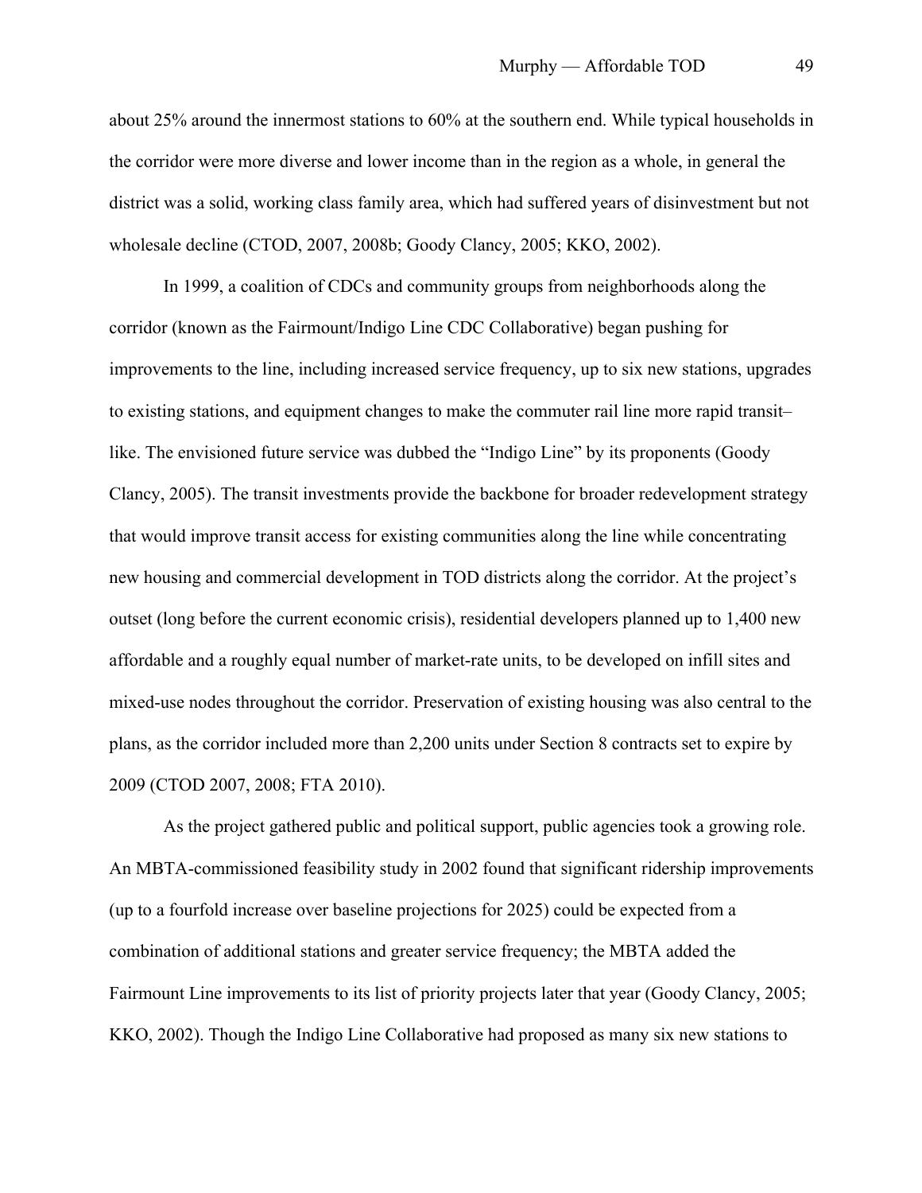about 25% around the innermost stations to 60% at the southern end. While typical households in the corridor were more diverse and lower income than in the region as a whole, in general the district was a solid, working class family area, which had suffered years of disinvestment but not wholesale decline (CTOD, 2007, 2008b; Goody Clancy, 2005; KKO, 2002).

In 1999, a coalition of CDCs and community groups from neighborhoods along the corridor (known as the Fairmount/Indigo Line CDC Collaborative) began pushing for improvements to the line, including increased service frequency, up to six new stations, upgrades to existing stations, and equipment changes to make the commuter rail line more rapid transit–like. The envisioned future service was dubbed the "Indigo Line" by its proponents (Goody Clancy, 2005). The transit investments provide the backbone for broader redevelopment strategy that would improve transit access for existing communities along the line while concentrating new housing and commercial development in TOD districts along the corridor. At the project's outset (long before the current economic crisis), residential developers planned up to 1,400 new affordable and a roughly equal number of market-rate units, to be developed on infill sites and mixed-use nodes throughout the corridor. Preservation of existing housing was also central to the plans, as the corridor included more than 2,200 units under Section 8 contracts set to expire by 2009 (CTOD 2007, 2008; FTA 2010).

As the project gathered public and political support, public agencies took a growing role. An MBTA-commissioned feasibility study in 2002 found that significant ridership improvements (up to a fourfold increase over baseline projections for 2025) could be expected from a combination of additional stations and greater service frequency; the MBTA added the Fairmount Line improvements to its list of priority projects later that year (Goody Clancy, 2005; KKO, 2002). Though the Indigo Line Collaborative had proposed as many six new stations to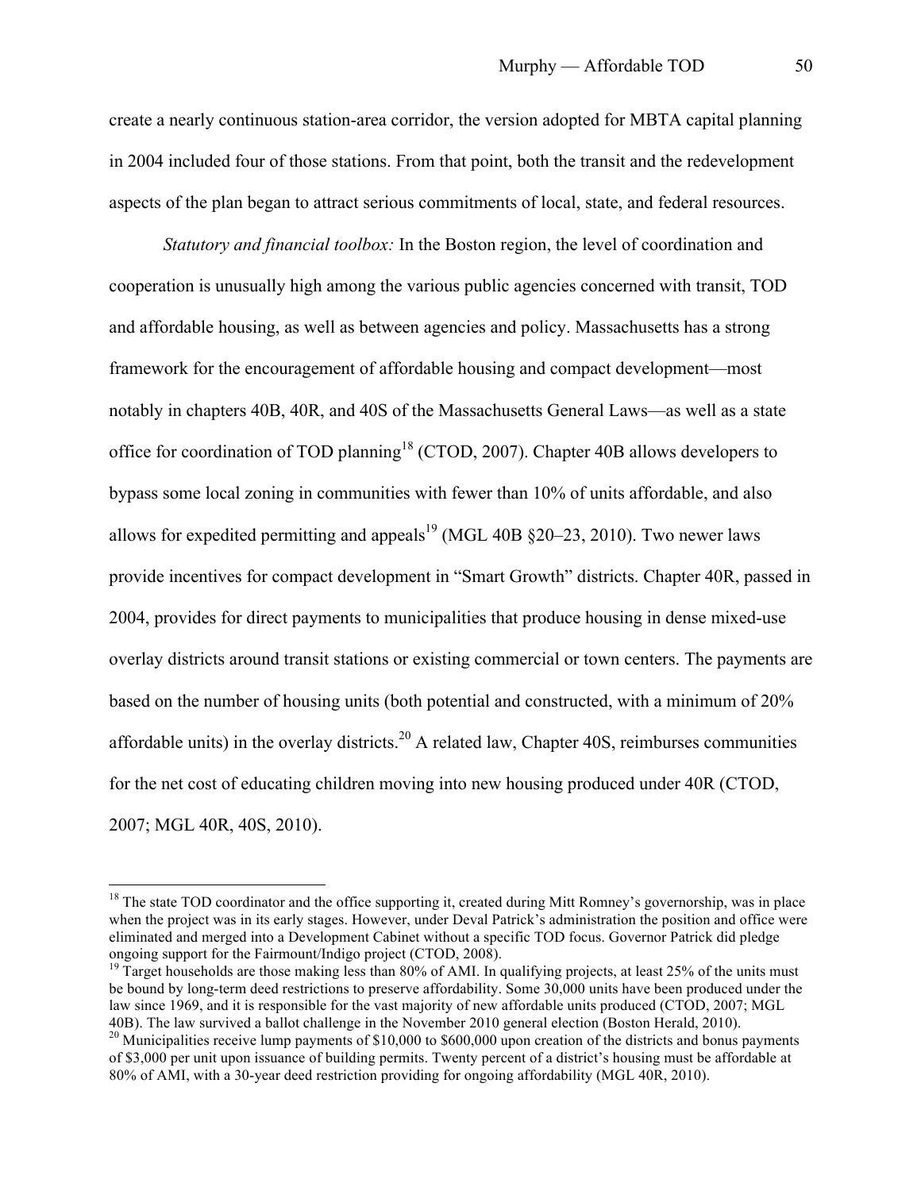create a nearly continuous station-area corridor, the version adopted for MBTA capital planning in 2004 included four of those stations. From that point, both the transit and the redevelopment aspects of the plan began to attract serious commitments of local, state, and federal resources.

*Statutory and financial toolbox:* In the Boston region, the level of coordination and cooperation is unusually high among the various public agencies concerned with transit, TOD and affordable housing, as well as between agencies and policy. Massachusetts has a strong framework for the encouragement of affordable housing and compact development—most notably in chapters 40B, 40R, and 40S of the Massachusetts General Laws—as well as a state office for coordination of TOD planning[18] (CTOD, 2007). Chapter 40B allows developers to bypass some local zoning in communities with fewer than 10% of units affordable, and also allows for expedited permitting and appeals[19] (MGL 40B §20–23, 2010). Two newer laws provide incentives for compact development in "Smart Growth" districts. Chapter 40R, passed in 2004, provides for direct payments to municipalities that produce housing in dense mixed-use overlay districts around transit stations or existing commercial or town centers. The payments are based on the number of housing units (both potential and constructed, with a minimum of 20% affordable units) in the overlay districts.[20] A related law, Chapter 40S, reimburses communities for the net cost of educating children moving into new housing produced under 40R (CTOD, 2007; MGL 40R, 40S, 2010).

---

[18] The state TOD coordinator and the office supporting it, created during Mitt Romney's governorship, was in place when the project was in its early stages. However, under Deval Patrick's administration the position and office were eliminated and merged into a Development Cabinet without a specific TOD focus. Governor Patrick did pledge ongoing support for the Fairmount/Indigo project (CTOD, 2008).

[19] Target households are those making less than 80% of AMI. In qualifying projects, at least 25% of the units must be bound by long-term deed restrictions to preserve affordability. Some 30,000 units have been produced under the law since 1969, and it is responsible for the vast majority of new affordable units produced (CTOD, 2007; MGL 40B). The law survived a ballot challenge in the November 2010 general election (Boston Herald, 2010).

[20] Municipalities receive lump payments of $10,000 to $600,000 upon creation of the districts and bonus payments of $3,000 per unit upon issuance of building permits. Twenty percent of a district's housing must be affordable at 80% of AMI, with a 30-year deed restriction providing for ongoing affordability (MGL 40R, 2010).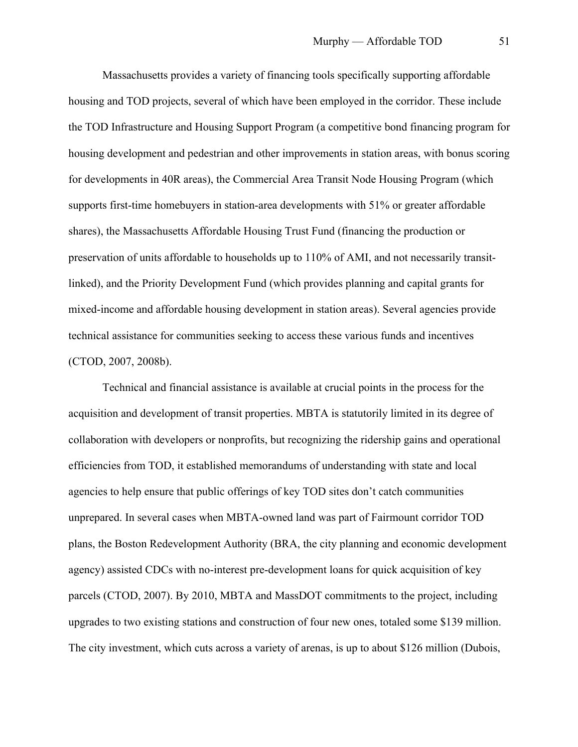Massachusetts provides a variety of financing tools specifically supporting affordable housing and TOD projects, several of which have been employed in the corridor. These include the TOD Infrastructure and Housing Support Program (a competitive bond financing program for housing development and pedestrian and other improvements in station areas, with bonus scoring for developments in 40R areas), the Commercial Area Transit Node Housing Program (which supports first-time homebuyers in station-area developments with 51% or greater affordable shares), the Massachusetts Affordable Housing Trust Fund (financing the production or preservation of units affordable to households up to 110% of AMI, and not necessarily transit-linked), and the Priority Development Fund (which provides planning and capital grants for mixed-income and affordable housing development in station areas). Several agencies provide technical assistance for communities seeking to access these various funds and incentives (CTOD, 2007, 2008b).

Technical and financial assistance is available at crucial points in the process for the acquisition and development of transit properties. MBTA is statutorily limited in its degree of collaboration with developers or nonprofits, but recognizing the ridership gains and operational efficiencies from TOD, it established memorandums of understanding with state and local agencies to help ensure that public offerings of key TOD sites don't catch communities unprepared. In several cases when MBTA-owned land was part of Fairmount corridor TOD plans, the Boston Redevelopment Authority (BRA, the city planning and economic development agency) assisted CDCs with no-interest pre-development loans for quick acquisition of key parcels (CTOD, 2007). By 2010, MBTA and MassDOT commitments to the project, including upgrades to two existing stations and construction of four new ones, totaled some $139 million. The city investment, which cuts across a variety of arenas, is up to about $126 million (Dubois,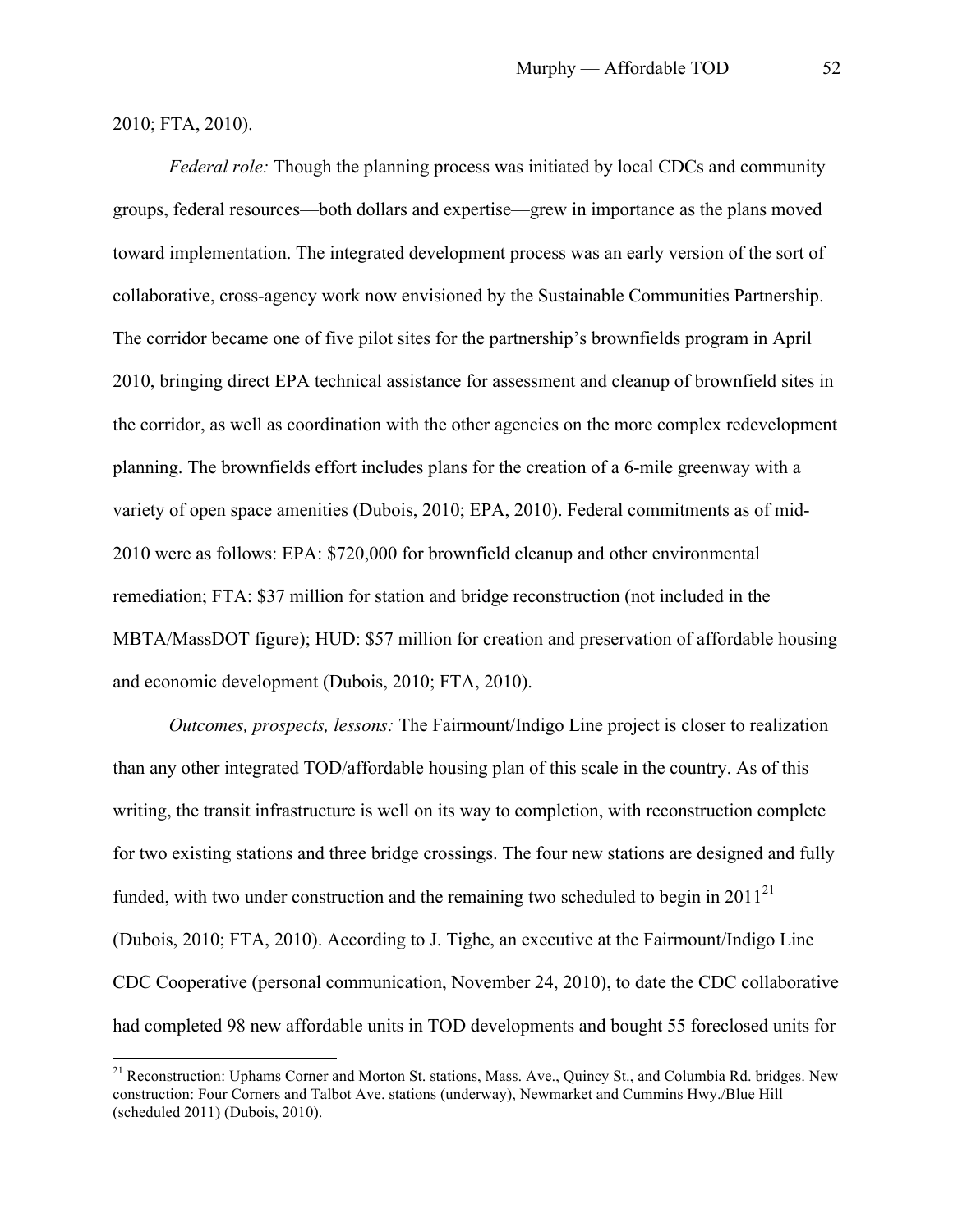2010; FTA, 2010).

*Federal role:* Though the planning process was initiated by local CDCs and community groups, federal resources—both dollars and expertise—grew in importance as the plans moved toward implementation. The integrated development process was an early version of the sort of collaborative, cross-agency work now envisioned by the Sustainable Communities Partnership. The corridor became one of five pilot sites for the partnership's brownfields program in April 2010, bringing direct EPA technical assistance for assessment and cleanup of brownfield sites in the corridor, as well as coordination with the other agencies on the more complex redevelopment planning. The brownfields effort includes plans for the creation of a 6-mile greenway with a variety of open space amenities (Dubois, 2010; EPA, 2010). Federal commitments as of mid-2010 were as follows: EPA: $720,000 for brownfield cleanup and other environmental remediation; FTA: $37 million for station and bridge reconstruction (not included in the MBTA/MassDOT figure); HUD: $57 million for creation and preservation of affordable housing and economic development (Dubois, 2010; FTA, 2010).

*Outcomes, prospects, lessons:* The Fairmount/Indigo Line project is closer to realization than any other integrated TOD/affordable housing plan of this scale in the country. As of this writing, the transit infrastructure is well on its way to completion, with reconstruction complete for two existing stations and three bridge crossings. The four new stations are designed and fully funded, with two under construction and the remaining two scheduled to begin in 2011[21] (Dubois, 2010; FTA, 2010). According to J. Tighe, an executive at the Fairmount/Indigo Line CDC Cooperative (personal communication, November 24, 2010), to date the CDC collaborative had completed 98 new affordable units in TOD developments and bought 55 foreclosed units for

[21] Reconstruction: Uphams Corner and Morton St. stations, Mass. Ave., Quincy St., and Columbia Rd. bridges. New construction: Four Corners and Talbot Ave. stations (underway), Newmarket and Cummins Hwy./Blue Hill (scheduled 2011) (Dubois, 2010).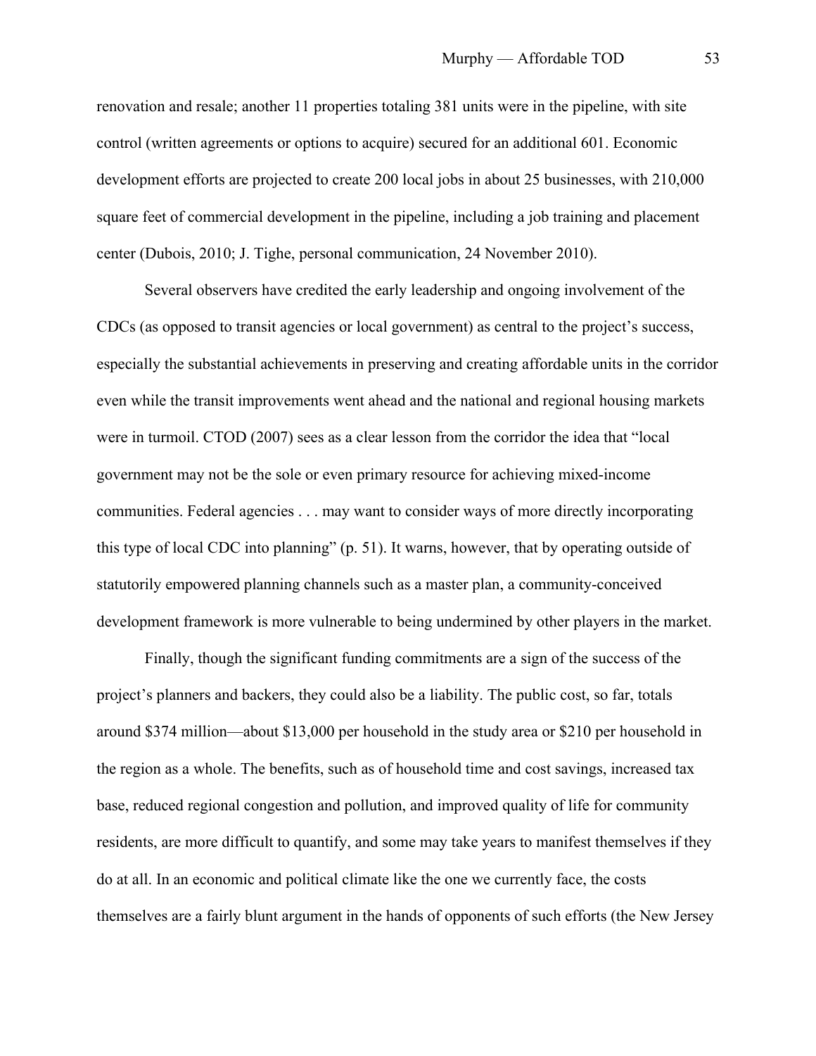renovation and resale; another 11 properties totaling 381 units were in the pipeline, with site control (written agreements or options to acquire) secured for an additional 601. Economic development efforts are projected to create 200 local jobs in about 25 businesses, with 210,000 square feet of commercial development in the pipeline, including a job training and placement center (Dubois, 2010; J. Tighe, personal communication, 24 November 2010).

Several observers have credited the early leadership and ongoing involvement of the CDCs (as opposed to transit agencies or local government) as central to the project's success, especially the substantial achievements in preserving and creating affordable units in the corridor even while the transit improvements went ahead and the national and regional housing markets were in turmoil. CTOD (2007) sees as a clear lesson from the corridor the idea that "local government may not be the sole or even primary resource for achieving mixed-income communities. Federal agencies . . . may want to consider ways of more directly incorporating this type of local CDC into planning" (p. 51). It warns, however, that by operating outside of statutorily empowered planning channels such as a master plan, a community-conceived development framework is more vulnerable to being undermined by other players in the market.

Finally, though the significant funding commitments are a sign of the success of the project's planners and backers, they could also be a liability. The public cost, so far, totals around \$374 million—about \$13,000 per household in the study area or \$210 per household in the region as a whole. The benefits, such as of household time and cost savings, increased tax base, reduced regional congestion and pollution, and improved quality of life for community residents, are more difficult to quantify, and some may take years to manifest themselves if they do at all. In an economic and political climate like the one we currently face, the costs themselves are a fairly blunt argument in the hands of opponents of such efforts (the New Jersey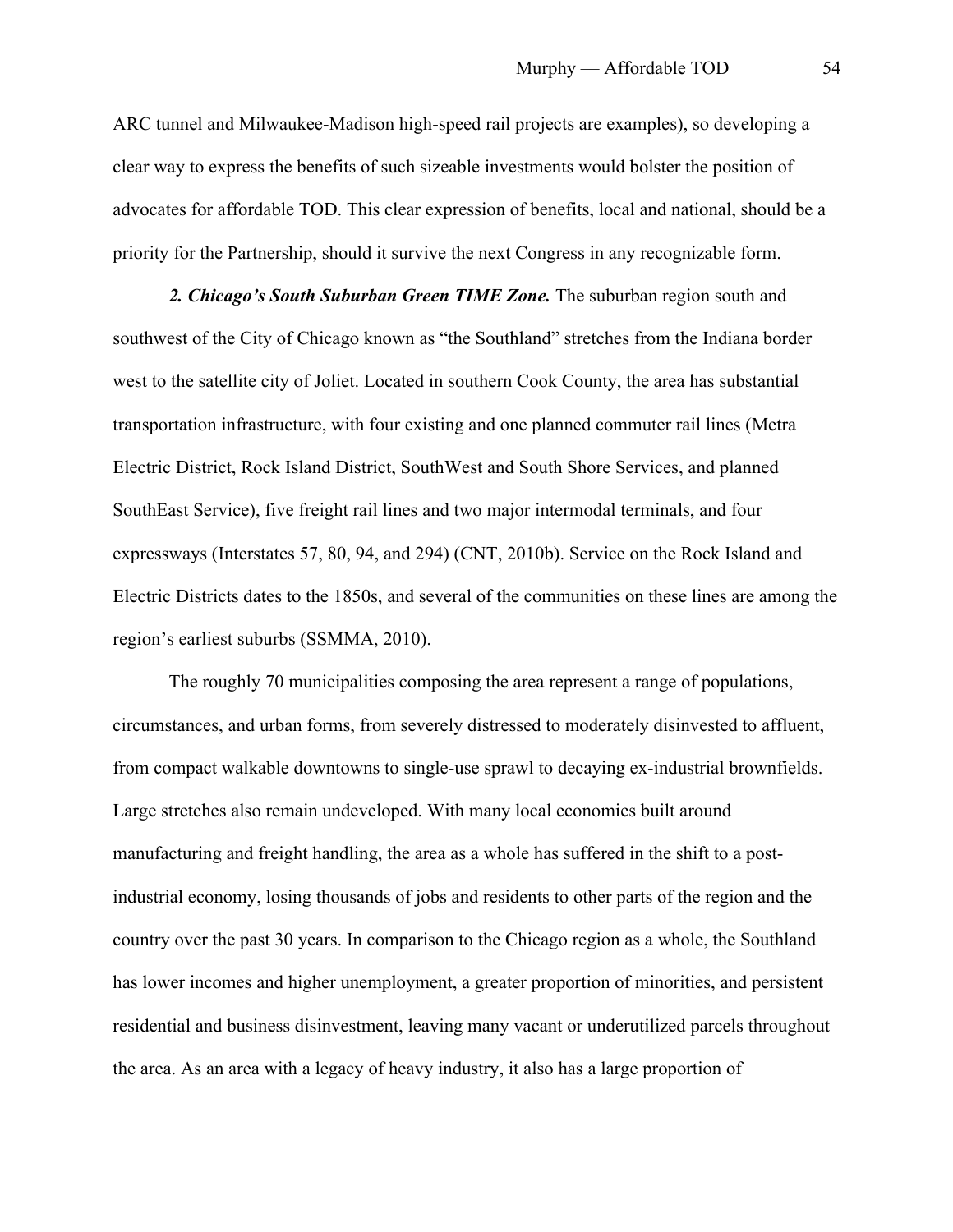ARC tunnel and Milwaukee-Madison high-speed rail projects are examples), so developing a clear way to express the benefits of such sizeable investments would bolster the position of advocates for affordable TOD. This clear expression of benefits, local and national, should be a priority for the Partnership, should it survive the next Congress in any recognizable form.

***2. Chicago's South Suburban Green TIME Zone.*** The suburban region south and southwest of the City of Chicago known as "the Southland" stretches from the Indiana border west to the satellite city of Joliet. Located in southern Cook County, the area has substantial transportation infrastructure, with four existing and one planned commuter rail lines (Metra Electric District, Rock Island District, SouthWest and South Shore Services, and planned SouthEast Service), five freight rail lines and two major intermodal terminals, and four expressways (Interstates 57, 80, 94, and 294) (CNT, 2010b). Service on the Rock Island and Electric Districts dates to the 1850s, and several of the communities on these lines are among the region's earliest suburbs (SSMMA, 2010).

The roughly 70 municipalities composing the area represent a range of populations, circumstances, and urban forms, from severely distressed to moderately disinvested to affluent, from compact walkable downtowns to single-use sprawl to decaying ex-industrial brownfields. Large stretches also remain undeveloped. With many local economies built around manufacturing and freight handling, the area as a whole has suffered in the shift to a post-industrial economy, losing thousands of jobs and residents to other parts of the region and the country over the past 30 years. In comparison to the Chicago region as a whole, the Southland has lower incomes and higher unemployment, a greater proportion of minorities, and persistent residential and business disinvestment, leaving many vacant or underutilized parcels throughout the area. As an area with a legacy of heavy industry, it also has a large proportion of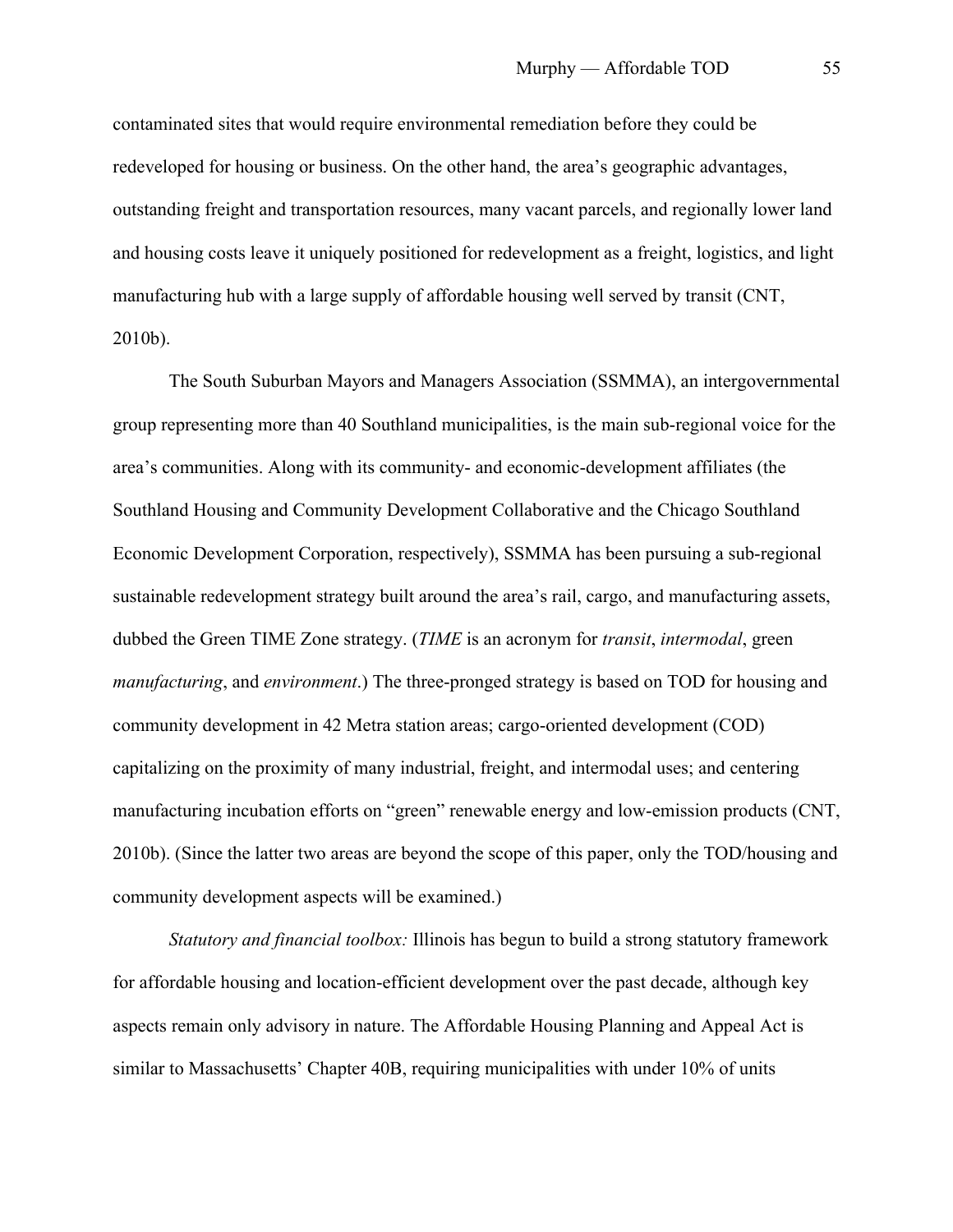contaminated sites that would require environmental remediation before they could be redeveloped for housing or business. On the other hand, the area's geographic advantages, outstanding freight and transportation resources, many vacant parcels, and regionally lower land and housing costs leave it uniquely positioned for redevelopment as a freight, logistics, and light manufacturing hub with a large supply of affordable housing well served by transit (CNT, 2010b).

The South Suburban Mayors and Managers Association (SSMMA), an intergovernmental group representing more than 40 Southland municipalities, is the main sub-regional voice for the area's communities. Along with its community- and economic-development affiliates (the Southland Housing and Community Development Collaborative and the Chicago Southland Economic Development Corporation, respectively), SSMMA has been pursuing a sub-regional sustainable redevelopment strategy built around the area's rail, cargo, and manufacturing assets, dubbed the Green TIME Zone strategy. (*TIME* is an acronym for *transit*, *intermodal*, green *manufacturing*, and *environment*.) The three-pronged strategy is based on TOD for housing and community development in 42 Metra station areas; cargo-oriented development (COD) capitalizing on the proximity of many industrial, freight, and intermodal uses; and centering manufacturing incubation efforts on "green" renewable energy and low-emission products (CNT, 2010b). (Since the latter two areas are beyond the scope of this paper, only the TOD/housing and community development aspects will be examined.)

*Statutory and financial toolbox:* Illinois has begun to build a strong statutory framework for affordable housing and location-efficient development over the past decade, although key aspects remain only advisory in nature. The Affordable Housing Planning and Appeal Act is similar to Massachusetts' Chapter 40B, requiring municipalities with under 10% of units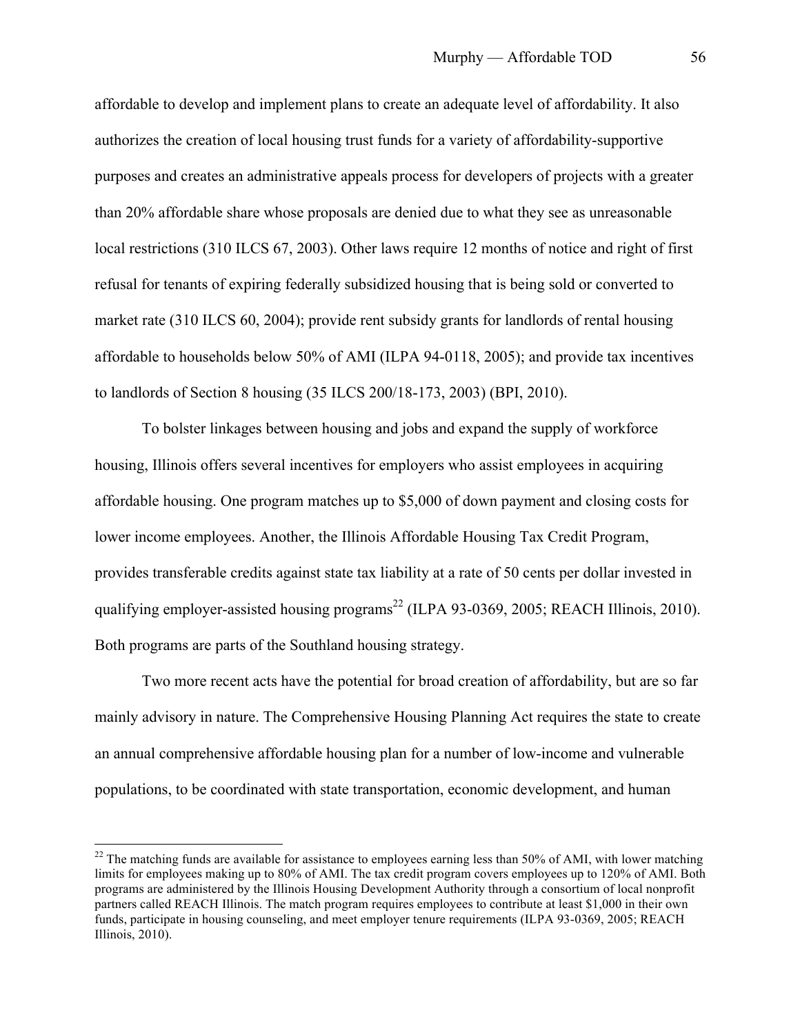affordable to develop and implement plans to create an adequate level of affordability. It also authorizes the creation of local housing trust funds for a variety of affordability-supportive purposes and creates an administrative appeals process for developers of projects with a greater than 20% affordable share whose proposals are denied due to what they see as unreasonable local restrictions (310 ILCS 67, 2003). Other laws require 12 months of notice and right of first refusal for tenants of expiring federally subsidized housing that is being sold or converted to market rate (310 ILCS 60, 2004); provide rent subsidy grants for landlords of rental housing affordable to households below 50% of AMI (ILPA 94-0118, 2005); and provide tax incentives to landlords of Section 8 housing (35 ILCS 200/18-173, 2003) (BPI, 2010).

To bolster linkages between housing and jobs and expand the supply of workforce housing, Illinois offers several incentives for employers who assist employees in acquiring affordable housing. One program matches up to $5,000 of down payment and closing costs for lower income employees. Another, the Illinois Affordable Housing Tax Credit Program, provides transferable credits against state tax liability at a rate of 50 cents per dollar invested in qualifying employer-assisted housing programs[22] (ILPA 93-0369, 2005; REACH Illinois, 2010). Both programs are parts of the Southland housing strategy.

Two more recent acts have the potential for broad creation of affordability, but are so far mainly advisory in nature. The Comprehensive Housing Planning Act requires the state to create an annual comprehensive affordable housing plan for a number of low-income and vulnerable populations, to be coordinated with state transportation, economic development, and human

---

[22] The matching funds are available for assistance to employees earning less than 50% of AMI, with lower matching limits for employees making up to 80% of AMI. The tax credit program covers employees up to 120% of AMI. Both programs are administered by the Illinois Housing Development Authority through a consortium of local nonprofit partners called REACH Illinois. The match program requires employees to contribute at least $1,000 in their own funds, participate in housing counseling, and meet employer tenure requirements (ILPA 93-0369, 2005; REACH Illinois, 2010).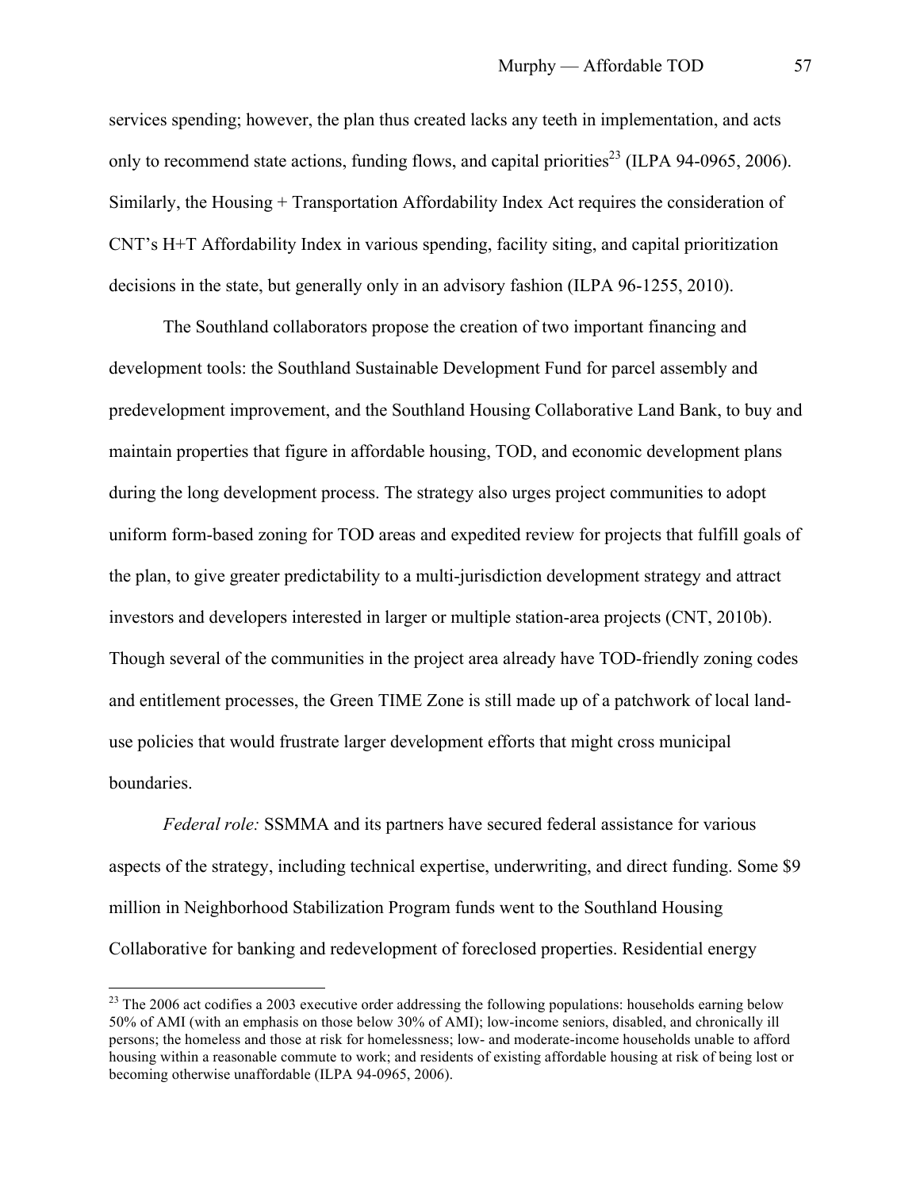services spending; however, the plan thus created lacks any teeth in implementation, and acts only to recommend state actions, funding flows, and capital priorities[23] (ILPA 94-0965, 2006). Similarly, the Housing + Transportation Affordability Index Act requires the consideration of CNT's H+T Affordability Index in various spending, facility siting, and capital prioritization decisions in the state, but generally only in an advisory fashion (ILPA 96-1255, 2010).

The Southland collaborators propose the creation of two important financing and development tools: the Southland Sustainable Development Fund for parcel assembly and predevelopment improvement, and the Southland Housing Collaborative Land Bank, to buy and maintain properties that figure in affordable housing, TOD, and economic development plans during the long development process. The strategy also urges project communities to adopt uniform form-based zoning for TOD areas and expedited review for projects that fulfill goals of the plan, to give greater predictability to a multi-jurisdiction development strategy and attract investors and developers interested in larger or multiple station-area projects (CNT, 2010b). Though several of the communities in the project area already have TOD-friendly zoning codes and entitlement processes, the Green TIME Zone is still made up of a patchwork of local land-use policies that would frustrate larger development efforts that might cross municipal boundaries.

*Federal role:* SSMMA and its partners have secured federal assistance for various aspects of the strategy, including technical expertise, underwriting, and direct funding. Some $9 million in Neighborhood Stabilization Program funds went to the Southland Housing Collaborative for banking and redevelopment of foreclosed properties. Residential energy

---

[23] The 2006 act codifies a 2003 executive order addressing the following populations: households earning below 50% of AMI (with an emphasis on those below 30% of AMI); low-income seniors, disabled, and chronically ill persons; the homeless and those at risk for homelessness; low- and moderate-income households unable to afford housing within a reasonable commute to work; and residents of existing affordable housing at risk of being lost or becoming otherwise unaffordable (ILPA 94-0965, 2006).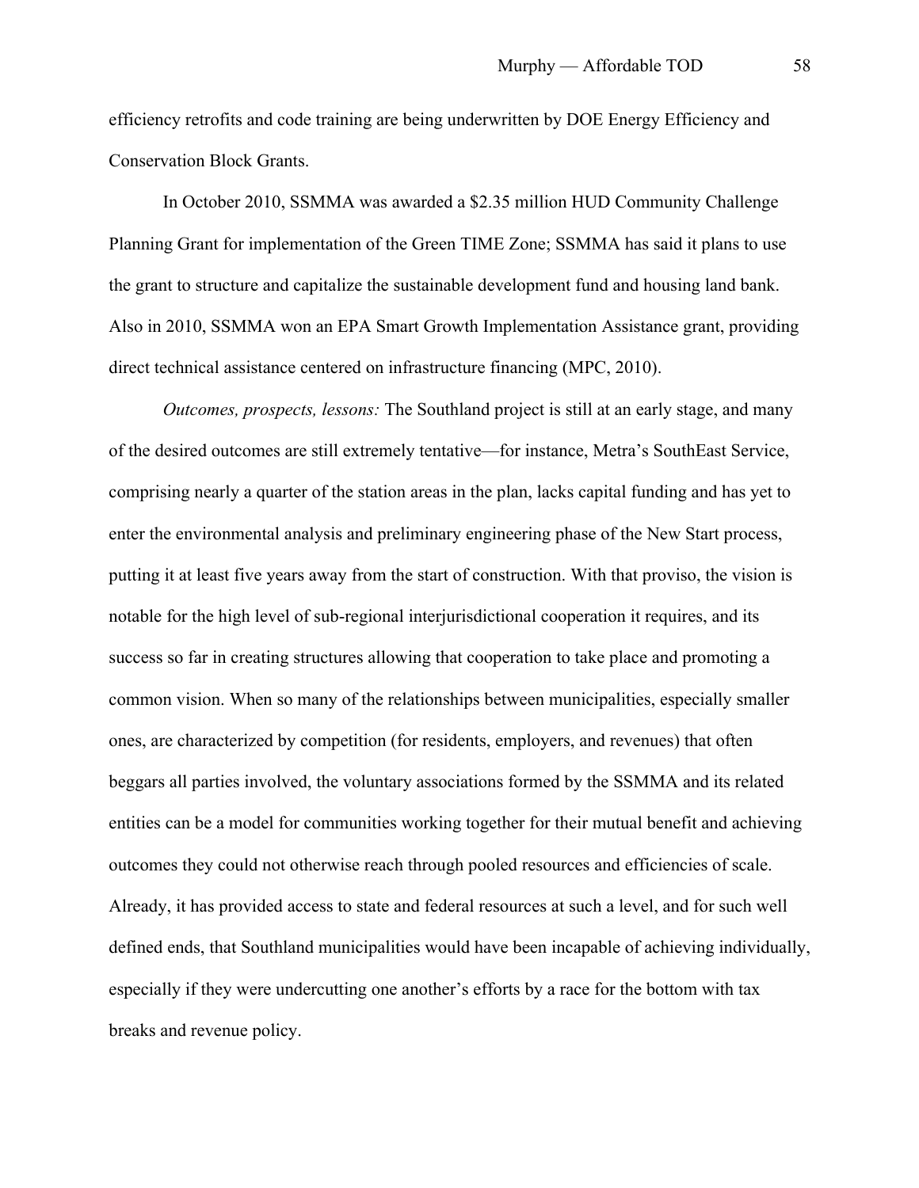efficiency retrofits and code training are being underwritten by DOE Energy Efficiency and Conservation Block Grants.

In October 2010, SSMMA was awarded a $2.35 million HUD Community Challenge Planning Grant for implementation of the Green TIME Zone; SSMMA has said it plans to use the grant to structure and capitalize the sustainable development fund and housing land bank. Also in 2010, SSMMA won an EPA Smart Growth Implementation Assistance grant, providing direct technical assistance centered on infrastructure financing (MPC, 2010).

*Outcomes, prospects, lessons:* The Southland project is still at an early stage, and many of the desired outcomes are still extremely tentative—for instance, Metra's SouthEast Service, comprising nearly a quarter of the station areas in the plan, lacks capital funding and has yet to enter the environmental analysis and preliminary engineering phase of the New Start process, putting it at least five years away from the start of construction. With that proviso, the vision is notable for the high level of sub-regional interjurisdictional cooperation it requires, and its success so far in creating structures allowing that cooperation to take place and promoting a common vision. When so many of the relationships between municipalities, especially smaller ones, are characterized by competition (for residents, employers, and revenues) that often beggars all parties involved, the voluntary associations formed by the SSMMA and its related entities can be a model for communities working together for their mutual benefit and achieving outcomes they could not otherwise reach through pooled resources and efficiencies of scale. Already, it has provided access to state and federal resources at such a level, and for such well defined ends, that Southland municipalities would have been incapable of achieving individually, especially if they were undercutting one another's efforts by a race for the bottom with tax breaks and revenue policy.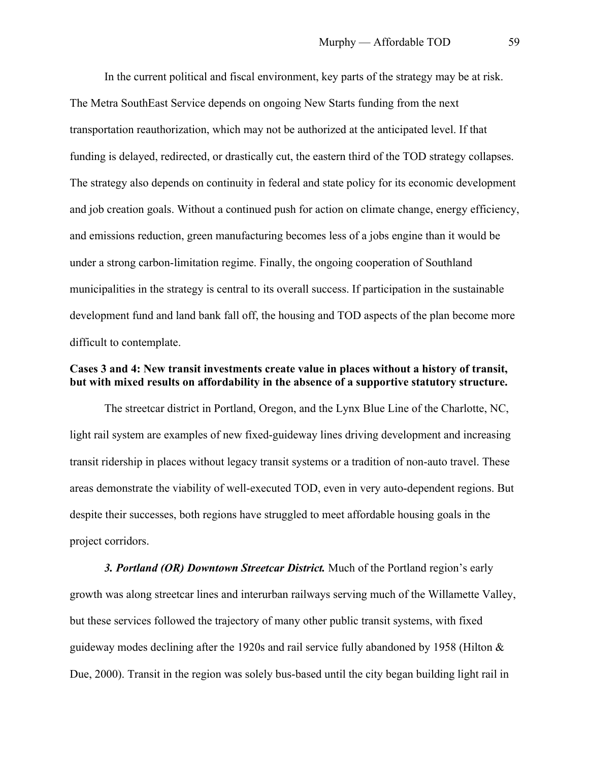In the current political and fiscal environment, key parts of the strategy may be at risk. The Metra SouthEast Service depends on ongoing New Starts funding from the next transportation reauthorization, which may not be authorized at the anticipated level. If that funding is delayed, redirected, or drastically cut, the eastern third of the TOD strategy collapses. The strategy also depends on continuity in federal and state policy for its economic development and job creation goals. Without a continued push for action on climate change, energy efficiency, and emissions reduction, green manufacturing becomes less of a jobs engine than it would be under a strong carbon-limitation regime. Finally, the ongoing cooperation of Southland municipalities in the strategy is central to its overall success. If participation in the sustainable development fund and land bank fall off, the housing and TOD aspects of the plan become more difficult to contemplate.

**Cases 3 and 4: New transit investments create value in places without a history of transit, but with mixed results on affordability in the absence of a supportive statutory structure.**

The streetcar district in Portland, Oregon, and the Lynx Blue Line of the Charlotte, NC, light rail system are examples of new fixed-guideway lines driving development and increasing transit ridership in places without legacy transit systems or a tradition of non-auto travel. These areas demonstrate the viability of well-executed TOD, even in very auto-dependent regions. But despite their successes, both regions have struggled to meet affordable housing goals in the project corridors.

***3. Portland (OR) Downtown Streetcar District.*** Much of the Portland region's early growth was along streetcar lines and interurban railways serving much of the Willamette Valley, but these services followed the trajectory of many other public transit systems, with fixed guideway modes declining after the 1920s and rail service fully abandoned by 1958 (Hilton & Due, 2000). Transit in the region was solely bus-based until the city began building light rail in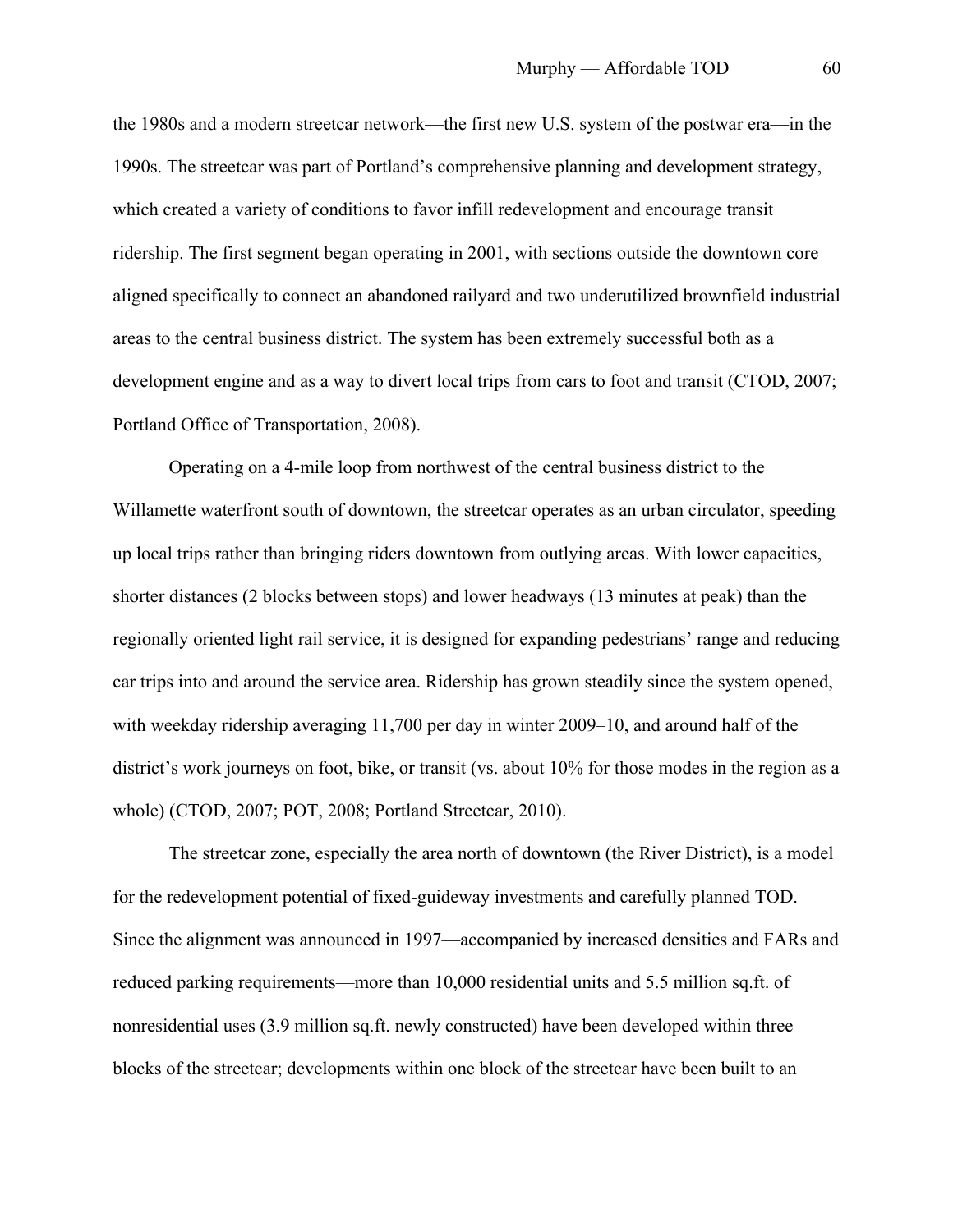the 1980s and a modern streetcar network—the first new U.S. system of the postwar era—in the 1990s. The streetcar was part of Portland's comprehensive planning and development strategy, which created a variety of conditions to favor infill redevelopment and encourage transit ridership. The first segment began operating in 2001, with sections outside the downtown core aligned specifically to connect an abandoned railyard and two underutilized brownfield industrial areas to the central business district. The system has been extremely successful both as a development engine and as a way to divert local trips from cars to foot and transit (CTOD, 2007; Portland Office of Transportation, 2008).

Operating on a 4-mile loop from northwest of the central business district to the Willamette waterfront south of downtown, the streetcar operates as an urban circulator, speeding up local trips rather than bringing riders downtown from outlying areas. With lower capacities, shorter distances (2 blocks between stops) and lower headways (13 minutes at peak) than the regionally oriented light rail service, it is designed for expanding pedestrians' range and reducing car trips into and around the service area. Ridership has grown steadily since the system opened, with weekday ridership averaging 11,700 per day in winter 2009–10, and around half of the district's work journeys on foot, bike, or transit (vs. about 10% for those modes in the region as a whole) (CTOD, 2007; POT, 2008; Portland Streetcar, 2010).

The streetcar zone, especially the area north of downtown (the River District), is a model for the redevelopment potential of fixed-guideway investments and carefully planned TOD. Since the alignment was announced in 1997—accompanied by increased densities and FARs and reduced parking requirements—more than 10,000 residential units and 5.5 million sq.ft. of nonresidential uses (3.9 million sq.ft. newly constructed) have been developed within three blocks of the streetcar; developments within one block of the streetcar have been built to an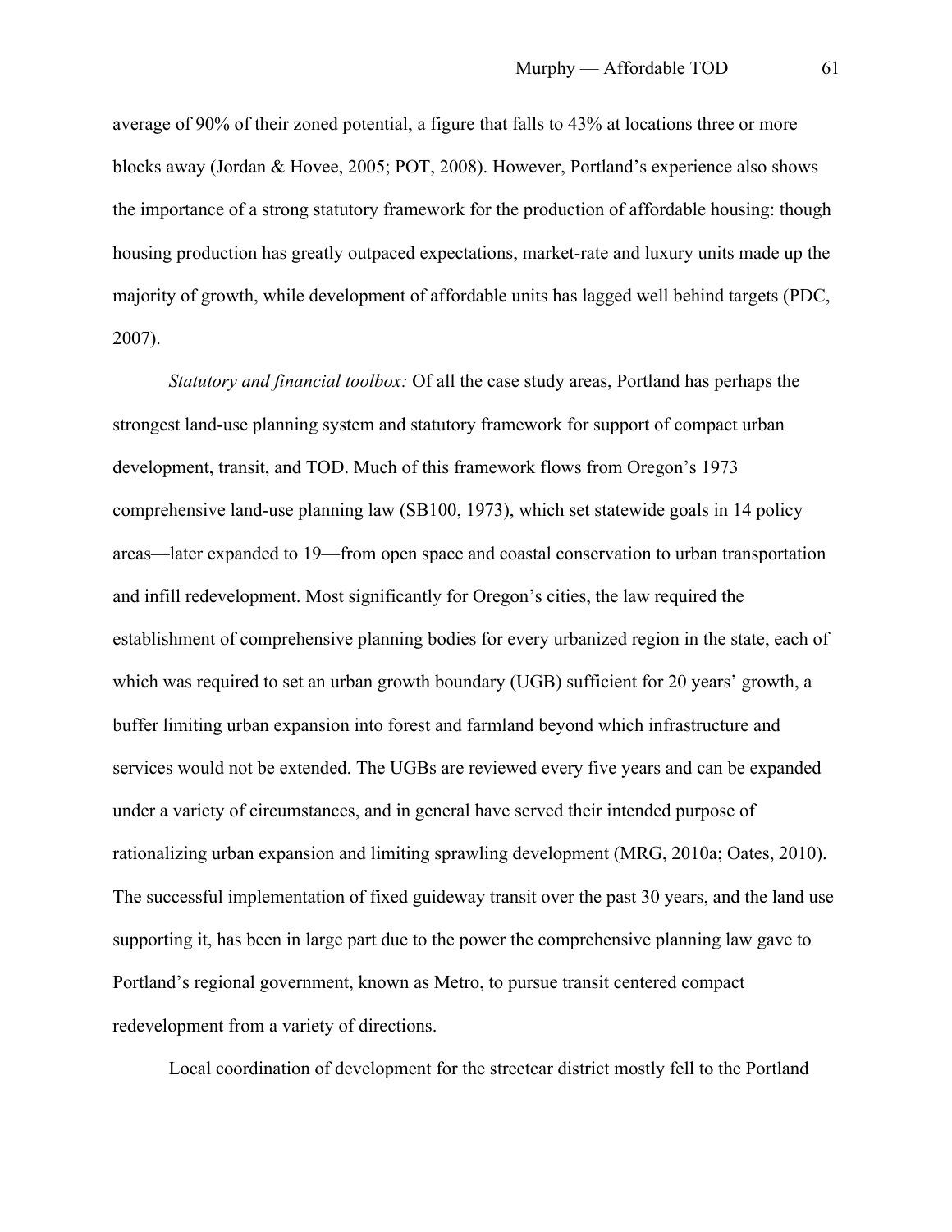average of 90% of their zoned potential, a figure that falls to 43% at locations three or more blocks away (Jordan & Hovee, 2005; POT, 2008). However, Portland's experience also shows the importance of a strong statutory framework for the production of affordable housing: though housing production has greatly outpaced expectations, market-rate and luxury units made up the majority of growth, while development of affordable units has lagged well behind targets (PDC, 2007).

*Statutory and financial toolbox:* Of all the case study areas, Portland has perhaps the strongest land-use planning system and statutory framework for support of compact urban development, transit, and TOD. Much of this framework flows from Oregon's 1973 comprehensive land-use planning law (SB100, 1973), which set statewide goals in 14 policy areas—later expanded to 19—from open space and coastal conservation to urban transportation and infill redevelopment. Most significantly for Oregon's cities, the law required the establishment of comprehensive planning bodies for every urbanized region in the state, each of which was required to set an urban growth boundary (UGB) sufficient for 20 years' growth, a buffer limiting urban expansion into forest and farmland beyond which infrastructure and services would not be extended. The UGBs are reviewed every five years and can be expanded under a variety of circumstances, and in general have served their intended purpose of rationalizing urban expansion and limiting sprawling development (MRG, 2010a; Oates, 2010). The successful implementation of fixed guideway transit over the past 30 years, and the land use supporting it, has been in large part due to the power the comprehensive planning law gave to Portland's regional government, known as Metro, to pursue transit centered compact redevelopment from a variety of directions.

Local coordination of development for the streetcar district mostly fell to the Portland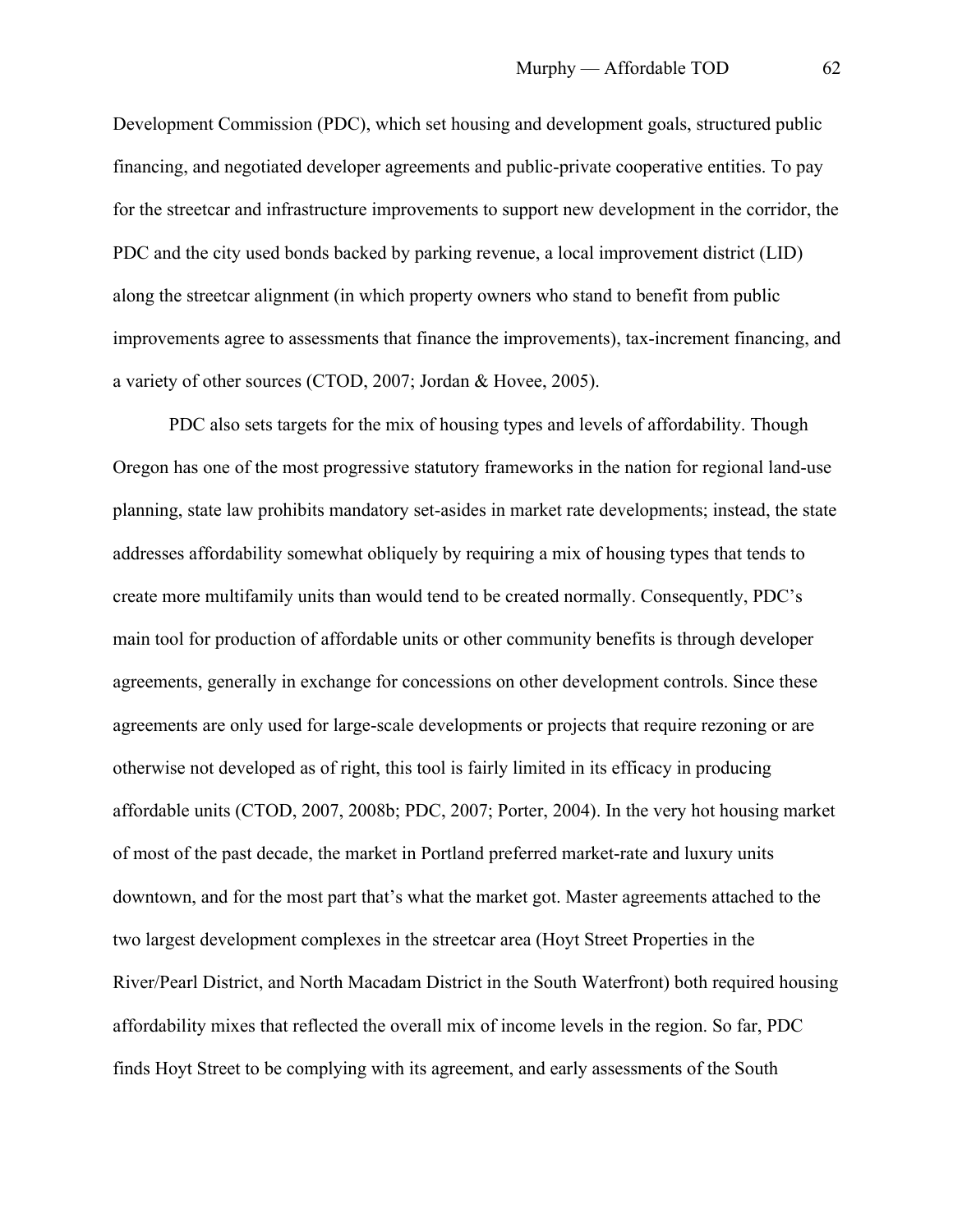Development Commission (PDC), which set housing and development goals, structured public financing, and negotiated developer agreements and public-private cooperative entities. To pay for the streetcar and infrastructure improvements to support new development in the corridor, the PDC and the city used bonds backed by parking revenue, a local improvement district (LID) along the streetcar alignment (in which property owners who stand to benefit from public improvements agree to assessments that finance the improvements), tax-increment financing, and a variety of other sources (CTOD, 2007; Jordan & Hovee, 2005).

PDC also sets targets for the mix of housing types and levels of affordability. Though Oregon has one of the most progressive statutory frameworks in the nation for regional land-use planning, state law prohibits mandatory set-asides in market rate developments; instead, the state addresses affordability somewhat obliquely by requiring a mix of housing types that tends to create more multifamily units than would tend to be created normally. Consequently, PDC's main tool for production of affordable units or other community benefits is through developer agreements, generally in exchange for concessions on other development controls. Since these agreements are only used for large-scale developments or projects that require rezoning or are otherwise not developed as of right, this tool is fairly limited in its efficacy in producing affordable units (CTOD, 2007, 2008b; PDC, 2007; Porter, 2004). In the very hot housing market of most of the past decade, the market in Portland preferred market-rate and luxury units downtown, and for the most part that's what the market got. Master agreements attached to the two largest development complexes in the streetcar area (Hoyt Street Properties in the River/Pearl District, and North Macadam District in the South Waterfront) both required housing affordability mixes that reflected the overall mix of income levels in the region. So far, PDC finds Hoyt Street to be complying with its agreement, and early assessments of the South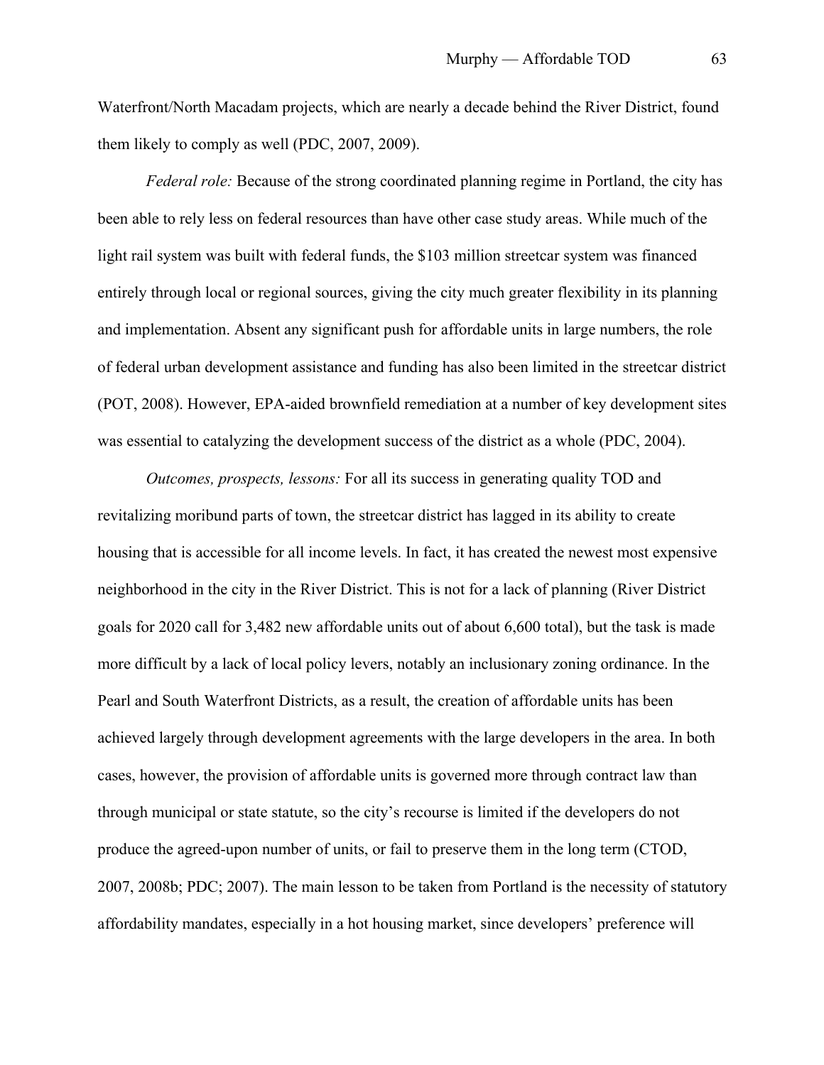Waterfront/North Macadam projects, which are nearly a decade behind the River District, found them likely to comply as well (PDC, 2007, 2009).

*Federal role:* Because of the strong coordinated planning regime in Portland, the city has been able to rely less on federal resources than have other case study areas. While much of the light rail system was built with federal funds, the $103 million streetcar system was financed entirely through local or regional sources, giving the city much greater flexibility in its planning and implementation. Absent any significant push for affordable units in large numbers, the role of federal urban development assistance and funding has also been limited in the streetcar district (POT, 2008). However, EPA-aided brownfield remediation at a number of key development sites was essential to catalyzing the development success of the district as a whole (PDC, 2004).

*Outcomes, prospects, lessons:* For all its success in generating quality TOD and revitalizing moribund parts of town, the streetcar district has lagged in its ability to create housing that is accessible for all income levels. In fact, it has created the newest most expensive neighborhood in the city in the River District. This is not for a lack of planning (River District goals for 2020 call for 3,482 new affordable units out of about 6,600 total), but the task is made more difficult by a lack of local policy levers, notably an inclusionary zoning ordinance. In the Pearl and South Waterfront Districts, as a result, the creation of affordable units has been achieved largely through development agreements with the large developers in the area. In both cases, however, the provision of affordable units is governed more through contract law than through municipal or state statute, so the city's recourse is limited if the developers do not produce the agreed-upon number of units, or fail to preserve them in the long term (CTOD, 2007, 2008b; PDC; 2007). The main lesson to be taken from Portland is the necessity of statutory affordability mandates, especially in a hot housing market, since developers' preference will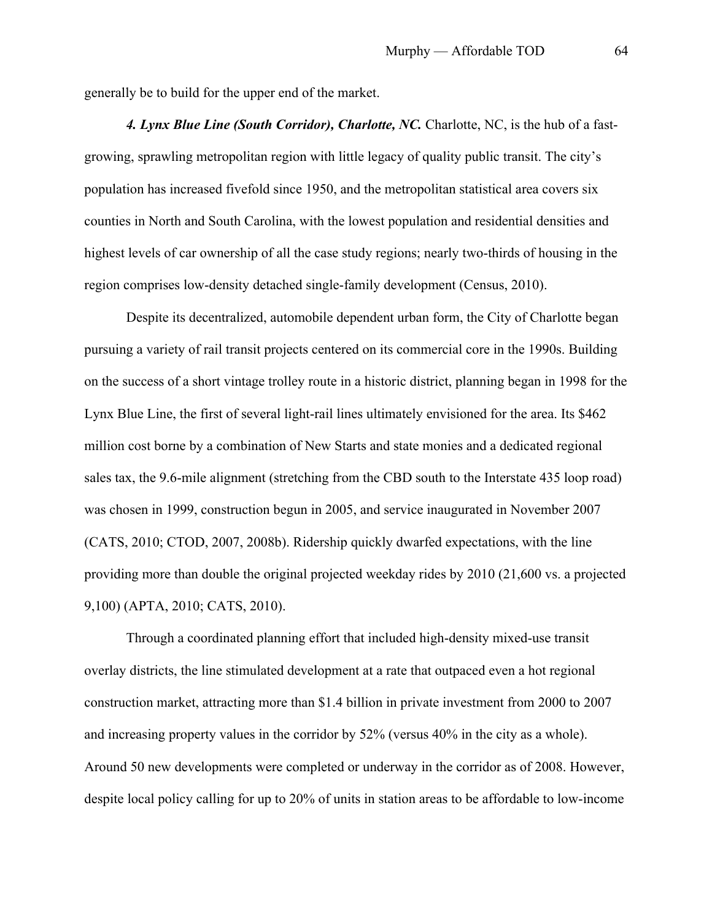generally be to build for the upper end of the market.

***4. Lynx Blue Line (South Corridor), Charlotte, NC.*** Charlotte, NC, is the hub of a fast-growing, sprawling metropolitan region with little legacy of quality public transit. The city's population has increased fivefold since 1950, and the metropolitan statistical area covers six counties in North and South Carolina, with the lowest population and residential densities and highest levels of car ownership of all the case study regions; nearly two-thirds of housing in the region comprises low-density detached single-family development (Census, 2010).

Despite its decentralized, automobile dependent urban form, the City of Charlotte began pursuing a variety of rail transit projects centered on its commercial core in the 1990s. Building on the success of a short vintage trolley route in a historic district, planning began in 1998 for the Lynx Blue Line, the first of several light-rail lines ultimately envisioned for the area. Its $462 million cost borne by a combination of New Starts and state monies and a dedicated regional sales tax, the 9.6-mile alignment (stretching from the CBD south to the Interstate 435 loop road) was chosen in 1999, construction begun in 2005, and service inaugurated in November 2007 (CATS, 2010; CTOD, 2007, 2008b). Ridership quickly dwarfed expectations, with the line providing more than double the original projected weekday rides by 2010 (21,600 vs. a projected 9,100) (APTA, 2010; CATS, 2010).

Through a coordinated planning effort that included high-density mixed-use transit overlay districts, the line stimulated development at a rate that outpaced even a hot regional construction market, attracting more than $1.4 billion in private investment from 2000 to 2007 and increasing property values in the corridor by 52% (versus 40% in the city as a whole). Around 50 new developments were completed or underway in the corridor as of 2008. However, despite local policy calling for up to 20% of units in station areas to be affordable to low-income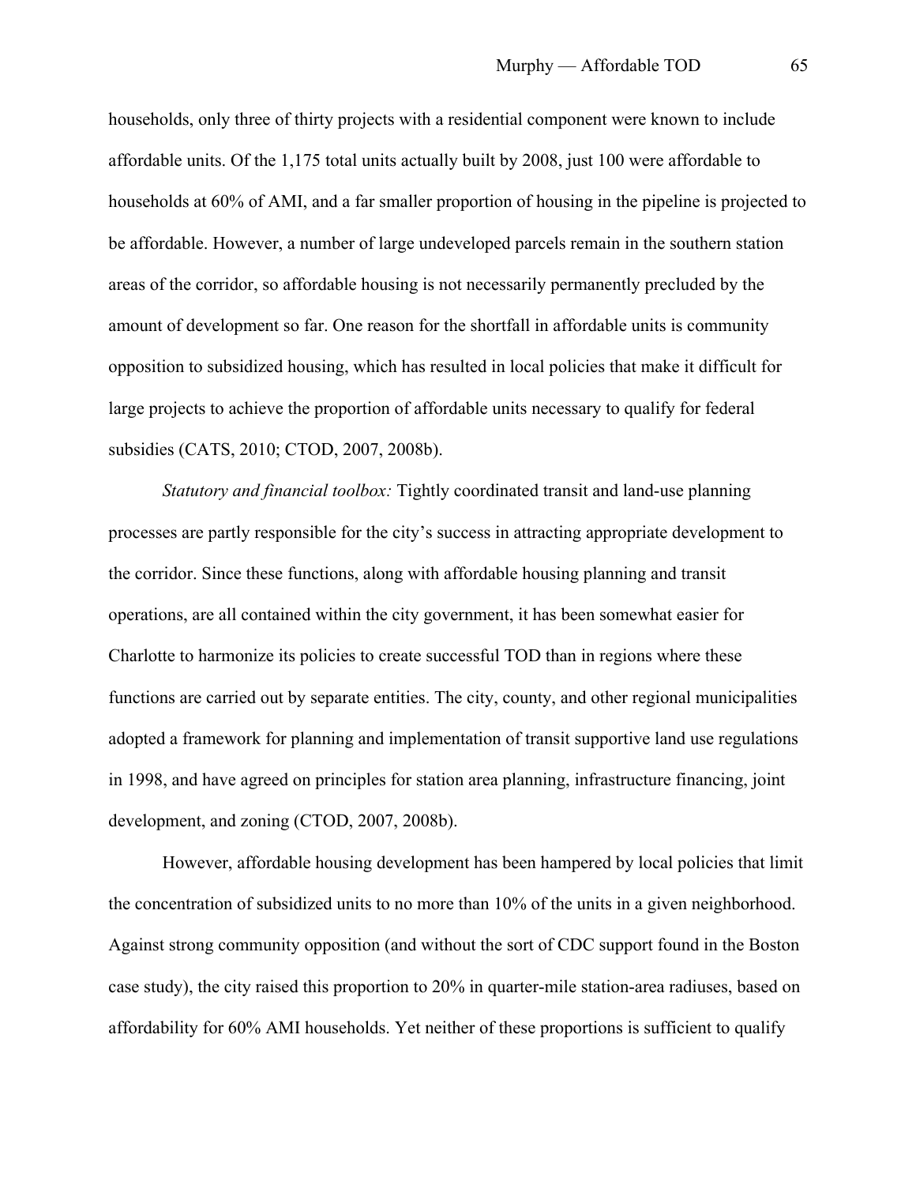households, only three of thirty projects with a residential component were known to include affordable units. Of the 1,175 total units actually built by 2008, just 100 were affordable to households at 60% of AMI, and a far smaller proportion of housing in the pipeline is projected to be affordable. However, a number of large undeveloped parcels remain in the southern station areas of the corridor, so affordable housing is not necessarily permanently precluded by the amount of development so far. One reason for the shortfall in affordable units is community opposition to subsidized housing, which has resulted in local policies that make it difficult for large projects to achieve the proportion of affordable units necessary to qualify for federal subsidies (CATS, 2010; CTOD, 2007, 2008b).

*Statutory and financial toolbox:* Tightly coordinated transit and land-use planning processes are partly responsible for the city's success in attracting appropriate development to the corridor. Since these functions, along with affordable housing planning and transit operations, are all contained within the city government, it has been somewhat easier for Charlotte to harmonize its policies to create successful TOD than in regions where these functions are carried out by separate entities. The city, county, and other regional municipalities adopted a framework for planning and implementation of transit supportive land use regulations in 1998, and have agreed on principles for station area planning, infrastructure financing, joint development, and zoning (CTOD, 2007, 2008b).

However, affordable housing development has been hampered by local policies that limit the concentration of subsidized units to no more than 10% of the units in a given neighborhood. Against strong community opposition (and without the sort of CDC support found in the Boston case study), the city raised this proportion to 20% in quarter-mile station-area radiuses, based on affordability for 60% AMI households. Yet neither of these proportions is sufficient to qualify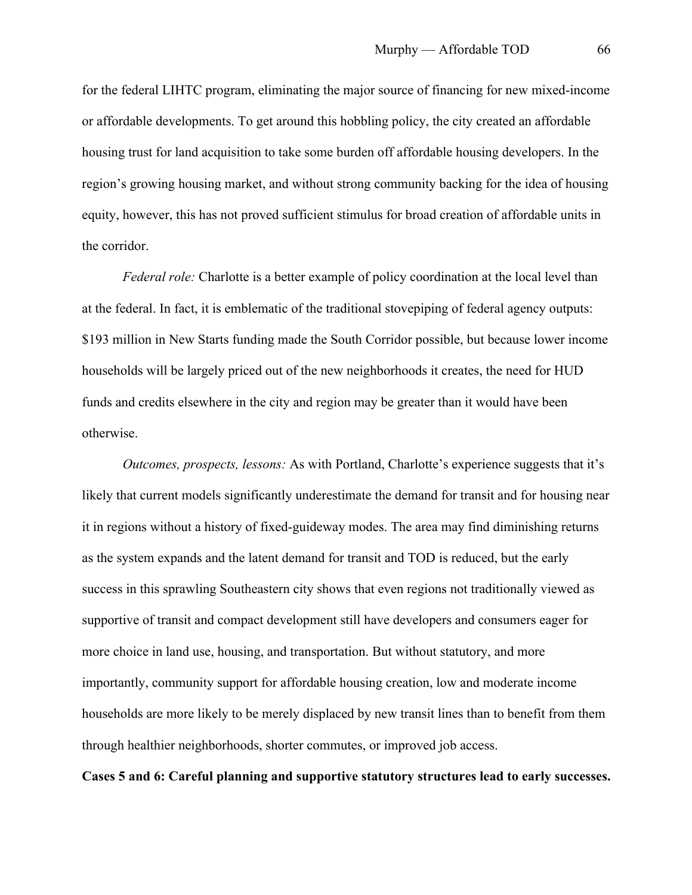for the federal LIHTC program, eliminating the major source of financing for new mixed-income or affordable developments. To get around this hobbling policy, the city created an affordable housing trust for land acquisition to take some burden off affordable housing developers. In the region's growing housing market, and without strong community backing for the idea of housing equity, however, this has not proved sufficient stimulus for broad creation of affordable units in the corridor.

*Federal role:* Charlotte is a better example of policy coordination at the local level than at the federal. In fact, it is emblematic of the traditional stovepiping of federal agency outputs: $193 million in New Starts funding made the South Corridor possible, but because lower income households will be largely priced out of the new neighborhoods it creates, the need for HUD funds and credits elsewhere in the city and region may be greater than it would have been otherwise.

*Outcomes, prospects, lessons:* As with Portland, Charlotte's experience suggests that it's likely that current models significantly underestimate the demand for transit and for housing near it in regions without a history of fixed-guideway modes. The area may find diminishing returns as the system expands and the latent demand for transit and TOD is reduced, but the early success in this sprawling Southeastern city shows that even regions not traditionally viewed as supportive of transit and compact development still have developers and consumers eager for more choice in land use, housing, and transportation. But without statutory, and more importantly, community support for affordable housing creation, low and moderate income households are more likely to be merely displaced by new transit lines than to benefit from them through healthier neighborhoods, shorter commutes, or improved job access.

**Cases 5 and 6: Careful planning and supportive statutory structures lead to early successes.**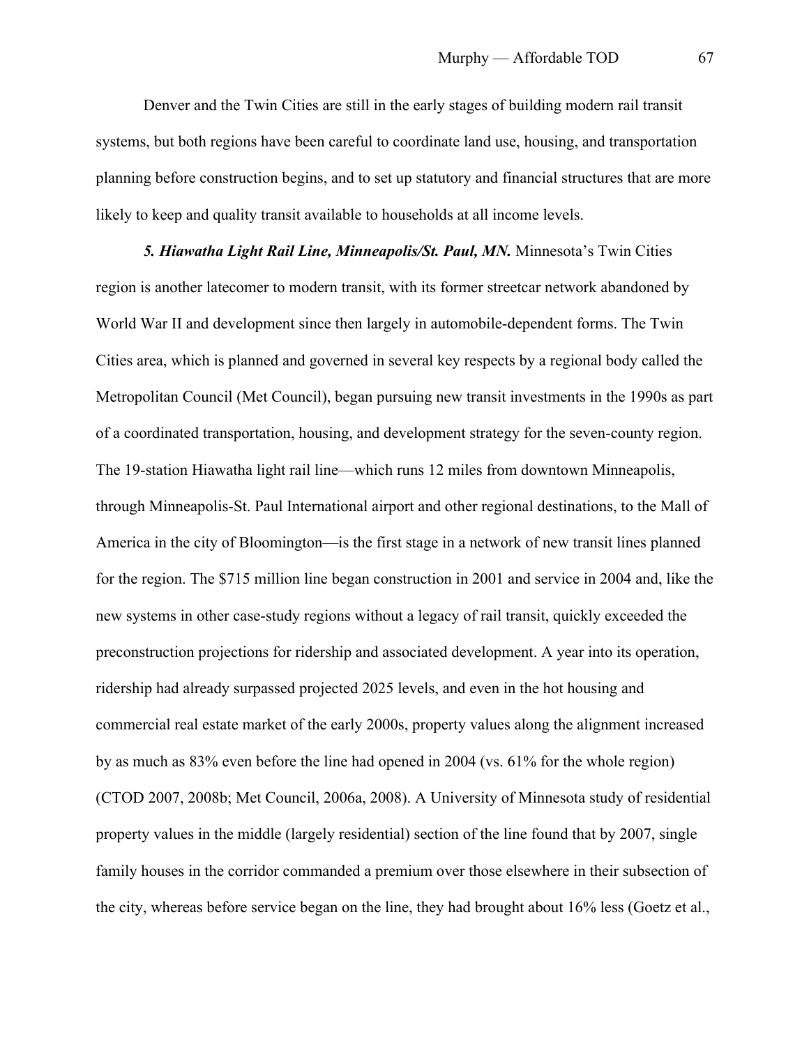Denver and the Twin Cities are still in the early stages of building modern rail transit systems, but both regions have been careful to coordinate land use, housing, and transportation planning before construction begins, and to set up statutory and financial structures that are more likely to keep and quality transit available to households at all income levels.

***5. Hiawatha Light Rail Line, Minneapolis/St. Paul, MN.*** Minnesota's Twin Cities region is another latecomer to modern transit, with its former streetcar network abandoned by World War II and development since then largely in automobile-dependent forms. The Twin Cities area, which is planned and governed in several key respects by a regional body called the Metropolitan Council (Met Council), began pursuing new transit investments in the 1990s as part of a coordinated transportation, housing, and development strategy for the seven-county region. The 19-station Hiawatha light rail line—which runs 12 miles from downtown Minneapolis, through Minneapolis-St. Paul International airport and other regional destinations, to the Mall of America in the city of Bloomington—is the first stage in a network of new transit lines planned for the region. The $715 million line began construction in 2001 and service in 2004 and, like the new systems in other case-study regions without a legacy of rail transit, quickly exceeded the preconstruction projections for ridership and associated development. A year into its operation, ridership had already surpassed projected 2025 levels, and even in the hot housing and commercial real estate market of the early 2000s, property values along the alignment increased by as much as 83% even before the line had opened in 2004 (vs. 61% for the whole region) (CTOD 2007, 2008b; Met Council, 2006a, 2008). A University of Minnesota study of residential property values in the middle (largely residential) section of the line found that by 2007, single family houses in the corridor commanded a premium over those elsewhere in their subsection of the city, whereas before service began on the line, they had brought about 16% less (Goetz et al.,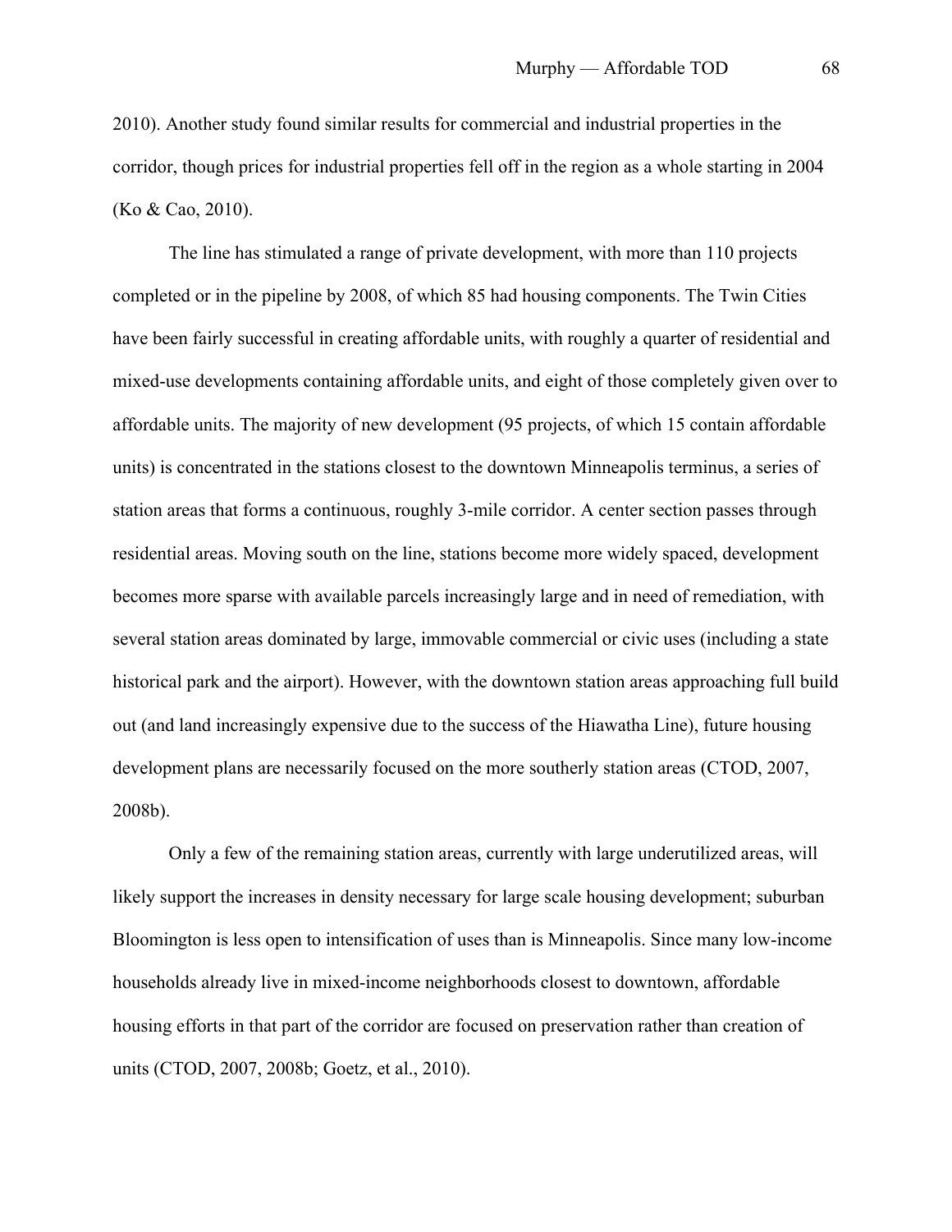2010). Another study found similar results for commercial and industrial properties in the corridor, though prices for industrial properties fell off in the region as a whole starting in 2004 (Ko & Cao, 2010).

The line has stimulated a range of private development, with more than 110 projects completed or in the pipeline by 2008, of which 85 had housing components. The Twin Cities have been fairly successful in creating affordable units, with roughly a quarter of residential and mixed-use developments containing affordable units, and eight of those completely given over to affordable units. The majority of new development (95 projects, of which 15 contain affordable units) is concentrated in the stations closest to the downtown Minneapolis terminus, a series of station areas that forms a continuous, roughly 3-mile corridor. A center section passes through residential areas. Moving south on the line, stations become more widely spaced, development becomes more sparse with available parcels increasingly large and in need of remediation, with several station areas dominated by large, immovable commercial or civic uses (including a state historical park and the airport). However, with the downtown station areas approaching full build out (and land increasingly expensive due to the success of the Hiawatha Line), future housing development plans are necessarily focused on the more southerly station areas (CTOD, 2007, 2008b).

Only a few of the remaining station areas, currently with large underutilized areas, will likely support the increases in density necessary for large scale housing development; suburban Bloomington is less open to intensification of uses than is Minneapolis. Since many low-income households already live in mixed-income neighborhoods closest to downtown, affordable housing efforts in that part of the corridor are focused on preservation rather than creation of units (CTOD, 2007, 2008b; Goetz, et al., 2010).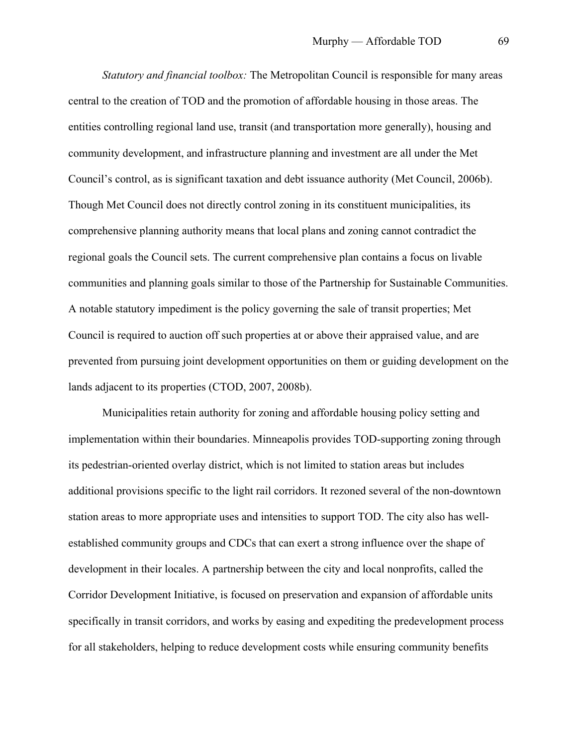*Statutory and financial toolbox:* The Metropolitan Council is responsible for many areas central to the creation of TOD and the promotion of affordable housing in those areas. The entities controlling regional land use, transit (and transportation more generally), housing and community development, and infrastructure planning and investment are all under the Met Council's control, as is significant taxation and debt issuance authority (Met Council, 2006b). Though Met Council does not directly control zoning in its constituent municipalities, its comprehensive planning authority means that local plans and zoning cannot contradict the regional goals the Council sets. The current comprehensive plan contains a focus on livable communities and planning goals similar to those of the Partnership for Sustainable Communities. A notable statutory impediment is the policy governing the sale of transit properties; Met Council is required to auction off such properties at or above their appraised value, and are prevented from pursuing joint development opportunities on them or guiding development on the lands adjacent to its properties (CTOD, 2007, 2008b).

Municipalities retain authority for zoning and affordable housing policy setting and implementation within their boundaries. Minneapolis provides TOD-supporting zoning through its pedestrian-oriented overlay district, which is not limited to station areas but includes additional provisions specific to the light rail corridors. It rezoned several of the non-downtown station areas to more appropriate uses and intensities to support TOD. The city also has well-established community groups and CDCs that can exert a strong influence over the shape of development in their locales. A partnership between the city and local nonprofits, called the Corridor Development Initiative, is focused on preservation and expansion of affordable units specifically in transit corridors, and works by easing and expediting the predevelopment process for all stakeholders, helping to reduce development costs while ensuring community benefits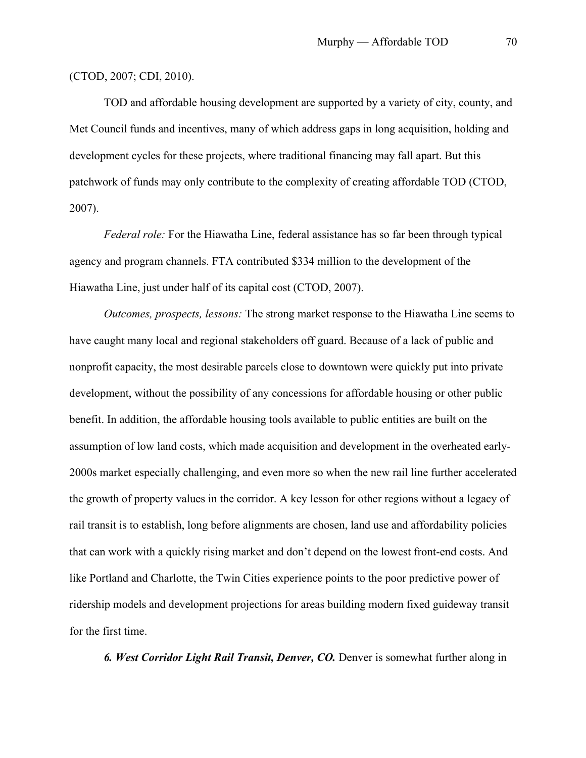(CTOD, 2007; CDI, 2010).

TOD and affordable housing development are supported by a variety of city, county, and Met Council funds and incentives, many of which address gaps in long acquisition, holding and development cycles for these projects, where traditional financing may fall apart. But this patchwork of funds may only contribute to the complexity of creating affordable TOD (CTOD, 2007).

*Federal role:* For the Hiawatha Line, federal assistance has so far been through typical agency and program channels. FTA contributed $334 million to the development of the Hiawatha Line, just under half of its capital cost (CTOD, 2007).

*Outcomes, prospects, lessons:* The strong market response to the Hiawatha Line seems to have caught many local and regional stakeholders off guard. Because of a lack of public and nonprofit capacity, the most desirable parcels close to downtown were quickly put into private development, without the possibility of any concessions for affordable housing or other public benefit. In addition, the affordable housing tools available to public entities are built on the assumption of low land costs, which made acquisition and development in the overheated early-2000s market especially challenging, and even more so when the new rail line further accelerated the growth of property values in the corridor. A key lesson for other regions without a legacy of rail transit is to establish, long before alignments are chosen, land use and affordability policies that can work with a quickly rising market and don't depend on the lowest front-end costs. And like Portland and Charlotte, the Twin Cities experience points to the poor predictive power of ridership models and development projections for areas building modern fixed guideway transit for the first time.

***6. West Corridor Light Rail Transit, Denver, CO.*** Denver is somewhat further along in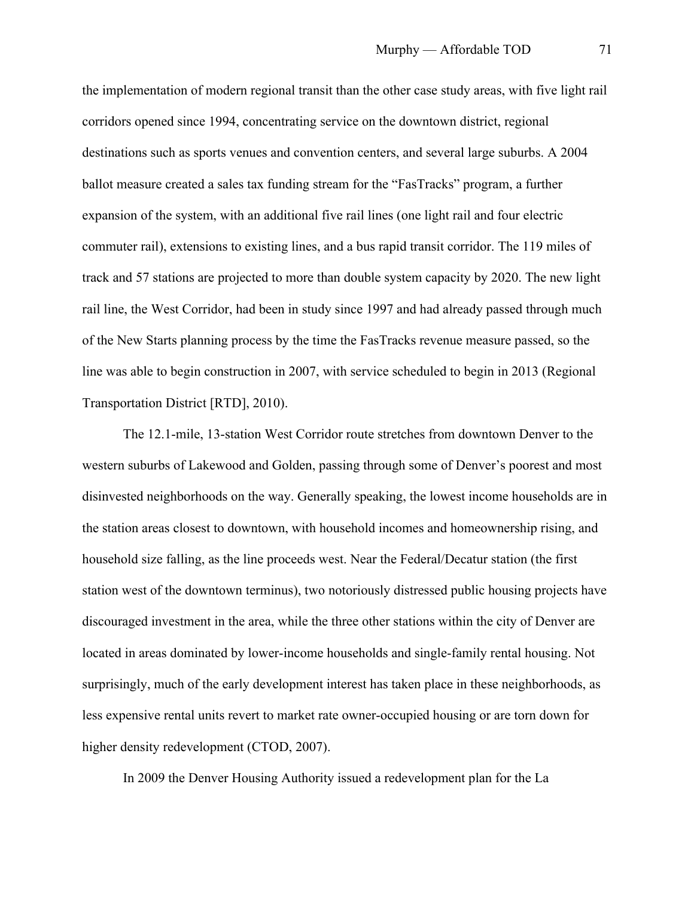the implementation of modern regional transit than the other case study areas, with five light rail corridors opened since 1994, concentrating service on the downtown district, regional destinations such as sports venues and convention centers, and several large suburbs. A 2004 ballot measure created a sales tax funding stream for the "FasTracks" program, a further expansion of the system, with an additional five rail lines (one light rail and four electric commuter rail), extensions to existing lines, and a bus rapid transit corridor. The 119 miles of track and 57 stations are projected to more than double system capacity by 2020. The new light rail line, the West Corridor, had been in study since 1997 and had already passed through much of the New Starts planning process by the time the FasTracks revenue measure passed, so the line was able to begin construction in 2007, with service scheduled to begin in 2013 (Regional Transportation District [RTD], 2010).

The 12.1-mile, 13-station West Corridor route stretches from downtown Denver to the western suburbs of Lakewood and Golden, passing through some of Denver's poorest and most disinvested neighborhoods on the way. Generally speaking, the lowest income households are in the station areas closest to downtown, with household incomes and homeownership rising, and household size falling, as the line proceeds west. Near the Federal/Decatur station (the first station west of the downtown terminus), two notoriously distressed public housing projects have discouraged investment in the area, while the three other stations within the city of Denver are located in areas dominated by lower-income households and single-family rental housing. Not surprisingly, much of the early development interest has taken place in these neighborhoods, as less expensive rental units revert to market rate owner-occupied housing or are torn down for higher density redevelopment (CTOD, 2007).

In 2009 the Denver Housing Authority issued a redevelopment plan for the La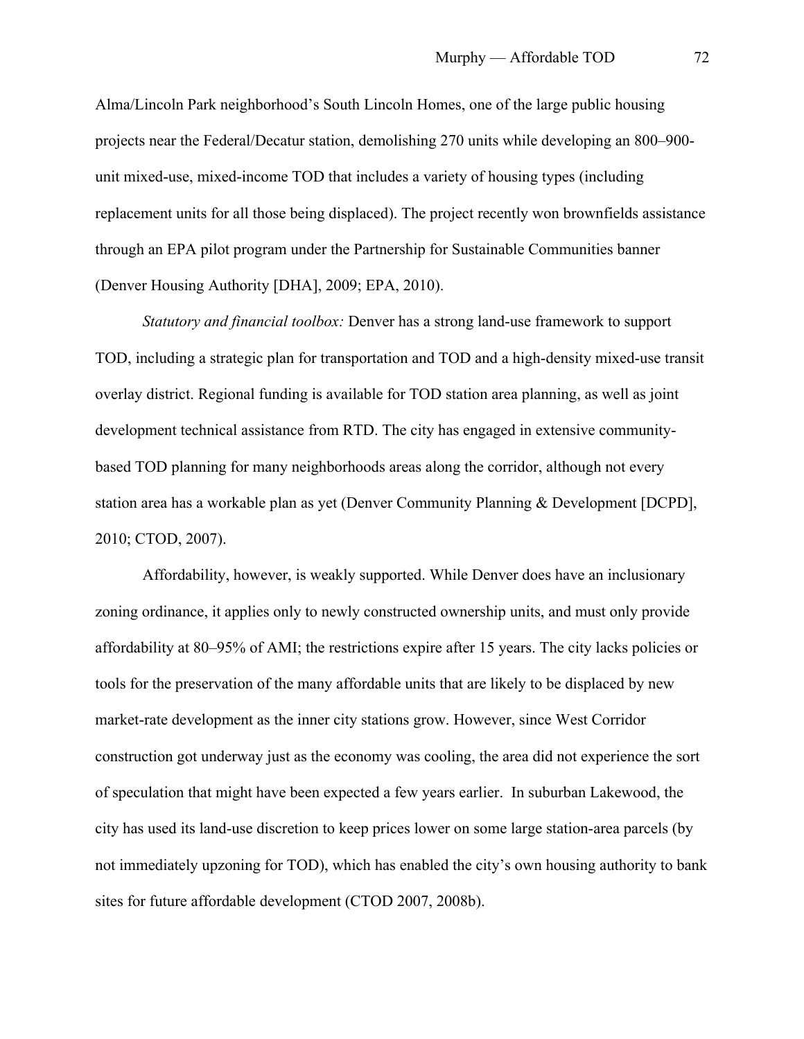Alma/Lincoln Park neighborhood's South Lincoln Homes, one of the large public housing projects near the Federal/Decatur station, demolishing 270 units while developing an 800–900-unit mixed-use, mixed-income TOD that includes a variety of housing types (including replacement units for all those being displaced). The project recently won brownfields assistance through an EPA pilot program under the Partnership for Sustainable Communities banner (Denver Housing Authority [DHA], 2009; EPA, 2010).

*Statutory and financial toolbox:* Denver has a strong land-use framework to support TOD, including a strategic plan for transportation and TOD and a high-density mixed-use transit overlay district. Regional funding is available for TOD station area planning, as well as joint development technical assistance from RTD. The city has engaged in extensive community-based TOD planning for many neighborhoods areas along the corridor, although not every station area has a workable plan as yet (Denver Community Planning & Development [DCPD], 2010; CTOD, 2007).

Affordability, however, is weakly supported. While Denver does have an inclusionary zoning ordinance, it applies only to newly constructed ownership units, and must only provide affordability at 80–95% of AMI; the restrictions expire after 15 years. The city lacks policies or tools for the preservation of the many affordable units that are likely to be displaced by new market-rate development as the inner city stations grow. However, since West Corridor construction got underway just as the economy was cooling, the area did not experience the sort of speculation that might have been expected a few years earlier. In suburban Lakewood, the city has used its land-use discretion to keep prices lower on some large station-area parcels (by not immediately upzoning for TOD), which has enabled the city's own housing authority to bank sites for future affordable development (CTOD 2007, 2008b).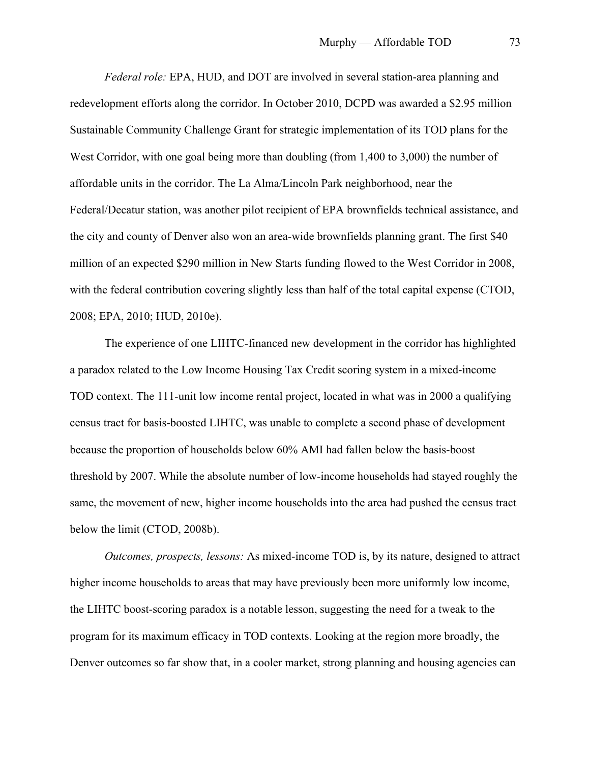*Federal role:* EPA, HUD, and DOT are involved in several station-area planning and redevelopment efforts along the corridor. In October 2010, DCPD was awarded a $2.95 million Sustainable Community Challenge Grant for strategic implementation of its TOD plans for the West Corridor, with one goal being more than doubling (from 1,400 to 3,000) the number of affordable units in the corridor. The La Alma/Lincoln Park neighborhood, near the Federal/Decatur station, was another pilot recipient of EPA brownfields technical assistance, and the city and county of Denver also won an area-wide brownfields planning grant. The first $40 million of an expected $290 million in New Starts funding flowed to the West Corridor in 2008, with the federal contribution covering slightly less than half of the total capital expense (CTOD, 2008; EPA, 2010; HUD, 2010e).

The experience of one LIHTC-financed new development in the corridor has highlighted a paradox related to the Low Income Housing Tax Credit scoring system in a mixed-income TOD context. The 111-unit low income rental project, located in what was in 2000 a qualifying census tract for basis-boosted LIHTC, was unable to complete a second phase of development because the proportion of households below 60% AMI had fallen below the basis-boost threshold by 2007. While the absolute number of low-income households had stayed roughly the same, the movement of new, higher income households into the area had pushed the census tract below the limit (CTOD, 2008b).

*Outcomes, prospects, lessons:* As mixed-income TOD is, by its nature, designed to attract higher income households to areas that may have previously been more uniformly low income, the LIHTC boost-scoring paradox is a notable lesson, suggesting the need for a tweak to the program for its maximum efficacy in TOD contexts. Looking at the region more broadly, the Denver outcomes so far show that, in a cooler market, strong planning and housing agencies can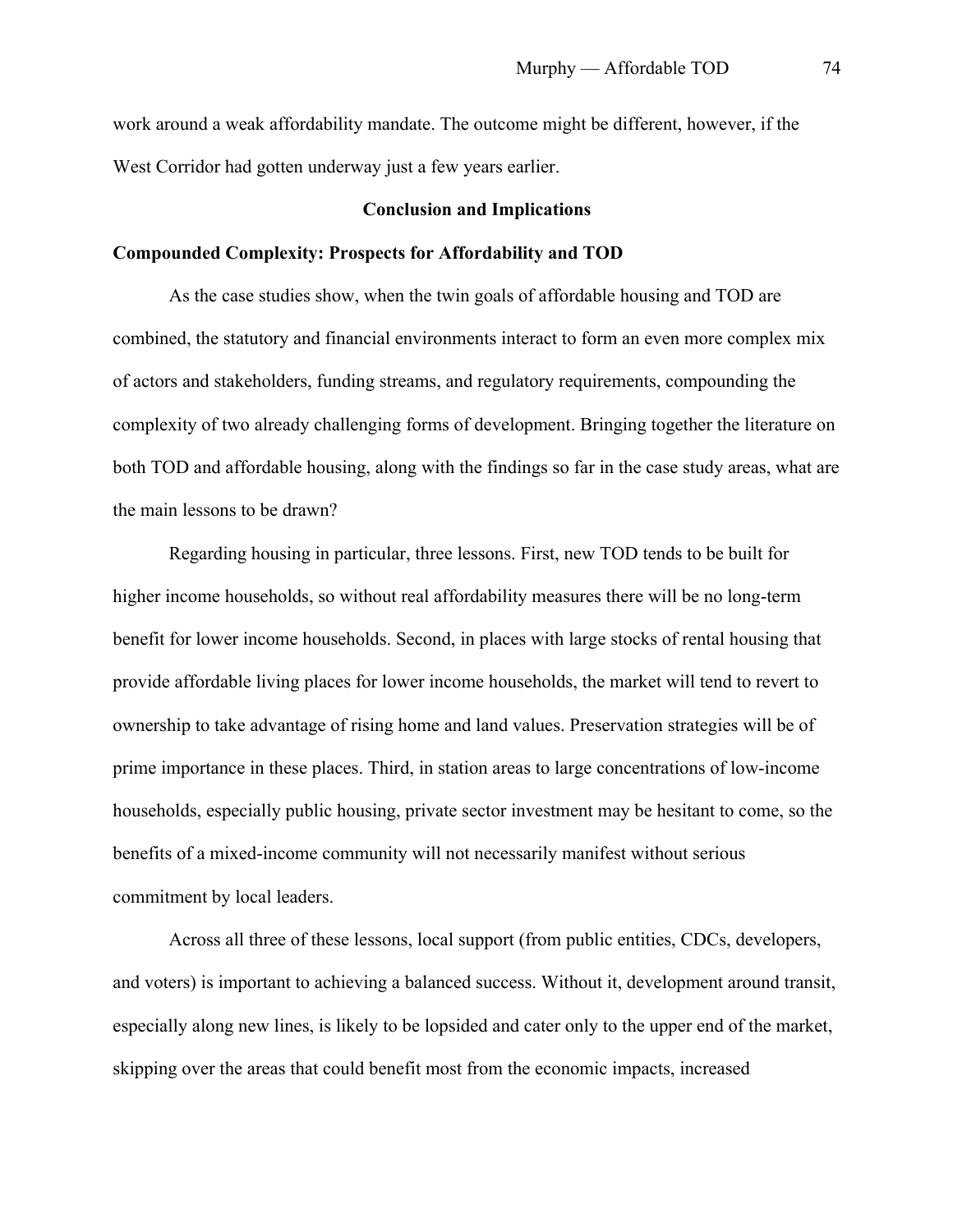work around a weak affordability mandate. The outcome might be different, however, if the West Corridor had gotten underway just a few years earlier.

## Conclusion and Implications

### Compounded Complexity: Prospects for Affordability and TOD

As the case studies show, when the twin goals of affordable housing and TOD are combined, the statutory and financial environments interact to form an even more complex mix of actors and stakeholders, funding streams, and regulatory requirements, compounding the complexity of two already challenging forms of development. Bringing together the literature on both TOD and affordable housing, along with the findings so far in the case study areas, what are the main lessons to be drawn?

Regarding housing in particular, three lessons. First, new TOD tends to be built for higher income households, so without real affordability measures there will be no long-term benefit for lower income households. Second, in places with large stocks of rental housing that provide affordable living places for lower income households, the market will tend to revert to ownership to take advantage of rising home and land values. Preservation strategies will be of prime importance in these places. Third, in station areas to large concentrations of low-income households, especially public housing, private sector investment may be hesitant to come, so the benefits of a mixed-income community will not necessarily manifest without serious commitment by local leaders.

Across all three of these lessons, local support (from public entities, CDCs, developers, and voters) is important to achieving a balanced success. Without it, development around transit, especially along new lines, is likely to be lopsided and cater only to the upper end of the market, skipping over the areas that could benefit most from the economic impacts, increased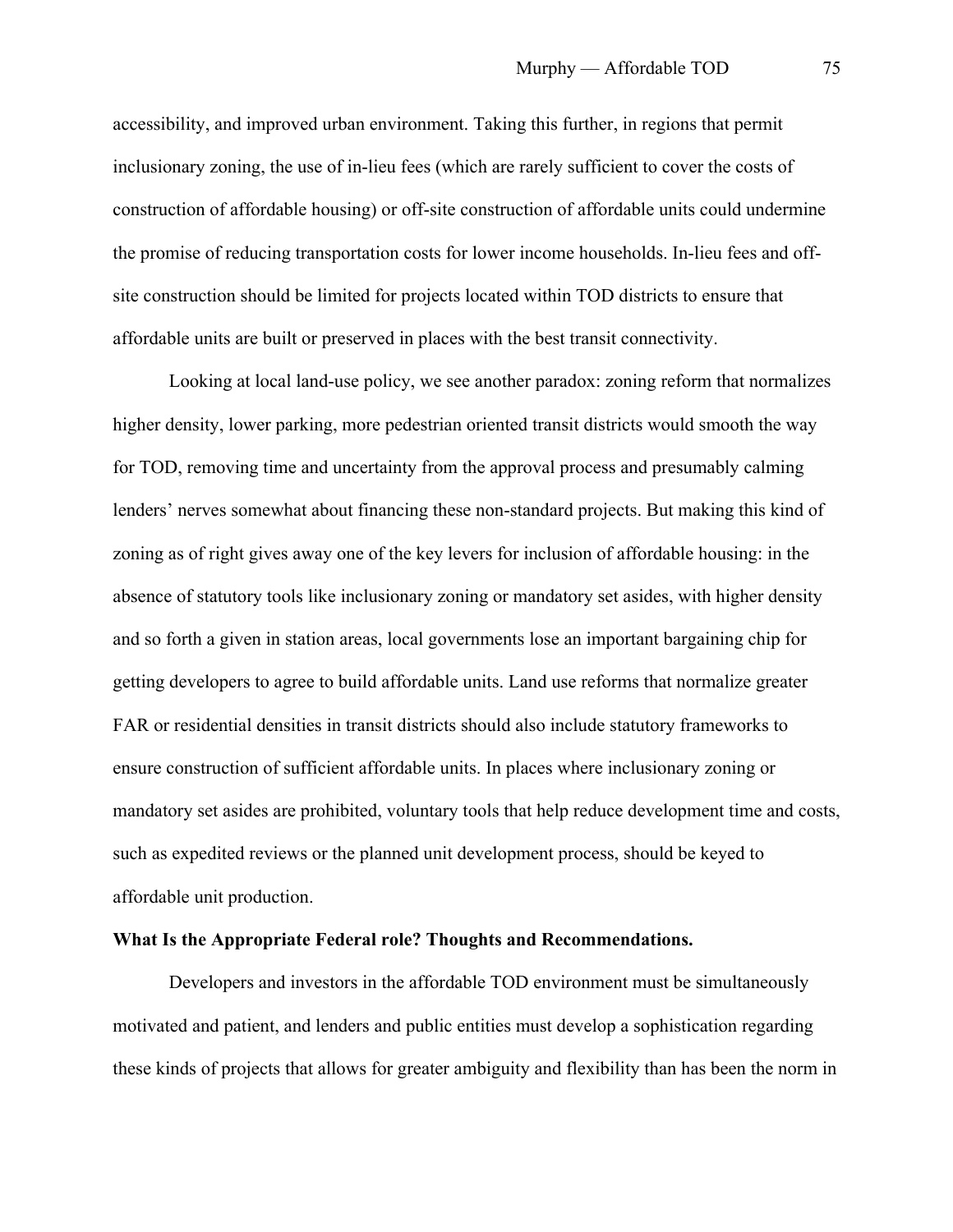accessibility, and improved urban environment. Taking this further, in regions that permit inclusionary zoning, the use of in-lieu fees (which are rarely sufficient to cover the costs of construction of affordable housing) or off-site construction of affordable units could undermine the promise of reducing transportation costs for lower income households. In-lieu fees and off-site construction should be limited for projects located within TOD districts to ensure that affordable units are built or preserved in places with the best transit connectivity.

Looking at local land-use policy, we see another paradox: zoning reform that normalizes higher density, lower parking, more pedestrian oriented transit districts would smooth the way for TOD, removing time and uncertainty from the approval process and presumably calming lenders' nerves somewhat about financing these non-standard projects. But making this kind of zoning as of right gives away one of the key levers for inclusion of affordable housing: in the absence of statutory tools like inclusionary zoning or mandatory set asides, with higher density and so forth a given in station areas, local governments lose an important bargaining chip for getting developers to agree to build affordable units. Land use reforms that normalize greater FAR or residential densities in transit districts should also include statutory frameworks to ensure construction of sufficient affordable units. In places where inclusionary zoning or mandatory set asides are prohibited, voluntary tools that help reduce development time and costs, such as expedited reviews or the planned unit development process, should be keyed to affordable unit production.

**What Is the Appropriate Federal role? Thoughts and Recommendations.**

Developers and investors in the affordable TOD environment must be simultaneously motivated and patient, and lenders and public entities must develop a sophistication regarding these kinds of projects that allows for greater ambiguity and flexibility than has been the norm in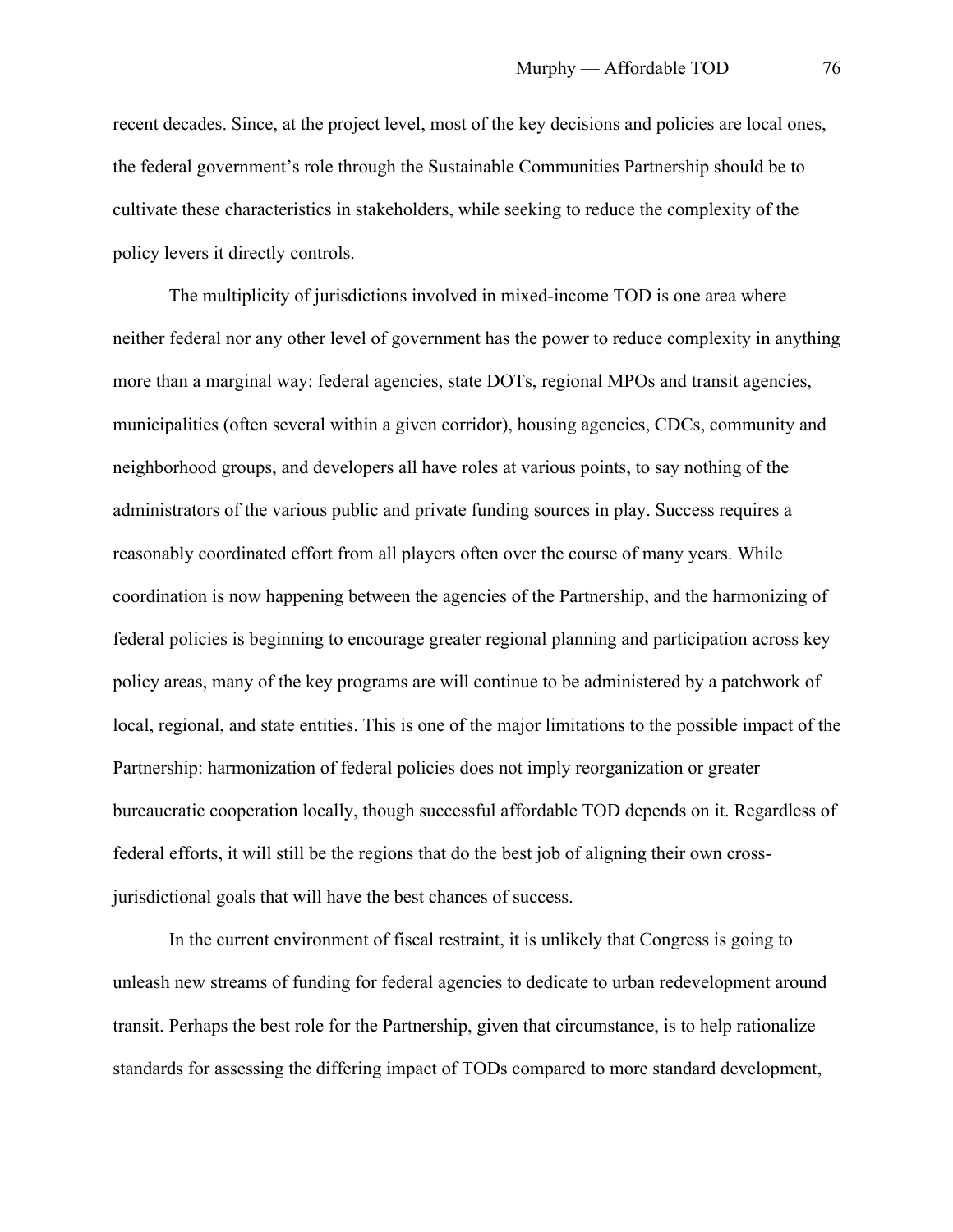recent decades. Since, at the project level, most of the key decisions and policies are local ones, the federal government's role through the Sustainable Communities Partnership should be to cultivate these characteristics in stakeholders, while seeking to reduce the complexity of the policy levers it directly controls.

The multiplicity of jurisdictions involved in mixed-income TOD is one area where neither federal nor any other level of government has the power to reduce complexity in anything more than a marginal way: federal agencies, state DOTs, regional MPOs and transit agencies, municipalities (often several within a given corridor), housing agencies, CDCs, community and neighborhood groups, and developers all have roles at various points, to say nothing of the administrators of the various public and private funding sources in play. Success requires a reasonably coordinated effort from all players often over the course of many years. While coordination is now happening between the agencies of the Partnership, and the harmonizing of federal policies is beginning to encourage greater regional planning and participation across key policy areas, many of the key programs are will continue to be administered by a patchwork of local, regional, and state entities. This is one of the major limitations to the possible impact of the Partnership: harmonization of federal policies does not imply reorganization or greater bureaucratic cooperation locally, though successful affordable TOD depends on it. Regardless of federal efforts, it will still be the regions that do the best job of aligning their own cross-jurisdictional goals that will have the best chances of success.

In the current environment of fiscal restraint, it is unlikely that Congress is going to unleash new streams of funding for federal agencies to dedicate to urban redevelopment around transit. Perhaps the best role for the Partnership, given that circumstance, is to help rationalize standards for assessing the differing impact of TODs compared to more standard development,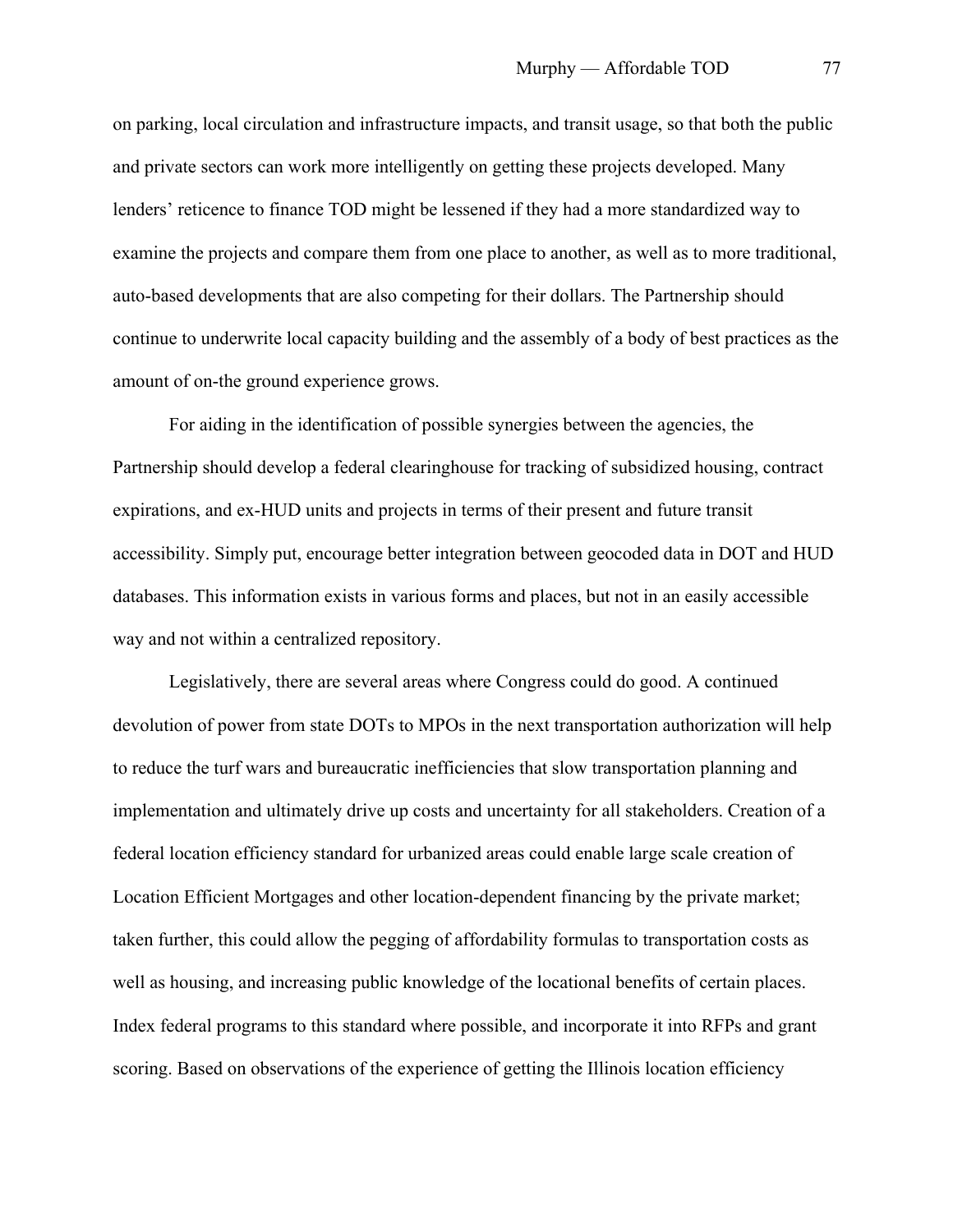on parking, local circulation and infrastructure impacts, and transit usage, so that both the public and private sectors can work more intelligently on getting these projects developed. Many lenders' reticence to finance TOD might be lessened if they had a more standardized way to examine the projects and compare them from one place to another, as well as to more traditional, auto-based developments that are also competing for their dollars. The Partnership should continue to underwrite local capacity building and the assembly of a body of best practices as the amount of on-the ground experience grows.

For aiding in the identification of possible synergies between the agencies, the Partnership should develop a federal clearinghouse for tracking of subsidized housing, contract expirations, and ex-HUD units and projects in terms of their present and future transit accessibility. Simply put, encourage better integration between geocoded data in DOT and HUD databases. This information exists in various forms and places, but not in an easily accessible way and not within a centralized repository.

Legislatively, there are several areas where Congress could do good. A continued devolution of power from state DOTs to MPOs in the next transportation authorization will help to reduce the turf wars and bureaucratic inefficiencies that slow transportation planning and implementation and ultimately drive up costs and uncertainty for all stakeholders. Creation of a federal location efficiency standard for urbanized areas could enable large scale creation of Location Efficient Mortgages and other location-dependent financing by the private market; taken further, this could allow the pegging of affordability formulas to transportation costs as well as housing, and increasing public knowledge of the locational benefits of certain places. Index federal programs to this standard where possible, and incorporate it into RFPs and grant scoring. Based on observations of the experience of getting the Illinois location efficiency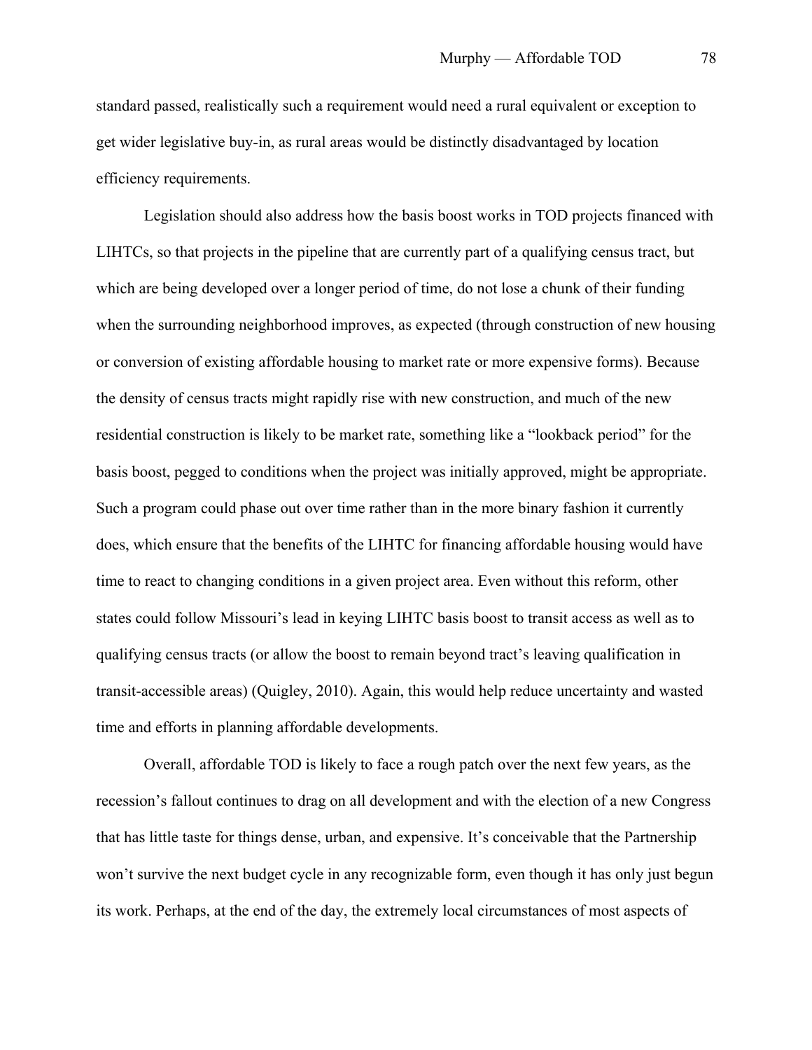standard passed, realistically such a requirement would need a rural equivalent or exception to get wider legislative buy-in, as rural areas would be distinctly disadvantaged by location efficiency requirements.

Legislation should also address how the basis boost works in TOD projects financed with LIHTCs, so that projects in the pipeline that are currently part of a qualifying census tract, but which are being developed over a longer period of time, do not lose a chunk of their funding when the surrounding neighborhood improves, as expected (through construction of new housing or conversion of existing affordable housing to market rate or more expensive forms). Because the density of census tracts might rapidly rise with new construction, and much of the new residential construction is likely to be market rate, something like a "lookback period" for the basis boost, pegged to conditions when the project was initially approved, might be appropriate. Such a program could phase out over time rather than in the more binary fashion it currently does, which ensure that the benefits of the LIHTC for financing affordable housing would have time to react to changing conditions in a given project area. Even without this reform, other states could follow Missouri's lead in keying LIHTC basis boost to transit access as well as to qualifying census tracts (or allow the boost to remain beyond tract's leaving qualification in transit-accessible areas) (Quigley, 2010). Again, this would help reduce uncertainty and wasted time and efforts in planning affordable developments.

Overall, affordable TOD is likely to face a rough patch over the next few years, as the recession's fallout continues to drag on all development and with the election of a new Congress that has little taste for things dense, urban, and expensive. It's conceivable that the Partnership won't survive the next budget cycle in any recognizable form, even though it has only just begun its work. Perhaps, at the end of the day, the extremely local circumstances of most aspects of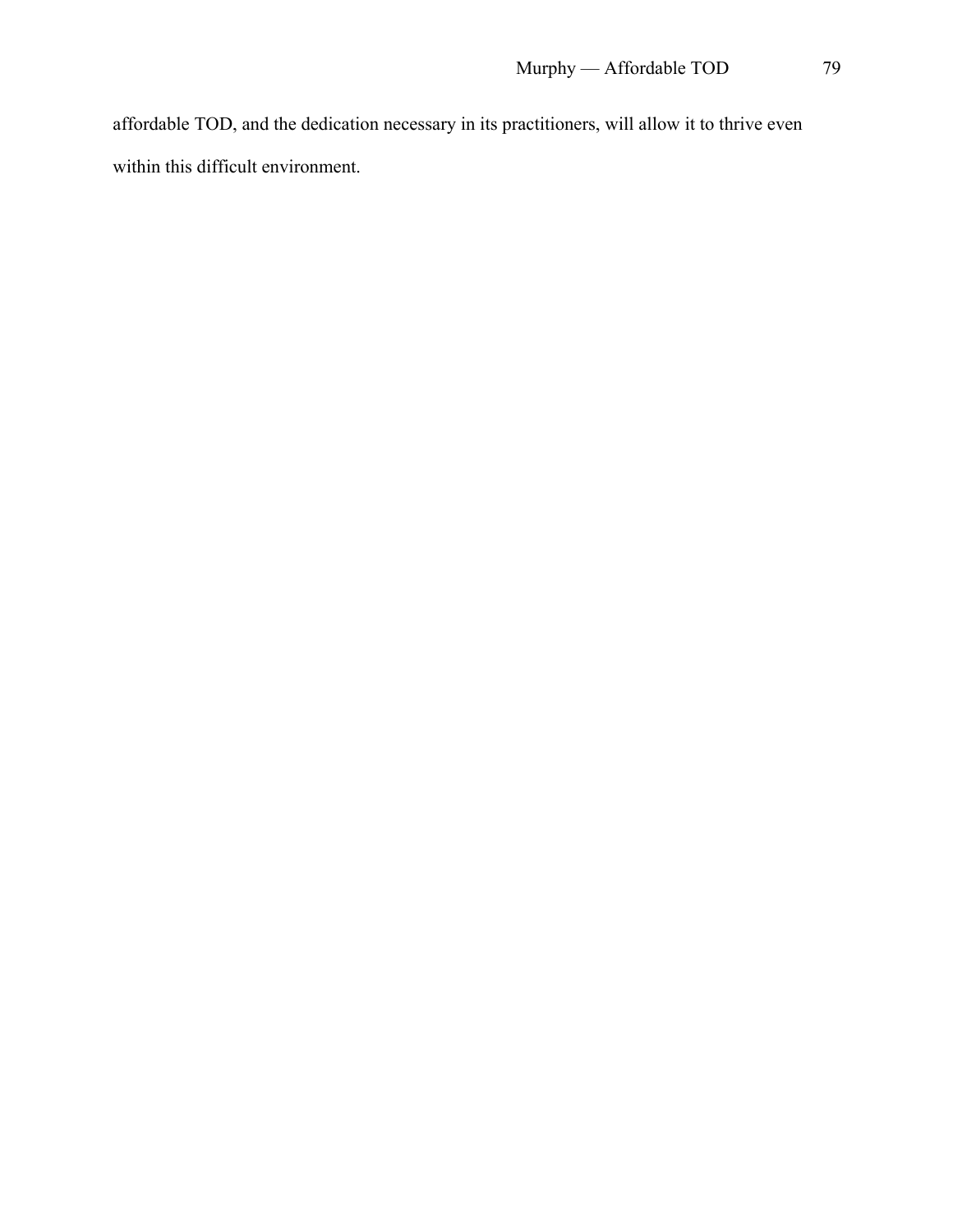affordable TOD, and the dedication necessary in its practitioners, will allow it to thrive even within this difficult environment.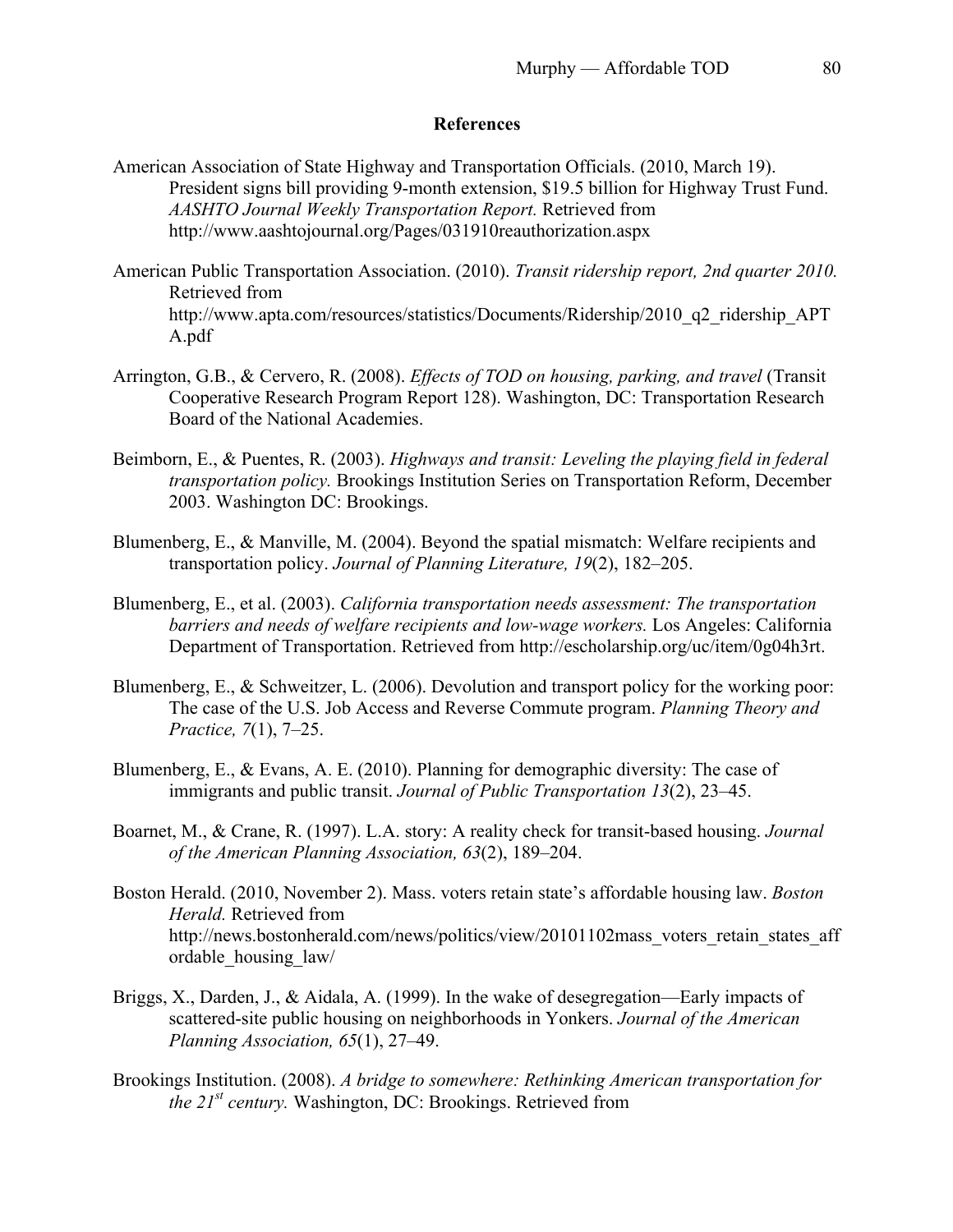**References**

American Association of State Highway and Transportation Officials. (2010, March 19). President signs bill providing 9-month extension, $19.5 billion for Highway Trust Fund. *AASHTO Journal Weekly Transportation Report.* Retrieved from http://www.aashtojournal.org/Pages/031910reauthorization.aspx

American Public Transportation Association. (2010). *Transit ridership report, 2nd quarter 2010.* Retrieved from http://www.apta.com/resources/statistics/Documents/Ridership/2010_q2_ridership_APTA.pdf

Arrington, G.B., & Cervero, R. (2008). *Effects of TOD on housing, parking, and travel* (Transit Cooperative Research Program Report 128). Washington, DC: Transportation Research Board of the National Academies.

Beimborn, E., & Puentes, R. (2003). *Highways and transit: Leveling the playing field in federal transportation policy.* Brookings Institution Series on Transportation Reform, December 2003. Washington DC: Brookings.

Blumenberg, E., & Manville, M. (2004). Beyond the spatial mismatch: Welfare recipients and transportation policy. *Journal of Planning Literature, 19*(2), 182–205.

Blumenberg, E., et al. (2003). *California transportation needs assessment: The transportation barriers and needs of welfare recipients and low-wage workers.* Los Angeles: California Department of Transportation. Retrieved from http://escholarship.org/uc/item/0g04h3rt.

Blumenberg, E., & Schweitzer, L. (2006). Devolution and transport policy for the working poor: The case of the U.S. Job Access and Reverse Commute program. *Planning Theory and Practice, 7*(1), 7–25.

Blumenberg, E., & Evans, A. E. (2010). Planning for demographic diversity: The case of immigrants and public transit. *Journal of Public Transportation 13*(2), 23–45.

Boarnet, M., & Crane, R. (1997). L.A. story: A reality check for transit-based housing. *Journal of the American Planning Association, 63*(2), 189–204.

Boston Herald. (2010, November 2). Mass. voters retain state's affordable housing law. *Boston Herald.* Retrieved from http://news.bostonherald.com/news/politics/view/20101102mass_voters_retain_states_affordable_housing_law/

Briggs, X., Darden, J., & Aidala, A. (1999). In the wake of desegregation—Early impacts of scattered-site public housing on neighborhoods in Yonkers. *Journal of the American Planning Association, 65*(1), 27–49.

Brookings Institution. (2008). *A bridge to somewhere: Rethinking American transportation for the 21st century.* Washington, DC: Brookings. Retrieved from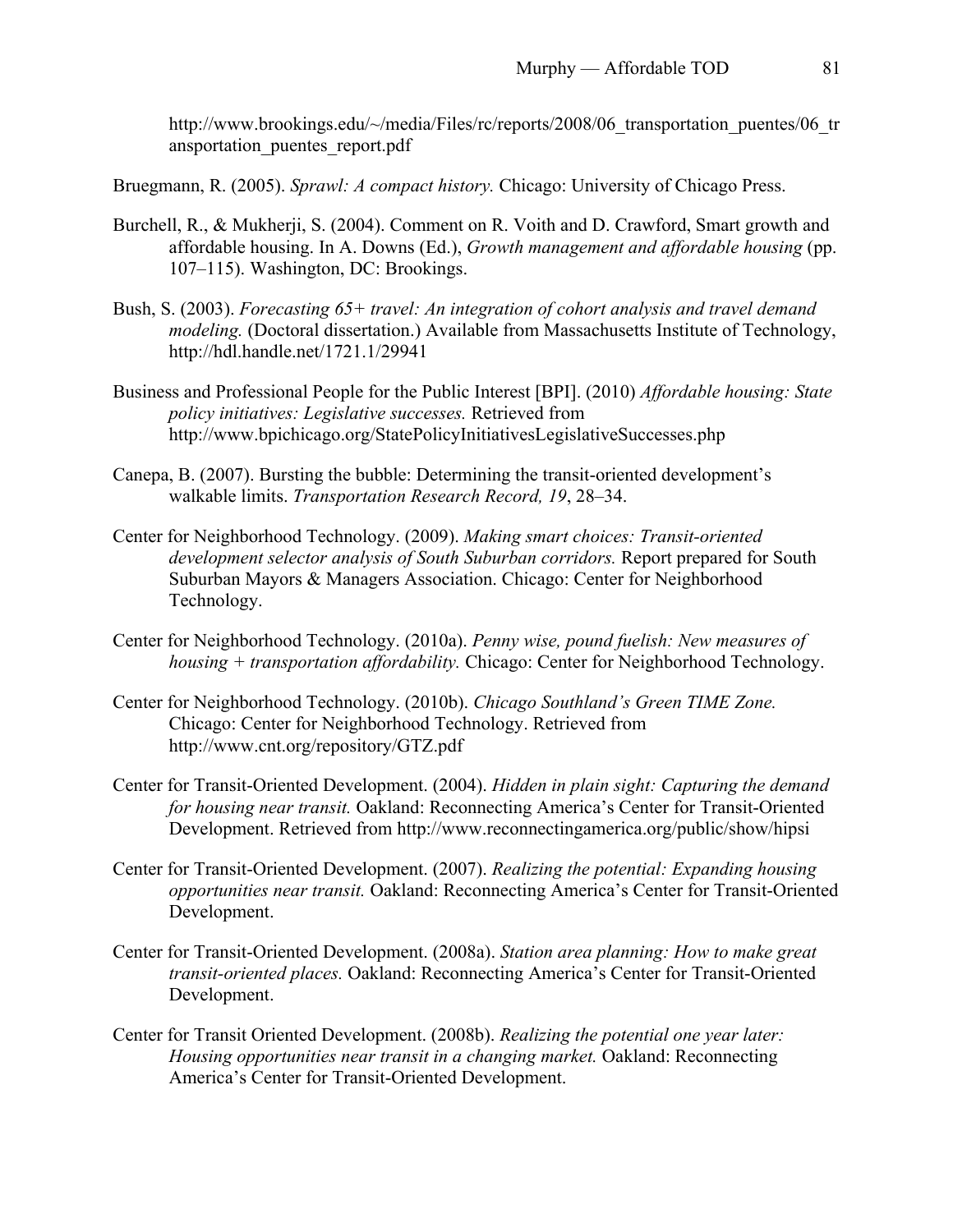http://www.brookings.edu/~/media/Files/rc/reports/2008/06_transportation_puentes/06_transportation_puentes_report.pdf

Bruegmann, R. (2005). *Sprawl: A compact history.* Chicago: University of Chicago Press.

Burchell, R., & Mukherji, S. (2004). Comment on R. Voith and D. Crawford, Smart growth and affordable housing. In A. Downs (Ed.), *Growth management and affordable housing* (pp. 107–115). Washington, DC: Brookings.

Bush, S. (2003). *Forecasting 65+ travel: An integration of cohort analysis and travel demand modeling.* (Doctoral dissertation.) Available from Massachusetts Institute of Technology, http://hdl.handle.net/1721.1/29941

Business and Professional People for the Public Interest [BPI]. (2010) *Affordable housing: State policy initiatives: Legislative successes.* Retrieved from http://www.bpichicago.org/StatePolicyInitiativesLegislativeSuccesses.php

Canepa, B. (2007). Bursting the bubble: Determining the transit-oriented development's walkable limits. *Transportation Research Record, 19*, 28–34.

Center for Neighborhood Technology. (2009). *Making smart choices: Transit-oriented development selector analysis of South Suburban corridors.* Report prepared for South Suburban Mayors & Managers Association. Chicago: Center for Neighborhood Technology.

Center for Neighborhood Technology. (2010a). *Penny wise, pound fuelish: New measures of housing + transportation affordability.* Chicago: Center for Neighborhood Technology.

Center for Neighborhood Technology. (2010b). *Chicago Southland's Green TIME Zone.* Chicago: Center for Neighborhood Technology. Retrieved from http://www.cnt.org/repository/GTZ.pdf

Center for Transit-Oriented Development. (2004). *Hidden in plain sight: Capturing the demand for housing near transit.* Oakland: Reconnecting America's Center for Transit-Oriented Development. Retrieved from http://www.reconnectingamerica.org/public/show/hipsi

Center for Transit-Oriented Development. (2007). *Realizing the potential: Expanding housing opportunities near transit.* Oakland: Reconnecting America's Center for Transit-Oriented Development.

Center for Transit-Oriented Development. (2008a). *Station area planning: How to make great transit-oriented places.* Oakland: Reconnecting America's Center for Transit-Oriented Development.

Center for Transit Oriented Development. (2008b). *Realizing the potential one year later: Housing opportunities near transit in a changing market.* Oakland: Reconnecting America's Center for Transit-Oriented Development.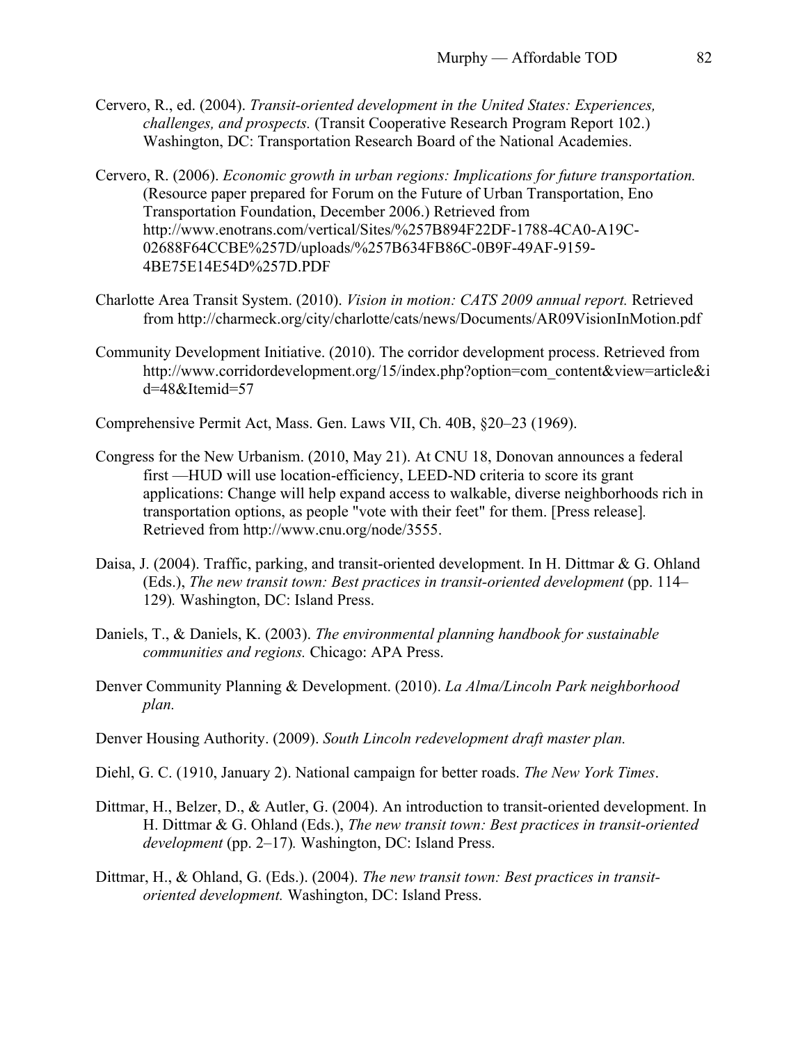Cervero, R., ed. (2004). *Transit-oriented development in the United States: Experiences, challenges, and prospects.* (Transit Cooperative Research Program Report 102.) Washington, DC: Transportation Research Board of the National Academies.

Cervero, R. (2006). *Economic growth in urban regions: Implications for future transportation.* (Resource paper prepared for Forum on the Future of Urban Transportation, Eno Transportation Foundation, December 2006.) Retrieved from http://www.enotrans.com/vertical/Sites/%257B894F22DF-1788-4CA0-A19C-02688F64CCBE%257D/uploads/%257B634FB86C-0B9F-49AF-9159-4BE75E14E54D%257D.PDF

Charlotte Area Transit System. (2010). *Vision in motion: CATS 2009 annual report.* Retrieved from http://charmeck.org/city/charlotte/cats/news/Documents/AR09VisionInMotion.pdf

Community Development Initiative. (2010). The corridor development process. Retrieved from http://www.corridordevelopment.org/15/index.php?option=com_content&view=article&id=48&Itemid=57

Comprehensive Permit Act, Mass. Gen. Laws VII, Ch. 40B, §20–23 (1969).

Congress for the New Urbanism. (2010, May 21). At CNU 18, Donovan announces a federal first —HUD will use location-efficiency, LEED-ND criteria to score its grant applications: Change will help expand access to walkable, diverse neighborhoods rich in transportation options, as people "vote with their feet" for them. [Press release]. Retrieved from http://www.cnu.org/node/3555.

Daisa, J. (2004). Traffic, parking, and transit-oriented development. In H. Dittmar & G. Ohland (Eds.), *The new transit town: Best practices in transit-oriented development* (pp. 114–129)*.* Washington, DC: Island Press.

Daniels, T., & Daniels, K. (2003). *The environmental planning handbook for sustainable communities and regions.* Chicago: APA Press.

Denver Community Planning & Development. (2010). *La Alma/Lincoln Park neighborhood plan.*

Denver Housing Authority. (2009). *South Lincoln redevelopment draft master plan.*

Diehl, G. C. (1910, January 2). National campaign for better roads. *The New York Times*.

Dittmar, H., Belzer, D., & Autler, G. (2004). An introduction to transit-oriented development. In H. Dittmar & G. Ohland (Eds.), *The new transit town: Best practices in transit-oriented development* (pp. 2–17)*.* Washington, DC: Island Press.

Dittmar, H., & Ohland, G. (Eds.). (2004). *The new transit town: Best practices in transit-oriented development.* Washington, DC: Island Press.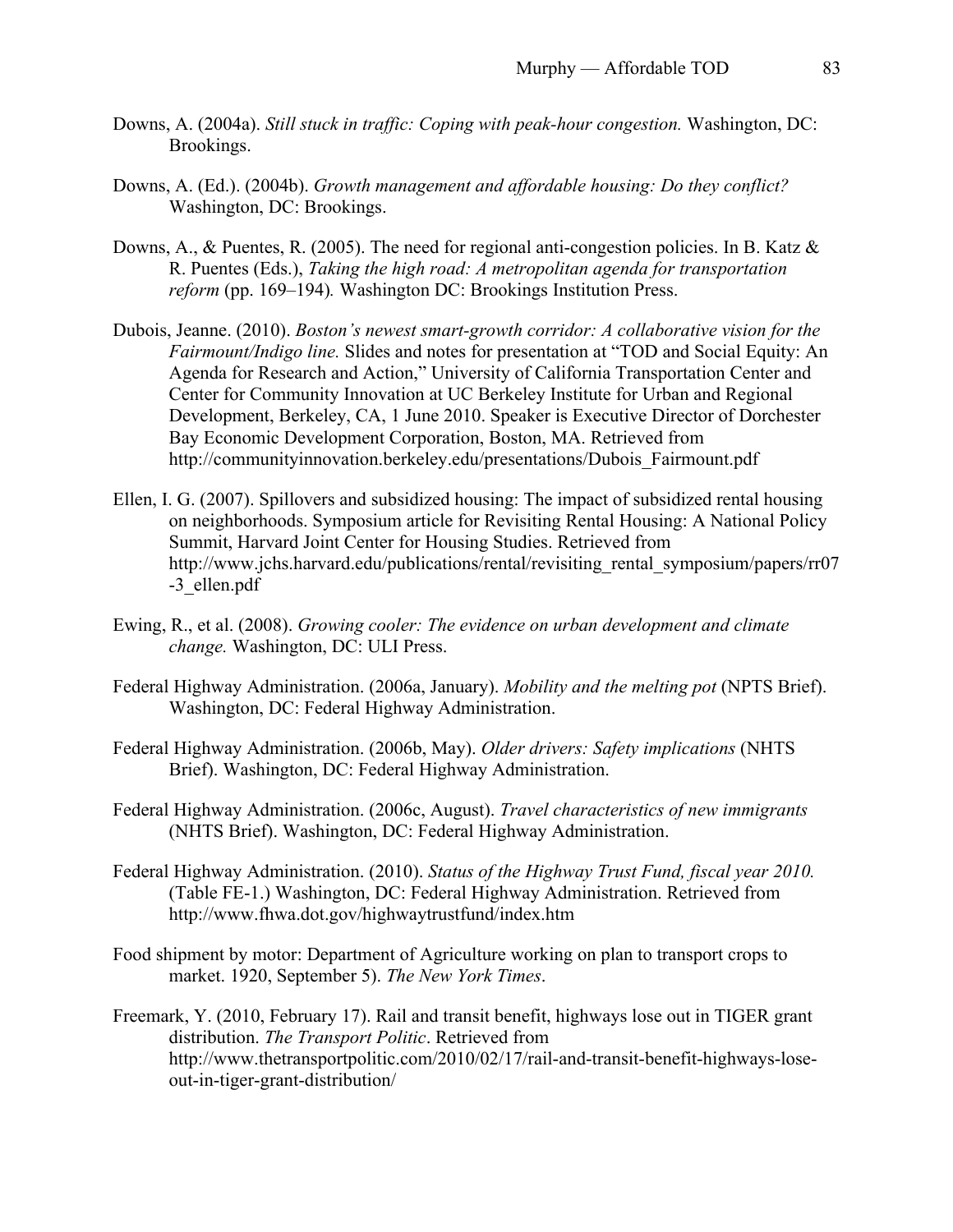Downs, A. (2004a). *Still stuck in traffic: Coping with peak-hour congestion.* Washington, DC: Brookings.

Downs, A. (Ed.). (2004b). *Growth management and affordable housing: Do they conflict?* Washington, DC: Brookings.

Downs, A., & Puentes, R. (2005). The need for regional anti-congestion policies. In B. Katz & R. Puentes (Eds.), *Taking the high road: A metropolitan agenda for transportation reform* (pp. 169–194)*.* Washington DC: Brookings Institution Press.

Dubois, Jeanne. (2010). *Boston's newest smart-growth corridor: A collaborative vision for the Fairmount/Indigo line.* Slides and notes for presentation at "TOD and Social Equity: An Agenda for Research and Action," University of California Transportation Center and Center for Community Innovation at UC Berkeley Institute for Urban and Regional Development, Berkeley, CA, 1 June 2010. Speaker is Executive Director of Dorchester Bay Economic Development Corporation, Boston, MA. Retrieved from http://communityinnovation.berkeley.edu/presentations/Dubois_Fairmount.pdf

Ellen, I. G. (2007). Spillovers and subsidized housing: The impact of subsidized rental housing on neighborhoods. Symposium article for Revisiting Rental Housing: A National Policy Summit, Harvard Joint Center for Housing Studies. Retrieved from http://www.jchs.harvard.edu/publications/rental/revisiting_rental_symposium/papers/rr07-3_ellen.pdf

Ewing, R., et al. (2008). *Growing cooler: The evidence on urban development and climate change.* Washington, DC: ULI Press.

Federal Highway Administration. (2006a, January). *Mobility and the melting pot* (NPTS Brief). Washington, DC: Federal Highway Administration.

Federal Highway Administration. (2006b, May). *Older drivers: Safety implications* (NHTS Brief). Washington, DC: Federal Highway Administration.

Federal Highway Administration. (2006c, August). *Travel characteristics of new immigrants* (NHTS Brief). Washington, DC: Federal Highway Administration.

Federal Highway Administration. (2010). *Status of the Highway Trust Fund, fiscal year 2010.* (Table FE-1.) Washington, DC: Federal Highway Administration. Retrieved from http://www.fhwa.dot.gov/highwaytrustfund/index.htm

Food shipment by motor: Department of Agriculture working on plan to transport crops to market. 1920, September 5). *The New York Times*.

Freemark, Y. (2010, February 17). Rail and transit benefit, highways lose out in TIGER grant distribution. *The Transport Politic*. Retrieved from http://www.thetransportpolitic.com/2010/02/17/rail-and-transit-benefit-highways-lose-out-in-tiger-grant-distribution/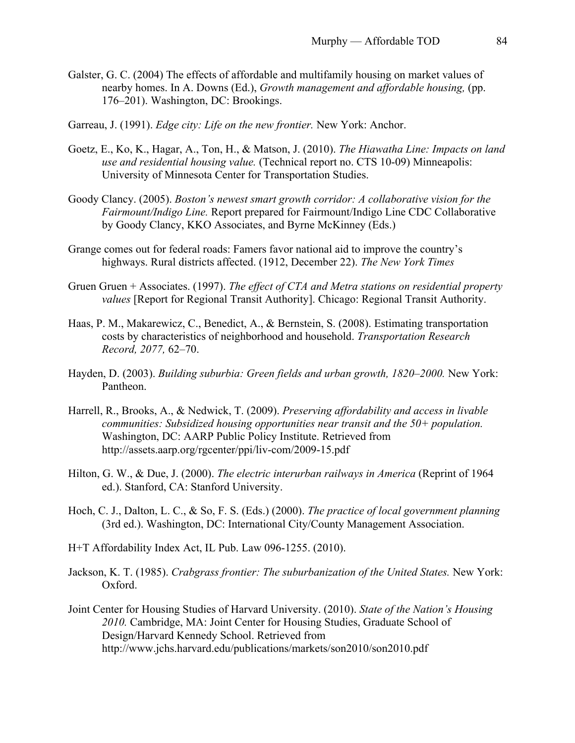Galster, G. C. (2004) The effects of affordable and multifamily housing on market values of nearby homes. In A. Downs (Ed.), *Growth management and affordable housing,* (pp. 176–201). Washington, DC: Brookings.

Garreau, J. (1991). *Edge city: Life on the new frontier.* New York: Anchor.

Goetz, E., Ko, K., Hagar, A., Ton, H., & Matson, J. (2010). *The Hiawatha Line: Impacts on land use and residential housing value.* (Technical report no. CTS 10-09) Minneapolis: University of Minnesota Center for Transportation Studies.

Goody Clancy. (2005). *Boston's newest smart growth corridor: A collaborative vision for the Fairmount/Indigo Line.* Report prepared for Fairmount/Indigo Line CDC Collaborative by Goody Clancy, KKO Associates, and Byrne McKinney (Eds.)

Grange comes out for federal roads: Famers favor national aid to improve the country's highways. Rural districts affected. (1912, December 22). *The New York Times*

Gruen Gruen + Associates. (1997). *The effect of CTA and Metra stations on residential property values* [Report for Regional Transit Authority]. Chicago: Regional Transit Authority.

Haas, P. M., Makarewicz, C., Benedict, A., & Bernstein, S. (2008). Estimating transportation costs by characteristics of neighborhood and household. *Transportation Research Record, 2077,* 62–70.

Hayden, D. (2003). *Building suburbia: Green fields and urban growth, 1820–2000.* New York: Pantheon.

Harrell, R., Brooks, A., & Nedwick, T. (2009). *Preserving affordability and access in livable communities: Subsidized housing opportunities near transit and the 50+ population.* Washington, DC: AARP Public Policy Institute. Retrieved from http://assets.aarp.org/rgcenter/ppi/liv-com/2009-15.pdf

Hilton, G. W., & Due, J. (2000). *The electric interurban railways in America* (Reprint of 1964 ed.). Stanford, CA: Stanford University.

Hoch, C. J., Dalton, L. C., & So, F. S. (Eds.) (2000). *The practice of local government planning* (3rd ed.). Washington, DC: International City/County Management Association.

H+T Affordability Index Act, IL Pub. Law 096-1255. (2010).

Jackson, K. T. (1985). *Crabgrass frontier: The suburbanization of the United States.* New York: Oxford.

Joint Center for Housing Studies of Harvard University. (2010). *State of the Nation's Housing 2010.* Cambridge, MA: Joint Center for Housing Studies, Graduate School of Design/Harvard Kennedy School. Retrieved from http://www.jchs.harvard.edu/publications/markets/son2010/son2010.pdf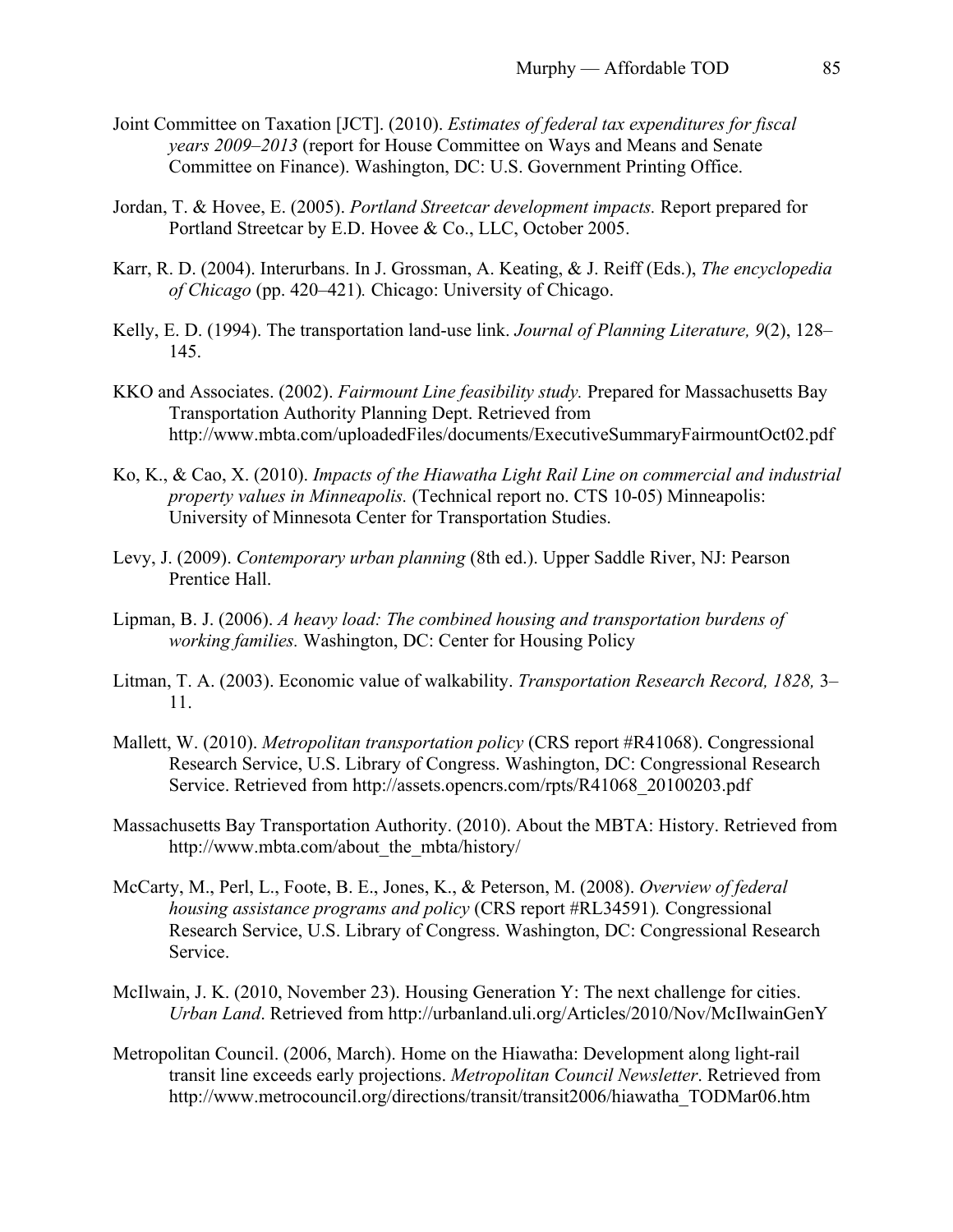Joint Committee on Taxation [JCT]. (2010). *Estimates of federal tax expenditures for fiscal years 2009–2013* (report for House Committee on Ways and Means and Senate Committee on Finance). Washington, DC: U.S. Government Printing Office.

Jordan, T. & Hovee, E. (2005). *Portland Streetcar development impacts.* Report prepared for Portland Streetcar by E.D. Hovee & Co., LLC, October 2005.

Karr, R. D. (2004). Interurbans. In J. Grossman, A. Keating, & J. Reiff (Eds.), *The encyclopedia of Chicago* (pp. 420–421)*.* Chicago: University of Chicago.

Kelly, E. D. (1994). The transportation land-use link. *Journal of Planning Literature, 9*(2), 128–145.

KKO and Associates. (2002). *Fairmount Line feasibility study.* Prepared for Massachusetts Bay Transportation Authority Planning Dept. Retrieved from http://www.mbta.com/uploadedFiles/documents/ExecutiveSummaryFairmountOct02.pdf

Ko, K., & Cao, X. (2010). *Impacts of the Hiawatha Light Rail Line on commercial and industrial property values in Minneapolis.* (Technical report no. CTS 10-05) Minneapolis: University of Minnesota Center for Transportation Studies.

Levy, J. (2009). *Contemporary urban planning* (8th ed.). Upper Saddle River, NJ: Pearson Prentice Hall.

Lipman, B. J. (2006). *A heavy load: The combined housing and transportation burdens of working families.* Washington, DC: Center for Housing Policy

Litman, T. A. (2003). Economic value of walkability. *Transportation Research Record, 1828,* 3–11.

Mallett, W. (2010). *Metropolitan transportation policy* (CRS report #R41068). Congressional Research Service, U.S. Library of Congress. Washington, DC: Congressional Research Service. Retrieved from http://assets.opencrs.com/rpts/R41068_20100203.pdf

Massachusetts Bay Transportation Authority. (2010). About the MBTA: History. Retrieved from http://www.mbta.com/about_the_mbta/history/

McCarty, M., Perl, L., Foote, B. E., Jones, K., & Peterson, M. (2008). *Overview of federal housing assistance programs and policy* (CRS report #RL34591)*.* Congressional Research Service, U.S. Library of Congress. Washington, DC: Congressional Research Service.

McIlwain, J. K. (2010, November 23). Housing Generation Y: The next challenge for cities. *Urban Land*. Retrieved from http://urbanland.uli.org/Articles/2010/Nov/McIlwainGenY

Metropolitan Council. (2006, March). Home on the Hiawatha: Development along light-rail transit line exceeds early projections. *Metropolitan Council Newsletter*. Retrieved from http://www.metrocouncil.org/directions/transit/transit2006/hiawatha_TODMar06.htm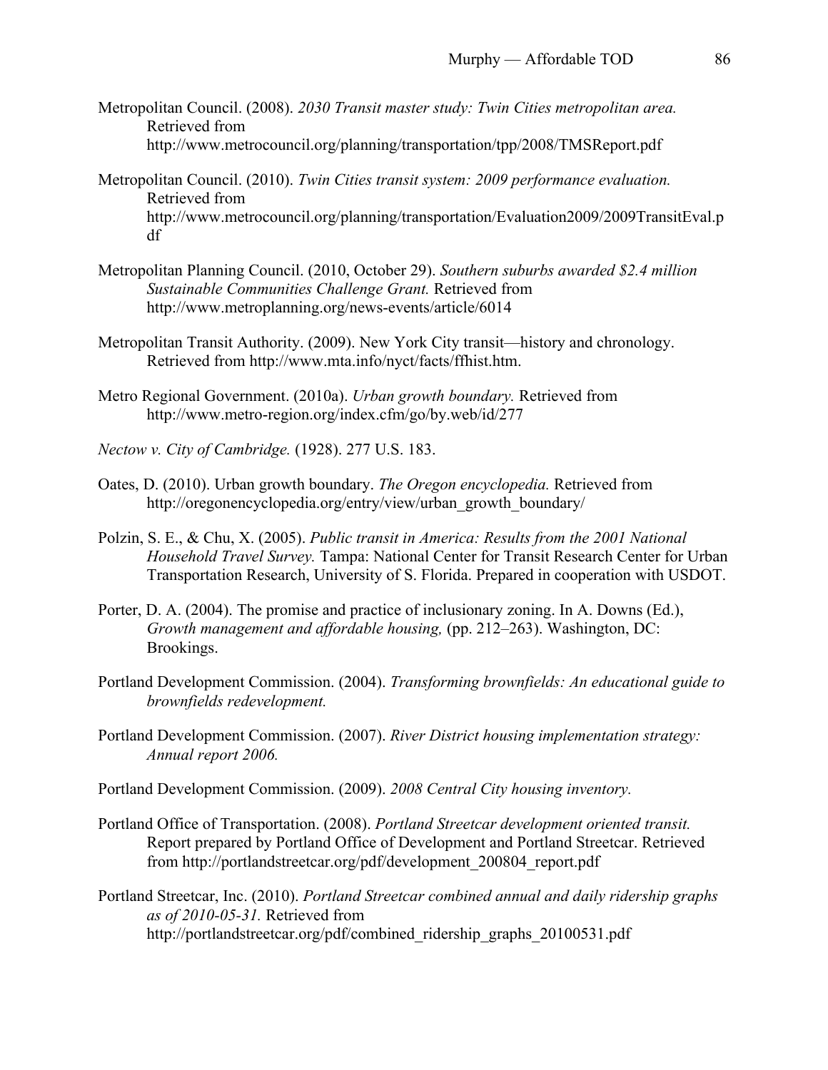Metropolitan Council. (2008). *2030 Transit master study: Twin Cities metropolitan area.* Retrieved from http://www.metrocouncil.org/planning/transportation/tpp/2008/TMSReport.pdf

Metropolitan Council. (2010). *Twin Cities transit system: 2009 performance evaluation.* Retrieved from http://www.metrocouncil.org/planning/transportation/Evaluation2009/2009TransitEval.pdf

Metropolitan Planning Council. (2010, October 29). *Southern suburbs awarded $2.4 million Sustainable Communities Challenge Grant.* Retrieved from http://www.metroplanning.org/news-events/article/6014

Metropolitan Transit Authority. (2009). New York City transit—history and chronology. Retrieved from http://www.mta.info/nyct/facts/ffhist.htm.

Metro Regional Government. (2010a). *Urban growth boundary.* Retrieved from http://www.metro-region.org/index.cfm/go/by.web/id/277

*Nectow v. City of Cambridge.* (1928). 277 U.S. 183.

Oates, D. (2010). Urban growth boundary. *The Oregon encyclopedia.* Retrieved from http://oregonencyclopedia.org/entry/view/urban_growth_boundary/

Polzin, S. E., & Chu, X. (2005). *Public transit in America: Results from the 2001 National Household Travel Survey.* Tampa: National Center for Transit Research Center for Urban Transportation Research, University of S. Florida. Prepared in cooperation with USDOT.

Porter, D. A. (2004). The promise and practice of inclusionary zoning. In A. Downs (Ed.), *Growth management and affordable housing,* (pp. 212–263). Washington, DC: Brookings.

Portland Development Commission. (2004). *Transforming brownfields: An educational guide to brownfields redevelopment.*

Portland Development Commission. (2007). *River District housing implementation strategy: Annual report 2006.*

Portland Development Commission. (2009). *2008 Central City housing inventory.*

Portland Office of Transportation. (2008). *Portland Streetcar development oriented transit.* Report prepared by Portland Office of Development and Portland Streetcar. Retrieved from http://portlandstreetcar.org/pdf/development_200804_report.pdf

Portland Streetcar, Inc. (2010). *Portland Streetcar combined annual and daily ridership graphs as of 2010-05-31.* Retrieved from http://portlandstreetcar.org/pdf/combined_ridership_graphs_20100531.pdf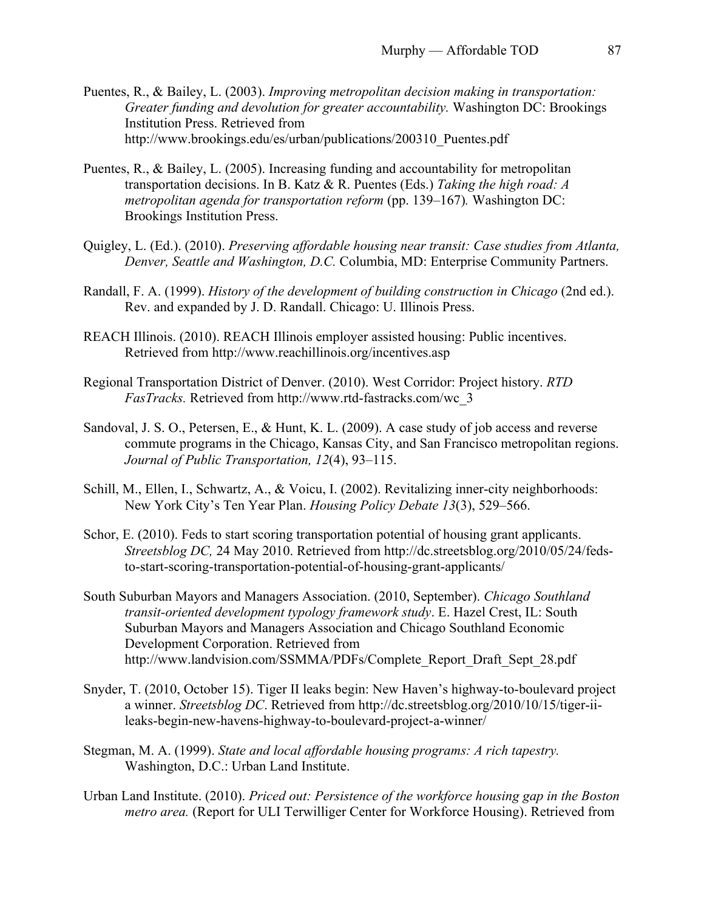Puentes, R., & Bailey, L. (2003). *Improving metropolitan decision making in transportation: Greater funding and devolution for greater accountability.* Washington DC: Brookings Institution Press. Retrieved from http://www.brookings.edu/es/urban/publications/200310_Puentes.pdf

Puentes, R., & Bailey, L. (2005). Increasing funding and accountability for metropolitan transportation decisions. In B. Katz & R. Puentes (Eds.) *Taking the high road: A metropolitan agenda for transportation reform* (pp. 139–167)*.* Washington DC: Brookings Institution Press.

Quigley, L. (Ed.). (2010). *Preserving affordable housing near transit: Case studies from Atlanta, Denver, Seattle and Washington, D.C.* Columbia, MD: Enterprise Community Partners.

Randall, F. A. (1999). *History of the development of building construction in Chicago* (2nd ed.). Rev. and expanded by J. D. Randall. Chicago: U. Illinois Press.

REACH Illinois. (2010). REACH Illinois employer assisted housing: Public incentives. Retrieved from http://www.reachillinois.org/incentives.asp

Regional Transportation District of Denver. (2010). West Corridor: Project history. *RTD FasTracks.* Retrieved from http://www.rtd-fastracks.com/wc_3

Sandoval, J. S. O., Petersen, E., & Hunt, K. L. (2009). A case study of job access and reverse commute programs in the Chicago, Kansas City, and San Francisco metropolitan regions. *Journal of Public Transportation, 12*(4), 93–115.

Schill, M., Ellen, I., Schwartz, A., & Voicu, I. (2002). Revitalizing inner-city neighborhoods: New York City's Ten Year Plan. *Housing Policy Debate 13*(3), 529–566.

Schor, E. (2010). Feds to start scoring transportation potential of housing grant applicants. *Streetsblog DC,* 24 May 2010. Retrieved from http://dc.streetsblog.org/2010/05/24/feds-to-start-scoring-transportation-potential-of-housing-grant-applicants/

South Suburban Mayors and Managers Association. (2010, September). *Chicago Southland transit-oriented development typology framework study*. E. Hazel Crest, IL: South Suburban Mayors and Managers Association and Chicago Southland Economic Development Corporation. Retrieved from http://www.landvision.com/SSMMA/PDFs/Complete_Report_Draft_Sept_28.pdf

Snyder, T. (2010, October 15). Tiger II leaks begin: New Haven's highway-to-boulevard project a winner. *Streetsblog DC*. Retrieved from http://dc.streetsblog.org/2010/10/15/tiger-ii-leaks-begin-new-havens-highway-to-boulevard-project-a-winner/

Stegman, M. A. (1999). *State and local affordable housing programs: A rich tapestry.* Washington, D.C.: Urban Land Institute.

Urban Land Institute. (2010). *Priced out: Persistence of the workforce housing gap in the Boston metro area.* (Report for ULI Terwilliger Center for Workforce Housing). Retrieved from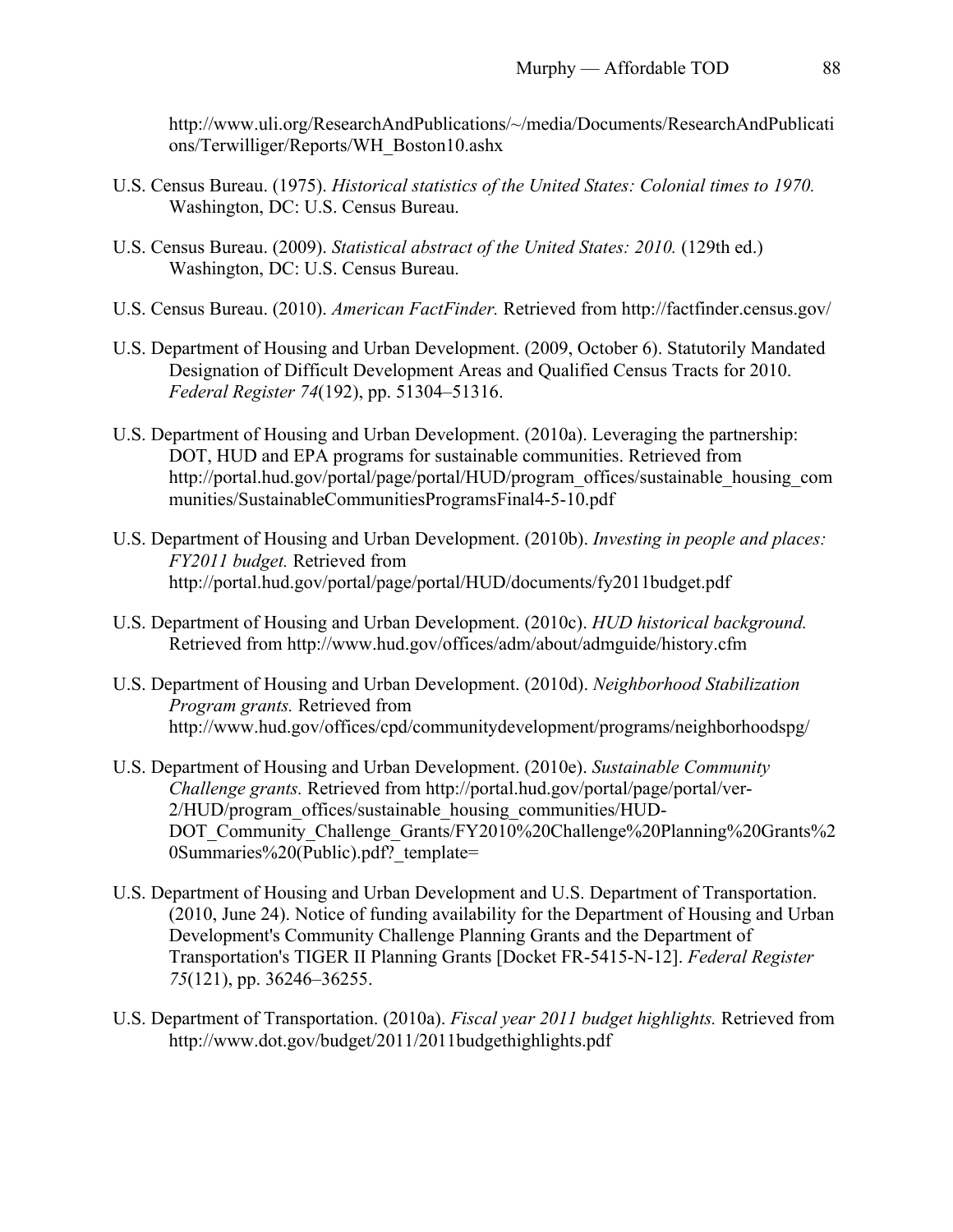http://www.uli.org/ResearchAndPublications/~/media/Documents/ResearchAndPublications/Terwilliger/Reports/WH_Boston10.ashx

U.S. Census Bureau. (1975). *Historical statistics of the United States: Colonial times to 1970.* Washington, DC: U.S. Census Bureau.

U.S. Census Bureau. (2009). *Statistical abstract of the United States: 2010.* (129th ed.) Washington, DC: U.S. Census Bureau.

U.S. Census Bureau. (2010). *American FactFinder.* Retrieved from http://factfinder.census.gov/

U.S. Department of Housing and Urban Development. (2009, October 6). Statutorily Mandated Designation of Difficult Development Areas and Qualified Census Tracts for 2010. *Federal Register 74*(192), pp. 51304–51316.

U.S. Department of Housing and Urban Development. (2010a). Leveraging the partnership: DOT, HUD and EPA programs for sustainable communities. Retrieved from http://portal.hud.gov/portal/page/portal/HUD/program_offices/sustainable_housing_communities/SustainableCommunitiesProgramsFinal4-5-10.pdf

U.S. Department of Housing and Urban Development. (2010b). *Investing in people and places: FY2011 budget.* Retrieved from http://portal.hud.gov/portal/page/portal/HUD/documents/fy2011budget.pdf

U.S. Department of Housing and Urban Development. (2010c). *HUD historical background.* Retrieved from http://www.hud.gov/offices/adm/about/admguide/history.cfm

U.S. Department of Housing and Urban Development. (2010d). *Neighborhood Stabilization Program grants.* Retrieved from http://www.hud.gov/offices/cpd/communitydevelopment/programs/neighborhoodspg/

U.S. Department of Housing and Urban Development. (2010e). *Sustainable Community Challenge grants.* Retrieved from http://portal.hud.gov/portal/page/portal/ver-2/HUD/program_offices/sustainable_housing_communities/HUD-DOT_Community_Challenge_Grants/FY2010%20Challenge%20Planning%20Grants%20Summaries%20(Public).pdf?_template=

U.S. Department of Housing and Urban Development and U.S. Department of Transportation. (2010, June 24). Notice of funding availability for the Department of Housing and Urban Development's Community Challenge Planning Grants and the Department of Transportation's TIGER II Planning Grants [Docket FR-5415-N-12]. *Federal Register 75*(121), pp. 36246–36255.

U.S. Department of Transportation. (2010a). *Fiscal year 2011 budget highlights.* Retrieved from http://www.dot.gov/budget/2011/2011budgethighlights.pdf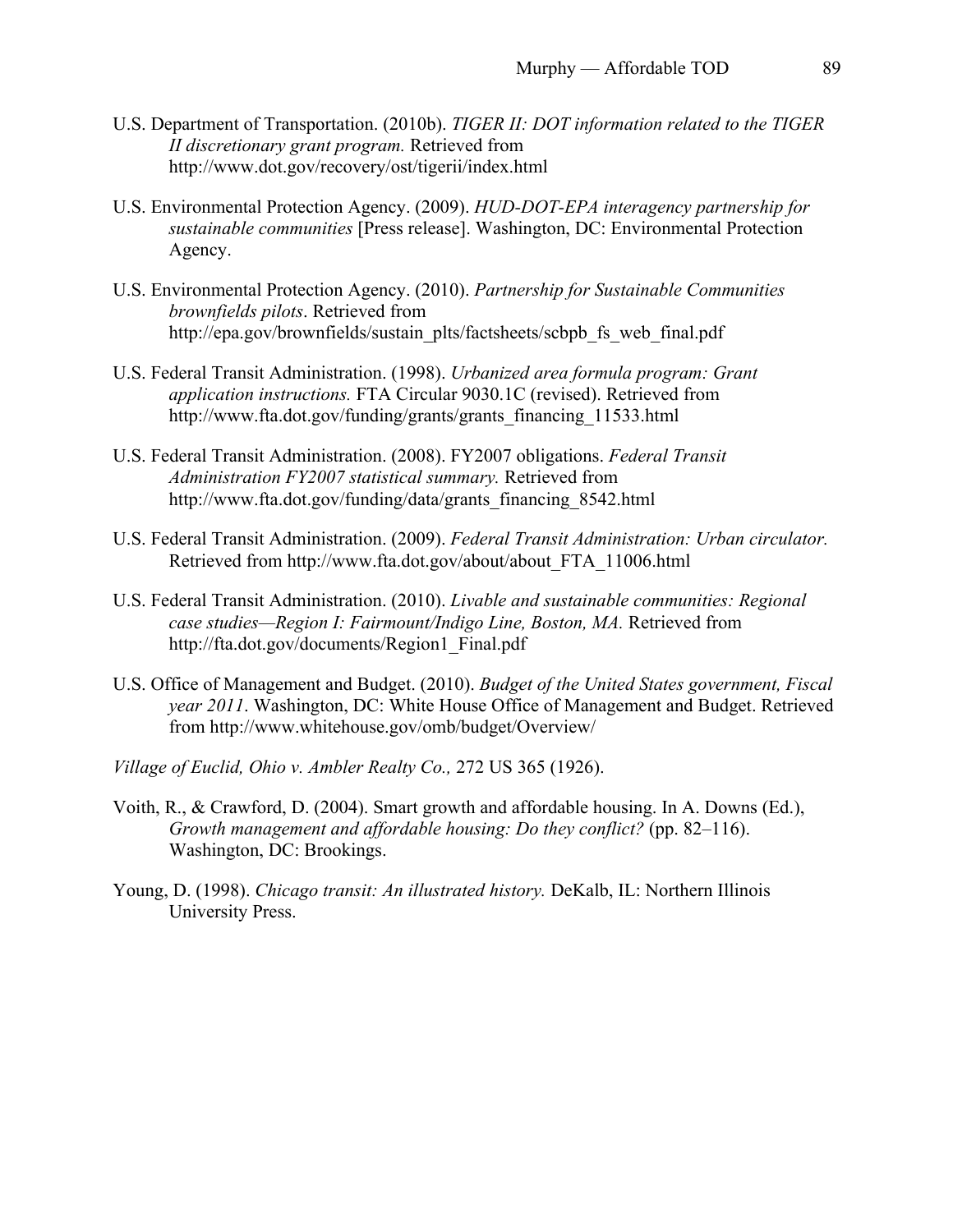U.S. Department of Transportation. (2010b). *TIGER II: DOT information related to the TIGER II discretionary grant program.* Retrieved from http://www.dot.gov/recovery/ost/tigerii/index.html

U.S. Environmental Protection Agency. (2009). *HUD-DOT-EPA interagency partnership for sustainable communities* [Press release]. Washington, DC: Environmental Protection Agency.

U.S. Environmental Protection Agency. (2010). *Partnership for Sustainable Communities brownfields pilots*. Retrieved from http://epa.gov/brownfields/sustain_plts/factsheets/scbpb_fs_web_final.pdf

U.S. Federal Transit Administration. (1998). *Urbanized area formula program: Grant application instructions.* FTA Circular 9030.1C (revised). Retrieved from http://www.fta.dot.gov/funding/grants/grants_financing_11533.html

U.S. Federal Transit Administration. (2008). FY2007 obligations. *Federal Transit Administration FY2007 statistical summary.* Retrieved from http://www.fta.dot.gov/funding/data/grants_financing_8542.html

U.S. Federal Transit Administration. (2009). *Federal Transit Administration: Urban circulator.* Retrieved from http://www.fta.dot.gov/about/about_FTA_11006.html

U.S. Federal Transit Administration. (2010). *Livable and sustainable communities: Regional case studies—Region I: Fairmount/Indigo Line, Boston, MA.* Retrieved from http://fta.dot.gov/documents/Region1_Final.pdf

U.S. Office of Management and Budget. (2010). *Budget of the United States government, Fiscal year 2011*. Washington, DC: White House Office of Management and Budget. Retrieved from http://www.whitehouse.gov/omb/budget/Overview/

*Village of Euclid, Ohio v. Ambler Realty Co.,* 272 US 365 (1926).

Voith, R., & Crawford, D. (2004). Smart growth and affordable housing. In A. Downs (Ed.), *Growth management and affordable housing: Do they conflict?* (pp. 82–116). Washington, DC: Brookings.

Young, D. (1998). *Chicago transit: An illustrated history.* DeKalb, IL: Northern Illinois University Press.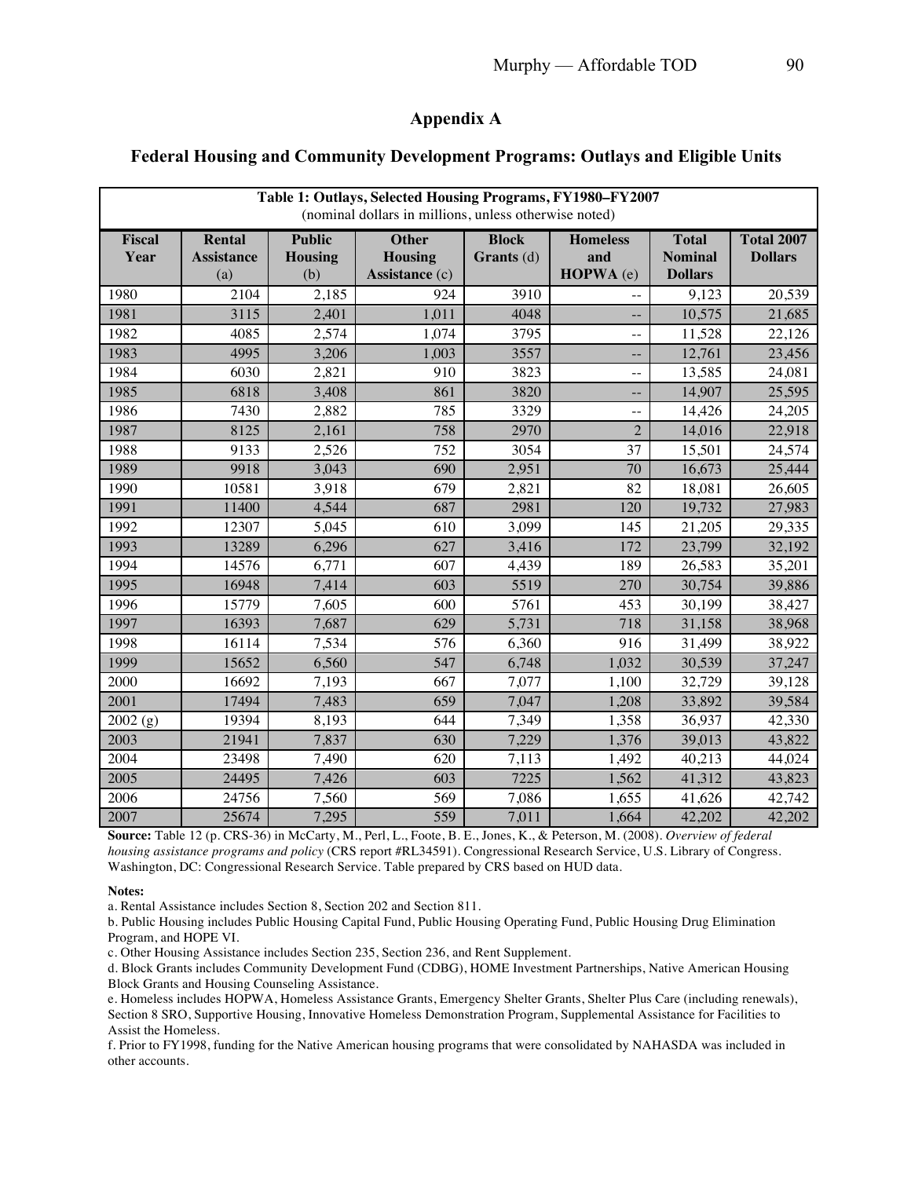# Appendix A

## Federal Housing and Community Development Programs: Outlays and Eligible Units

| Table 1: Outlays, Selected Housing Programs, FY1980–FY2007 (nominal dollars in millions, unless otherwise noted) | | | | | | | |
|---|---|---|---|---|---|---|---|
| **Fiscal Year** | **Rental Assistance** (a) | **Public Housing** (b) | **Other Housing Assistance** (c) | **Block Grants** (d) | **Homeless and HOPWA** (e) | **Total Nominal Dollars** | **Total 2007 Dollars** |
| 1980 | 2104 | 2,185 | 924 | 3910 | -- | 9,123 | 20,539 |
| 1981 | 3115 | 2,401 | 1,011 | 4048 | -- | 10,575 | 21,685 |
| 1982 | 4085 | 2,574 | 1,074 | 3795 | -- | 11,528 | 22,126 |
| 1983 | 4995 | 3,206 | 1,003 | 3557 | -- | 12,761 | 23,456 |
| 1984 | 6030 | 2,821 | 910 | 3823 | -- | 13,585 | 24,081 |
| 1985 | 6818 | 3,408 | 861 | 3820 | -- | 14,907 | 25,595 |
| 1986 | 7430 | 2,882 | 785 | 3329 | -- | 14,426 | 24,205 |
| 1987 | 8125 | 2,161 | 758 | 2970 | 2 | 14,016 | 22,918 |
| 1988 | 9133 | 2,526 | 752 | 3054 | 37 | 15,501 | 24,574 |
| 1989 | 9918 | 3,043 | 690 | 2,951 | 70 | 16,673 | 25,444 |
| 1990 | 10581 | 3,918 | 679 | 2,821 | 82 | 18,081 | 26,605 |
| 1991 | 11400 | 4,544 | 687 | 2981 | 120 | 19,732 | 27,983 |
| 1992 | 12307 | 5,045 | 610 | 3,099 | 145 | 21,205 | 29,335 |
| 1993 | 13289 | 6,296 | 627 | 3,416 | 172 | 23,799 | 32,192 |
| 1994 | 14576 | 6,771 | 607 | 4,439 | 189 | 26,583 | 35,201 |
| 1995 | 16948 | 7,414 | 603 | 5519 | 270 | 30,754 | 39,886 |
| 1996 | 15779 | 7,605 | 600 | 5761 | 453 | 30,199 | 38,427 |
| 1997 | 16393 | 7,687 | 629 | 5,731 | 718 | 31,158 | 38,968 |
| 1998 | 16114 | 7,534 | 576 | 6,360 | 916 | 31,499 | 38,922 |
| 1999 | 15652 | 6,560 | 547 | 6,748 | 1,032 | 30,539 | 37,247 |
| 2000 | 16692 | 7,193 | 667 | 7,077 | 1,100 | 32,729 | 39,128 |
| 2001 | 17494 | 7,483 | 659 | 7,047 | 1,208 | 33,892 | 39,584 |
| 2002 (g) | 19394 | 8,193 | 644 | 7,349 | 1,358 | 36,937 | 42,330 |
| 2003 | 21941 | 7,837 | 630 | 7,229 | 1,376 | 39,013 | 43,822 |
| 2004 | 23498 | 7,490 | 620 | 7,113 | 1,492 | 40,213 | 44,024 |
| 2005 | 24495 | 7,426 | 603 | 7225 | 1,562 | 41,312 | 43,823 |
| 2006 | 24756 | 7,560 | 569 | 7,086 | 1,655 | 41,626 | 42,742 |
| 2007 | 25674 | 7,295 | 559 | 7,011 | 1,664 | 42,202 | 42,202 |

**Source:** Table 12 (p. CRS-36) in McCarty, M., Perl, L., Foote, B. E., Jones, K., & Peterson, M. (2008). *Overview of federal housing assistance programs and policy* (CRS report #RL34591). Congressional Research Service, U.S. Library of Congress. Washington, DC: Congressional Research Service. Table prepared by CRS based on HUD data.

**Notes:**

a. Rental Assistance includes Section 8, Section 202 and Section 811.

b. Public Housing includes Public Housing Capital Fund, Public Housing Operating Fund, Public Housing Drug Elimination Program, and HOPE VI.

c. Other Housing Assistance includes Section 235, Section 236, and Rent Supplement.

d. Block Grants includes Community Development Fund (CDBG), HOME Investment Partnerships, Native American Housing Block Grants and Housing Counseling Assistance.

e. Homeless includes HOPWA, Homeless Assistance Grants, Emergency Shelter Grants, Shelter Plus Care (including renewals), Section 8 SRO, Supportive Housing, Innovative Homeless Demonstration Program, Supplemental Assistance for Facilities to Assist the Homeless.

f. Prior to FY1998, funding for the Native American housing programs that were consolidated by NAHASDA was included in other accounts.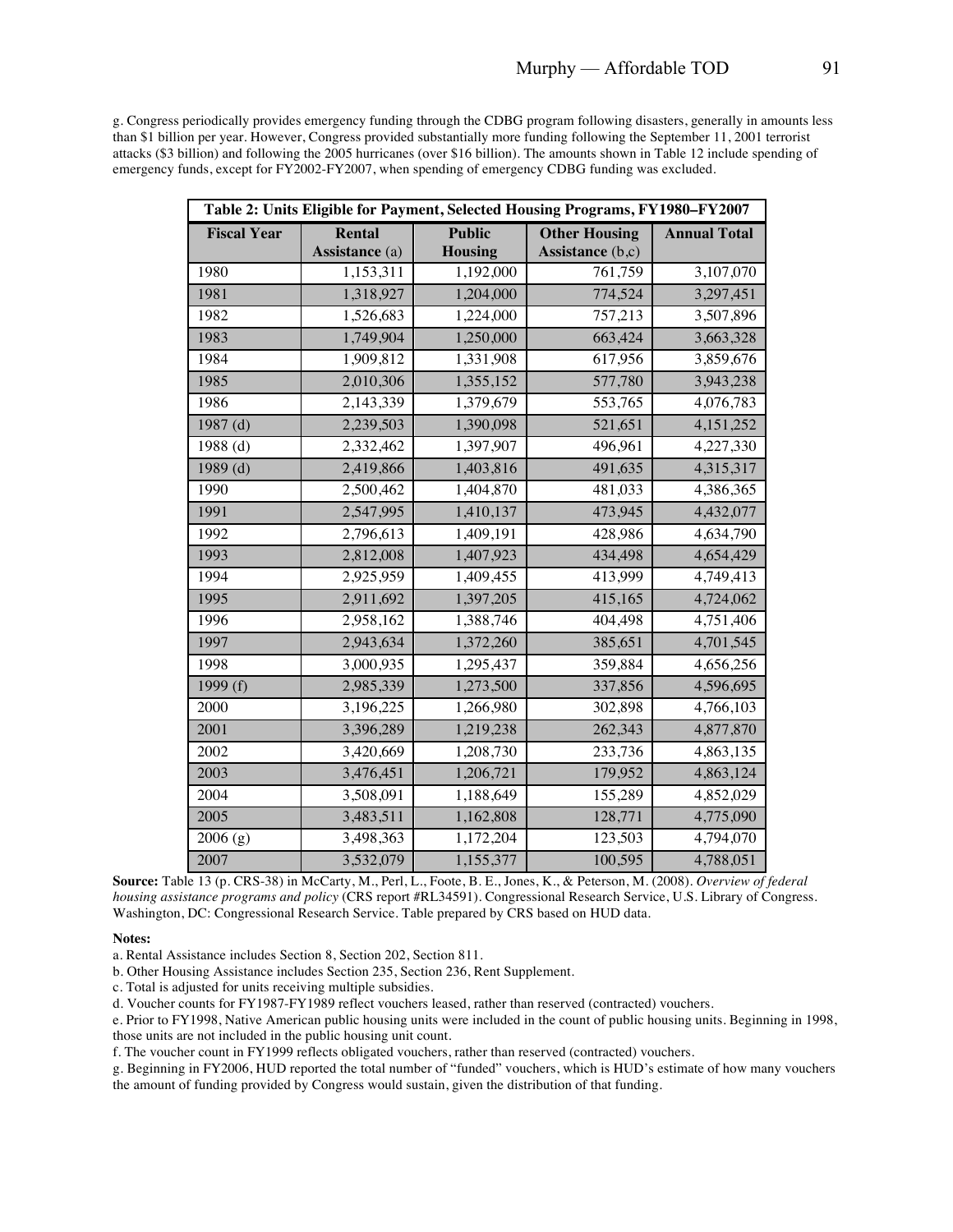g. Congress periodically provides emergency funding through the CDBG program following disasters, generally in amounts less than $1 billion per year. However, Congress provided substantially more funding following the September 11, 2001 terrorist attacks ($3 billion) and following the 2005 hurricanes (over $16 billion). The amounts shown in Table 12 include spending of emergency funds, except for FY2002-FY2007, when spending of emergency CDBG funding was excluded.

**Table 2: Units Eligible for Payment, Selected Housing Programs, FY1980–FY2007**

| Fiscal Year | Rental Assistance (a) | Public Housing | Other Housing Assistance (b,c) | Annual Total |
|---|---|---|---|---|
| 1980 | 1,153,311 | 1,192,000 | 761,759 | 3,107,070 |
| 1981 | 1,318,927 | 1,204,000 | 774,524 | 3,297,451 |
| 1982 | 1,526,683 | 1,224,000 | 757,213 | 3,507,896 |
| 1983 | 1,749,904 | 1,250,000 | 663,424 | 3,663,328 |
| 1984 | 1,909,812 | 1,331,908 | 617,956 | 3,859,676 |
| 1985 | 2,010,306 | 1,355,152 | 577,780 | 3,943,238 |
| 1986 | 2,143,339 | 1,379,679 | 553,765 | 4,076,783 |
| 1987 (d) | 2,239,503 | 1,390,098 | 521,651 | 4,151,252 |
| 1988 (d) | 2,332,462 | 1,397,907 | 496,961 | 4,227,330 |
| 1989 (d) | 2,419,866 | 1,403,816 | 491,635 | 4,315,317 |
| 1990 | 2,500,462 | 1,404,870 | 481,033 | 4,386,365 |
| 1991 | 2,547,995 | 1,410,137 | 473,945 | 4,432,077 |
| 1992 | 2,796,613 | 1,409,191 | 428,986 | 4,634,790 |
| 1993 | 2,812,008 | 1,407,923 | 434,498 | 4,654,429 |
| 1994 | 2,925,959 | 1,409,455 | 413,999 | 4,749,413 |
| 1995 | 2,911,692 | 1,397,205 | 415,165 | 4,724,062 |
| 1996 | 2,958,162 | 1,388,746 | 404,498 | 4,751,406 |
| 1997 | 2,943,634 | 1,372,260 | 385,651 | 4,701,545 |
| 1998 | 3,000,935 | 1,295,437 | 359,884 | 4,656,256 |
| 1999 (f) | 2,985,339 | 1,273,500 | 337,856 | 4,596,695 |
| 2000 | 3,196,225 | 1,266,980 | 302,898 | 4,766,103 |
| 2001 | 3,396,289 | 1,219,238 | 262,343 | 4,877,870 |
| 2002 | 3,420,669 | 1,208,730 | 233,736 | 4,863,135 |
| 2003 | 3,476,451 | 1,206,721 | 179,952 | 4,863,124 |
| 2004 | 3,508,091 | 1,188,649 | 155,289 | 4,852,029 |
| 2005 | 3,483,511 | 1,162,808 | 128,771 | 4,775,090 |
| 2006 (g) | 3,498,363 | 1,172,204 | 123,503 | 4,794,070 |
| 2007 | 3,532,079 | 1,155,377 | 100,595 | 4,788,051 |

**Source:** Table 13 (p. CRS-38) in McCarty, M., Perl, L., Foote, B. E., Jones, K., & Peterson, M. (2008). *Overview of federal housing assistance programs and policy* (CRS report #RL34591). Congressional Research Service, U.S. Library of Congress. Washington, DC: Congressional Research Service. Table prepared by CRS based on HUD data.

**Notes:**

a. Rental Assistance includes Section 8, Section 202, Section 811.

b. Other Housing Assistance includes Section 235, Section 236, Rent Supplement.

c. Total is adjusted for units receiving multiple subsidies.

d. Voucher counts for FY1987-FY1989 reflect vouchers leased, rather than reserved (contracted) vouchers.

e. Prior to FY1998, Native American public housing units were included in the count of public housing units. Beginning in 1998, those units are not included in the public housing unit count.

f. The voucher count in FY1999 reflects obligated vouchers, rather than reserved (contracted) vouchers.

g. Beginning in FY2006, HUD reported the total number of "funded" vouchers, which is HUD's estimate of how many vouchers the amount of funding provided by Congress would sustain, given the distribution of that funding.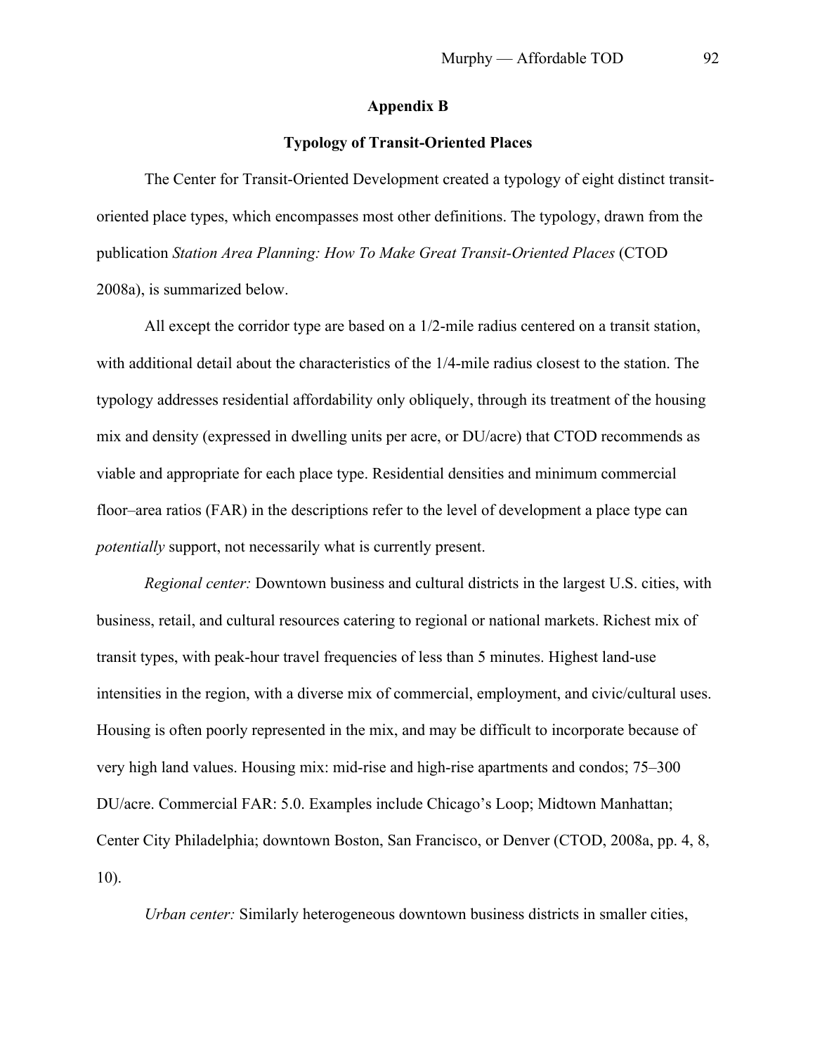## Appendix B

### Typology of Transit-Oriented Places

The Center for Transit-Oriented Development created a typology of eight distinct transit-oriented place types, which encompasses most other definitions. The typology, drawn from the publication *Station Area Planning: How To Make Great Transit-Oriented Places* (CTOD 2008a), is summarized below.

All except the corridor type are based on a 1/2-mile radius centered on a transit station, with additional detail about the characteristics of the 1/4-mile radius closest to the station. The typology addresses residential affordability only obliquely, through its treatment of the housing mix and density (expressed in dwelling units per acre, or DU/acre) that CTOD recommends as viable and appropriate for each place type. Residential densities and minimum commercial floor–area ratios (FAR) in the descriptions refer to the level of development a place type can *potentially* support, not necessarily what is currently present.

*Regional center:* Downtown business and cultural districts in the largest U.S. cities, with business, retail, and cultural resources catering to regional or national markets. Richest mix of transit types, with peak-hour travel frequencies of less than 5 minutes. Highest land-use intensities in the region, with a diverse mix of commercial, employment, and civic/cultural uses. Housing is often poorly represented in the mix, and may be difficult to incorporate because of very high land values. Housing mix: mid-rise and high-rise apartments and condos; 75–300 DU/acre. Commercial FAR: 5.0. Examples include Chicago's Loop; Midtown Manhattan; Center City Philadelphia; downtown Boston, San Francisco, or Denver (CTOD, 2008a, pp. 4, 8, 10).

*Urban center:* Similarly heterogeneous downtown business districts in smaller cities,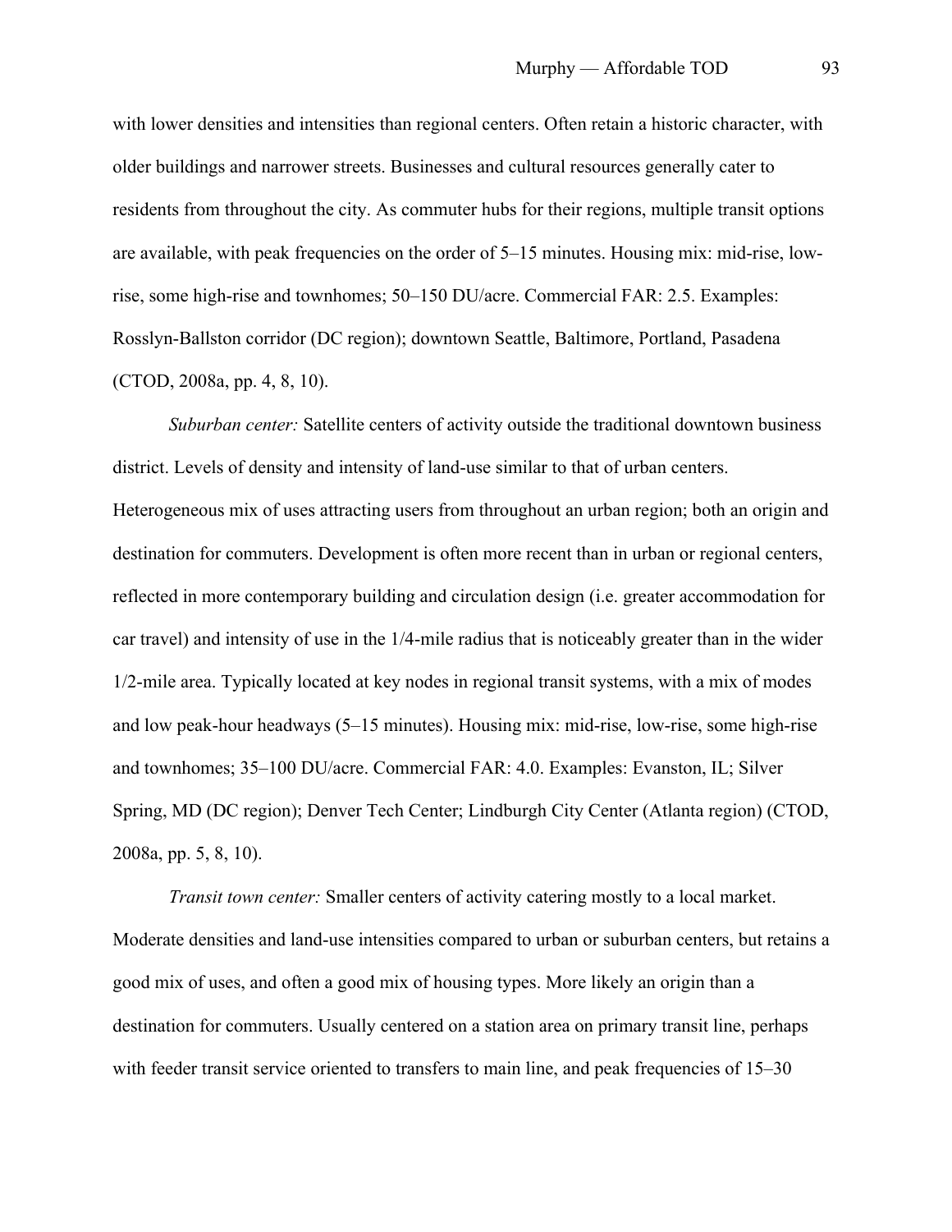with lower densities and intensities than regional centers. Often retain a historic character, with older buildings and narrower streets. Businesses and cultural resources generally cater to residents from throughout the city. As commuter hubs for their regions, multiple transit options are available, with peak frequencies on the order of 5–15 minutes. Housing mix: mid-rise, low-rise, some high-rise and townhomes; 50–150 DU/acre. Commercial FAR: 2.5. Examples: Rosslyn-Ballston corridor (DC region); downtown Seattle, Baltimore, Portland, Pasadena (CTOD, 2008a, pp. 4, 8, 10).

*Suburban center:* Satellite centers of activity outside the traditional downtown business district. Levels of density and intensity of land-use similar to that of urban centers. Heterogeneous mix of uses attracting users from throughout an urban region; both an origin and destination for commuters. Development is often more recent than in urban or regional centers, reflected in more contemporary building and circulation design (i.e. greater accommodation for car travel) and intensity of use in the 1/4-mile radius that is noticeably greater than in the wider 1/2-mile area. Typically located at key nodes in regional transit systems, with a mix of modes and low peak-hour headways (5–15 minutes). Housing mix: mid-rise, low-rise, some high-rise and townhomes; 35–100 DU/acre. Commercial FAR: 4.0. Examples: Evanston, IL; Silver Spring, MD (DC region); Denver Tech Center; Lindburgh City Center (Atlanta region) (CTOD, 2008a, pp. 5, 8, 10).

*Transit town center:* Smaller centers of activity catering mostly to a local market. Moderate densities and land-use intensities compared to urban or suburban centers, but retains a good mix of uses, and often a good mix of housing types. More likely an origin than a destination for commuters. Usually centered on a station area on primary transit line, perhaps with feeder transit service oriented to transfers to main line, and peak frequencies of 15–30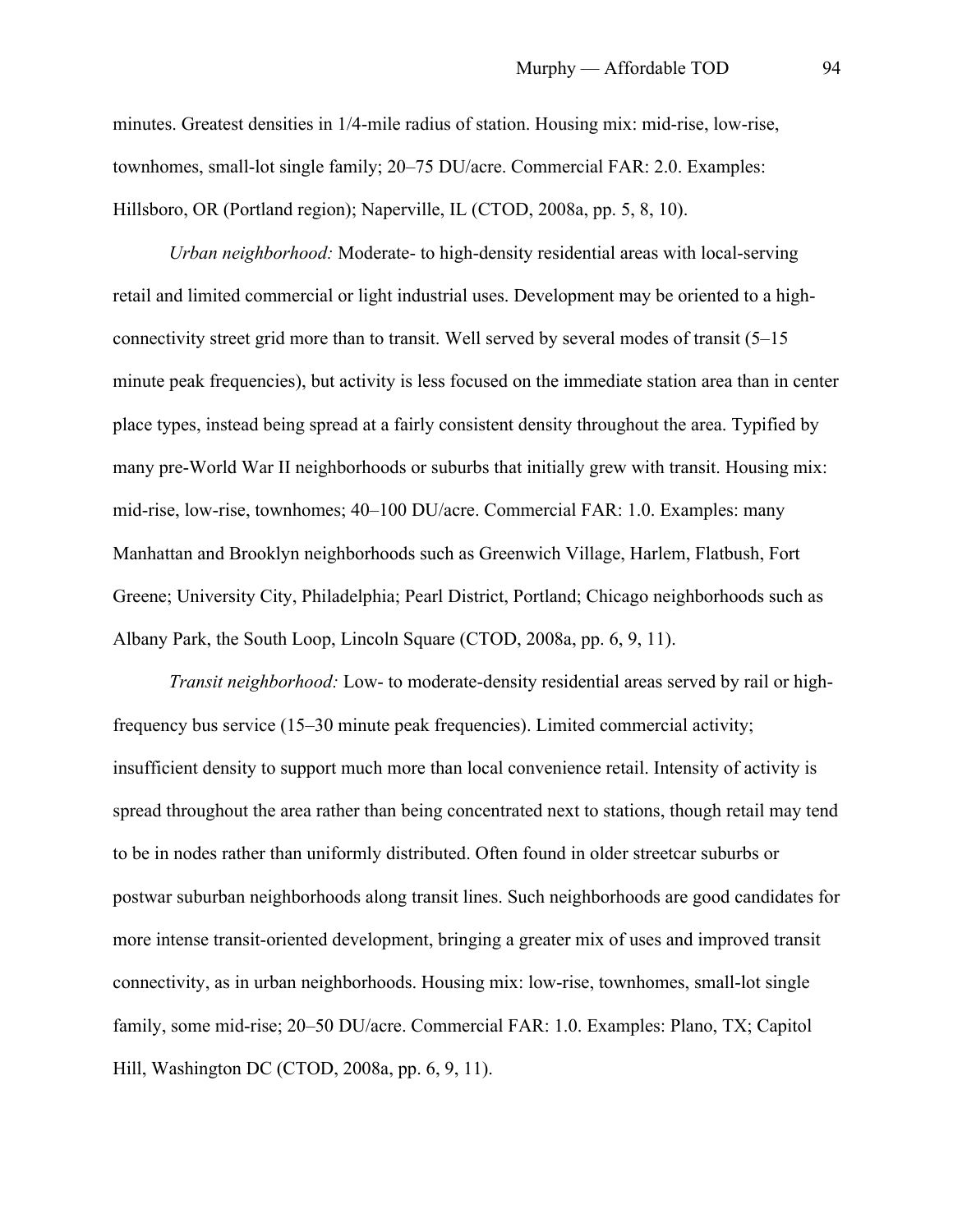minutes. Greatest densities in 1/4-mile radius of station. Housing mix: mid-rise, low-rise, townhomes, small-lot single family; 20–75 DU/acre. Commercial FAR: 2.0. Examples: Hillsboro, OR (Portland region); Naperville, IL (CTOD, 2008a, pp. 5, 8, 10).

*Urban neighborhood:* Moderate- to high-density residential areas with local-serving retail and limited commercial or light industrial uses. Development may be oriented to a high-connectivity street grid more than to transit. Well served by several modes of transit (5–15 minute peak frequencies), but activity is less focused on the immediate station area than in center place types, instead being spread at a fairly consistent density throughout the area. Typified by many pre-World War II neighborhoods or suburbs that initially grew with transit. Housing mix: mid-rise, low-rise, townhomes; 40–100 DU/acre. Commercial FAR: 1.0. Examples: many Manhattan and Brooklyn neighborhoods such as Greenwich Village, Harlem, Flatbush, Fort Greene; University City, Philadelphia; Pearl District, Portland; Chicago neighborhoods such as Albany Park, the South Loop, Lincoln Square (CTOD, 2008a, pp. 6, 9, 11).

*Transit neighborhood:* Low- to moderate-density residential areas served by rail or high-frequency bus service (15–30 minute peak frequencies). Limited commercial activity; insufficient density to support much more than local convenience retail. Intensity of activity is spread throughout the area rather than being concentrated next to stations, though retail may tend to be in nodes rather than uniformly distributed. Often found in older streetcar suburbs or postwar suburban neighborhoods along transit lines. Such neighborhoods are good candidates for more intense transit-oriented development, bringing a greater mix of uses and improved transit connectivity, as in urban neighborhoods. Housing mix: low-rise, townhomes, small-lot single family, some mid-rise; 20–50 DU/acre. Commercial FAR: 1.0. Examples: Plano, TX; Capitol Hill, Washington DC (CTOD, 2008a, pp. 6, 9, 11).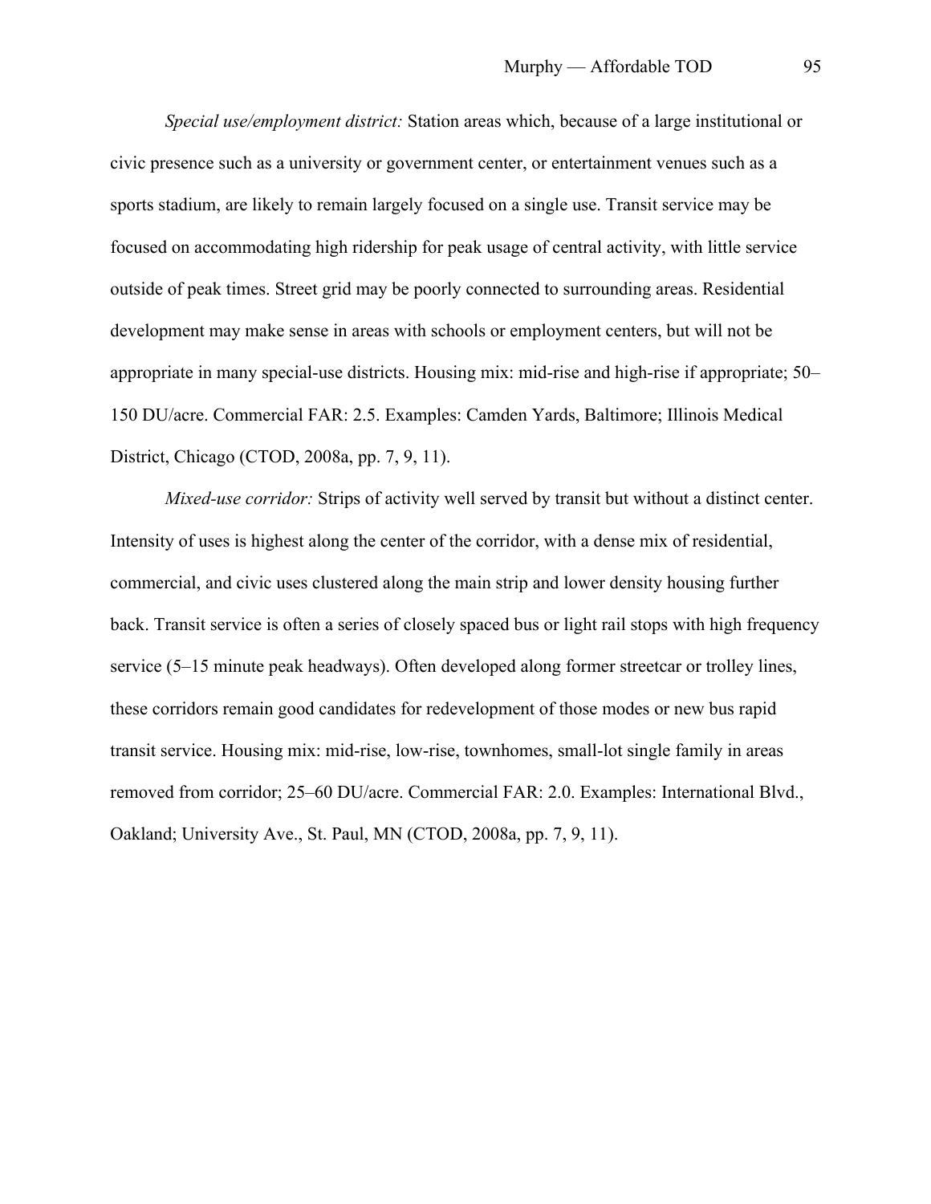*Special use/employment district:* Station areas which, because of a large institutional or civic presence such as a university or government center, or entertainment venues such as a sports stadium, are likely to remain largely focused on a single use. Transit service may be focused on accommodating high ridership for peak usage of central activity, with little service outside of peak times. Street grid may be poorly connected to surrounding areas. Residential development may make sense in areas with schools or employment centers, but will not be appropriate in many special-use districts. Housing mix: mid-rise and high-rise if appropriate; 50–150 DU/acre. Commercial FAR: 2.5. Examples: Camden Yards, Baltimore; Illinois Medical District, Chicago (CTOD, 2008a, pp. 7, 9, 11).

*Mixed-use corridor:* Strips of activity well served by transit but without a distinct center. Intensity of uses is highest along the center of the corridor, with a dense mix of residential, commercial, and civic uses clustered along the main strip and lower density housing further back. Transit service is often a series of closely spaced bus or light rail stops with high frequency service (5–15 minute peak headways). Often developed along former streetcar or trolley lines, these corridors remain good candidates for redevelopment of those modes or new bus rapid transit service. Housing mix: mid-rise, low-rise, townhomes, small-lot single family in areas removed from corridor; 25–60 DU/acre. Commercial FAR: 2.0. Examples: International Blvd., Oakland; University Ave., St. Paul, MN (CTOD, 2008a, pp. 7, 9, 11).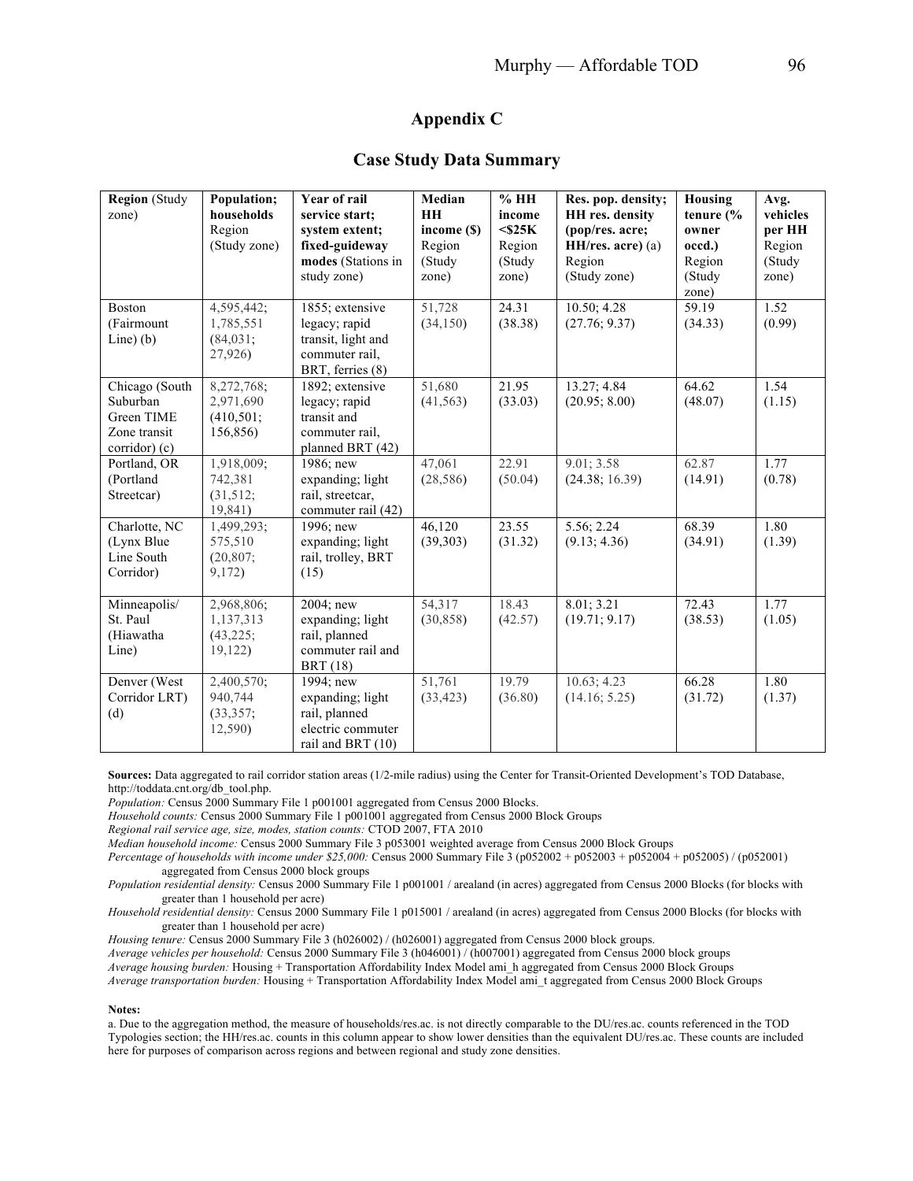## Appendix C

### Case Study Data Summary

| **Region** (Study zone) | **Population; households** Region (Study zone) | **Year of rail service start; system extent; fixed-guideway modes** (Stations in study zone) | **Median HH income ($)** Region (Study zone) | **% HH income <$25K** Region (Study zone) | **Res. pop. density; HH res. density (pop/res. acre; HH/res. acre)** (a) Region (Study zone) | **Housing tenure (% owner occd.)** Region (Study zone) | **Avg. vehicles per HH** Region (Study zone) |
|---|---|---|---|---|---|---|---|
| Boston (Fairmount Line) (b) | 4,595,442; 1,785,551 (84,031; 27,926) | 1855; extensive legacy; rapid transit, light and commuter rail, BRT, ferries (8) | 51,728 (34,150) | 24.31 (38.38) | 10.50; 4.28 (27.76; 9.37) | 59.19 (34.33) | 1.52 (0.99) |
| Chicago (South Suburban Green TIME Zone transit corridor) (c) | 8,272,768; 2,971,690 (410,501; 156,856) | 1892; extensive legacy; rapid transit and commuter rail, planned BRT (42) | 51,680 (41,563) | 21.95 (33.03) | 13.27; 4.84 (20.95; 8.00) | 64.62 (48.07) | 1.54 (1.15) |
| Portland, OR (Portland Streetcar) | 1,918,009; 742,381 (31,512; 19,841) | 1986; new expanding; light rail, streetcar, commuter rail (42) | 47,061 (28,586) | 22.91 (50.04) | 9.01; 3.58 (24.38; 16.39) | 62.87 (14.91) | 1.77 (0.78) |
| Charlotte, NC (Lynx Blue Line South Corridor) | 1,499,293; 575,510 (20,807; 9,172) | 1996; new expanding; light rail, trolley, BRT (15) | 46,120 (39,303) | 23.55 (31.32) | 5.56; 2.24 (9.13; 4.36) | 68.39 (34.91) | 1.80 (1.39) |
| Minneapolis/ St. Paul (Hiawatha Line) | 2,968,806; 1,137,313 (43,225; 19,122) | 2004; new expanding; light rail, planned commuter rail and BRT (18) | 54,317 (30,858) | 18.43 (42.57) | 8.01; 3.21 (19.71; 9.17) | 72.43 (38.53) | 1.77 (1.05) |
| Denver (West Corridor LRT) (d) | 2,400,570; 940,744 (33,357; 12,590) | 1994; new expanding; light rail, planned electric commuter rail and BRT (10) | 51,761 (33,423) | 19.79 (36.80) | 10.63; 4.23 (14.16; 5.25) | 66.28 (31.72) | 1.80 (1.37) |

**Sources:** Data aggregated to rail corridor station areas (1/2-mile radius) using the Center for Transit-Oriented Development's TOD Database, http://toddata.cnt.org/db_tool.php.

*Population:* Census 2000 Summary File 1 p001001 aggregated from Census 2000 Blocks.

*Household counts:* Census 2000 Summary File 1 p001001 aggregated from Census 2000 Block Groups

*Regional rail service age, size, modes, station counts:* CTOD 2007, FTA 2010

*Median household income:* Census 2000 Summary File 3 p053001 weighted average from Census 2000 Block Groups

*Percentage of households with income under $25,000:* Census 2000 Summary File 3 (p052002 + p052003 + p052004 + p052005) / (p052001) aggregated from Census 2000 block groups

*Population residential density:* Census 2000 Summary File 1 p001001 / arealand (in acres) aggregated from Census 2000 Blocks (for blocks with greater than 1 household per acre)

*Household residential density:* Census 2000 Summary File 1 p015001 / arealand (in acres) aggregated from Census 2000 Blocks (for blocks with greater than 1 household per acre)

*Housing tenure:* Census 2000 Summary File 3 (h026002) / (h026001) aggregated from Census 2000 block groups.

*Average vehicles per household:* Census 2000 Summary File 3 (h046001) / (h007001) aggregated from Census 2000 block groups

*Average housing burden:* Housing + Transportation Affordability Index Model ami_h aggregated from Census 2000 Block Groups

*Average transportation burden:* Housing + Transportation Affordability Index Model ami_t aggregated from Census 2000 Block Groups

**Notes:**

a. Due to the aggregation method, the measure of households/res.ac. is not directly comparable to the DU/res.ac. counts referenced in the TOD Typologies section; the HH/res.ac. counts in this column appear to show lower densities than the equivalent DU/res.ac. These counts are included here for purposes of comparison across regions and between regional and study zone densities.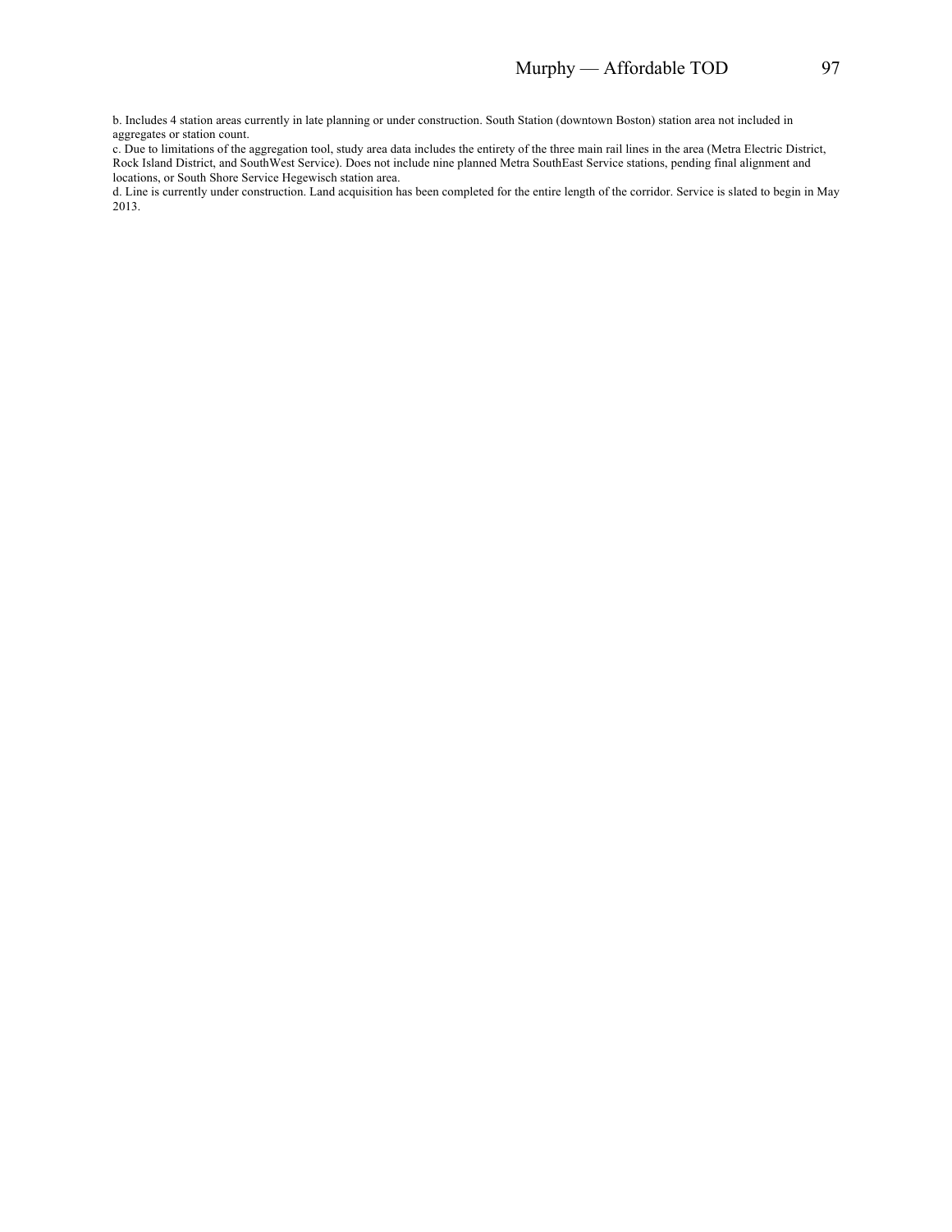b. Includes 4 station areas currently in late planning or under construction. South Station (downtown Boston) station area not included in aggregates or station count.

c. Due to limitations of the aggregation tool, study area data includes the entirety of the three main rail lines in the area (Metra Electric District, Rock Island District, and SouthWest Service). Does not include nine planned Metra SouthEast Service stations, pending final alignment and locations, or South Shore Service Hegewisch station area.

d. Line is currently under construction. Land acquisition has been completed for the entire length of the corridor. Service is slated to begin in May 2013.